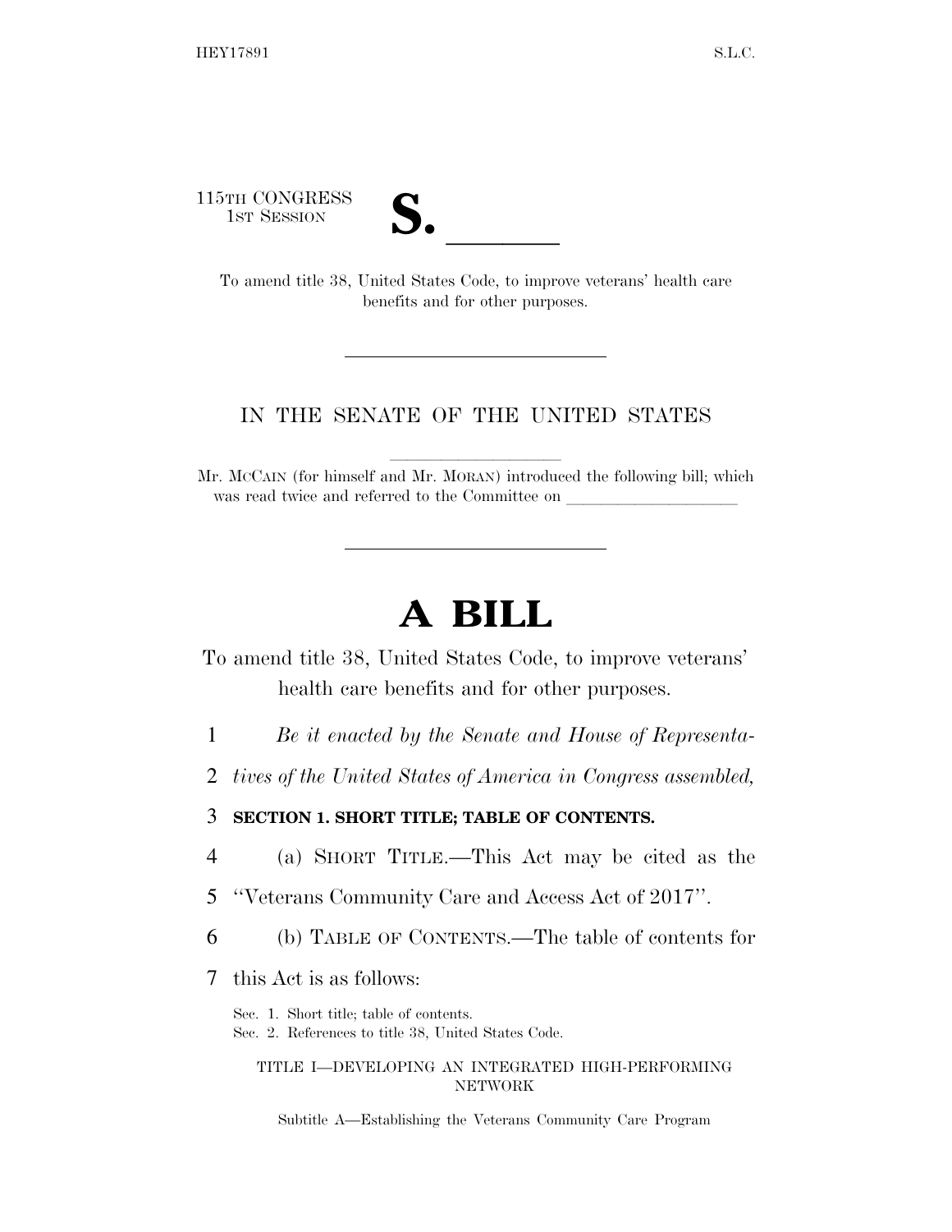115TH CONGRESS
1ST SESSION

# S. ______

To amend title 38, United States Code, to improve veterans' health care benefits and for other purposes.

---

IN THE SENATE OF THE UNITED STATES

Mr. MCCAIN (for himself and Mr. MORAN) introduced the following bill; which was read twice and referred to the Committee on ____________________

---

# A BILL

To amend title 38, United States Code, to improve veterans' health care benefits and for other purposes.

1 *Be it enacted by the Senate and House of Representa-*
2 *tives of the United States of America in Congress assembled,*

3 **SECTION 1. SHORT TITLE; TABLE OF CONTENTS.**

4 (a) SHORT TITLE.—This Act may be cited as the
5 ''Veterans Community Care and Access Act of 2017''.

6 (b) TABLE OF CONTENTS.—The table of contents for
7 this Act is as follows:

Sec. 1. Short title; table of contents.
Sec. 2. References to title 38, United States Code.

TITLE I—DEVELOPING AN INTEGRATED HIGH-PERFORMING NETWORK

Subtitle A—Establishing the Veterans Community Care Program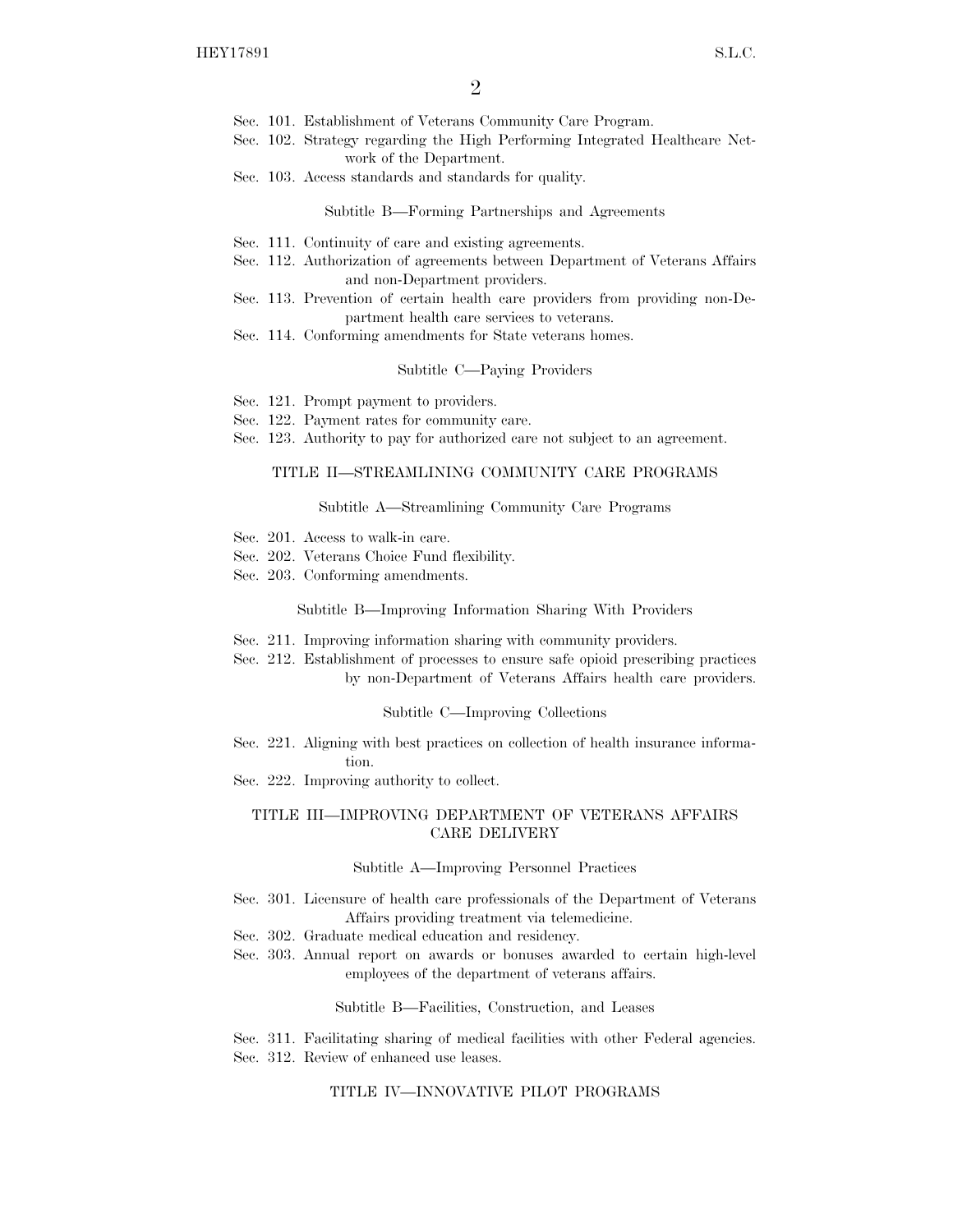Sec. 101. Establishment of Veterans Community Care Program.
Sec. 102. Strategy regarding the High Performing Integrated Healthcare Network of the Department.
Sec. 103. Access standards and standards for quality.

Subtitle B—Forming Partnerships and Agreements

Sec. 111. Continuity of care and existing agreements.
Sec. 112. Authorization of agreements between Department of Veterans Affairs and non-Department providers.
Sec. 113. Prevention of certain health care providers from providing non-Department health care services to veterans.
Sec. 114. Conforming amendments for State veterans homes.

Subtitle C—Paying Providers

Sec. 121. Prompt payment to providers.
Sec. 122. Payment rates for community care.
Sec. 123. Authority to pay for authorized care not subject to an agreement.

TITLE II—STREAMLINING COMMUNITY CARE PROGRAMS

Subtitle A—Streamlining Community Care Programs

Sec. 201. Access to walk-in care.
Sec. 202. Veterans Choice Fund flexibility.
Sec. 203. Conforming amendments.

Subtitle B—Improving Information Sharing With Providers

Sec. 211. Improving information sharing with community providers.
Sec. 212. Establishment of processes to ensure safe opioid prescribing practices by non-Department of Veterans Affairs health care providers.

Subtitle C—Improving Collections

Sec. 221. Aligning with best practices on collection of health insurance information.
Sec. 222. Improving authority to collect.

TITLE III—IMPROVING DEPARTMENT OF VETERANS AFFAIRS CARE DELIVERY

Subtitle A—Improving Personnel Practices

Sec. 301. Licensure of health care professionals of the Department of Veterans Affairs providing treatment via telemedicine.
Sec. 302. Graduate medical education and residency.
Sec. 303. Annual report on awards or bonuses awarded to certain high-level employees of the department of veterans affairs.

Subtitle B—Facilities, Construction, and Leases

Sec. 311. Facilitating sharing of medical facilities with other Federal agencies.
Sec. 312. Review of enhanced use leases.

TITLE IV—INNOVATIVE PILOT PROGRAMS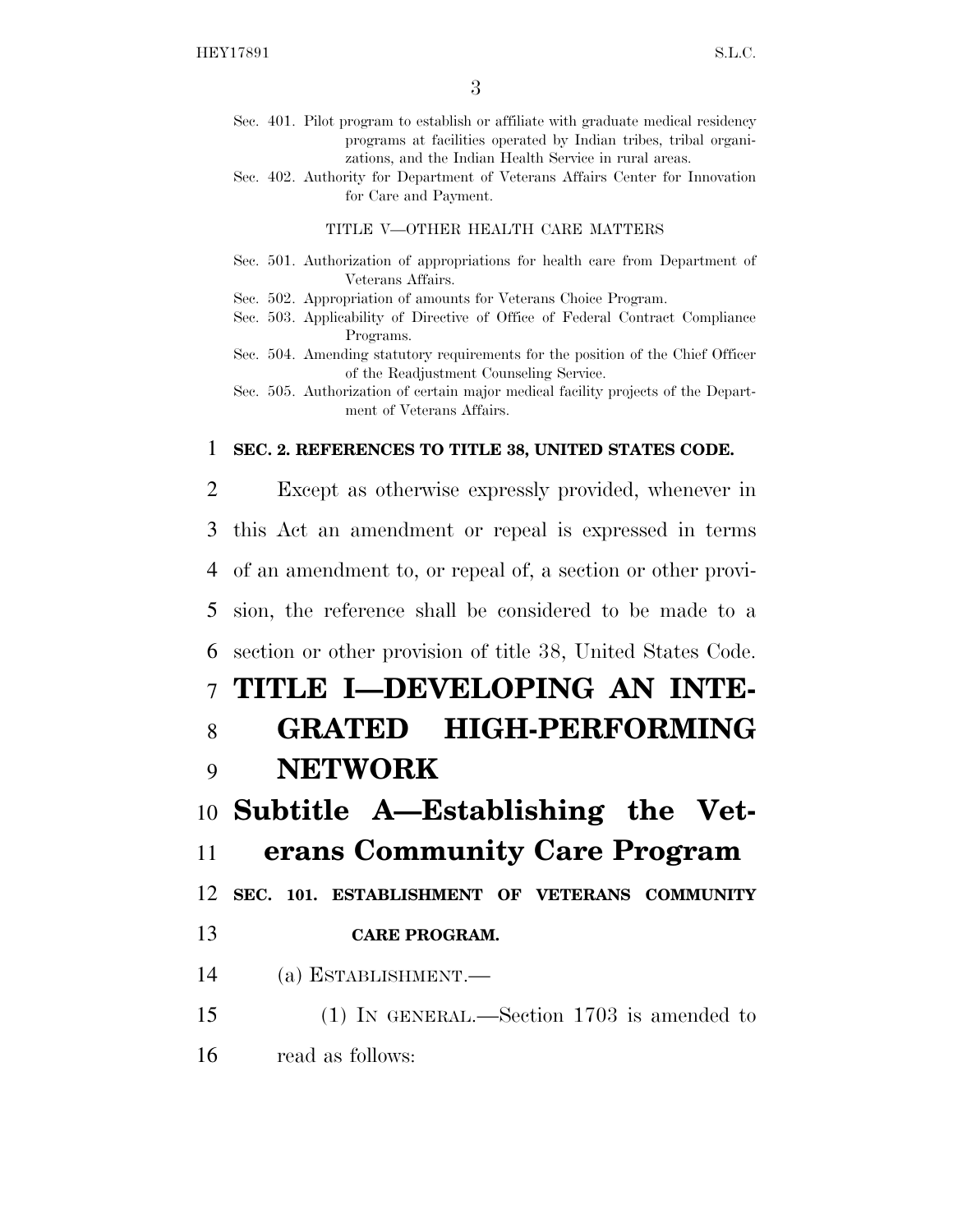Sec. 401. Pilot program to establish or affiliate with graduate medical residency programs at facilities operated by Indian tribes, tribal organizations, and the Indian Health Service in rural areas.

Sec. 402. Authority for Department of Veterans Affairs Center for Innovation for Care and Payment.

TITLE V—OTHER HEALTH CARE MATTERS

Sec. 501. Authorization of appropriations for health care from Department of Veterans Affairs.

Sec. 502. Appropriation of amounts for Veterans Choice Program.

Sec. 503. Applicability of Directive of Office of Federal Contract Compliance Programs.

Sec. 504. Amending statutory requirements for the position of the Chief Officer of the Readjustment Counseling Service.

Sec. 505. Authorization of certain major medical facility projects of the Department of Veterans Affairs.

**SEC. 2. REFERENCES TO TITLE 38, UNITED STATES CODE.**

Except as otherwise expressly provided, whenever in this Act an amendment or repeal is expressed in terms of an amendment to, or repeal of, a section or other provision, the reference shall be considered to be made to a section or other provision of title 38, United States Code.

# TITLE I—DEVELOPING AN INTEGRATED HIGH-PERFORMING NETWORK

## Subtitle A—Establishing the Veterans Community Care Program

**SEC. 101. ESTABLISHMENT OF VETERANS COMMUNITY CARE PROGRAM.**

(a) ESTABLISHMENT.—

(1) IN GENERAL.—Section 1703 is amended to read as follows: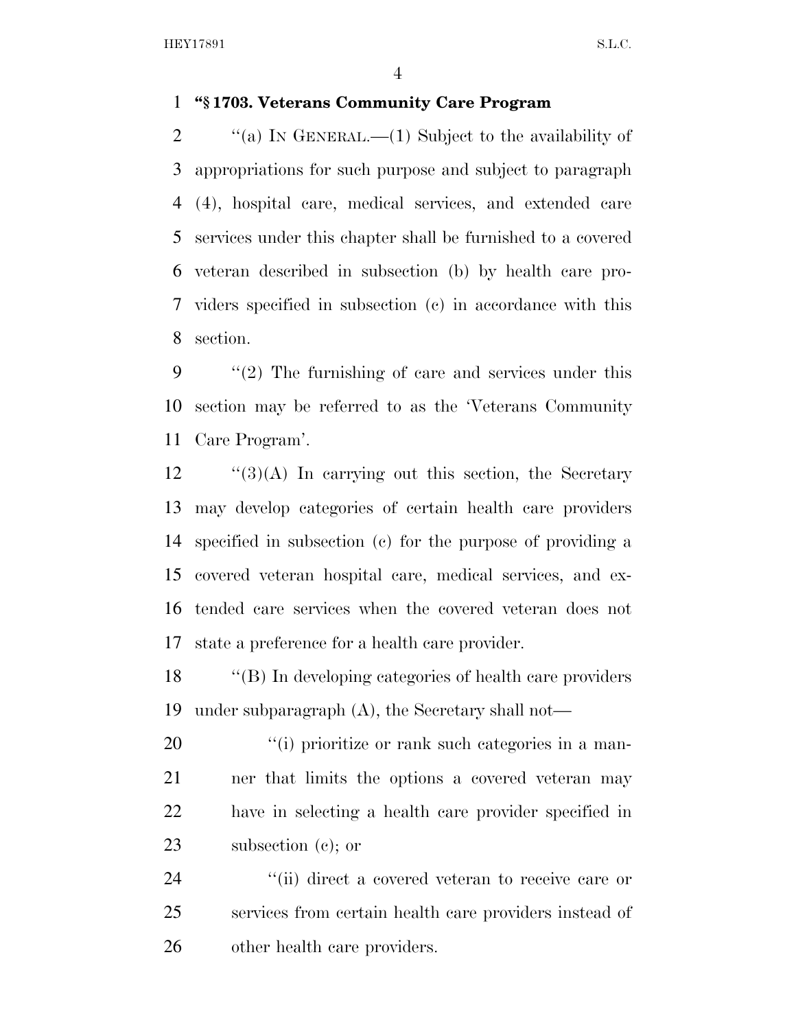**"§ 1703. Veterans Community Care Program**

"(a) IN GENERAL.—(1) Subject to the availability of appropriations for such purpose and subject to paragraph (4), hospital care, medical services, and extended care services under this chapter shall be furnished to a covered veteran described in subsection (b) by health care providers specified in subsection (c) in accordance with this section.

"(2) The furnishing of care and services under this section may be referred to as the 'Veterans Community Care Program'.

"(3)(A) In carrying out this section, the Secretary may develop categories of certain health care providers specified in subsection (c) for the purpose of providing a covered veteran hospital care, medical services, and extended care services when the covered veteran does not state a preference for a health care provider.

"(B) In developing categories of health care providers under subparagraph (A), the Secretary shall not—

"(i) prioritize or rank such categories in a manner that limits the options a covered veteran may have in selecting a health care provider specified in subsection (c); or

"(ii) direct a covered veteran to receive care or services from certain health care providers instead of other health care providers.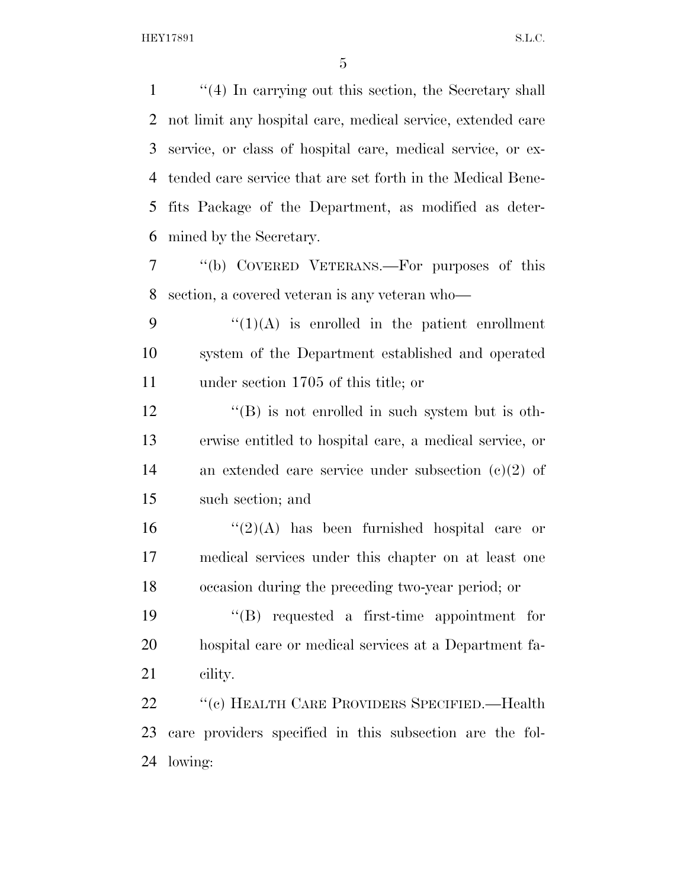''(4) In carrying out this section, the Secretary shall not limit any hospital care, medical service, extended care service, or class of hospital care, medical service, or extended care service that are set forth in the Medical Benefits Package of the Department, as modified as determined by the Secretary.

''(b) COVERED VETERANS.—For purposes of this section, a covered veteran is any veteran who—

''(1)(A) is enrolled in the patient enrollment system of the Department established and operated under section 1705 of this title; or

''(B) is not enrolled in such system but is otherwise entitled to hospital care, a medical service, or an extended care service under subsection (c)(2) of such section; and

''(2)(A) has been furnished hospital care or medical services under this chapter on at least one occasion during the preceding two-year period; or

''(B) requested a first-time appointment for hospital care or medical services at a Department facility.

''(c) HEALTH CARE PROVIDERS SPECIFIED.—Health care providers specified in this subsection are the following: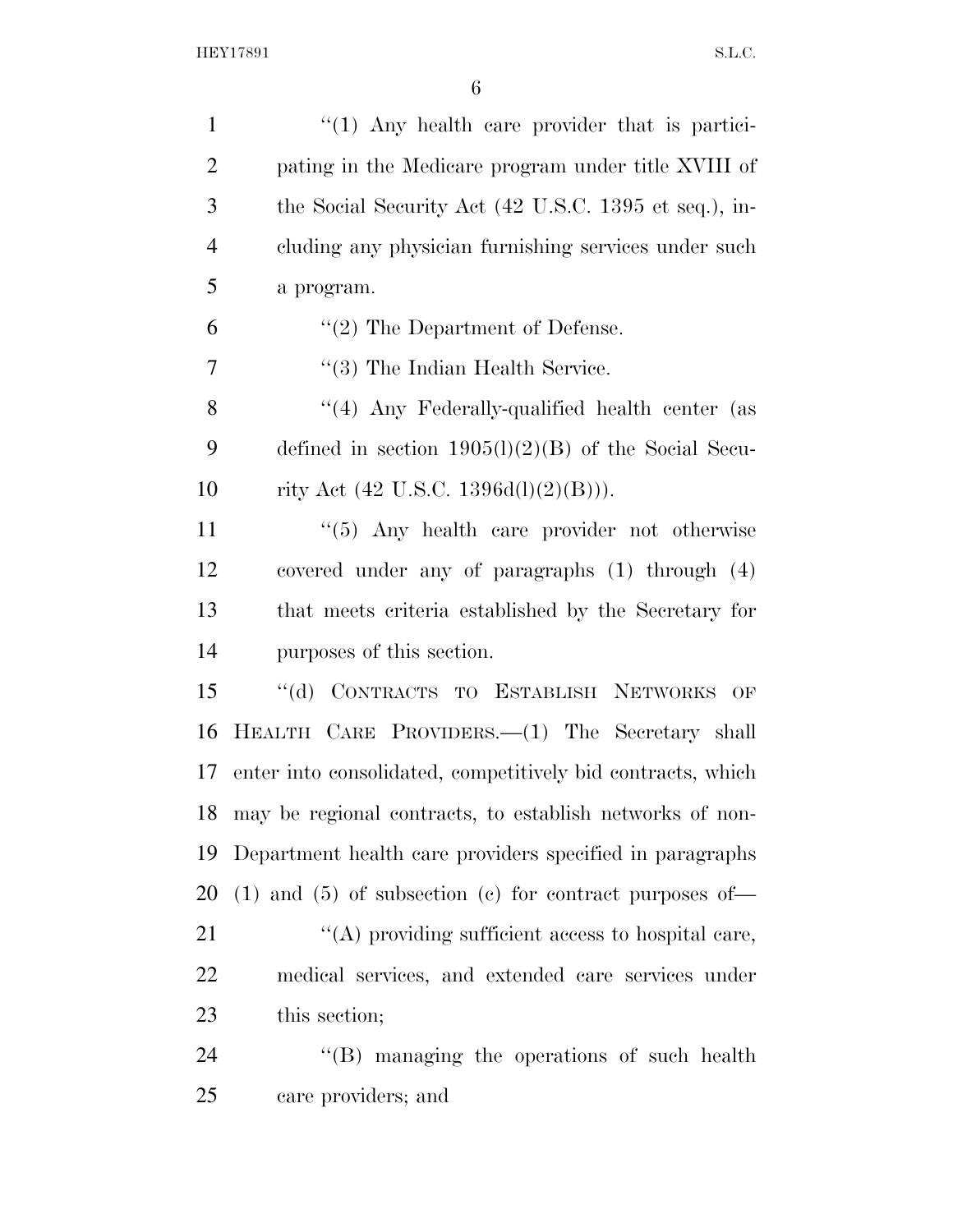"(1) Any health care provider that is participating in the Medicare program under title XVIII of the Social Security Act (42 U.S.C. 1395 et seq.), including any physician furnishing services under such a program.

"(2) The Department of Defense.

"(3) The Indian Health Service.

"(4) Any Federally-qualified health center (as defined in section 1905(l)(2)(B) of the Social Security Act (42 U.S.C. 1396d(l)(2)(B))).

"(5) Any health care provider not otherwise covered under any of paragraphs (1) through (4) that meets criteria established by the Secretary for purposes of this section.

"(d) CONTRACTS TO ESTABLISH NETWORKS OF HEALTH CARE PROVIDERS.—(1) The Secretary shall enter into consolidated, competitively bid contracts, which may be regional contracts, to establish networks of non-Department health care providers specified in paragraphs (1) and (5) of subsection (c) for contract purposes of—

"(A) providing sufficient access to hospital care, medical services, and extended care services under this section;

"(B) managing the operations of such health care providers; and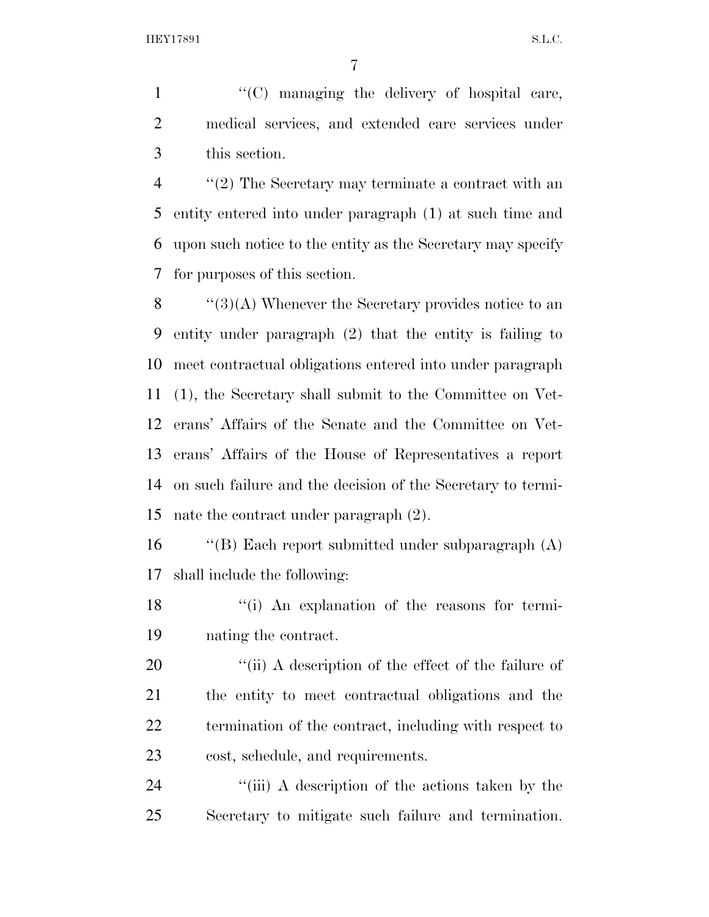''(C) managing the delivery of hospital care, medical services, and extended care services under this section.

''(2) The Secretary may terminate a contract with an entity entered into under paragraph (1) at such time and upon such notice to the entity as the Secretary may specify for purposes of this section.

''(3)(A) Whenever the Secretary provides notice to an entity under paragraph (2) that the entity is failing to meet contractual obligations entered into under paragraph (1), the Secretary shall submit to the Committee on Veterans' Affairs of the Senate and the Committee on Veterans' Affairs of the House of Representatives a report on such failure and the decision of the Secretary to terminate the contract under paragraph (2).

''(B) Each report submitted under subparagraph (A) shall include the following:

''(i) An explanation of the reasons for terminating the contract.

''(ii) A description of the effect of the failure of the entity to meet contractual obligations and the termination of the contract, including with respect to cost, schedule, and requirements.

''(iii) A description of the actions taken by the Secretary to mitigate such failure and termination.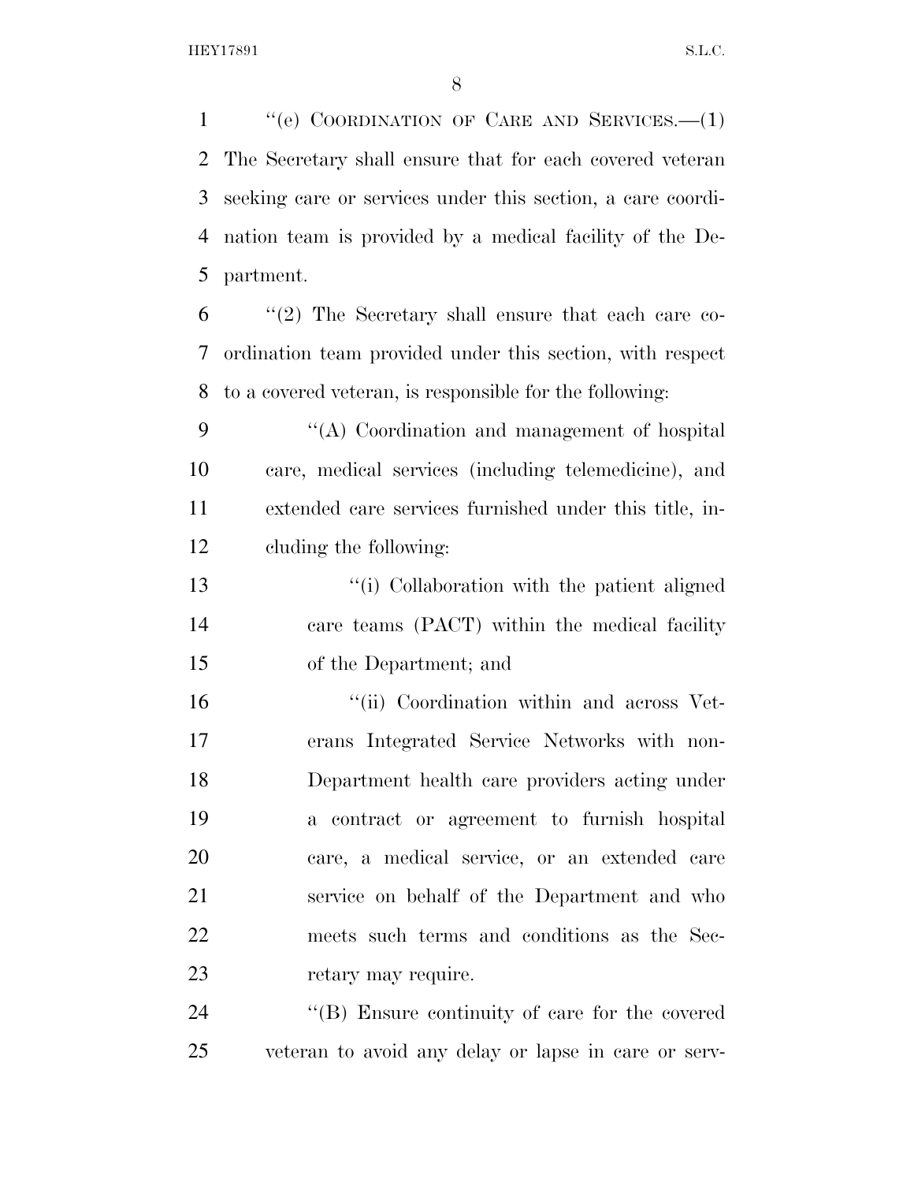"(e) COORDINATION OF CARE AND SERVICES.—(1) The Secretary shall ensure that for each covered veteran seeking care or services under this section, a care coordination team is provided by a medical facility of the Department.

"(2) The Secretary shall ensure that each care coordination team provided under this section, with respect to a covered veteran, is responsible for the following:

"(A) Coordination and management of hospital care, medical services (including telemedicine), and extended care services furnished under this title, including the following:

"(i) Collaboration with the patient aligned care teams (PACT) within the medical facility of the Department; and

"(ii) Coordination within and across Veterans Integrated Service Networks with non-Department health care providers acting under a contract or agreement to furnish hospital care, a medical service, or an extended care service on behalf of the Department and who meets such terms and conditions as the Secretary may require.

"(B) Ensure continuity of care for the covered veteran to avoid any delay or lapse in care or serv-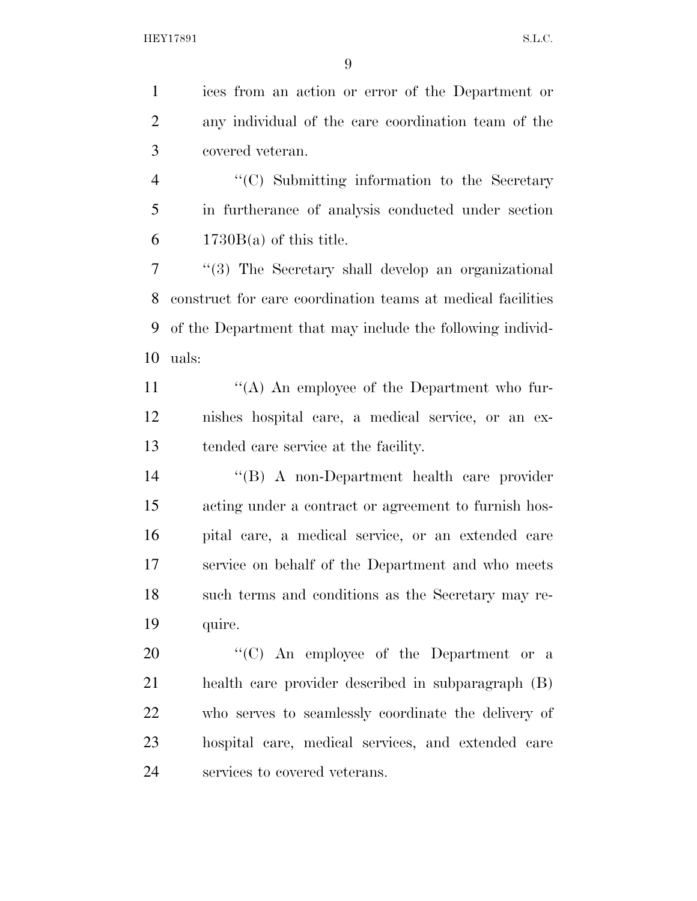ices from an action or error of the Department or any individual of the care coordination team of the covered veteran.

''(C) Submitting information to the Secretary in furtherance of analysis conducted under section 1730B(a) of this title.

''(3) The Secretary shall develop an organizational construct for care coordination teams at medical facilities of the Department that may include the following individuals:

''(A) An employee of the Department who furnishes hospital care, a medical service, or an extended care service at the facility.

''(B) A non-Department health care provider acting under a contract or agreement to furnish hospital care, a medical service, or an extended care service on behalf of the Department and who meets such terms and conditions as the Secretary may require.

''(C) An employee of the Department or a health care provider described in subparagraph (B) who serves to seamlessly coordinate the delivery of hospital care, medical services, and extended care services to covered veterans.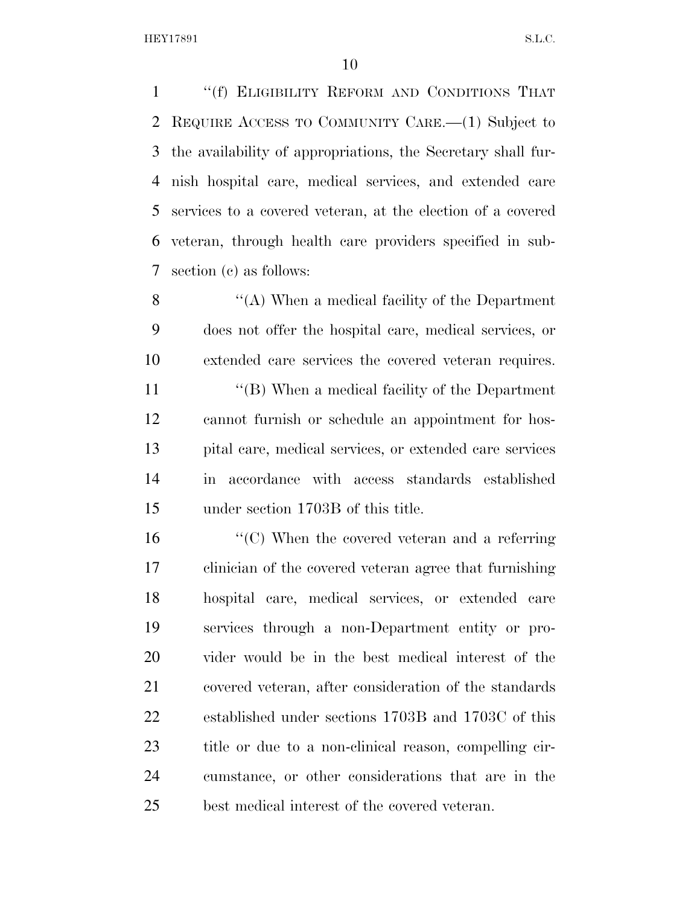"(f) ELIGIBILITY REFORM AND CONDITIONS THAT REQUIRE ACCESS TO COMMUNITY CARE.—(1) Subject to the availability of appropriations, the Secretary shall furnish hospital care, medical services, and extended care services to a covered veteran, at the election of a covered veteran, through health care providers specified in subsection (c) as follows:

"(A) When a medical facility of the Department does not offer the hospital care, medical services, or extended care services the covered veteran requires.

"(B) When a medical facility of the Department cannot furnish or schedule an appointment for hospital care, medical services, or extended care services in accordance with access standards established under section 1703B of this title.

"(C) When the covered veteran and a referring clinician of the covered veteran agree that furnishing hospital care, medical services, or extended care services through a non-Department entity or provider would be in the best medical interest of the covered veteran, after consideration of the standards established under sections 1703B and 1703C of this title or due to a non-clinical reason, compelling circumstance, or other considerations that are in the best medical interest of the covered veteran.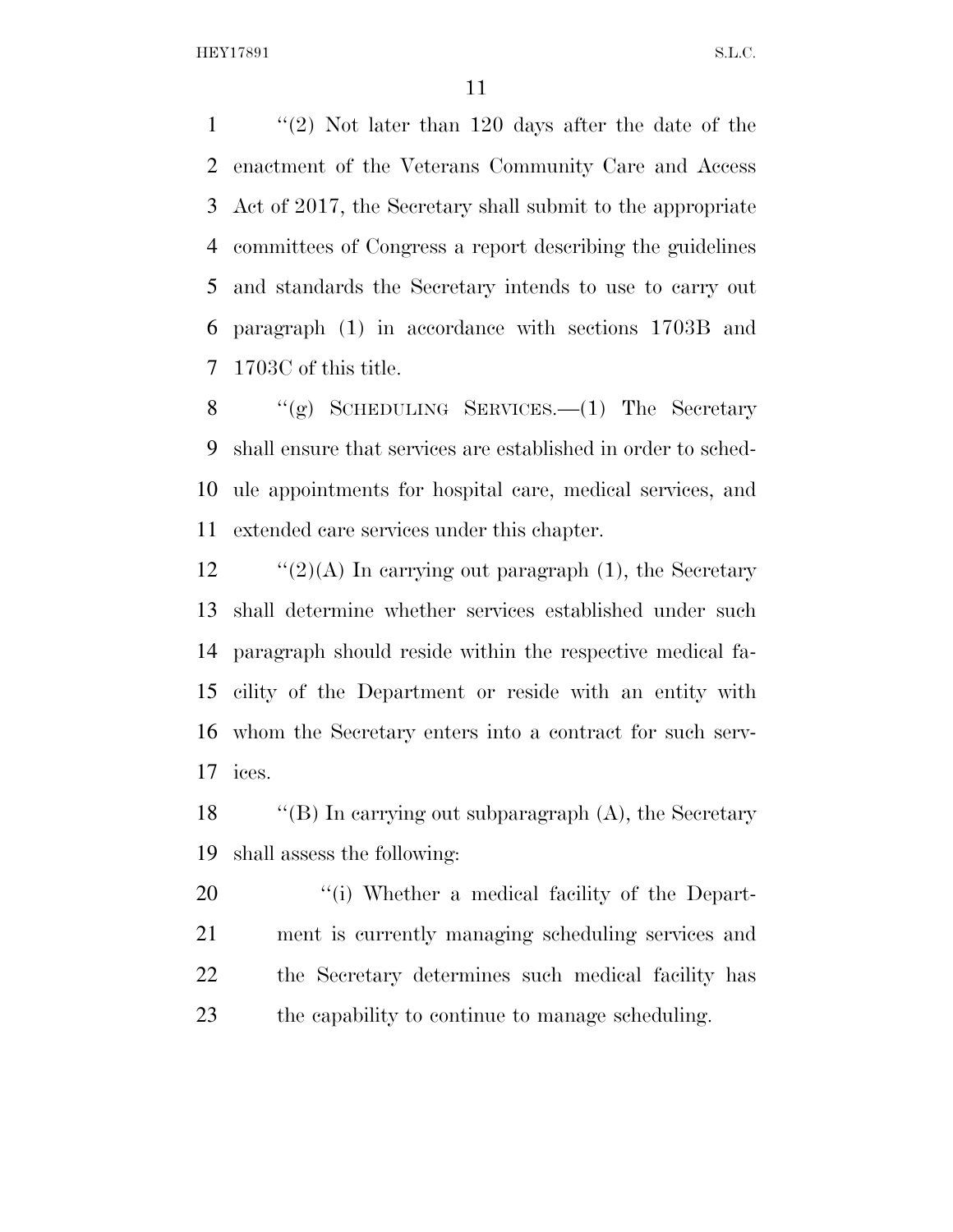''(2) Not later than 120 days after the date of the enactment of the Veterans Community Care and Access Act of 2017, the Secretary shall submit to the appropriate committees of Congress a report describing the guidelines and standards the Secretary intends to use to carry out paragraph (1) in accordance with sections 1703B and 1703C of this title.

''(g) SCHEDULING SERVICES.—(1) The Secretary shall ensure that services are established in order to schedule appointments for hospital care, medical services, and extended care services under this chapter.

''(2)(A) In carrying out paragraph (1), the Secretary shall determine whether services established under such paragraph should reside within the respective medical facility of the Department or reside with an entity with whom the Secretary enters into a contract for such services.

''(B) In carrying out subparagraph (A), the Secretary shall assess the following:

''(i) Whether a medical facility of the Department is currently managing scheduling services and the Secretary determines such medical facility has the capability to continue to manage scheduling.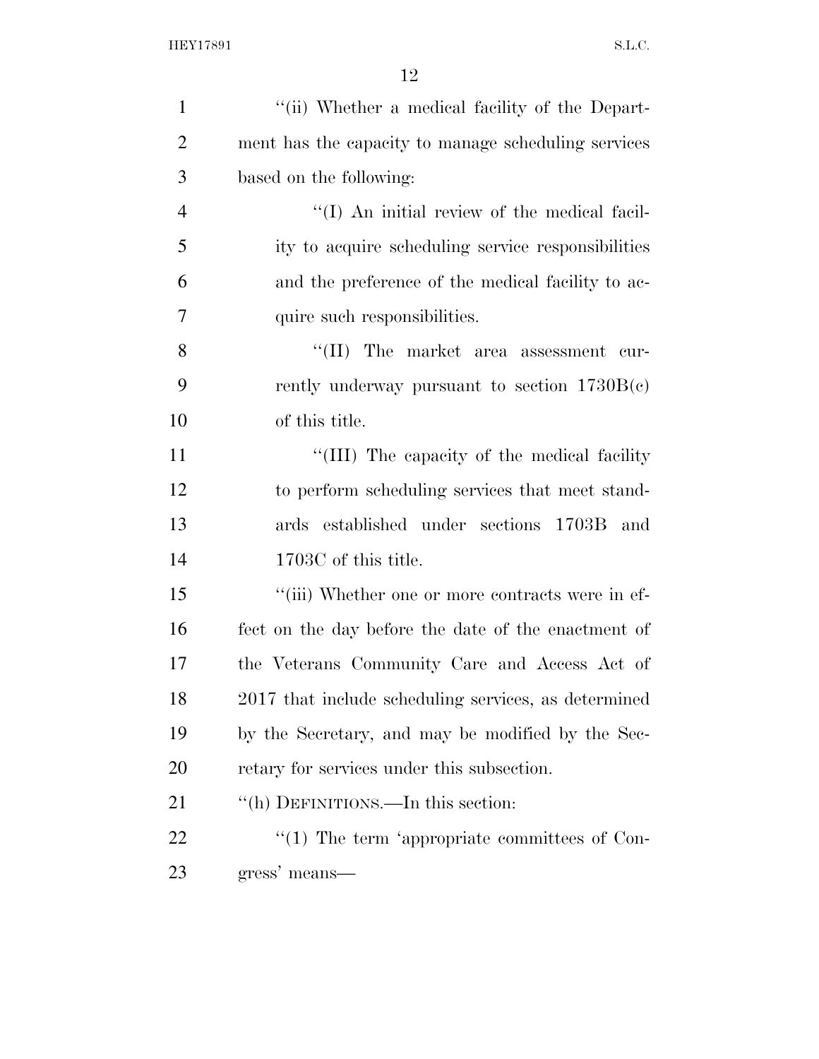"(ii) Whether a medical facility of the Department has the capacity to manage scheduling services based on the following:

"(I) An initial review of the medical facility to acquire scheduling service responsibilities and the preference of the medical facility to acquire such responsibilities.

"(II) The market area assessment currently underway pursuant to section 1730B(c) of this title.

"(III) The capacity of the medical facility to perform scheduling services that meet standards established under sections 1703B and 1703C of this title.

"(iii) Whether one or more contracts were in effect on the day before the date of the enactment of the Veterans Community Care and Access Act of 2017 that include scheduling services, as determined by the Secretary, and may be modified by the Secretary for services under this subsection.

"(h) DEFINITIONS.—In this section:

"(1) The term 'appropriate committees of Congress' means—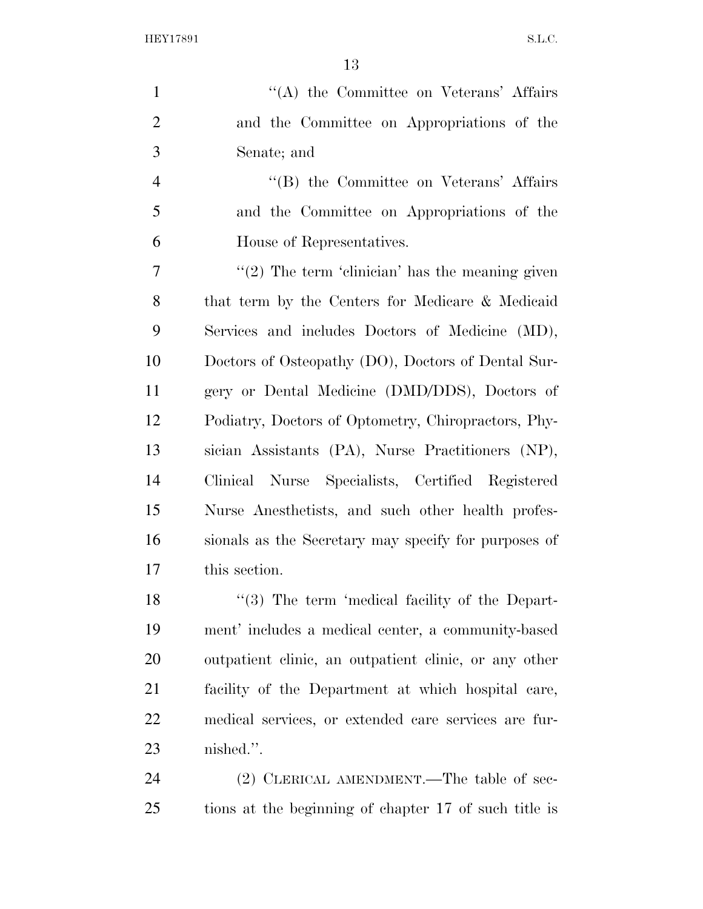"(A) the Committee on Veterans' Affairs and the Committee on Appropriations of the Senate; and

"(B) the Committee on Veterans' Affairs and the Committee on Appropriations of the House of Representatives.

"(2) The term 'clinician' has the meaning given that term by the Centers for Medicare & Medicaid Services and includes Doctors of Medicine (MD), Doctors of Osteopathy (DO), Doctors of Dental Surgery or Dental Medicine (DMD/DDS), Doctors of Podiatry, Doctors of Optometry, Chiropractors, Physician Assistants (PA), Nurse Practitioners (NP), Clinical Nurse Specialists, Certified Registered Nurse Anesthetists, and such other health professionals as the Secretary may specify for purposes of this section.

"(3) The term 'medical facility of the Department' includes a medical center, a community-based outpatient clinic, an outpatient clinic, or any other facility of the Department at which hospital care, medical services, or extended care services are furnished.".

(2) CLERICAL AMENDMENT.—The table of sections at the beginning of chapter 17 of such title is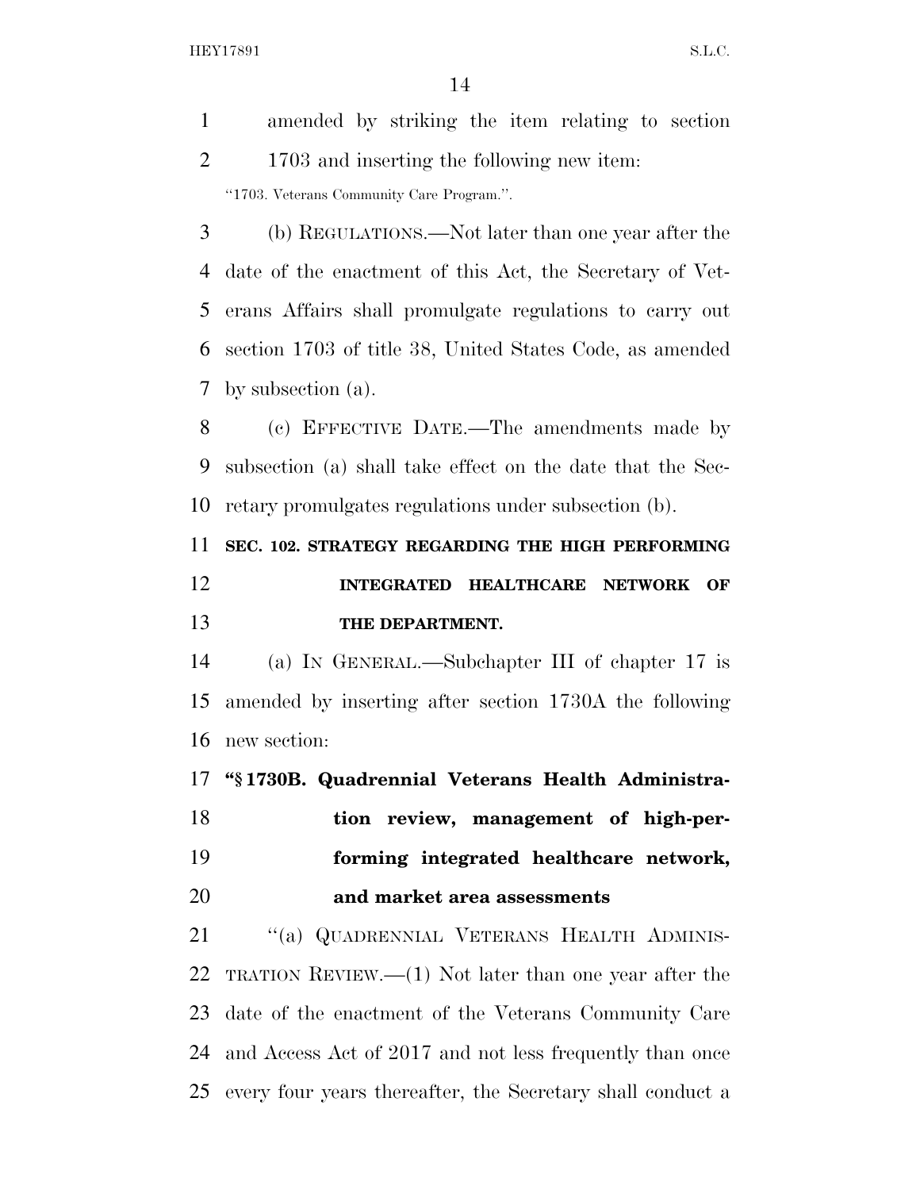amended by striking the item relating to section 1703 and inserting the following new item:

"1703. Veterans Community Care Program.".

(b) REGULATIONS.—Not later than one year after the date of the enactment of this Act, the Secretary of Veterans Affairs shall promulgate regulations to carry out section 1703 of title 38, United States Code, as amended by subsection (a).

(c) EFFECTIVE DATE.—The amendments made by subsection (a) shall take effect on the date that the Secretary promulgates regulations under subsection (b).

**SEC. 102. STRATEGY REGARDING THE HIGH PERFORMING INTEGRATED HEALTHCARE NETWORK OF THE DEPARTMENT.**

(a) IN GENERAL.—Subchapter III of chapter 17 is amended by inserting after section 1730A the following new section:

**"§ 1730B. Quadrennial Veterans Health Administration review, management of high-performing integrated healthcare network, and market area assessments**

"(a) QUADRENNIAL VETERANS HEALTH ADMINISTRATION REVIEW.—(1) Not later than one year after the date of the enactment of the Veterans Community Care and Access Act of 2017 and not less frequently than once every four years thereafter, the Secretary shall conduct a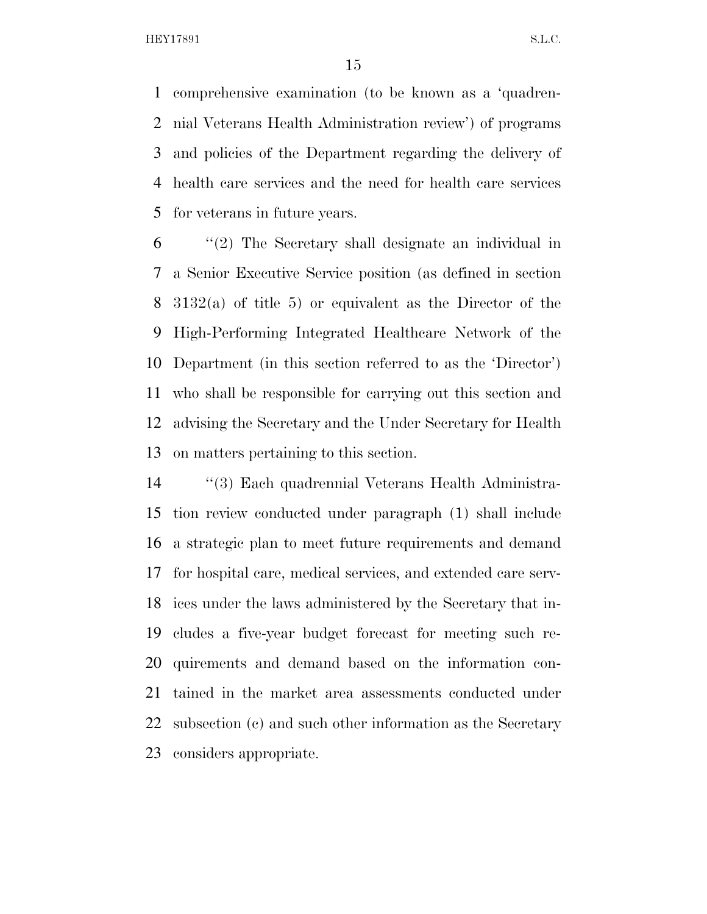comprehensive examination (to be known as a 'quadrennial Veterans Health Administration review') of programs and policies of the Department regarding the delivery of health care services and the need for health care services for veterans in future years.

"(2) The Secretary shall designate an individual in a Senior Executive Service position (as defined in section 3132(a) of title 5) or equivalent as the Director of the High-Performing Integrated Healthcare Network of the Department (in this section referred to as the 'Director') who shall be responsible for carrying out this section and advising the Secretary and the Under Secretary for Health on matters pertaining to this section.

"(3) Each quadrennial Veterans Health Administration review conducted under paragraph (1) shall include a strategic plan to meet future requirements and demand for hospital care, medical services, and extended care services under the laws administered by the Secretary that includes a five-year budget forecast for meeting such requirements and demand based on the information contained in the market area assessments conducted under subsection (c) and such other information as the Secretary considers appropriate.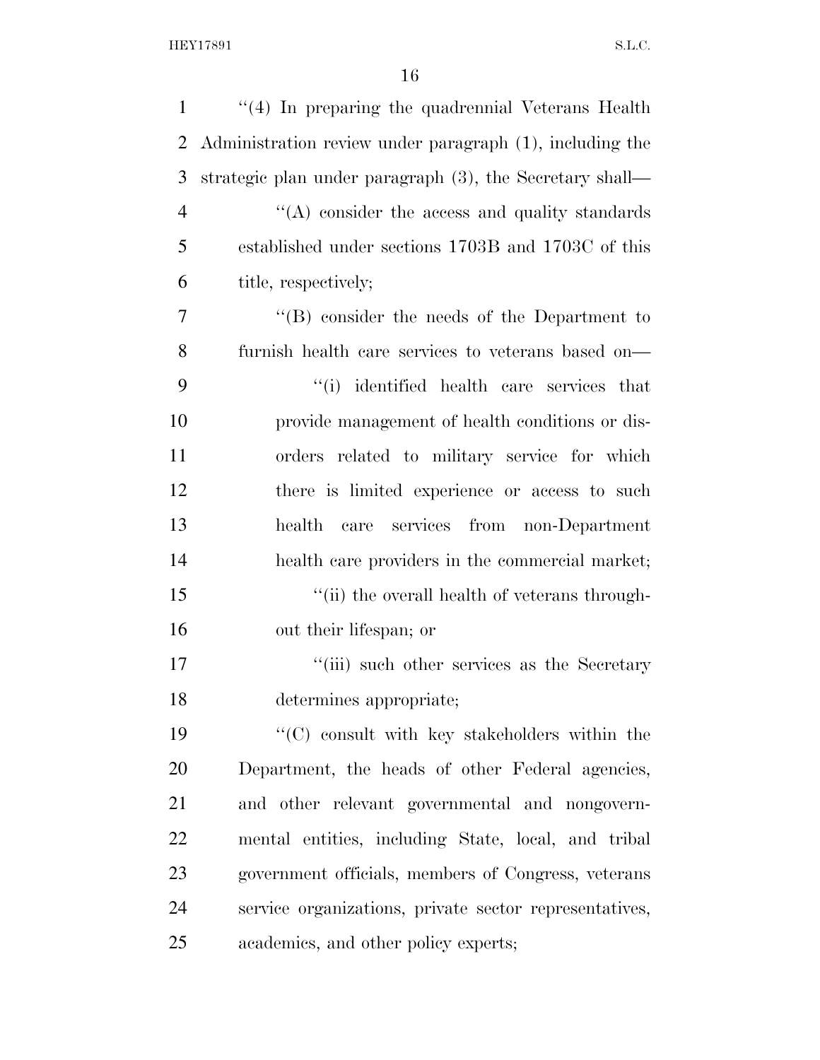"(4) In preparing the quadrennial Veterans Health Administration review under paragraph (1), including the strategic plan under paragraph (3), the Secretary shall—

"(A) consider the access and quality standards established under sections 1703B and 1703C of this title, respectively;

"(B) consider the needs of the Department to furnish health care services to veterans based on—

"(i) identified health care services that provide management of health conditions or disorders related to military service for which there is limited experience or access to such health care services from non-Department health care providers in the commercial market;

"(ii) the overall health of veterans throughout their lifespan; or

"(iii) such other services as the Secretary determines appropriate;

"(C) consult with key stakeholders within the Department, the heads of other Federal agencies, and other relevant governmental and nongovernmental entities, including State, local, and tribal government officials, members of Congress, veterans service organizations, private sector representatives, academics, and other policy experts;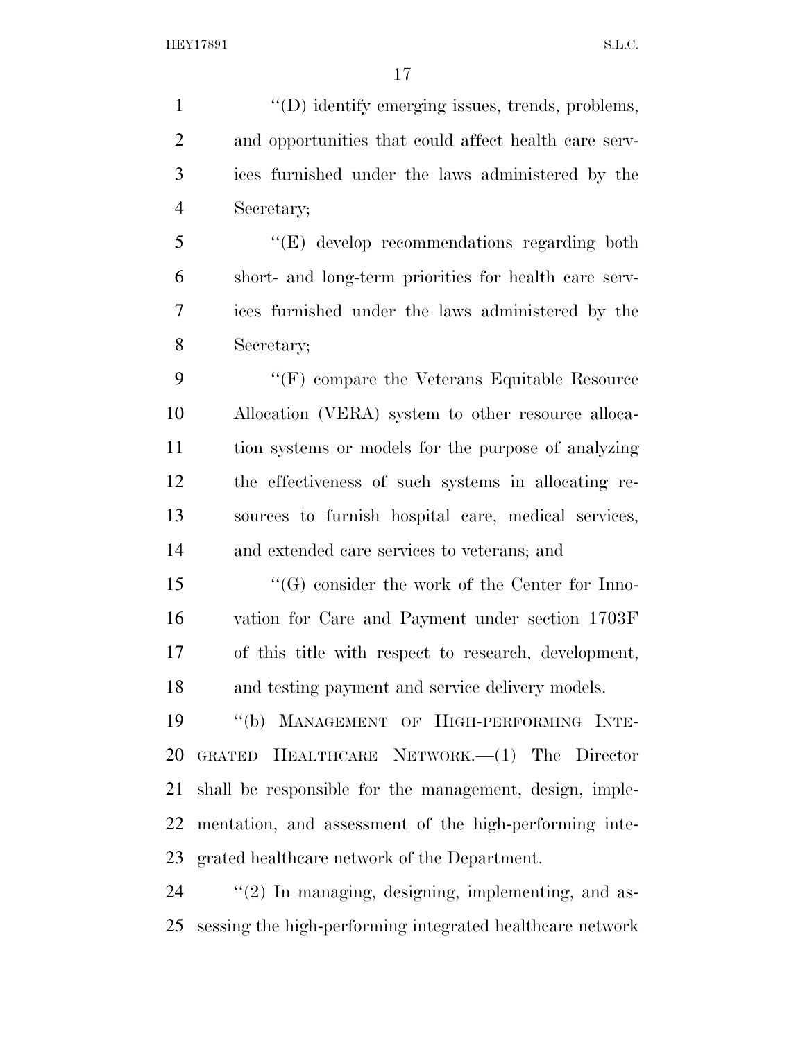''(D) identify emerging issues, trends, problems, and opportunities that could affect health care services furnished under the laws administered by the Secretary;

''(E) develop recommendations regarding both short- and long-term priorities for health care services furnished under the laws administered by the Secretary;

''(F) compare the Veterans Equitable Resource Allocation (VERA) system to other resource allocation systems or models for the purpose of analyzing the effectiveness of such systems in allocating resources to furnish hospital care, medical services, and extended care services to veterans; and

''(G) consider the work of the Center for Innovation for Care and Payment under section 1703F of this title with respect to research, development, and testing payment and service delivery models.

''(b) MANAGEMENT OF HIGH-PERFORMING INTEGRATED HEALTHCARE NETWORK.—(1) The Director shall be responsible for the management, design, implementation, and assessment of the high-performing integrated healthcare network of the Department.

''(2) In managing, designing, implementing, and assessing the high-performing integrated healthcare network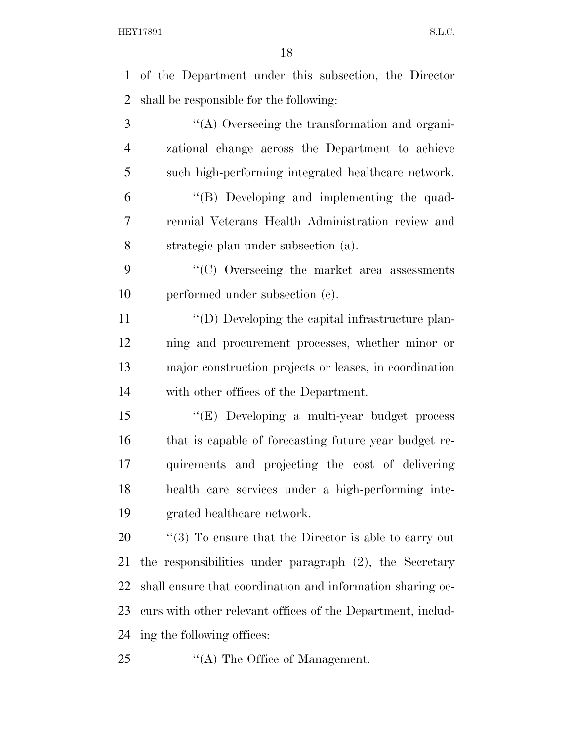of the Department under this subsection, the Director shall be responsible for the following:

''(A) Overseeing the transformation and organizational change across the Department to achieve such high-performing integrated healthcare network.

''(B) Developing and implementing the quadrennial Veterans Health Administration review and strategic plan under subsection (a).

''(C) Overseeing the market area assessments performed under subsection (c).

''(D) Developing the capital infrastructure planning and procurement processes, whether minor or major construction projects or leases, in coordination with other offices of the Department.

''(E) Developing a multi-year budget process that is capable of forecasting future year budget requirements and projecting the cost of delivering health care services under a high-performing integrated healthcare network.

''(3) To ensure that the Director is able to carry out the responsibilities under paragraph (2), the Secretary shall ensure that coordination and information sharing occurs with other relevant offices of the Department, including the following offices:

''(A) The Office of Management.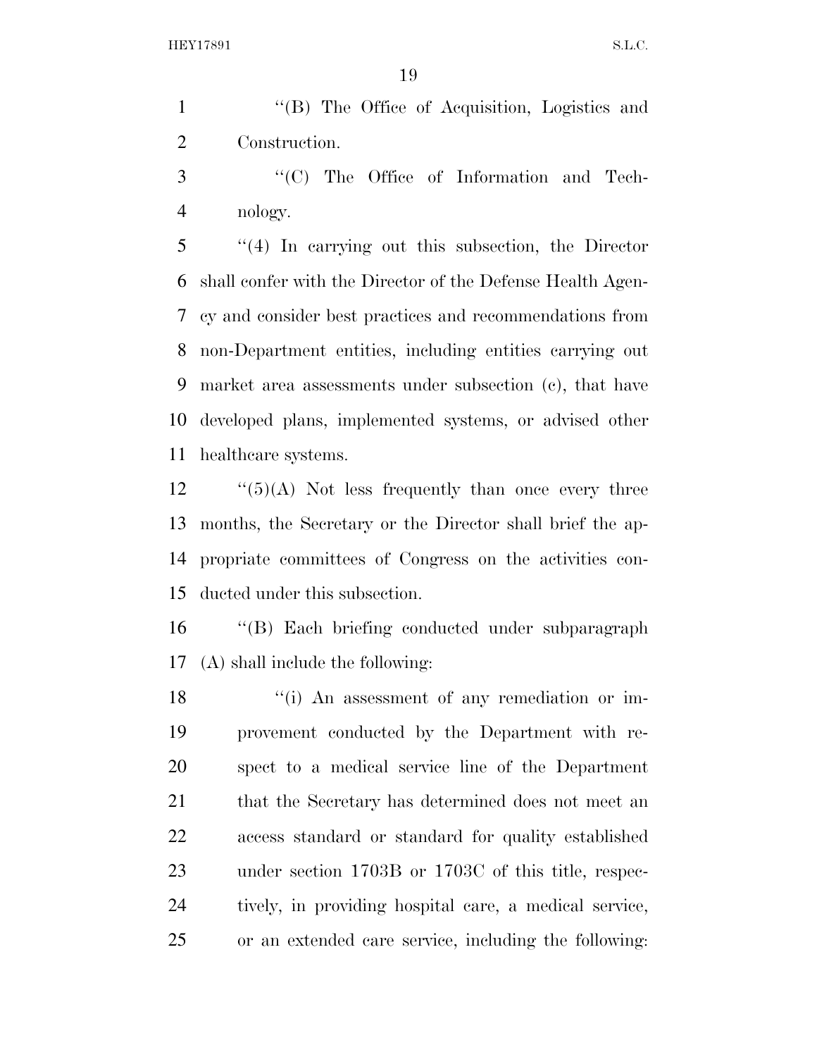''(B) The Office of Acquisition, Logistics and Construction.

''(C) The Office of Information and Technology.

''(4) In carrying out this subsection, the Director shall confer with the Director of the Defense Health Agency and consider best practices and recommendations from non-Department entities, including entities carrying out market area assessments under subsection (c), that have developed plans, implemented systems, or advised other healthcare systems.

''(5)(A) Not less frequently than once every three months, the Secretary or the Director shall brief the appropriate committees of Congress on the activities conducted under this subsection.

''(B) Each briefing conducted under subparagraph (A) shall include the following:

''(i) An assessment of any remediation or improvement conducted by the Department with respect to a medical service line of the Department that the Secretary has determined does not meet an access standard or standard for quality established under section 1703B or 1703C of this title, respectively, in providing hospital care, a medical service, or an extended care service, including the following: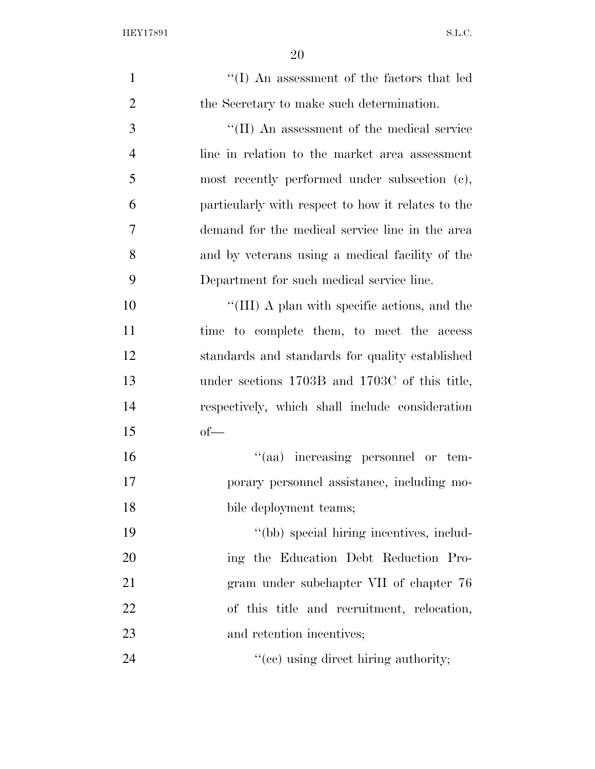''(I) An assessment of the factors that led the Secretary to make such determination.

''(II) An assessment of the medical service line in relation to the market area assessment most recently performed under subsection (c), particularly with respect to how it relates to the demand for the medical service line in the area and by veterans using a medical facility of the Department for such medical service line.

''(III) A plan with specific actions, and the time to complete them, to meet the access standards and standards for quality established under sections 1703B and 1703C of this title, respectively, which shall include consideration of—

''(aa) increasing personnel or temporary personnel assistance, including mobile deployment teams;

''(bb) special hiring incentives, including the Education Debt Reduction Program under subchapter VII of chapter 76 of this title and recruitment, relocation, and retention incentives;

''(cc) using direct hiring authority;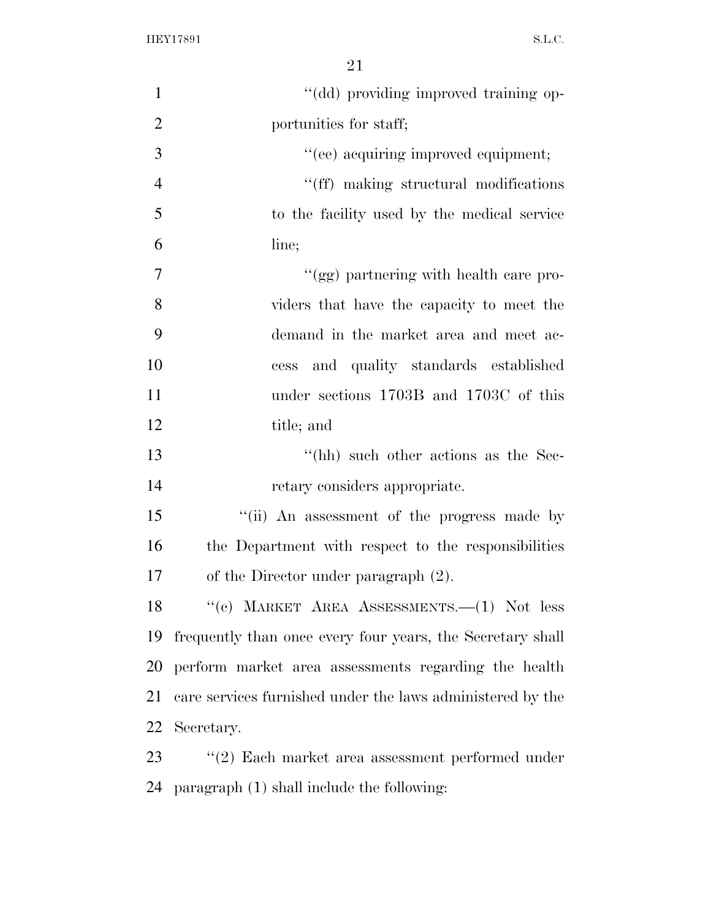''(dd) providing improved training opportunities for staff;

''(ee) acquiring improved equipment;

''(ff) making structural modifications to the facility used by the medical service line;

''(gg) partnering with health care providers that have the capacity to meet the demand in the market area and meet access and quality standards established under sections 1703B and 1703C of this title; and

''(hh) such other actions as the Secretary considers appropriate.

''(ii) An assessment of the progress made by the Department with respect to the responsibilities of the Director under paragraph (2).

''(c) MARKET AREA ASSESSMENTS.—(1) Not less frequently than once every four years, the Secretary shall perform market area assessments regarding the health care services furnished under the laws administered by the Secretary.

''(2) Each market area assessment performed under paragraph (1) shall include the following: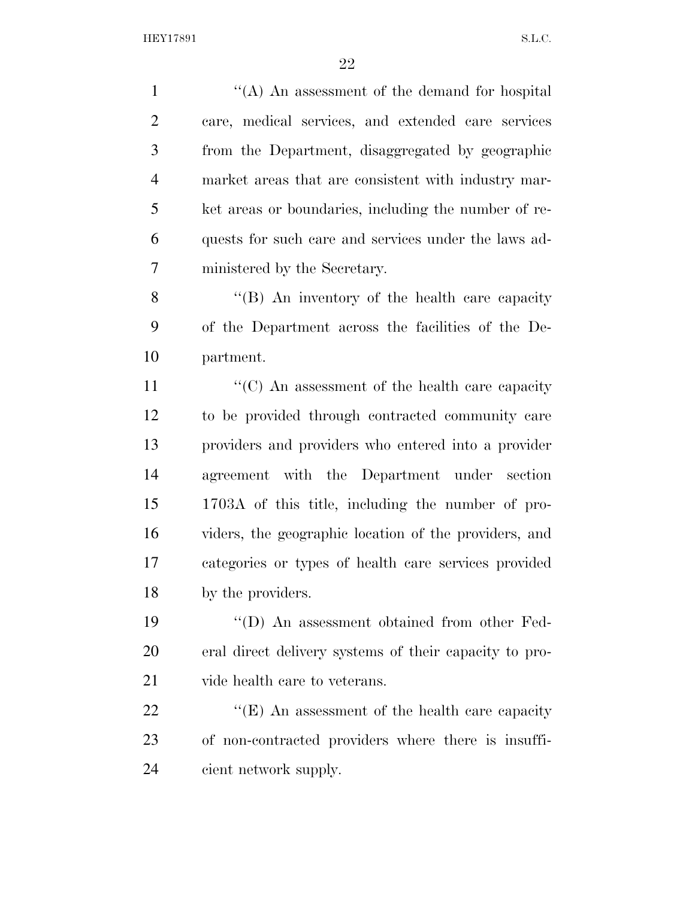''(A) An assessment of the demand for hospital care, medical services, and extended care services from the Department, disaggregated by geographic market areas that are consistent with industry market areas or boundaries, including the number of requests for such care and services under the laws administered by the Secretary.

''(B) An inventory of the health care capacity of the Department across the facilities of the Department.

''(C) An assessment of the health care capacity to be provided through contracted community care providers and providers who entered into a provider agreement with the Department under section 1703A of this title, including the number of providers, the geographic location of the providers, and categories or types of health care services provided by the providers.

''(D) An assessment obtained from other Federal direct delivery systems of their capacity to provide health care to veterans.

''(E) An assessment of the health care capacity of non-contracted providers where there is insufficient network supply.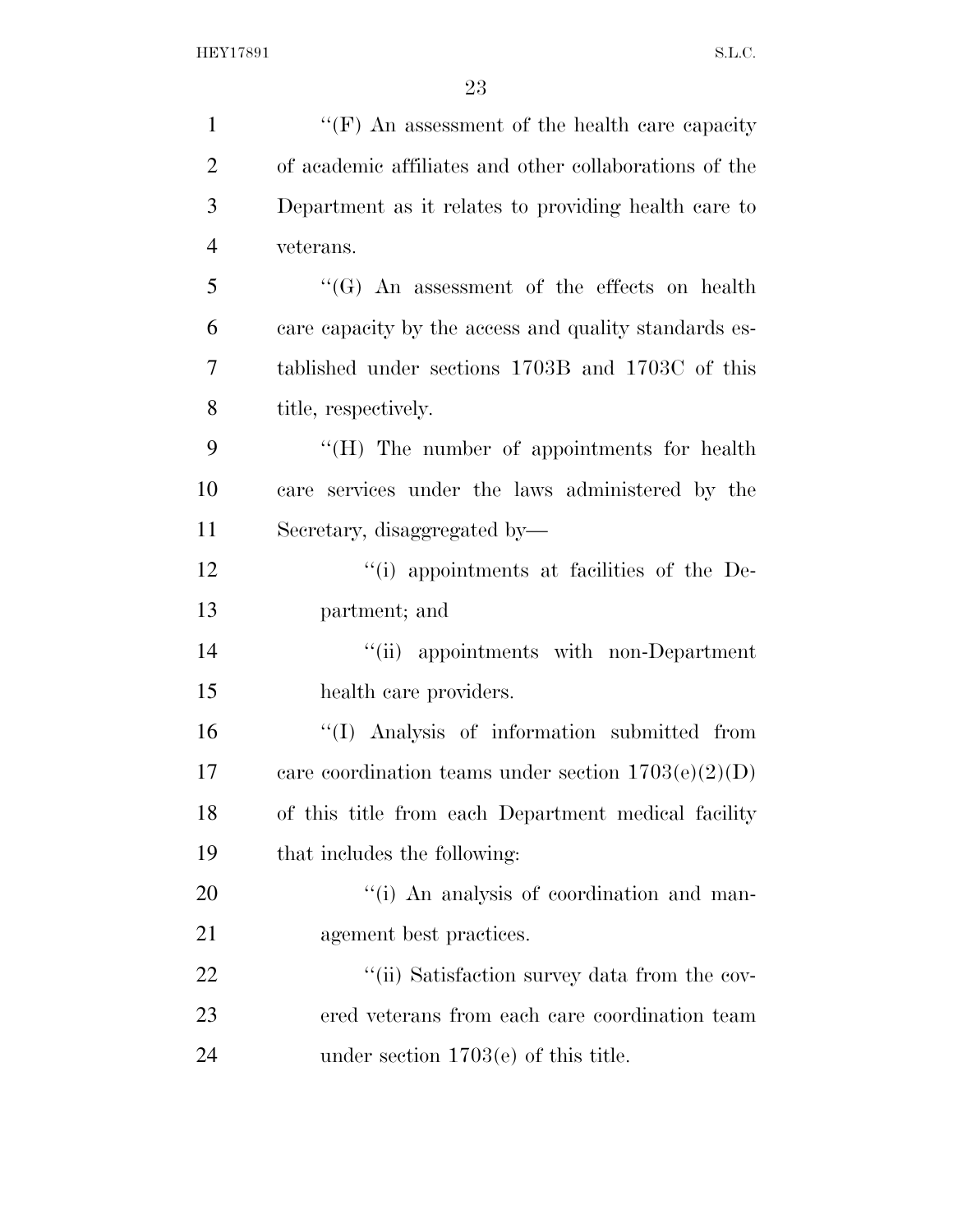''(F) An assessment of the health care capacity of academic affiliates and other collaborations of the Department as it relates to providing health care to veterans.

''(G) An assessment of the effects on health care capacity by the access and quality standards established under sections 1703B and 1703C of this title, respectively.

''(H) The number of appointments for health care services under the laws administered by the Secretary, disaggregated by—

''(i) appointments at facilities of the Department; and

''(ii) appointments with non-Department health care providers.

''(I) Analysis of information submitted from care coordination teams under section 1703(e)(2)(D) of this title from each Department medical facility that includes the following:

''(i) An analysis of coordination and management best practices.

''(ii) Satisfaction survey data from the covered veterans from each care coordination team under section 1703(e) of this title.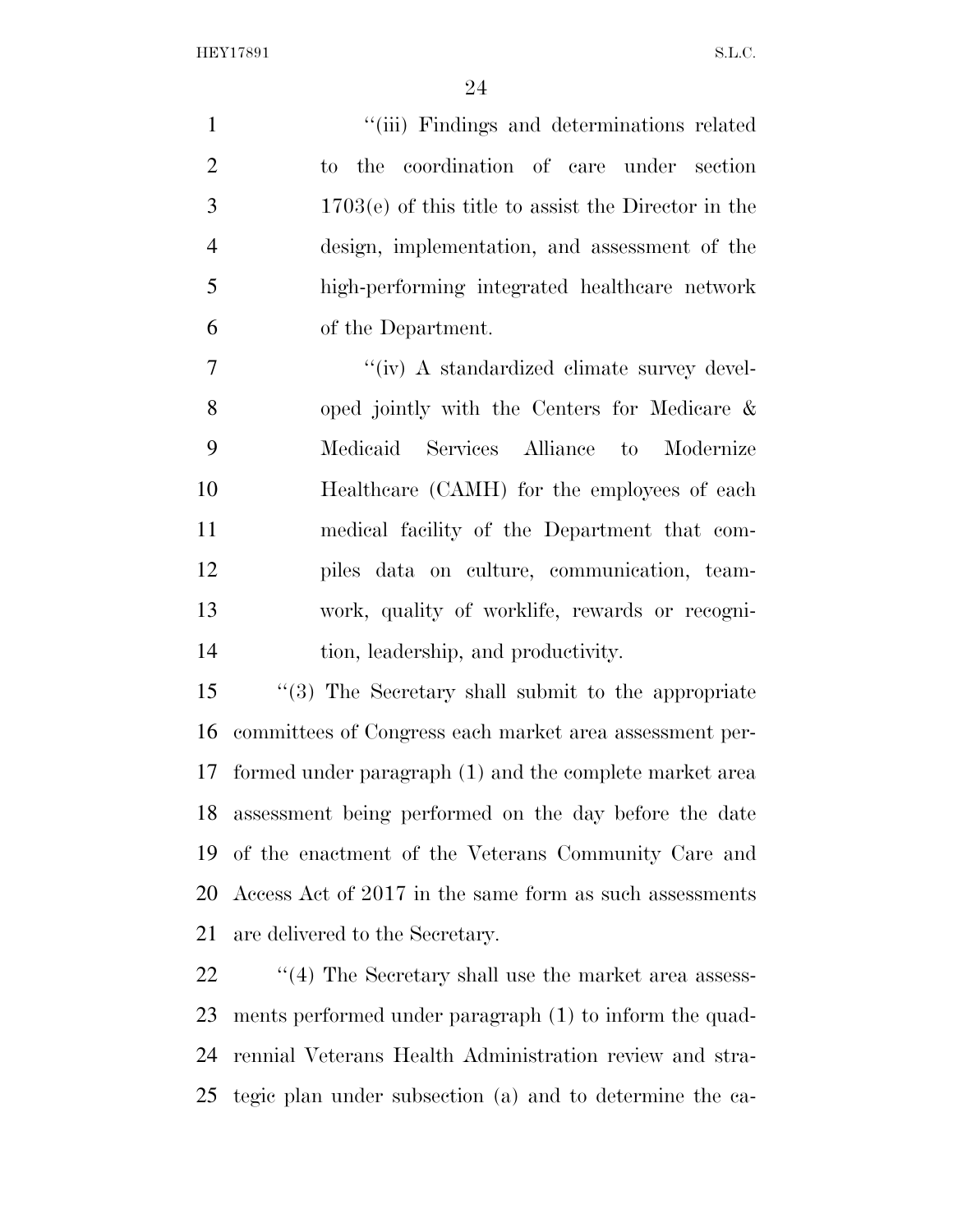"(iii) Findings and determinations related to the coordination of care under section 1703(e) of this title to assist the Director in the design, implementation, and assessment of the high-performing integrated healthcare network of the Department.

"(iv) A standardized climate survey developed jointly with the Centers for Medicare & Medicaid Services Alliance to Modernize Healthcare (CAMH) for the employees of each medical facility of the Department that compiles data on culture, communication, teamwork, quality of worklife, rewards or recognition, leadership, and productivity.

"(3) The Secretary shall submit to the appropriate committees of Congress each market area assessment performed under paragraph (1) and the complete market area assessment being performed on the day before the date of the enactment of the Veterans Community Care and Access Act of 2017 in the same form as such assessments are delivered to the Secretary.

"(4) The Secretary shall use the market area assessments performed under paragraph (1) to inform the quadrennial Veterans Health Administration review and strategic plan under subsection (a) and to determine the ca-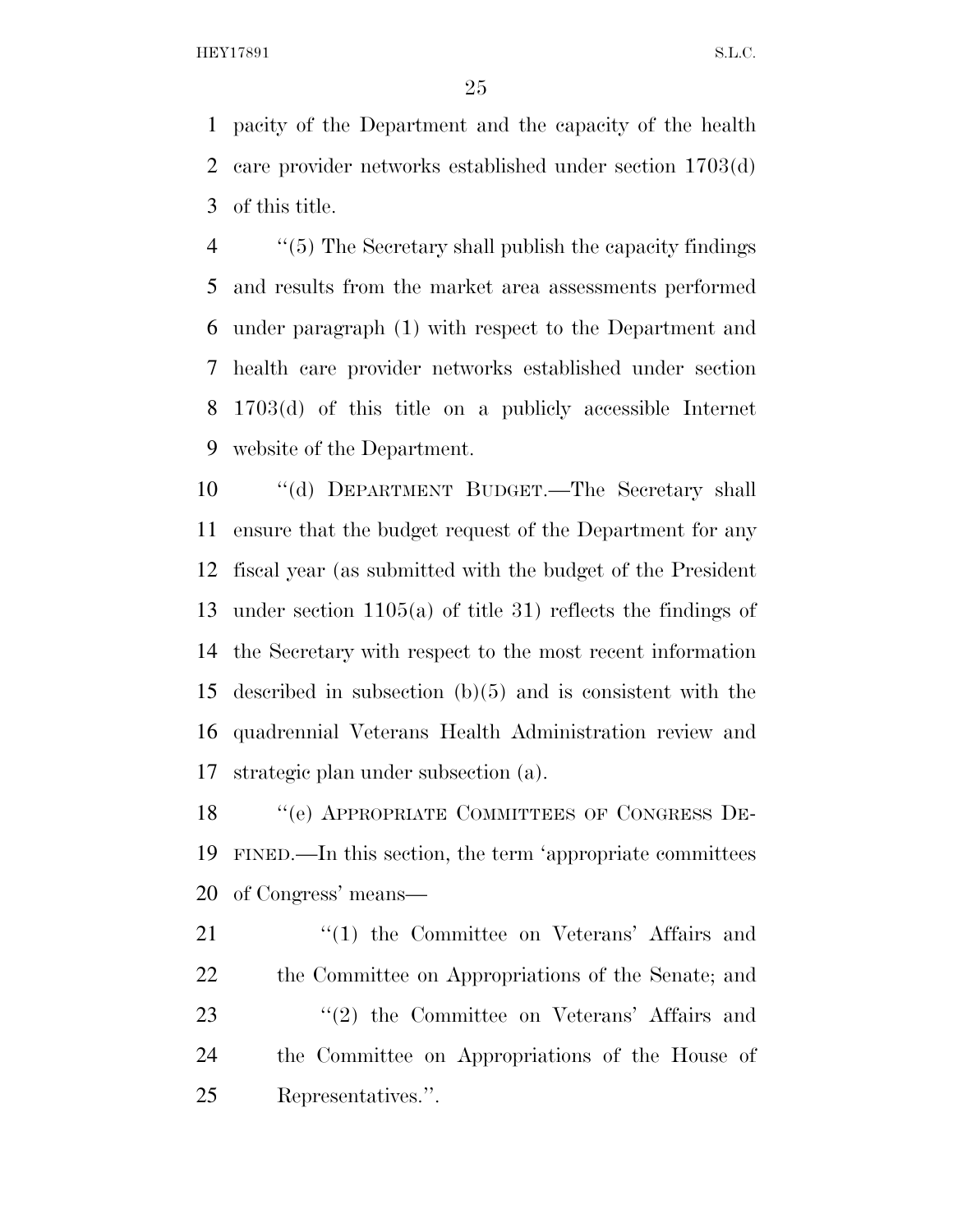pacity of the Department and the capacity of the health care provider networks established under section 1703(d) of this title.

''(5) The Secretary shall publish the capacity findings and results from the market area assessments performed under paragraph (1) with respect to the Department and health care provider networks established under section 1703(d) of this title on a publicly accessible Internet website of the Department.

''(d) DEPARTMENT BUDGET.—The Secretary shall ensure that the budget request of the Department for any fiscal year (as submitted with the budget of the President under section 1105(a) of title 31) reflects the findings of the Secretary with respect to the most recent information described in subsection (b)(5) and is consistent with the quadrennial Veterans Health Administration review and strategic plan under subsection (a).

''(e) APPROPRIATE COMMITTEES OF CONGRESS DEFINED.—In this section, the term 'appropriate committees of Congress' means—

''(1) the Committee on Veterans' Affairs and the Committee on Appropriations of the Senate; and

''(2) the Committee on Veterans' Affairs and the Committee on Appropriations of the House of Representatives.''.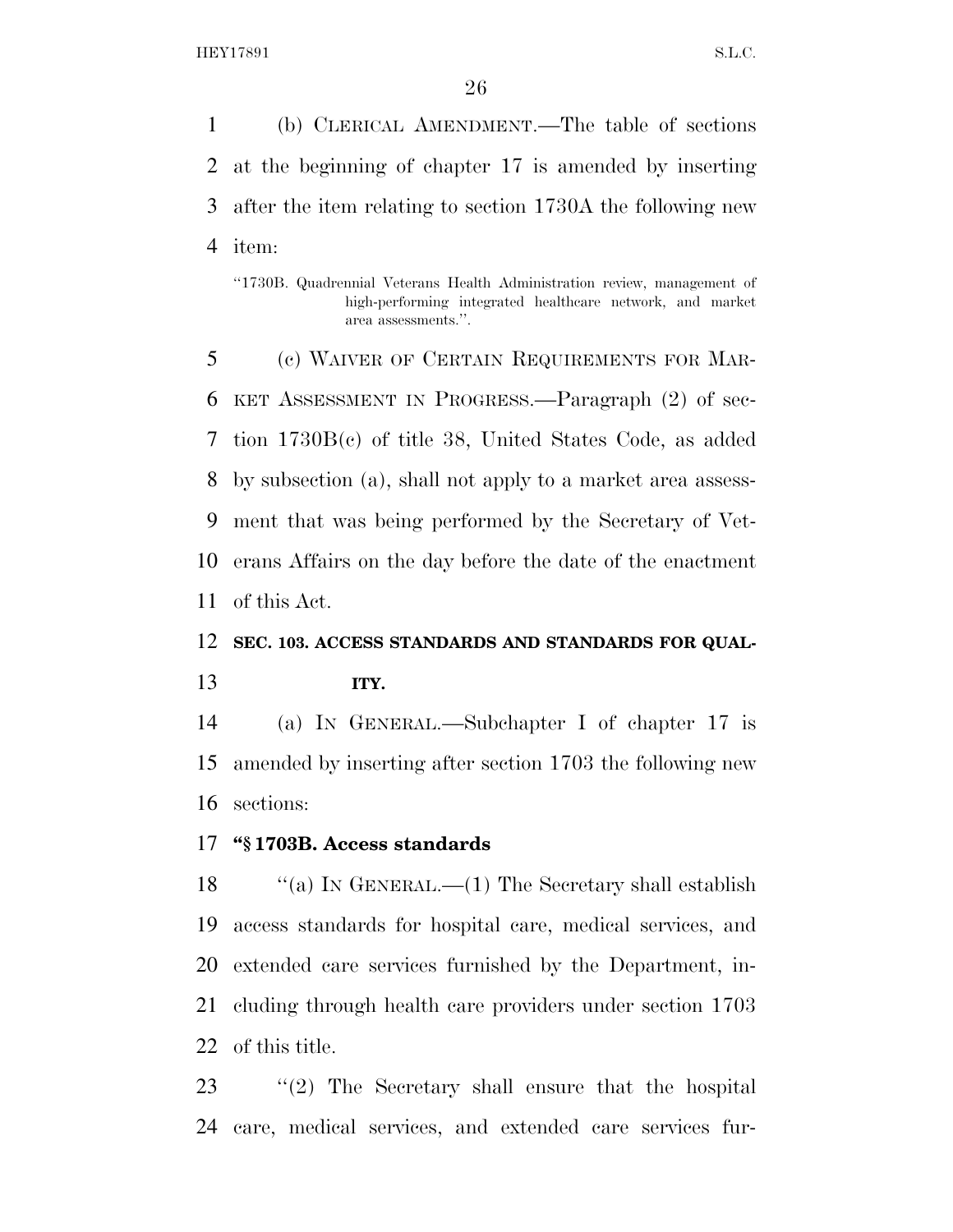(b) CLERICAL AMENDMENT.—The table of sections at the beginning of chapter 17 is amended by inserting after the item relating to section 1730A the following new item:

"1730B. Quadrennial Veterans Health Administration review, management of high-performing integrated healthcare network, and market area assessments.".

(c) WAIVER OF CERTAIN REQUIREMENTS FOR MARKET ASSESSMENT IN PROGRESS.—Paragraph (2) of section 1730B(c) of title 38, United States Code, as added by subsection (a), shall not apply to a market area assessment that was being performed by the Secretary of Veterans Affairs on the day before the date of the enactment of this Act.

**SEC. 103. ACCESS STANDARDS AND STANDARDS FOR QUALITY.**

(a) IN GENERAL.—Subchapter I of chapter 17 is amended by inserting after section 1703 the following new sections:

**"§ 1703B. Access standards**

"(a) IN GENERAL.—(1) The Secretary shall establish access standards for hospital care, medical services, and extended care services furnished by the Department, including through health care providers under section 1703 of this title.

"(2) The Secretary shall ensure that the hospital care, medical services, and extended care services fur-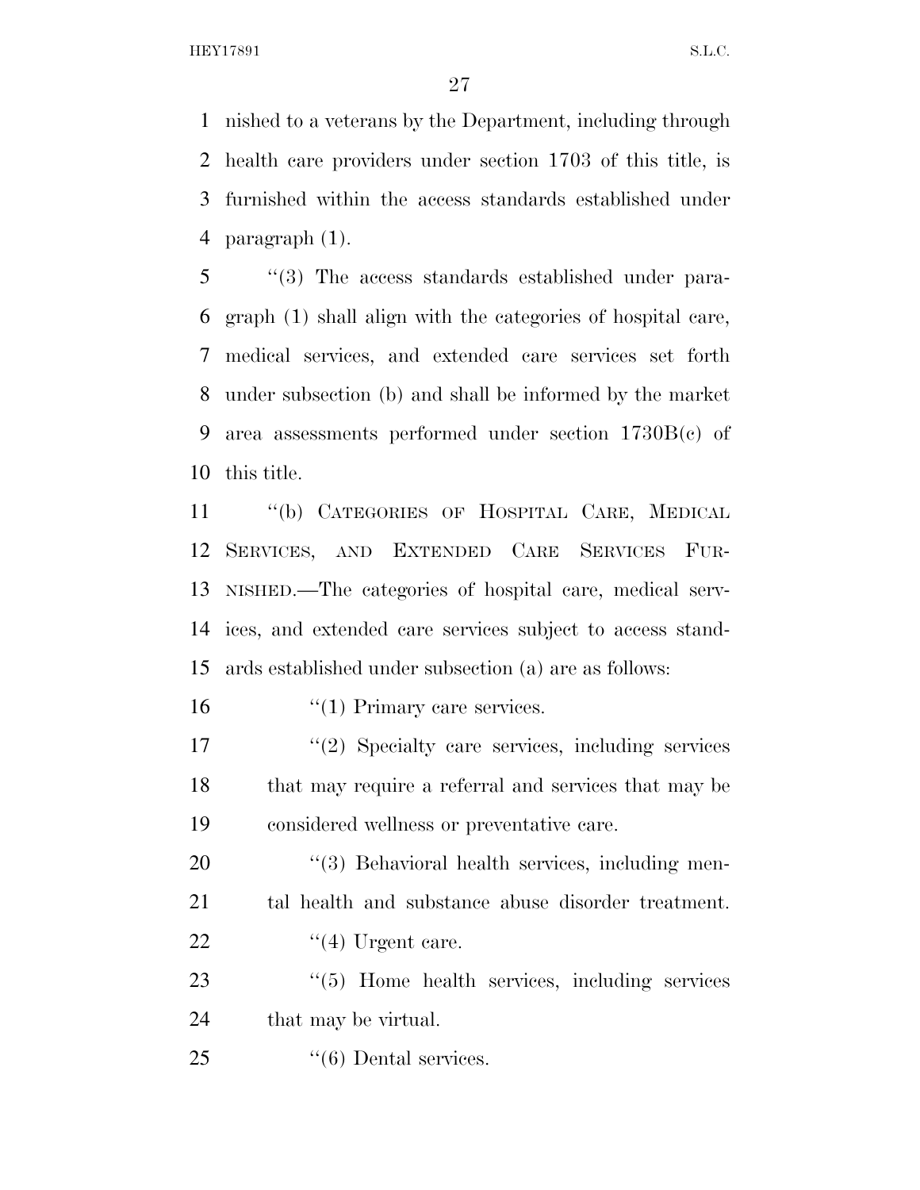nished to a veterans by the Department, including through health care providers under section 1703 of this title, is furnished within the access standards established under paragraph (1).

"(3) The access standards established under paragraph (1) shall align with the categories of hospital care, medical services, and extended care services set forth under subsection (b) and shall be informed by the market area assessments performed under section 1730B(c) of this title.

"(b) CATEGORIES OF HOSPITAL CARE, MEDICAL SERVICES, AND EXTENDED CARE SERVICES FURNISHED.—The categories of hospital care, medical services, and extended care services subject to access standards established under subsection (a) are as follows:

"(1) Primary care services.

"(2) Specialty care services, including services that may require a referral and services that may be considered wellness or preventative care.

"(3) Behavioral health services, including mental health and substance abuse disorder treatment.

"(4) Urgent care.

"(5) Home health services, including services that may be virtual.

"(6) Dental services.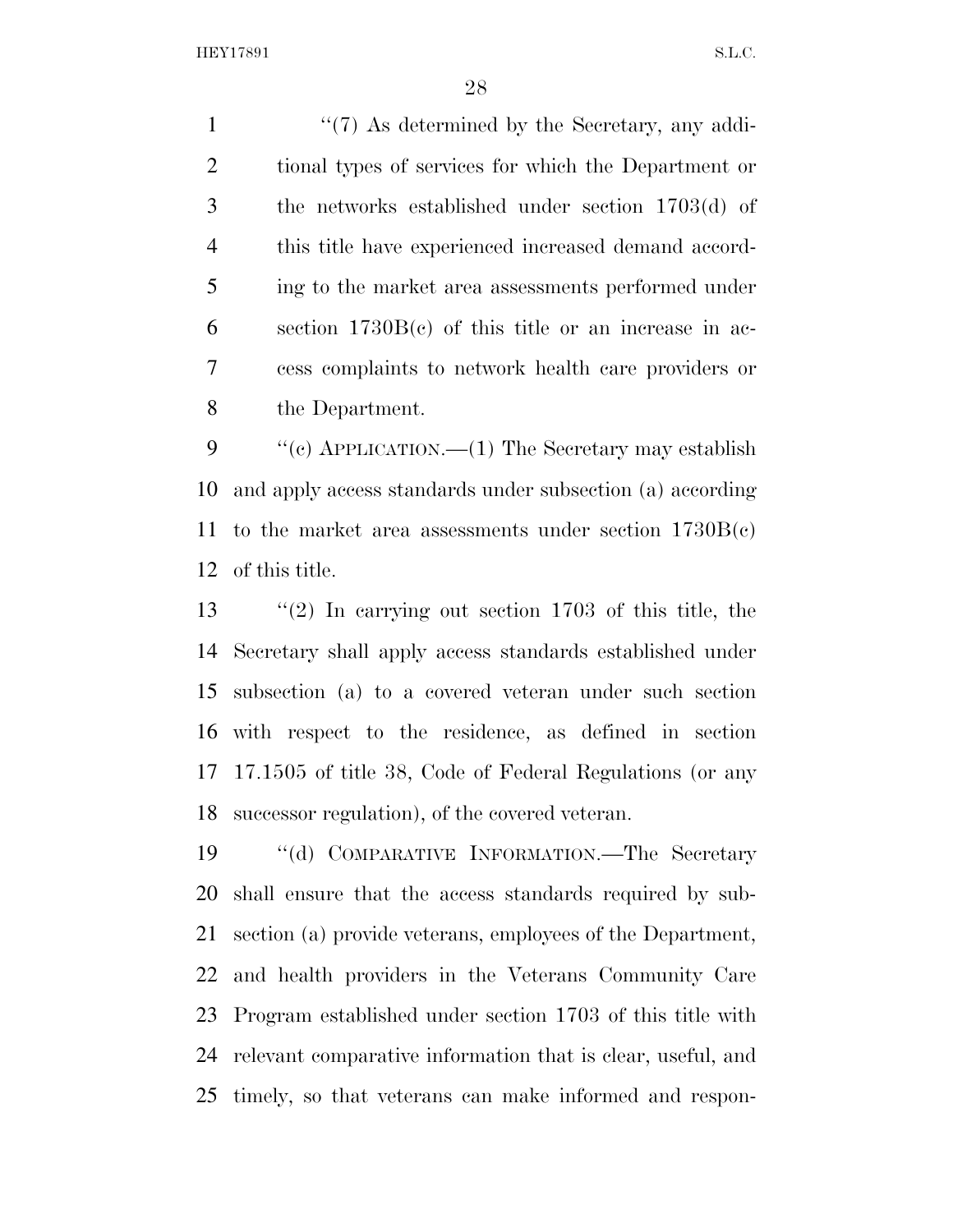''(7) As determined by the Secretary, any additional types of services for which the Department or the networks established under section 1703(d) of this title have experienced increased demand according to the market area assessments performed under section 1730B(c) of this title or an increase in access complaints to network health care providers or the Department.

''(c) APPLICATION.—(1) The Secretary may establish and apply access standards under subsection (a) according to the market area assessments under section 1730B(c) of this title.

''(2) In carrying out section 1703 of this title, the Secretary shall apply access standards established under subsection (a) to a covered veteran under such section with respect to the residence, as defined in section 17.1505 of title 38, Code of Federal Regulations (or any successor regulation), of the covered veteran.

''(d) COMPARATIVE INFORMATION.—The Secretary shall ensure that the access standards required by subsection (a) provide veterans, employees of the Department, and health providers in the Veterans Community Care Program established under section 1703 of this title with relevant comparative information that is clear, useful, and timely, so that veterans can make informed and respon-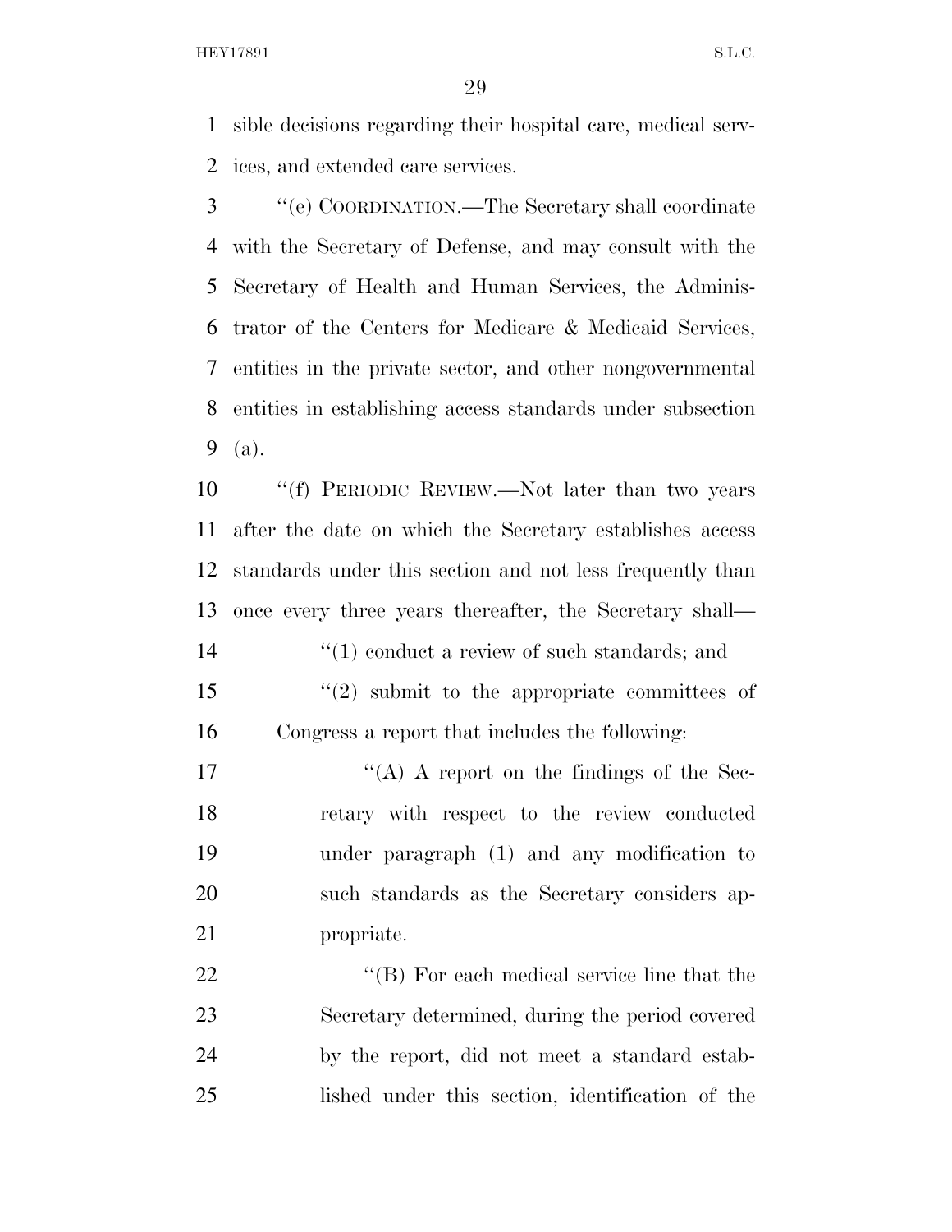sible decisions regarding their hospital care, medical services, and extended care services.

"(e) COORDINATION.—The Secretary shall coordinate with the Secretary of Defense, and may consult with the Secretary of Health and Human Services, the Administrator of the Centers for Medicare & Medicaid Services, entities in the private sector, and other nongovernmental entities in establishing access standards under subsection (a).

"(f) PERIODIC REVIEW.—Not later than two years after the date on which the Secretary establishes access standards under this section and not less frequently than once every three years thereafter, the Secretary shall—

"(1) conduct a review of such standards; and

"(2) submit to the appropriate committees of Congress a report that includes the following:

"(A) A report on the findings of the Secretary with respect to the review conducted under paragraph (1) and any modification to such standards as the Secretary considers appropriate.

"(B) For each medical service line that the Secretary determined, during the period covered by the report, did not meet a standard established under this section, identification of the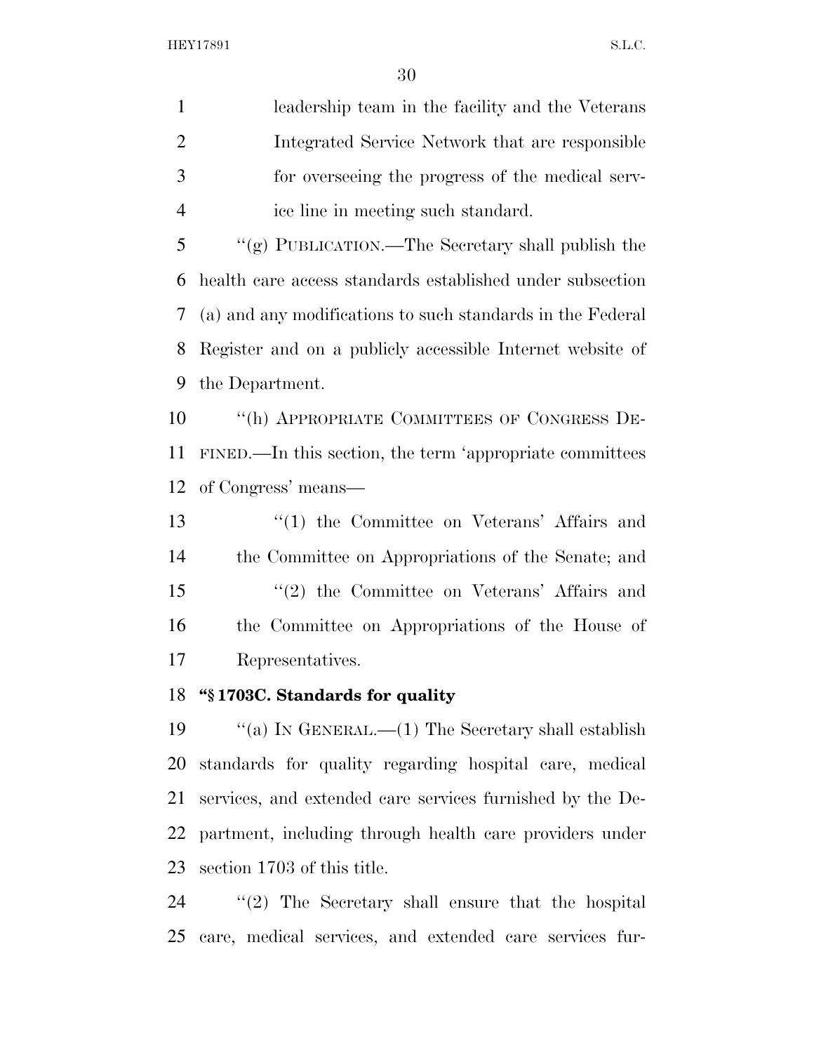leadership team in the facility and the Veterans Integrated Service Network that are responsible for overseeing the progress of the medical service line in meeting such standard.

''(g) PUBLICATION.—The Secretary shall publish the health care access standards established under subsection (a) and any modifications to such standards in the Federal Register and on a publicly accessible Internet website of the Department.

''(h) APPROPRIATE COMMITTEES OF CONGRESS DEFINED.—In this section, the term 'appropriate committees of Congress' means—

''(1) the Committee on Veterans' Affairs and the Committee on Appropriations of the Senate; and

''(2) the Committee on Veterans' Affairs and the Committee on Appropriations of the House of Representatives.

**''§ 1703C. Standards for quality**

''(a) IN GENERAL.—(1) The Secretary shall establish standards for quality regarding hospital care, medical services, and extended care services furnished by the Department, including through health care providers under section 1703 of this title.

''(2) The Secretary shall ensure that the hospital care, medical services, and extended care services fur-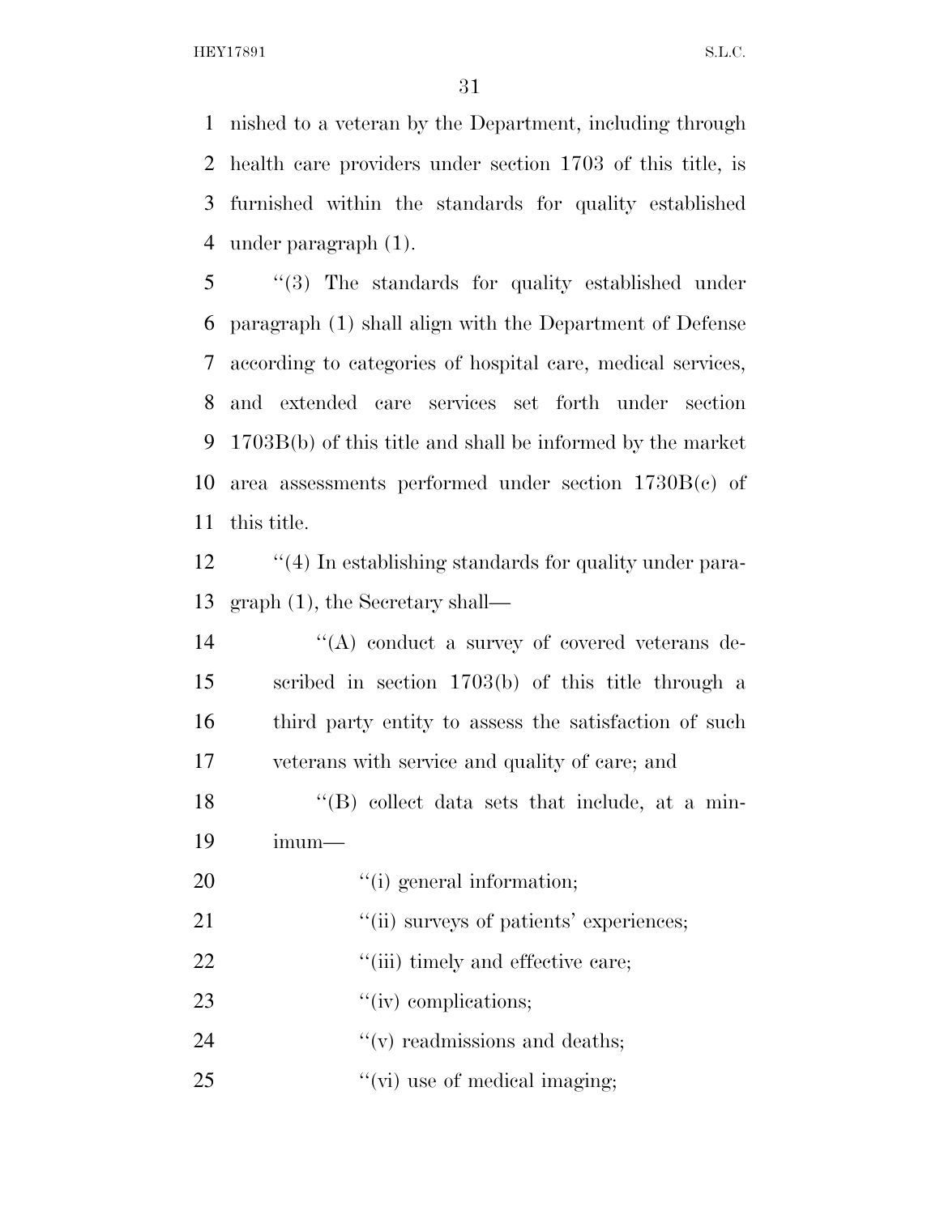nished to a veteran by the Department, including through health care providers under section 1703 of this title, is furnished within the standards for quality established under paragraph (1).

''(3) The standards for quality established under paragraph (1) shall align with the Department of Defense according to categories of hospital care, medical services, and extended care services set forth under section 1703B(b) of this title and shall be informed by the market area assessments performed under section 1730B(c) of this title.

''(4) In establishing standards for quality under paragraph (1), the Secretary shall—

''(A) conduct a survey of covered veterans described in section 1703(b) of this title through a third party entity to assess the satisfaction of such veterans with service and quality of care; and

''(B) collect data sets that include, at a minimum—

''(i) general information;

''(ii) surveys of patients' experiences;

''(iii) timely and effective care;

''(iv) complications;

''(v) readmissions and deaths;

''(vi) use of medical imaging;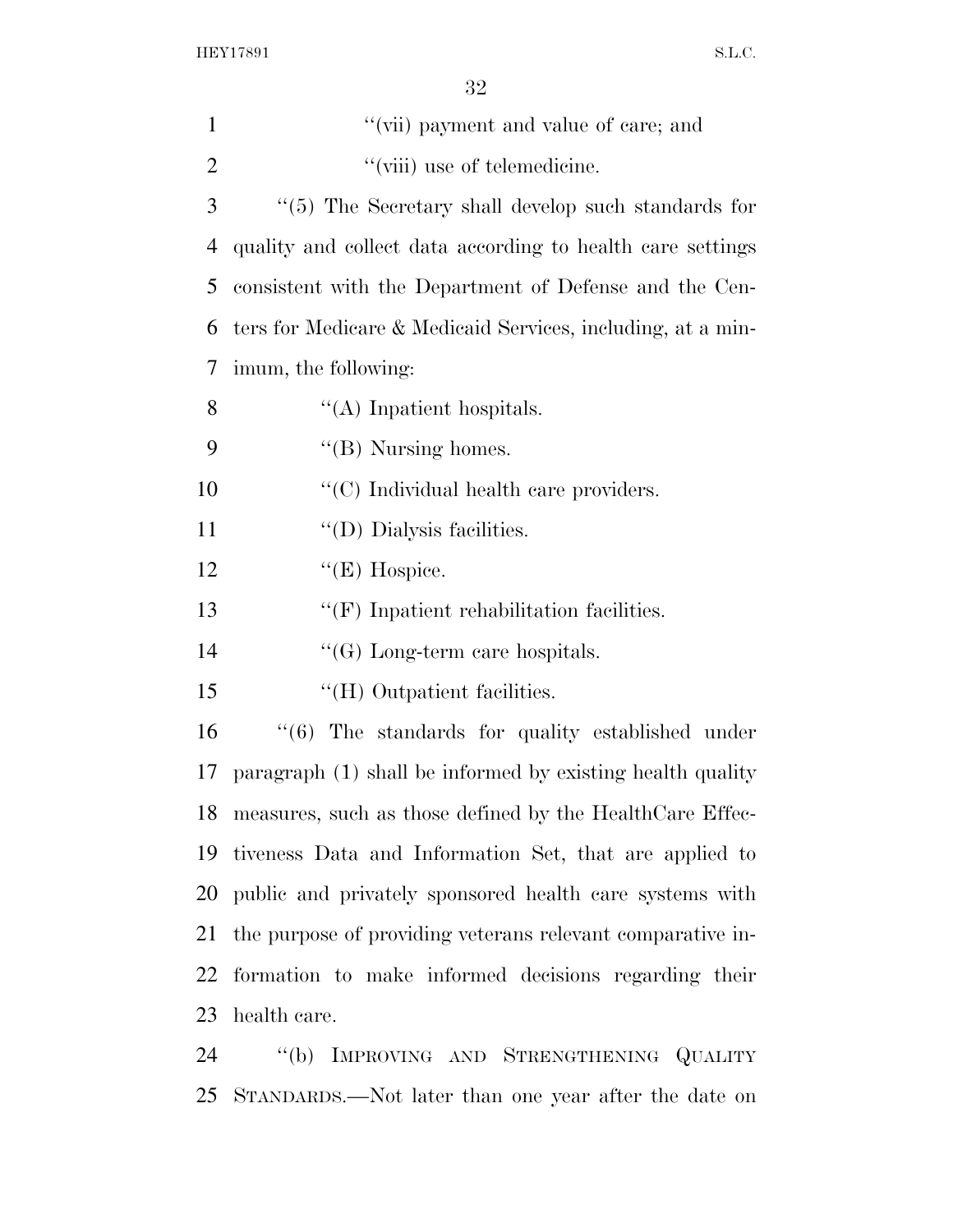''(vii) payment and value of care; and

''(viii) use of telemedicine.

''(5) The Secretary shall develop such standards for quality and collect data according to health care settings consistent with the Department of Defense and the Centers for Medicare & Medicaid Services, including, at a minimum, the following:

''(A) Inpatient hospitals.

''(B) Nursing homes.

''(C) Individual health care providers.

''(D) Dialysis facilities.

''(E) Hospice.

''(F) Inpatient rehabilitation facilities.

''(G) Long-term care hospitals.

''(H) Outpatient facilities.

''(6) The standards for quality established under paragraph (1) shall be informed by existing health quality measures, such as those defined by the HealthCare Effectiveness Data and Information Set, that are applied to public and privately sponsored health care systems with the purpose of providing veterans relevant comparative information to make informed decisions regarding their health care.

''(b) IMPROVING AND STRENGTHENING QUALITY STANDARDS.—Not later than one year after the date on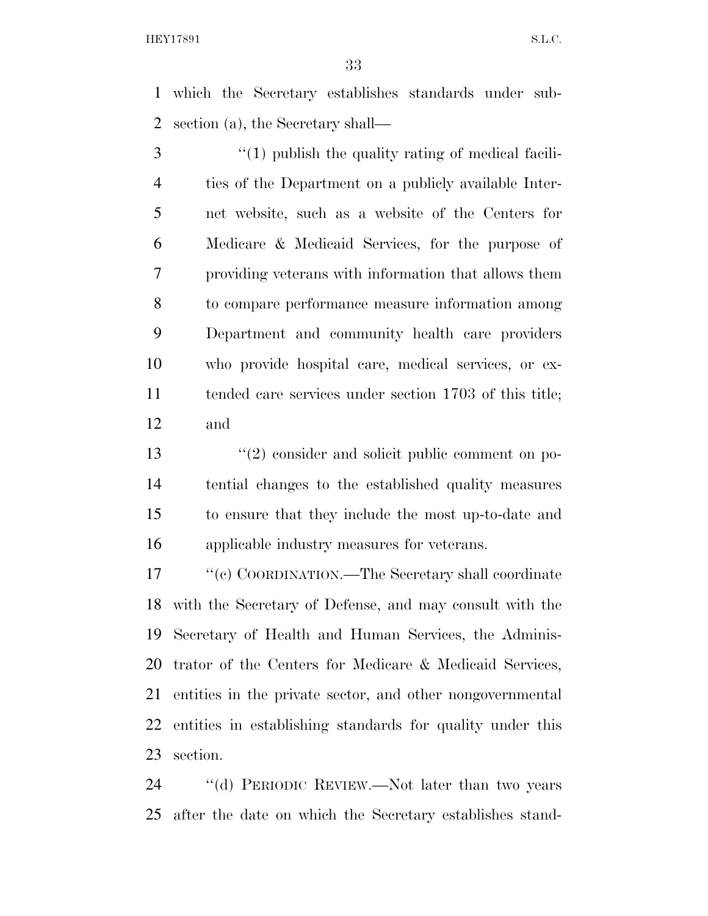which the Secretary establishes standards under subsection (a), the Secretary shall—

“(1) publish the quality rating of medical facilities of the Department on a publicly available Internet website, such as a website of the Centers for Medicare & Medicaid Services, for the purpose of providing veterans with information that allows them to compare performance measure information among Department and community health care providers who provide hospital care, medical services, or extended care services under section 1703 of this title; and

“(2) consider and solicit public comment on potential changes to the established quality measures to ensure that they include the most up-to-date and applicable industry measures for veterans.

“(c) COORDINATION.—The Secretary shall coordinate with the Secretary of Defense, and may consult with the Secretary of Health and Human Services, the Administrator of the Centers for Medicare & Medicaid Services, entities in the private sector, and other nongovernmental entities in establishing standards for quality under this section.

“(d) PERIODIC REVIEW.—Not later than two years after the date on which the Secretary establishes stand-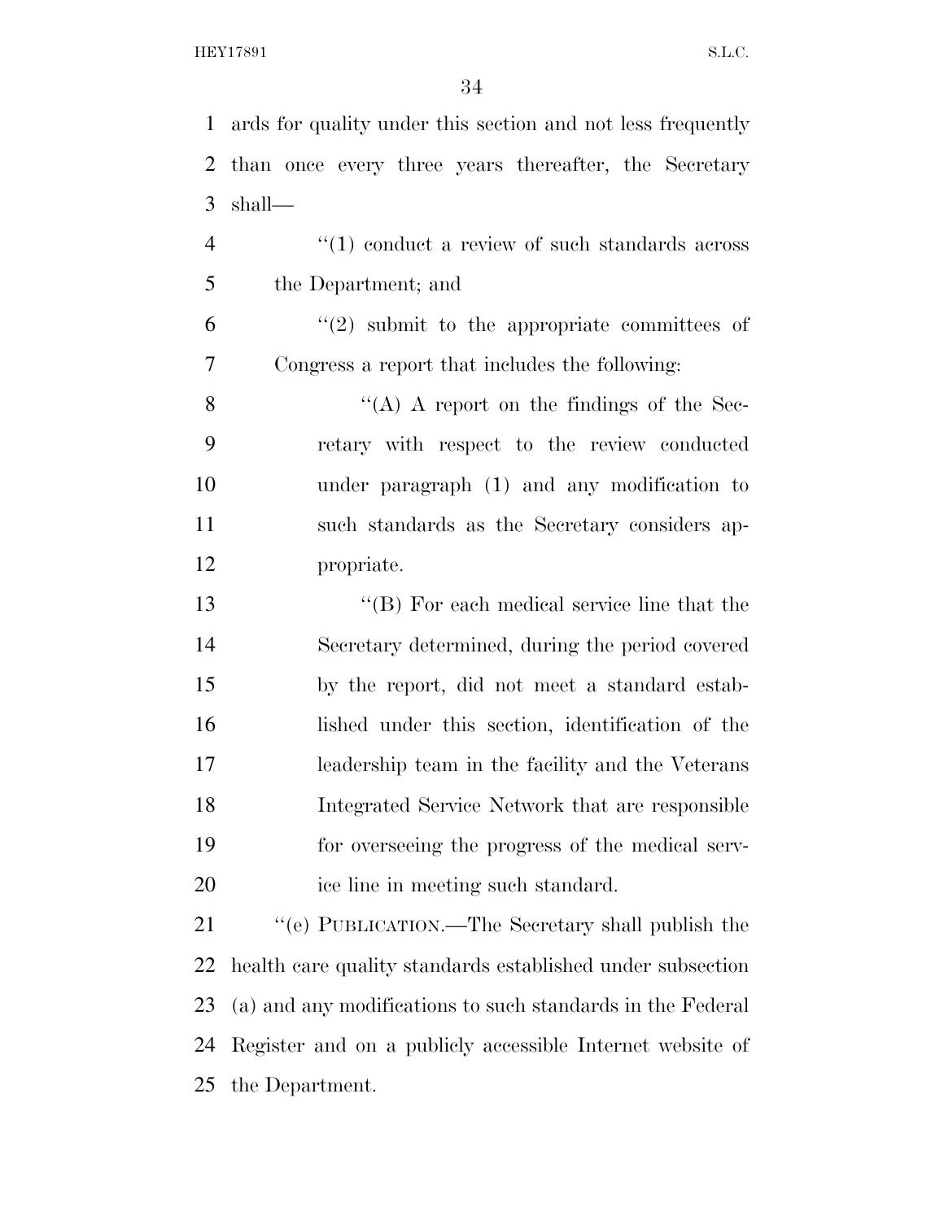ards for quality under this section and not less frequently than once every three years thereafter, the Secretary shall—

''(1) conduct a review of such standards across the Department; and

''(2) submit to the appropriate committees of Congress a report that includes the following:

''(A) A report on the findings of the Secretary with respect to the review conducted under paragraph (1) and any modification to such standards as the Secretary considers appropriate.

''(B) For each medical service line that the Secretary determined, during the period covered by the report, did not meet a standard established under this section, identification of the leadership team in the facility and the Veterans Integrated Service Network that are responsible for overseeing the progress of the medical service line in meeting such standard.

''(e) PUBLICATION.—The Secretary shall publish the health care quality standards established under subsection (a) and any modifications to such standards in the Federal Register and on a publicly accessible Internet website of the Department.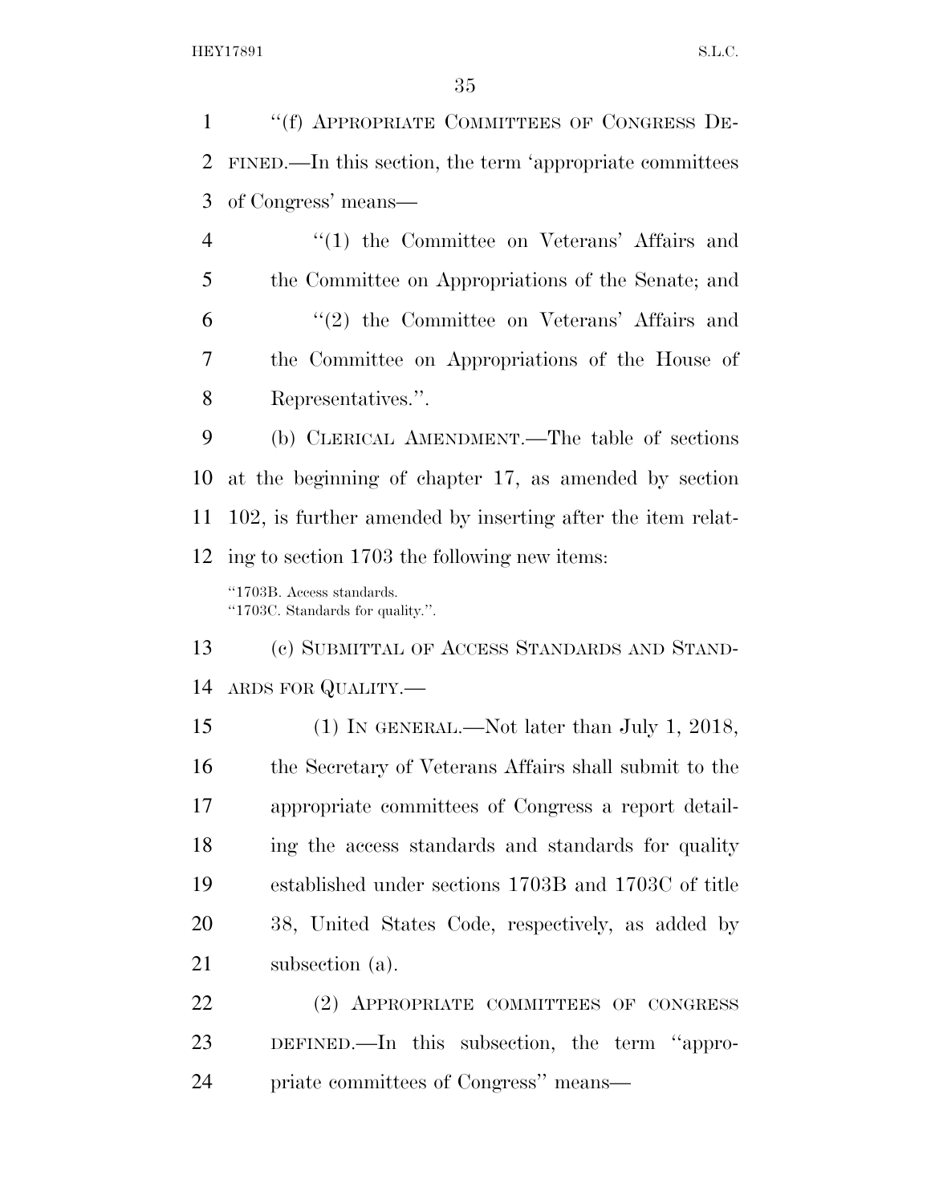"(f) APPROPRIATE COMMITTEES OF CONGRESS DEFINED.—In this section, the term 'appropriate committees of Congress' means—

"(1) the Committee on Veterans' Affairs and the Committee on Appropriations of the Senate; and

"(2) the Committee on Veterans' Affairs and the Committee on Appropriations of the House of Representatives.".

(b) CLERICAL AMENDMENT.—The table of sections at the beginning of chapter 17, as amended by section 102, is further amended by inserting after the item relating to section 1703 the following new items:

"1703B. Access standards.
"1703C. Standards for quality.".

(c) SUBMITTAL OF ACCESS STANDARDS AND STANDARDS FOR QUALITY.—

(1) IN GENERAL.—Not later than July 1, 2018, the Secretary of Veterans Affairs shall submit to the appropriate committees of Congress a report detailing the access standards and standards for quality established under sections 1703B and 1703C of title 38, United States Code, respectively, as added by subsection (a).

(2) APPROPRIATE COMMITTEES OF CONGRESS DEFINED.—In this subsection, the term "appropriate committees of Congress" means—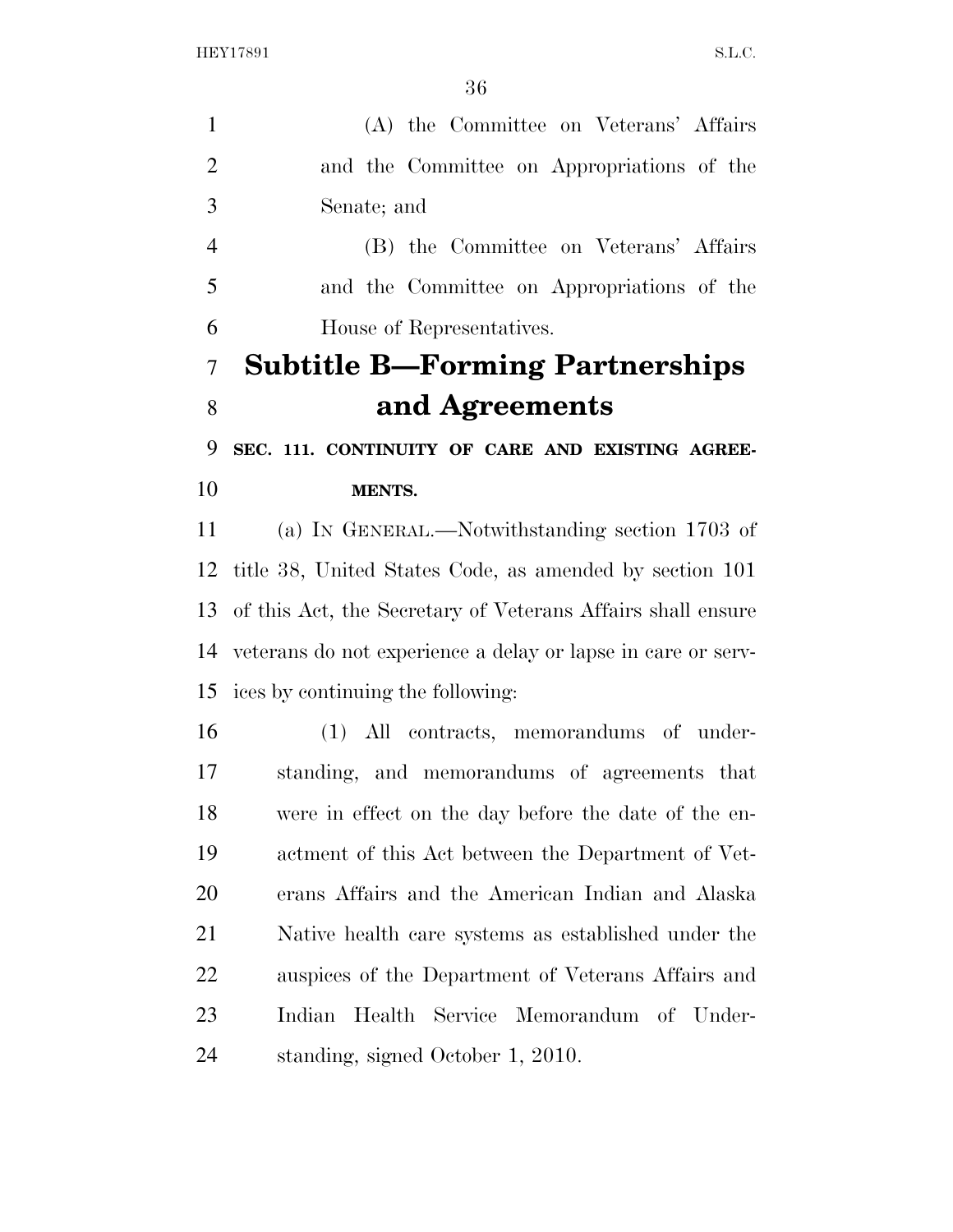(A) the Committee on Veterans' Affairs and the Committee on Appropriations of the Senate; and

(B) the Committee on Veterans' Affairs and the Committee on Appropriations of the House of Representatives.

## Subtitle B—Forming Partnerships and Agreements

### SEC. 111. CONTINUITY OF CARE AND EXISTING AGREEMENTS.

(a) IN GENERAL.—Notwithstanding section 1703 of title 38, United States Code, as amended by section 101 of this Act, the Secretary of Veterans Affairs shall ensure veterans do not experience a delay or lapse in care or services by continuing the following:

(1) All contracts, memorandums of understanding, and memorandums of agreements that were in effect on the day before the date of the enactment of this Act between the Department of Veterans Affairs and the American Indian and Alaska Native health care systems as established under the auspices of the Department of Veterans Affairs and Indian Health Service Memorandum of Understanding, signed October 1, 2010.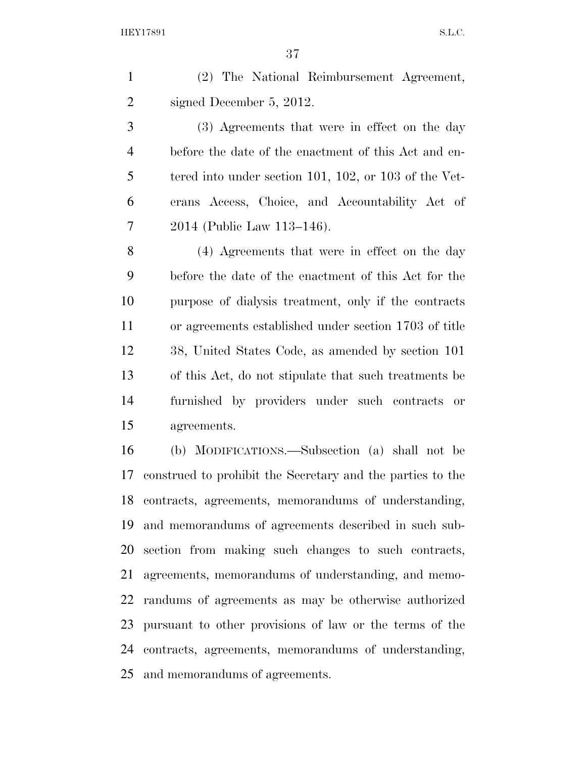(2) The National Reimbursement Agreement, signed December 5, 2012.

(3) Agreements that were in effect on the day before the date of the enactment of this Act and entered into under section 101, 102, or 103 of the Veterans Access, Choice, and Accountability Act of 2014 (Public Law 113–146).

(4) Agreements that were in effect on the day before the date of the enactment of this Act for the purpose of dialysis treatment, only if the contracts or agreements established under section 1703 of title 38, United States Code, as amended by section 101 of this Act, do not stipulate that such treatments be furnished by providers under such contracts or agreements.

(b) MODIFICATIONS.—Subsection (a) shall not be construed to prohibit the Secretary and the parties to the contracts, agreements, memorandums of understanding, and memorandums of agreements described in such subsection from making such changes to such contracts, agreements, memorandums of understanding, and memorandums of agreements as may be otherwise authorized pursuant to other provisions of law or the terms of the contracts, agreements, memorandums of understanding, and memorandums of agreements.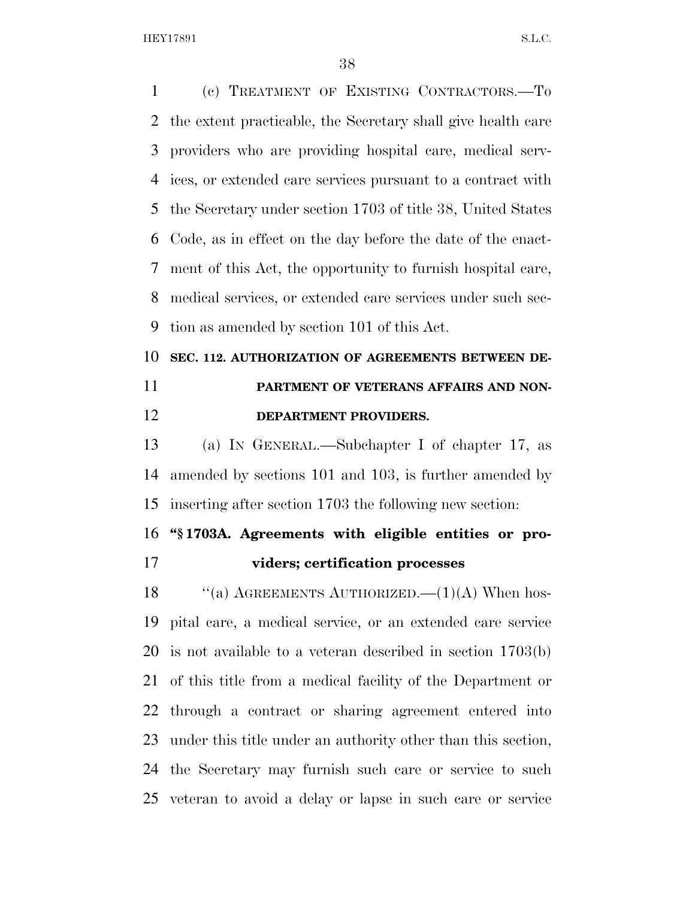(c) TREATMENT OF EXISTING CONTRACTORS.—To the extent practicable, the Secretary shall give health care providers who are providing hospital care, medical services, or extended care services pursuant to a contract with the Secretary under section 1703 of title 38, United States Code, as in effect on the day before the date of the enactment of this Act, the opportunity to furnish hospital care, medical services, or extended care services under such section as amended by section 101 of this Act.

**SEC. 112. AUTHORIZATION OF AGREEMENTS BETWEEN DEPARTMENT OF VETERANS AFFAIRS AND NON-DEPARTMENT PROVIDERS.**

(a) IN GENERAL.—Subchapter I of chapter 17, as amended by sections 101 and 103, is further amended by inserting after section 1703 the following new section:

**"§ 1703A. Agreements with eligible entities or providers; certification processes**

"(a) AGREEMENTS AUTHORIZED.—(1)(A) When hospital care, a medical service, or an extended care service is not available to a veteran described in section 1703(b) of this title from a medical facility of the Department or through a contract or sharing agreement entered into under this title under an authority other than this section, the Secretary may furnish such care or service to such veteran to avoid a delay or lapse in such care or service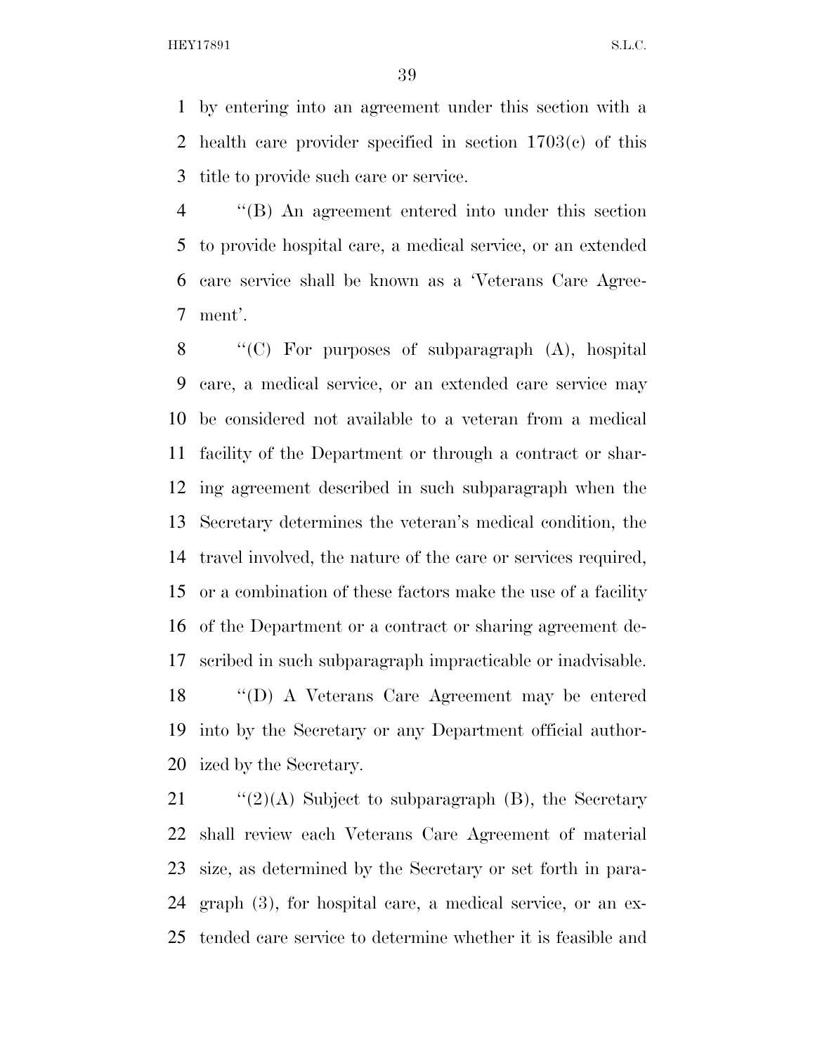by entering into an agreement under this section with a health care provider specified in section 1703(c) of this title to provide such care or service.

''(B) An agreement entered into under this section to provide hospital care, a medical service, or an extended care service shall be known as a 'Veterans Care Agreement'.

''(C) For purposes of subparagraph (A), hospital care, a medical service, or an extended care service may be considered not available to a veteran from a medical facility of the Department or through a contract or sharing agreement described in such subparagraph when the Secretary determines the veteran's medical condition, the travel involved, the nature of the care or services required, or a combination of these factors make the use of a facility of the Department or a contract or sharing agreement described in such subparagraph impracticable or inadvisable.

''(D) A Veterans Care Agreement may be entered into by the Secretary or any Department official authorized by the Secretary.

''(2)(A) Subject to subparagraph (B), the Secretary shall review each Veterans Care Agreement of material size, as determined by the Secretary or set forth in paragraph (3), for hospital care, a medical service, or an extended care service to determine whether it is feasible and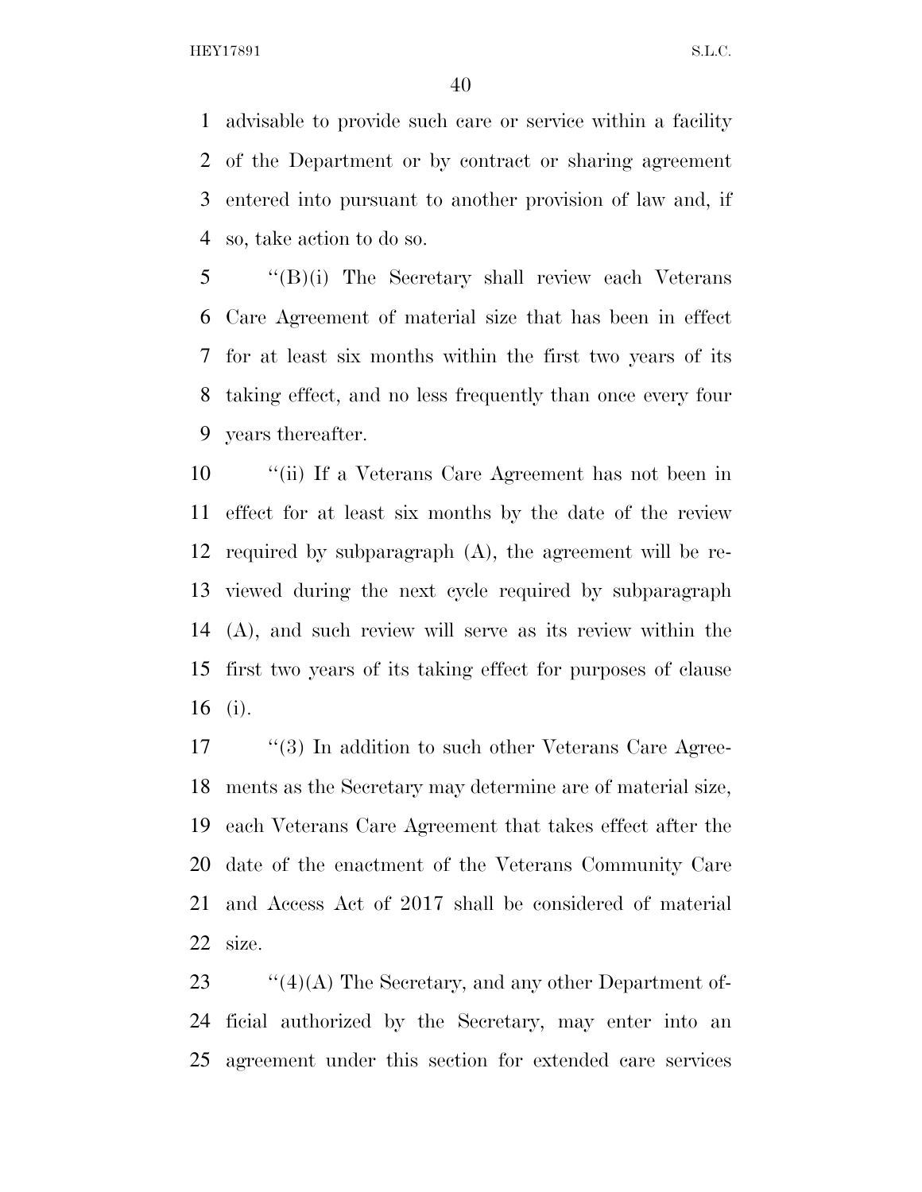advisable to provide such care or service within a facility of the Department or by contract or sharing agreement entered into pursuant to another provision of law and, if so, take action to do so.

''(B)(i) The Secretary shall review each Veterans Care Agreement of material size that has been in effect for at least six months within the first two years of its taking effect, and no less frequently than once every four years thereafter.

''(ii) If a Veterans Care Agreement has not been in effect for at least six months by the date of the review required by subparagraph (A), the agreement will be reviewed during the next cycle required by subparagraph (A), and such review will serve as its review within the first two years of its taking effect for purposes of clause (i).

''(3) In addition to such other Veterans Care Agreements as the Secretary may determine are of material size, each Veterans Care Agreement that takes effect after the date of the enactment of the Veterans Community Care and Access Act of 2017 shall be considered of material size.

''(4)(A) The Secretary, and any other Department official authorized by the Secretary, may enter into an agreement under this section for extended care services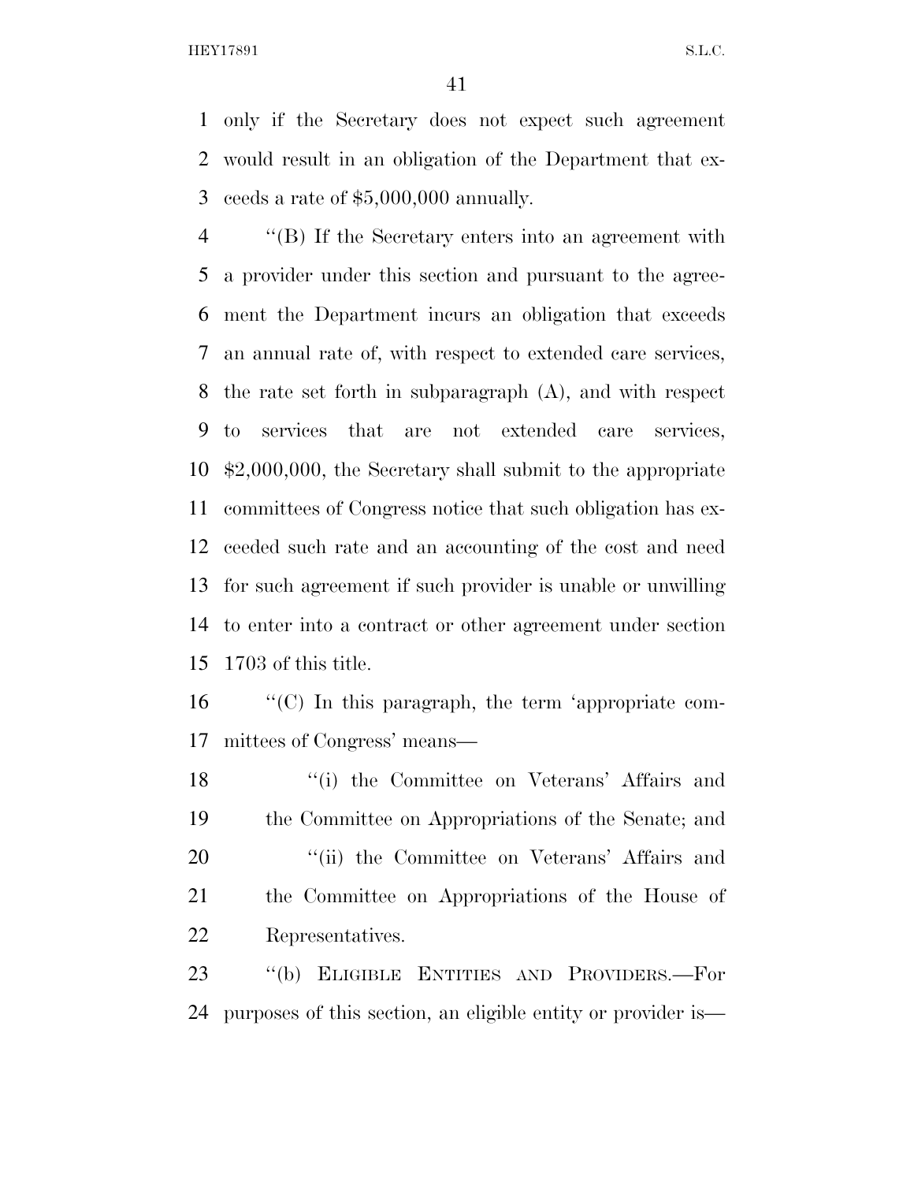only if the Secretary does not expect such agreement would result in an obligation of the Department that exceeds a rate of $5,000,000 annually.

''(B) If the Secretary enters into an agreement with a provider under this section and pursuant to the agreement the Department incurs an obligation that exceeds an annual rate of, with respect to extended care services, the rate set forth in subparagraph (A), and with respect to services that are not extended care services, $2,000,000, the Secretary shall submit to the appropriate committees of Congress notice that such obligation has exceeded such rate and an accounting of the cost and need for such agreement if such provider is unable or unwilling to enter into a contract or other agreement under section 1703 of this title.

''(C) In this paragraph, the term 'appropriate committees of Congress' means—

''(i) the Committee on Veterans' Affairs and the Committee on Appropriations of the Senate; and

''(ii) the Committee on Veterans' Affairs and the Committee on Appropriations of the House of Representatives.

''(b) ELIGIBLE ENTITIES AND PROVIDERS.—For purposes of this section, an eligible entity or provider is—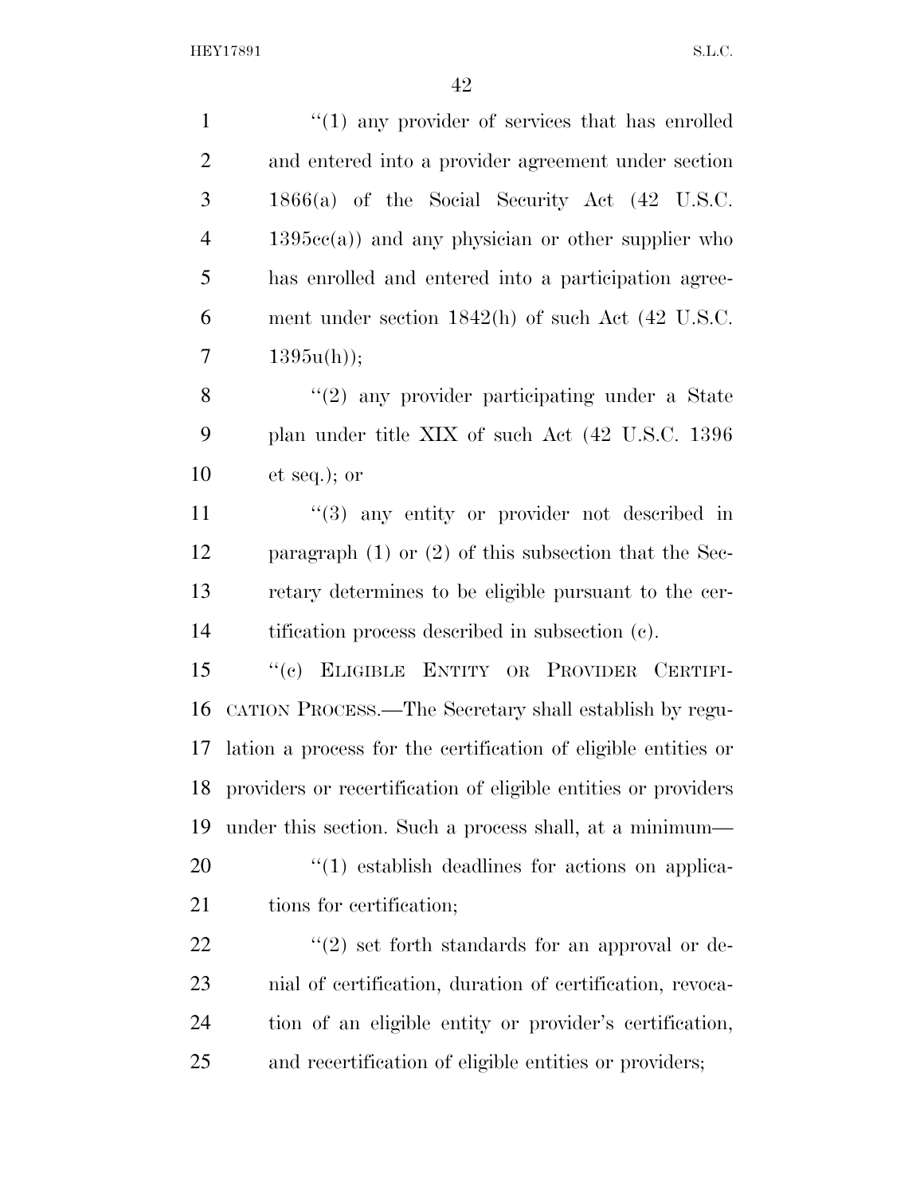"(1) any provider of services that has enrolled and entered into a provider agreement under section 1866(a) of the Social Security Act (42 U.S.C. 1395cc(a)) and any physician or other supplier who has enrolled and entered into a participation agreement under section 1842(h) of such Act (42 U.S.C. 1395u(h));

"(2) any provider participating under a State plan under title XIX of such Act (42 U.S.C. 1396 et seq.); or

"(3) any entity or provider not described in paragraph (1) or (2) of this subsection that the Secretary determines to be eligible pursuant to the certification process described in subsection (c).

"(c) ELIGIBLE ENTITY OR PROVIDER CERTIFICATION PROCESS.—The Secretary shall establish by regulation a process for the certification of eligible entities or providers or recertification of eligible entities or providers under this section. Such a process shall, at a minimum—

"(1) establish deadlines for actions on applications for certification;

"(2) set forth standards for an approval or denial of certification, duration of certification, revocation of an eligible entity or provider's certification, and recertification of eligible entities or providers;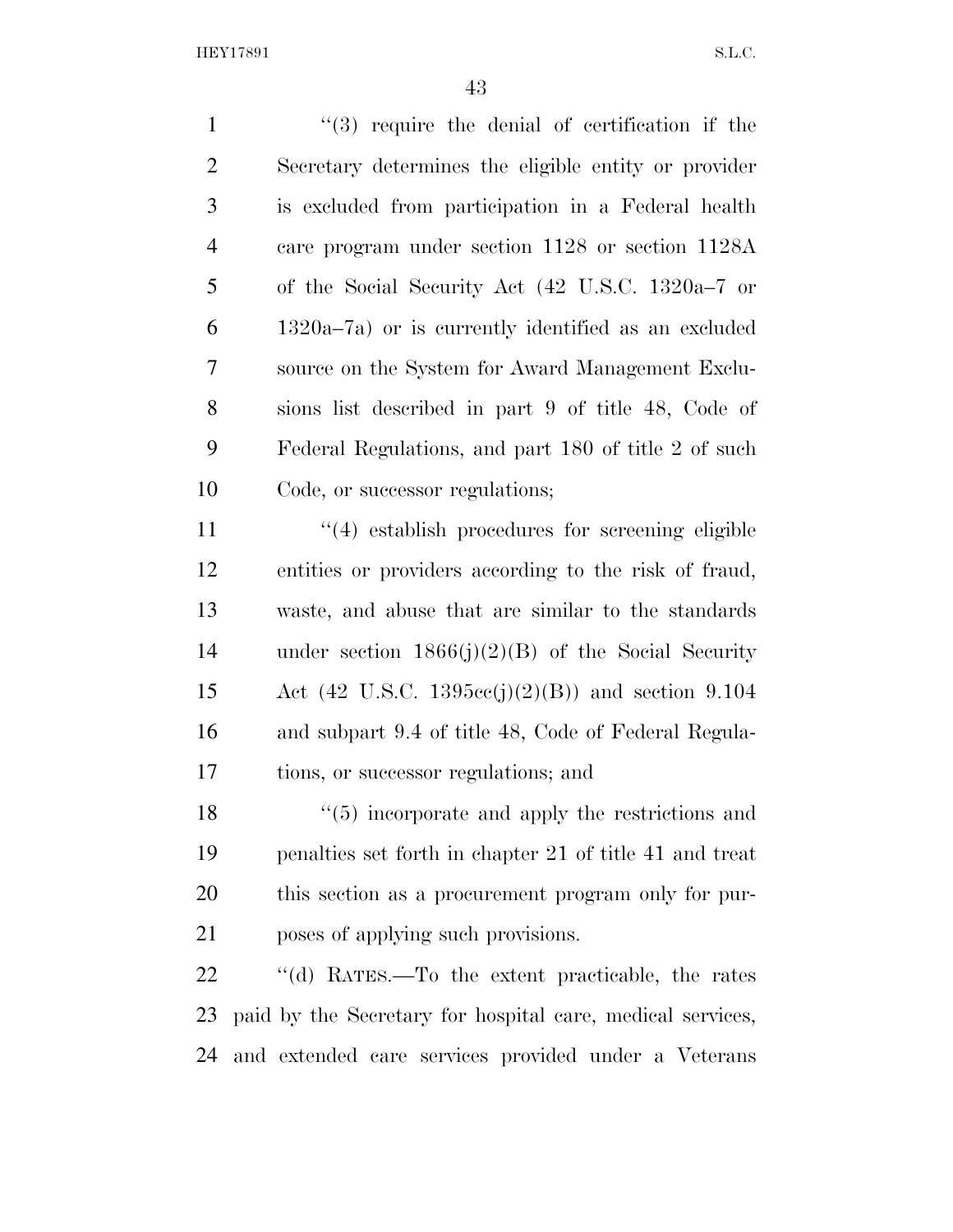''(3) require the denial of certification if the Secretary determines the eligible entity or provider is excluded from participation in a Federal health care program under section 1128 or section 1128A of the Social Security Act (42 U.S.C. 1320a–7 or 1320a–7a) or is currently identified as an excluded source on the System for Award Management Exclusions list described in part 9 of title 48, Code of Federal Regulations, and part 180 of title 2 of such Code, or successor regulations;

''(4) establish procedures for screening eligible entities or providers according to the risk of fraud, waste, and abuse that are similar to the standards under section 1866(j)(2)(B) of the Social Security Act (42 U.S.C. 1395cc(j)(2)(B)) and section 9.104 and subpart 9.4 of title 48, Code of Federal Regulations, or successor regulations; and

''(5) incorporate and apply the restrictions and penalties set forth in chapter 21 of title 41 and treat this section as a procurement program only for purposes of applying such provisions.

''(d) RATES.—To the extent practicable, the rates paid by the Secretary for hospital care, medical services, and extended care services provided under a Veterans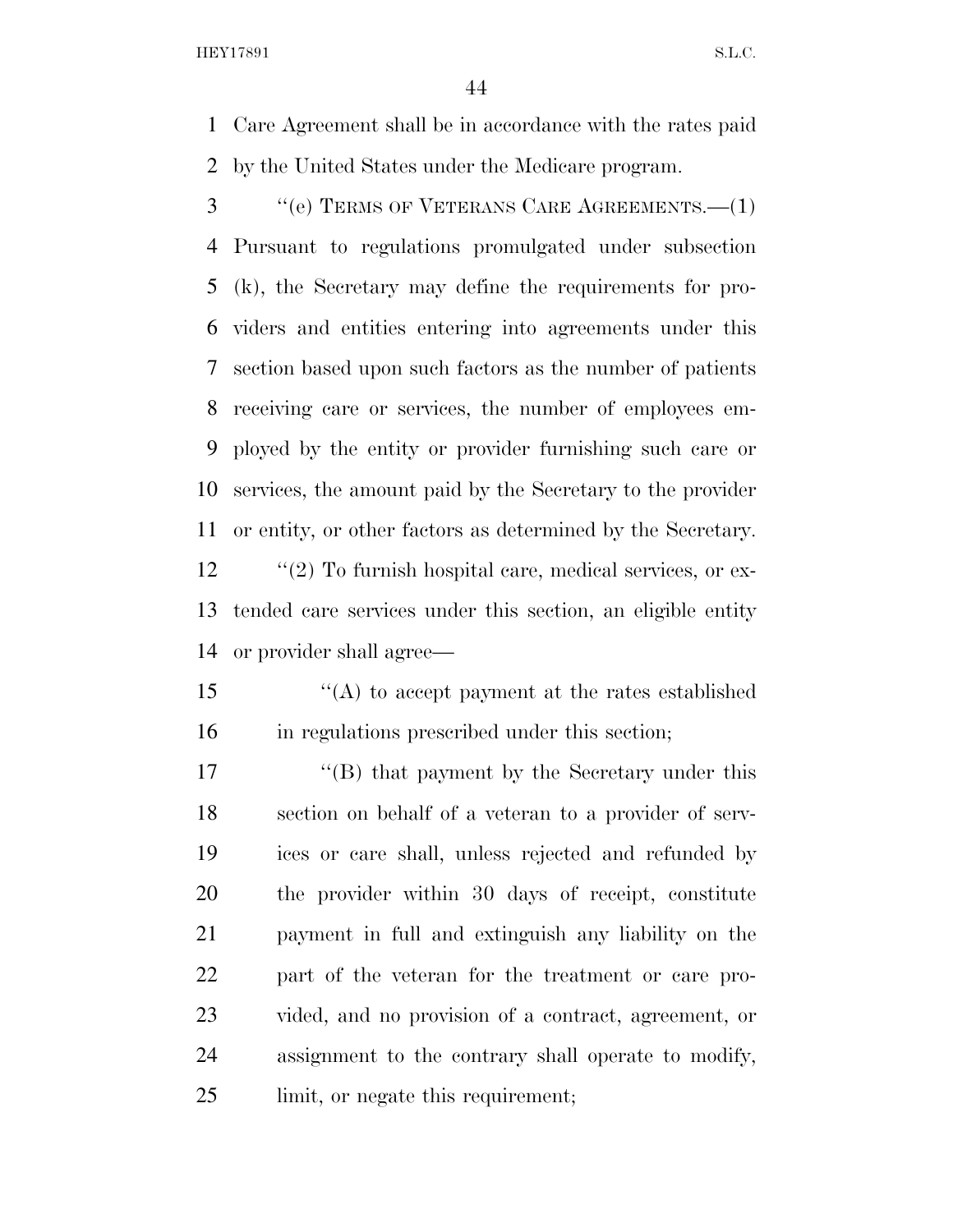Care Agreement shall be in accordance with the rates paid by the United States under the Medicare program.

''(e) TERMS OF VETERANS CARE AGREEMENTS.—(1) Pursuant to regulations promulgated under subsection (k), the Secretary may define the requirements for providers and entities entering into agreements under this section based upon such factors as the number of patients receiving care or services, the number of employees employed by the entity or provider furnishing such care or services, the amount paid by the Secretary to the provider or entity, or other factors as determined by the Secretary.

''(2) To furnish hospital care, medical services, or extended care services under this section, an eligible entity or provider shall agree—

''(A) to accept payment at the rates established in regulations prescribed under this section;

''(B) that payment by the Secretary under this section on behalf of a veteran to a provider of services or care shall, unless rejected and refunded by the provider within 30 days of receipt, constitute payment in full and extinguish any liability on the part of the veteran for the treatment or care provided, and no provision of a contract, agreement, or assignment to the contrary shall operate to modify, limit, or negate this requirement;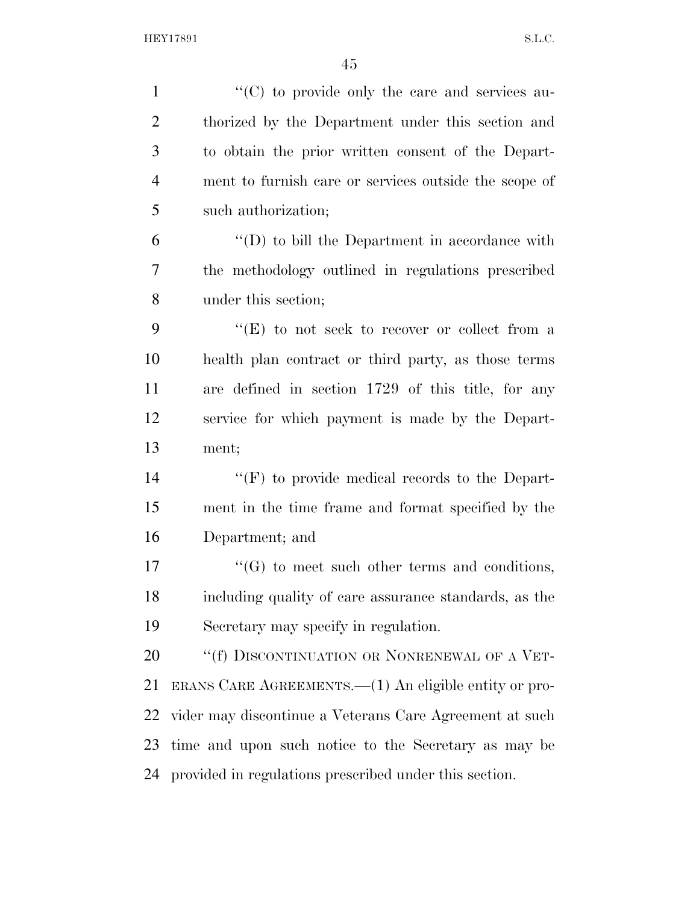''(C) to provide only the care and services authorized by the Department under this section and to obtain the prior written consent of the Department to furnish care or services outside the scope of such authorization;

''(D) to bill the Department in accordance with the methodology outlined in regulations prescribed under this section;

''(E) to not seek to recover or collect from a health plan contract or third party, as those terms are defined in section 1729 of this title, for any service for which payment is made by the Department;

''(F) to provide medical records to the Department in the time frame and format specified by the Department; and

''(G) to meet such other terms and conditions, including quality of care assurance standards, as the Secretary may specify in regulation.

''(f) DISCONTINUATION OR NONRENEWAL OF A VETERANS CARE AGREEMENTS.—(1) An eligible entity or provider may discontinue a Veterans Care Agreement at such time and upon such notice to the Secretary as may be provided in regulations prescribed under this section.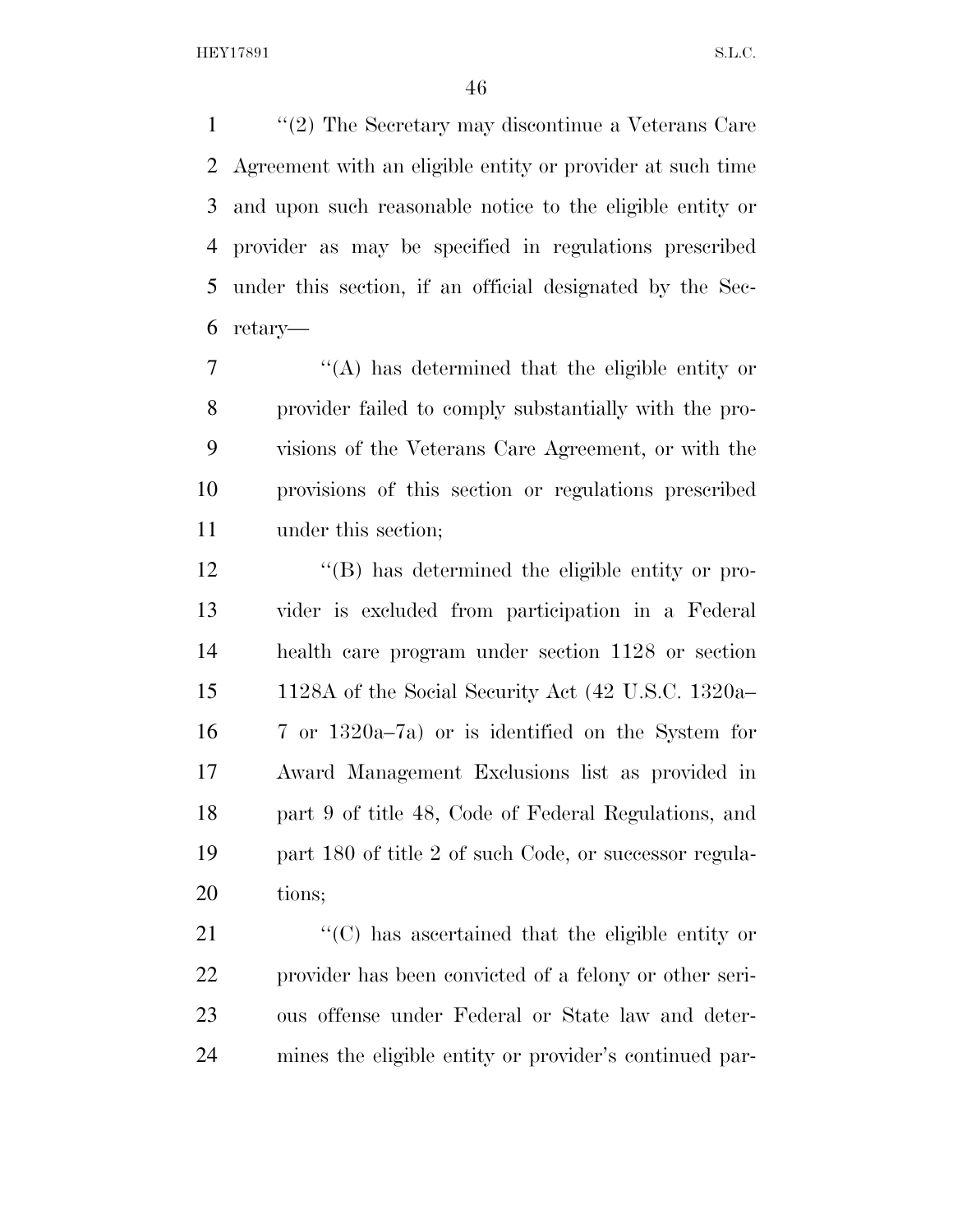"(2) The Secretary may discontinue a Veterans Care Agreement with an eligible entity or provider at such time and upon such reasonable notice to the eligible entity or provider as may be specified in regulations prescribed under this section, if an official designated by the Secretary—

"(A) has determined that the eligible entity or provider failed to comply substantially with the provisions of the Veterans Care Agreement, or with the provisions of this section or regulations prescribed under this section;

"(B) has determined the eligible entity or provider is excluded from participation in a Federal health care program under section 1128 or section 1128A of the Social Security Act (42 U.S.C. 1320a–7 or 1320a–7a) or is identified on the System for Award Management Exclusions list as provided in part 9 of title 48, Code of Federal Regulations, and part 180 of title 2 of such Code, or successor regulations;

"(C) has ascertained that the eligible entity or provider has been convicted of a felony or other serious offense under Federal or State law and determines the eligible entity or provider's continued par-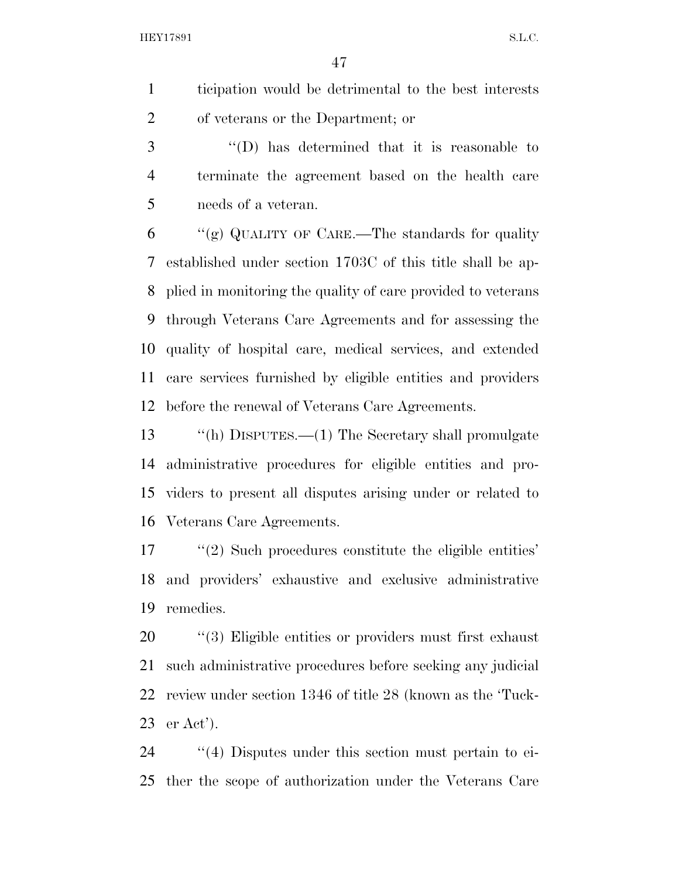ticipation would be detrimental to the best interests of veterans or the Department; or

''(D) has determined that it is reasonable to terminate the agreement based on the health care needs of a veteran.

''(g) QUALITY OF CARE.—The standards for quality established under section 1703C of this title shall be applied in monitoring the quality of care provided to veterans through Veterans Care Agreements and for assessing the quality of hospital care, medical services, and extended care services furnished by eligible entities and providers before the renewal of Veterans Care Agreements.

''(h) DISPUTES.—(1) The Secretary shall promulgate administrative procedures for eligible entities and providers to present all disputes arising under or related to Veterans Care Agreements.

''(2) Such procedures constitute the eligible entities' and providers' exhaustive and exclusive administrative remedies.

''(3) Eligible entities or providers must first exhaust such administrative procedures before seeking any judicial review under section 1346 of title 28 (known as the 'Tucker Act').

''(4) Disputes under this section must pertain to either the scope of authorization under the Veterans Care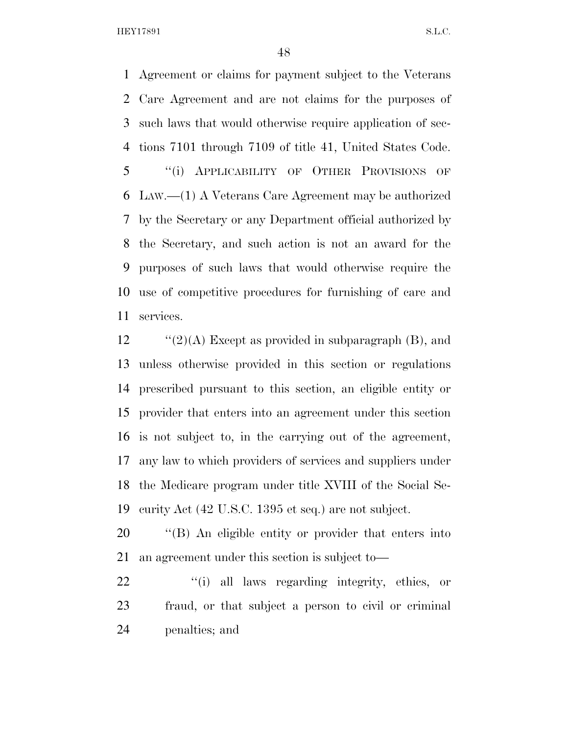Agreement or claims for payment subject to the Veterans Care Agreement and are not claims for the purposes of such laws that would otherwise require application of sections 7101 through 7109 of title 41, United States Code.

''(i) APPLICABILITY OF OTHER PROVISIONS OF LAW.—(1) A Veterans Care Agreement may be authorized by the Secretary or any Department official authorized by the Secretary, and such action is not an award for the purposes of such laws that would otherwise require the use of competitive procedures for furnishing of care and services.

''(2)(A) Except as provided in subparagraph (B), and unless otherwise provided in this section or regulations prescribed pursuant to this section, an eligible entity or provider that enters into an agreement under this section is not subject to, in the carrying out of the agreement, any law to which providers of services and suppliers under the Medicare program under title XVIII of the Social Security Act (42 U.S.C. 1395 et seq.) are not subject.

''(B) An eligible entity or provider that enters into an agreement under this section is subject to—

''(i) all laws regarding integrity, ethics, or fraud, or that subject a person to civil or criminal penalties; and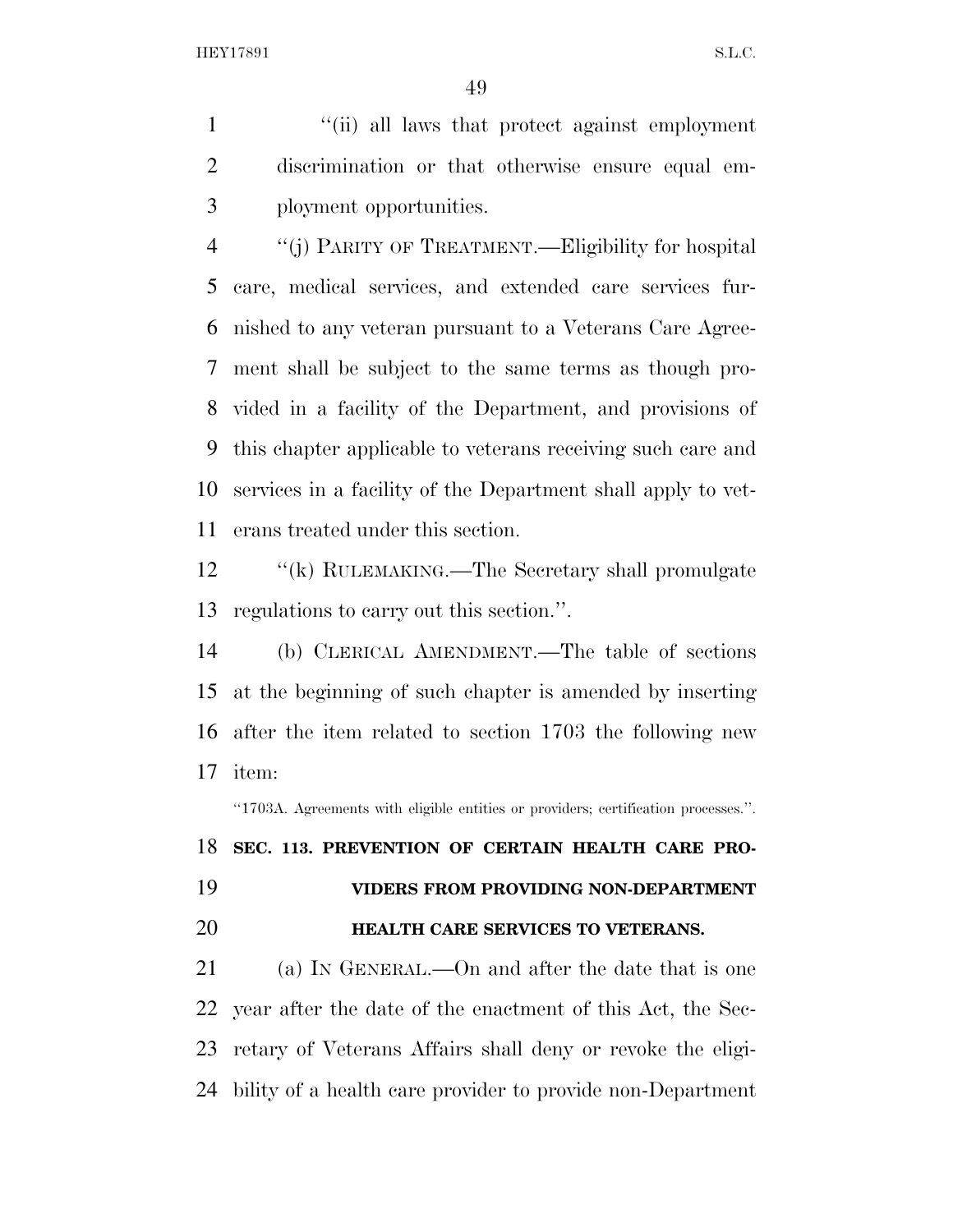"(ii) all laws that protect against employment discrimination or that otherwise ensure equal employment opportunities.

"(j) PARITY OF TREATMENT.—Eligibility for hospital care, medical services, and extended care services furnished to any veteran pursuant to a Veterans Care Agreement shall be subject to the same terms as though provided in a facility of the Department, and provisions of this chapter applicable to veterans receiving such care and services in a facility of the Department shall apply to veterans treated under this section.

"(k) RULEMAKING.—The Secretary shall promulgate regulations to carry out this section.".

(b) CLERICAL AMENDMENT.—The table of sections at the beginning of such chapter is amended by inserting after the item related to section 1703 the following new item:

"1703A. Agreements with eligible entities or providers; certification processes.".

**SEC. 113. PREVENTION OF CERTAIN HEALTH CARE PROVIDERS FROM PROVIDING NON-DEPARTMENT HEALTH CARE SERVICES TO VETERANS.**

(a) IN GENERAL.—On and after the date that is one year after the date of the enactment of this Act, the Secretary of Veterans Affairs shall deny or revoke the eligibility of a health care provider to provide non-Department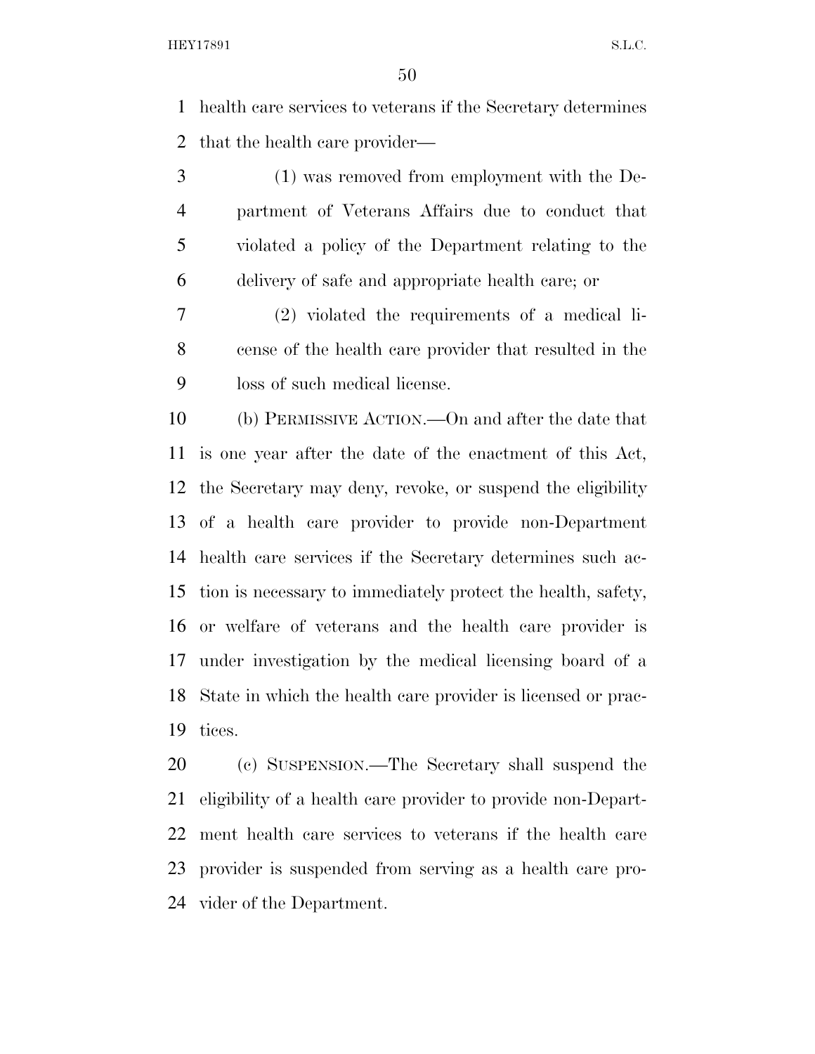health care services to veterans if the Secretary determines that the health care provider—

(1) was removed from employment with the Department of Veterans Affairs due to conduct that violated a policy of the Department relating to the delivery of safe and appropriate health care; or

(2) violated the requirements of a medical license of the health care provider that resulted in the loss of such medical license.

(b) PERMISSIVE ACTION.—On and after the date that is one year after the date of the enactment of this Act, the Secretary may deny, revoke, or suspend the eligibility of a health care provider to provide non-Department health care services if the Secretary determines such action is necessary to immediately protect the health, safety, or welfare of veterans and the health care provider is under investigation by the medical licensing board of a State in which the health care provider is licensed or practices.

(c) SUSPENSION.—The Secretary shall suspend the eligibility of a health care provider to provide non-Department health care services to veterans if the health care provider is suspended from serving as a health care provider of the Department.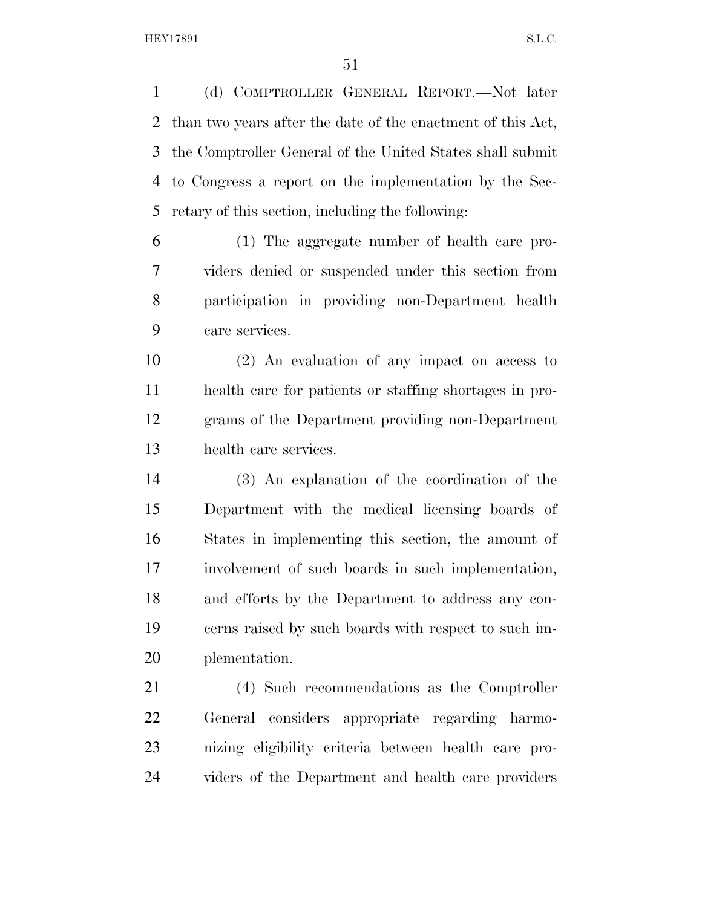(d) COMPTROLLER GENERAL REPORT.—Not later than two years after the date of the enactment of this Act, the Comptroller General of the United States shall submit to Congress a report on the implementation by the Secretary of this section, including the following:

(1) The aggregate number of health care providers denied or suspended under this section from participation in providing non-Department health care services.

(2) An evaluation of any impact on access to health care for patients or staffing shortages in programs of the Department providing non-Department health care services.

(3) An explanation of the coordination of the Department with the medical licensing boards of States in implementing this section, the amount of involvement of such boards in such implementation, and efforts by the Department to address any concerns raised by such boards with respect to such implementation.

(4) Such recommendations as the Comptroller General considers appropriate regarding harmonizing eligibility criteria between health care providers of the Department and health care providers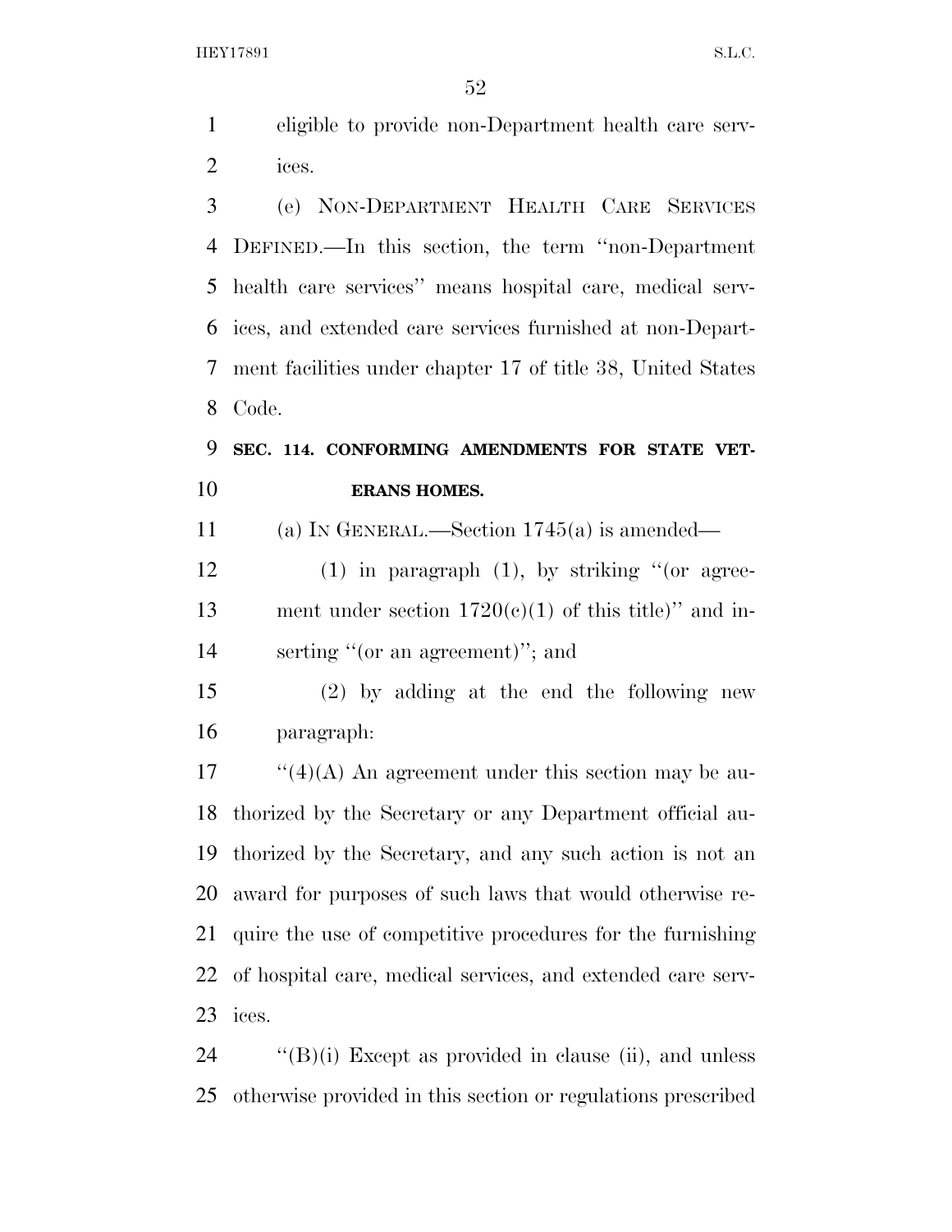eligible to provide non-Department health care services.

(e) NON-DEPARTMENT HEALTH CARE SERVICES DEFINED.—In this section, the term ''non-Department health care services'' means hospital care, medical services, and extended care services furnished at non-Department facilities under chapter 17 of title 38, United States Code.

**SEC. 114. CONFORMING AMENDMENTS FOR STATE VETERANS HOMES.**

(a) IN GENERAL.—Section 1745(a) is amended—

(1) in paragraph (1), by striking ''(or agreement under section 1720(c)(1) of this title)'' and inserting ''(or an agreement)''; and

(2) by adding at the end the following new paragraph:

''(4)(A) An agreement under this section may be authorized by the Secretary or any Department official authorized by the Secretary, and any such action is not an award for purposes of such laws that would otherwise require the use of competitive procedures for the furnishing of hospital care, medical services, and extended care services.

''(B)(i) Except as provided in clause (ii), and unless otherwise provided in this section or regulations prescribed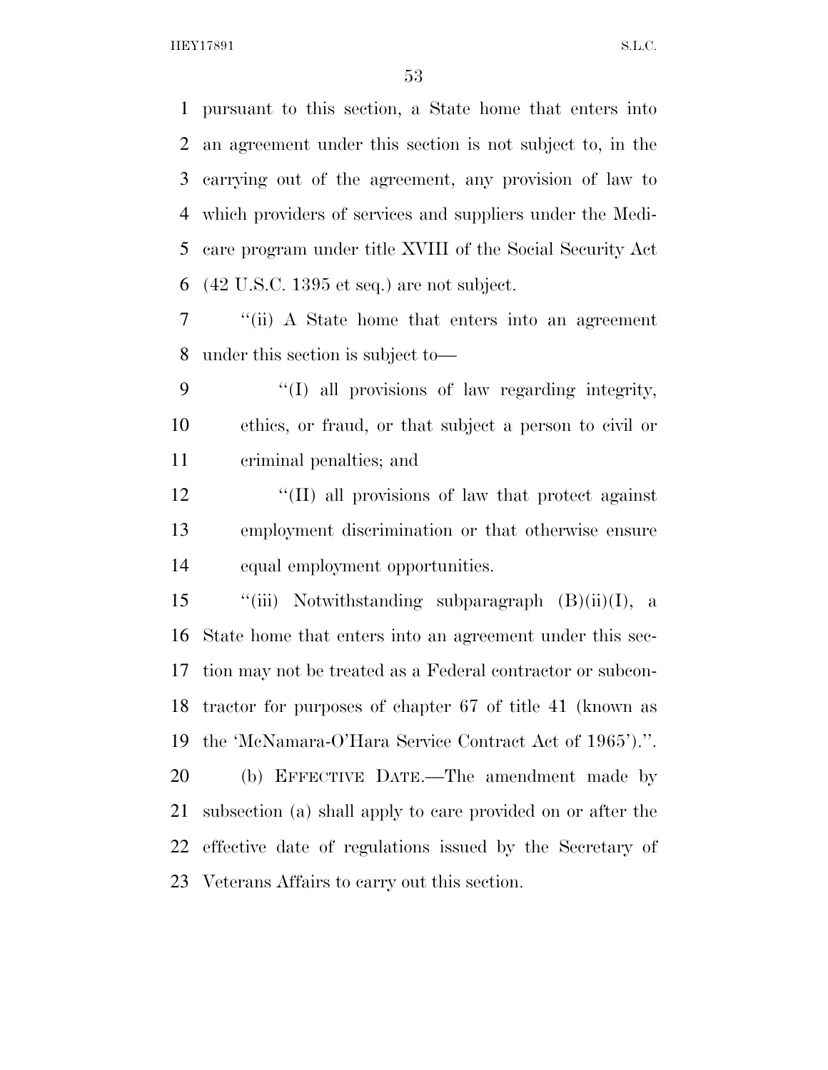pursuant to this section, a State home that enters into an agreement under this section is not subject to, in the carrying out of the agreement, any provision of law to which providers of services and suppliers under the Medicare program under title XVIII of the Social Security Act (42 U.S.C. 1395 et seq.) are not subject.

"(ii) A State home that enters into an agreement under this section is subject to—

"(I) all provisions of law regarding integrity, ethics, or fraud, or that subject a person to civil or criminal penalties; and

"(II) all provisions of law that protect against employment discrimination or that otherwise ensure equal employment opportunities.

"(iii) Notwithstanding subparagraph (B)(ii)(I), a State home that enters into an agreement under this section may not be treated as a Federal contractor or subcontractor for purposes of chapter 67 of title 41 (known as the 'McNamara-O'Hara Service Contract Act of 1965').".

(b) EFFECTIVE DATE.—The amendment made by subsection (a) shall apply to care provided on or after the effective date of regulations issued by the Secretary of Veterans Affairs to carry out this section.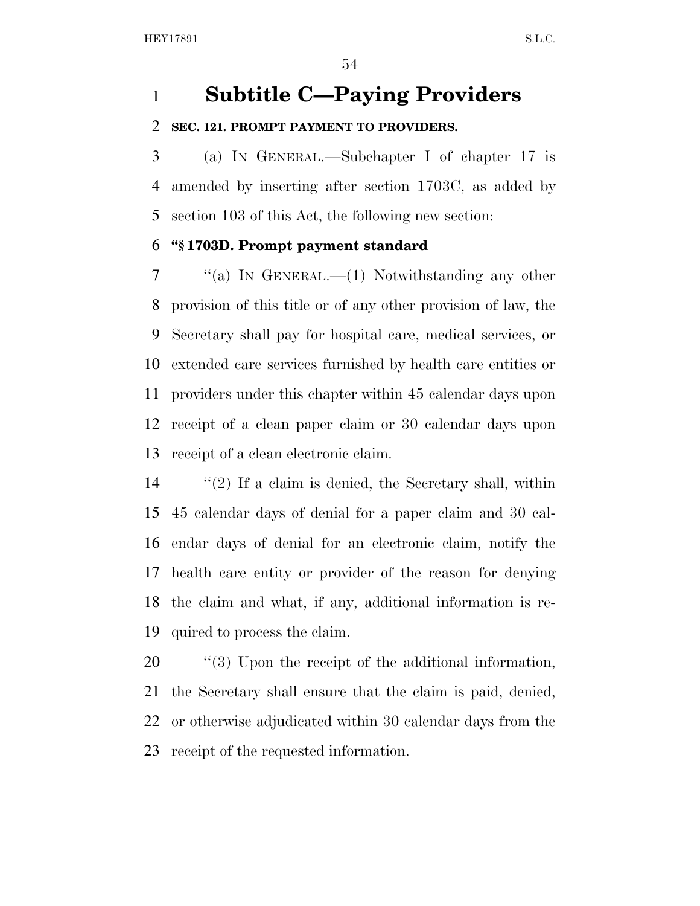# Subtitle C—Paying Providers

**SEC. 121. PROMPT PAYMENT TO PROVIDERS.**

(a) IN GENERAL.—Subchapter I of chapter 17 is amended by inserting after section 1703C, as added by section 103 of this Act, the following new section:

**"§ 1703D. Prompt payment standard**

"(a) IN GENERAL.—(1) Notwithstanding any other provision of this title or of any other provision of law, the Secretary shall pay for hospital care, medical services, or extended care services furnished by health care entities or providers under this chapter within 45 calendar days upon receipt of a clean paper claim or 30 calendar days upon receipt of a clean electronic claim.

"(2) If a claim is denied, the Secretary shall, within 45 calendar days of denial for a paper claim and 30 calendar days of denial for an electronic claim, notify the health care entity or provider of the reason for denying the claim and what, if any, additional information is required to process the claim.

"(3) Upon the receipt of the additional information, the Secretary shall ensure that the claim is paid, denied, or otherwise adjudicated within 30 calendar days from the receipt of the requested information.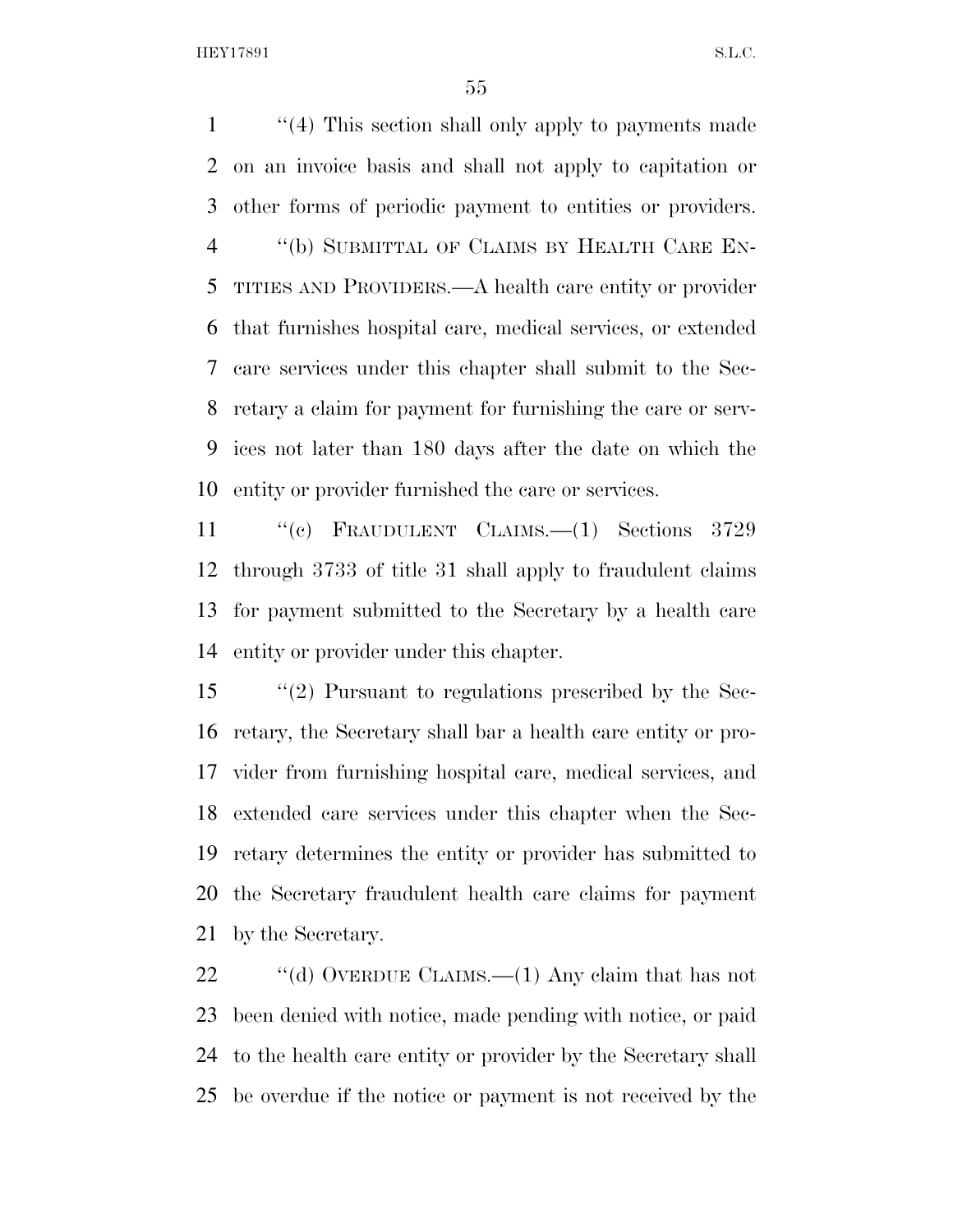''(4) This section shall only apply to payments made on an invoice basis and shall not apply to capitation or other forms of periodic payment to entities or providers.

''(b) SUBMITTAL OF CLAIMS BY HEALTH CARE ENTITIES AND PROVIDERS.—A health care entity or provider that furnishes hospital care, medical services, or extended care services under this chapter shall submit to the Secretary a claim for payment for furnishing the care or services not later than 180 days after the date on which the entity or provider furnished the care or services.

''(c) FRAUDULENT CLAIMS.—(1) Sections 3729 through 3733 of title 31 shall apply to fraudulent claims for payment submitted to the Secretary by a health care entity or provider under this chapter.

''(2) Pursuant to regulations prescribed by the Secretary, the Secretary shall bar a health care entity or provider from furnishing hospital care, medical services, and extended care services under this chapter when the Secretary determines the entity or provider has submitted to the Secretary fraudulent health care claims for payment by the Secretary.

''(d) OVERDUE CLAIMS.—(1) Any claim that has not been denied with notice, made pending with notice, or paid to the health care entity or provider by the Secretary shall be overdue if the notice or payment is not received by the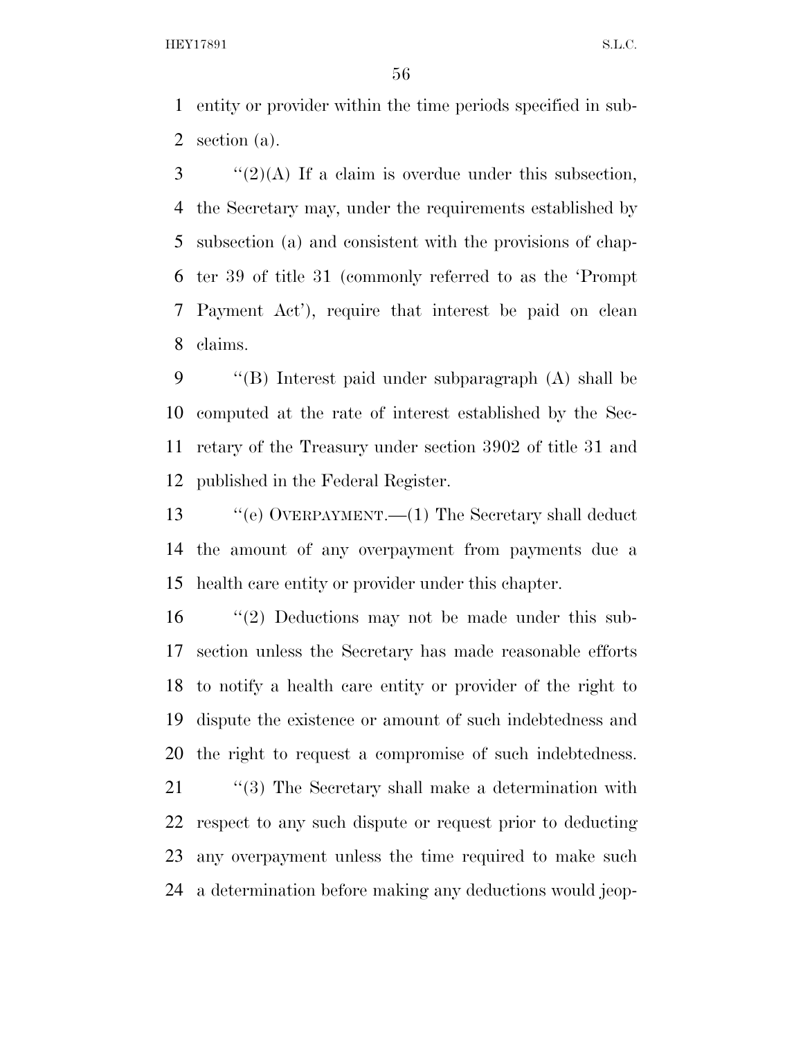entity or provider within the time periods specified in subsection (a).

"(2)(A) If a claim is overdue under this subsection, the Secretary may, under the requirements established by subsection (a) and consistent with the provisions of chapter 39 of title 31 (commonly referred to as the 'Prompt Payment Act'), require that interest be paid on clean claims.

"(B) Interest paid under subparagraph (A) shall be computed at the rate of interest established by the Secretary of the Treasury under section 3902 of title 31 and published in the Federal Register.

"(e) OVERPAYMENT.—(1) The Secretary shall deduct the amount of any overpayment from payments due a health care entity or provider under this chapter.

"(2) Deductions may not be made under this subsection unless the Secretary has made reasonable efforts to notify a health care entity or provider of the right to dispute the existence or amount of such indebtedness and the right to request a compromise of such indebtedness.

"(3) The Secretary shall make a determination with respect to any such dispute or request prior to deducting any overpayment unless the time required to make such a determination before making any deductions would jeop-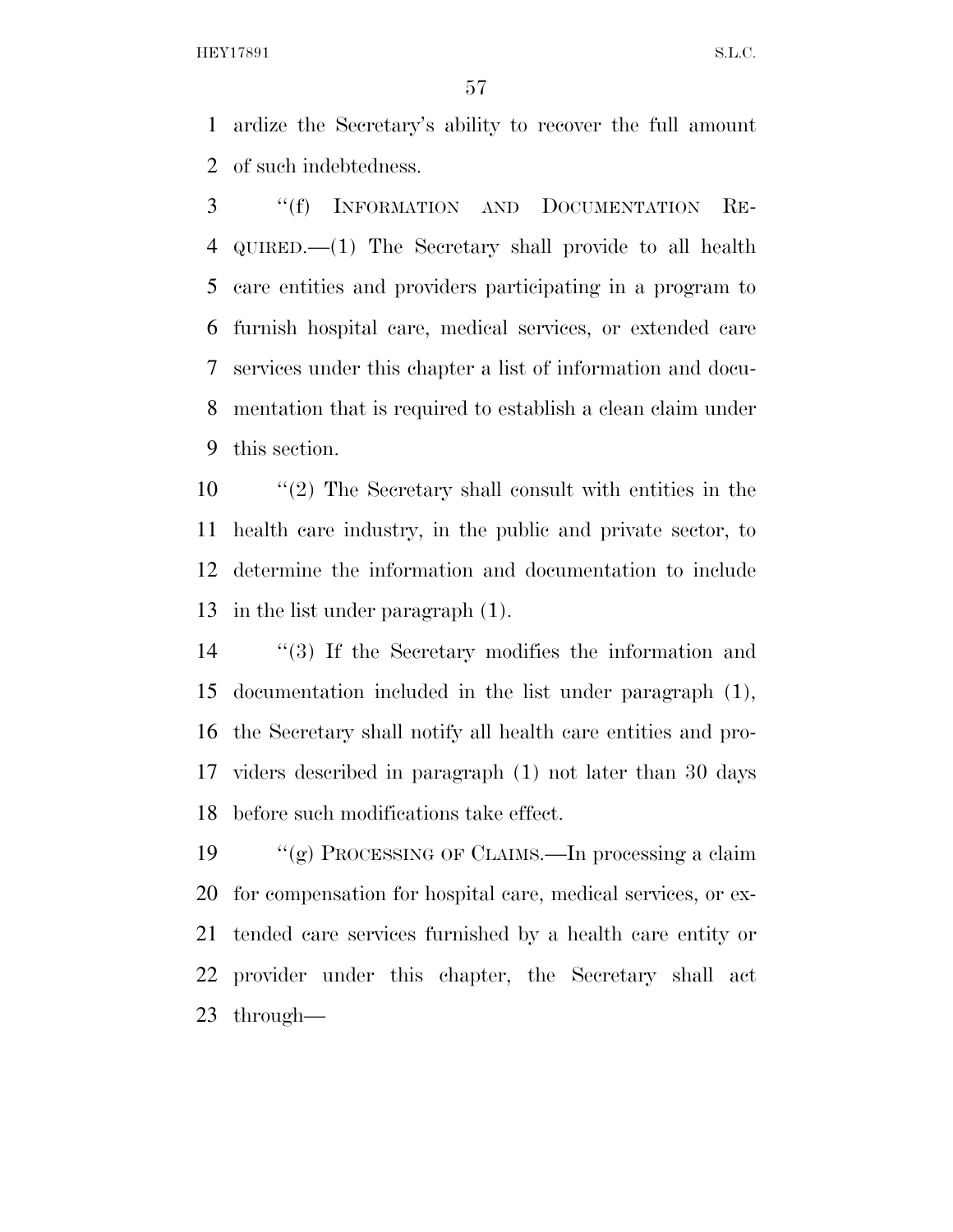ardize the Secretary's ability to recover the full amount of such indebtedness.

"(f) INFORMATION AND DOCUMENTATION REQUIRED.—(1) The Secretary shall provide to all health care entities and providers participating in a program to furnish hospital care, medical services, or extended care services under this chapter a list of information and documentation that is required to establish a clean claim under this section.

"(2) The Secretary shall consult with entities in the health care industry, in the public and private sector, to determine the information and documentation to include in the list under paragraph (1).

"(3) If the Secretary modifies the information and documentation included in the list under paragraph (1), the Secretary shall notify all health care entities and providers described in paragraph (1) not later than 30 days before such modifications take effect.

"(g) PROCESSING OF CLAIMS.—In processing a claim for compensation for hospital care, medical services, or extended care services furnished by a health care entity or provider under this chapter, the Secretary shall act through—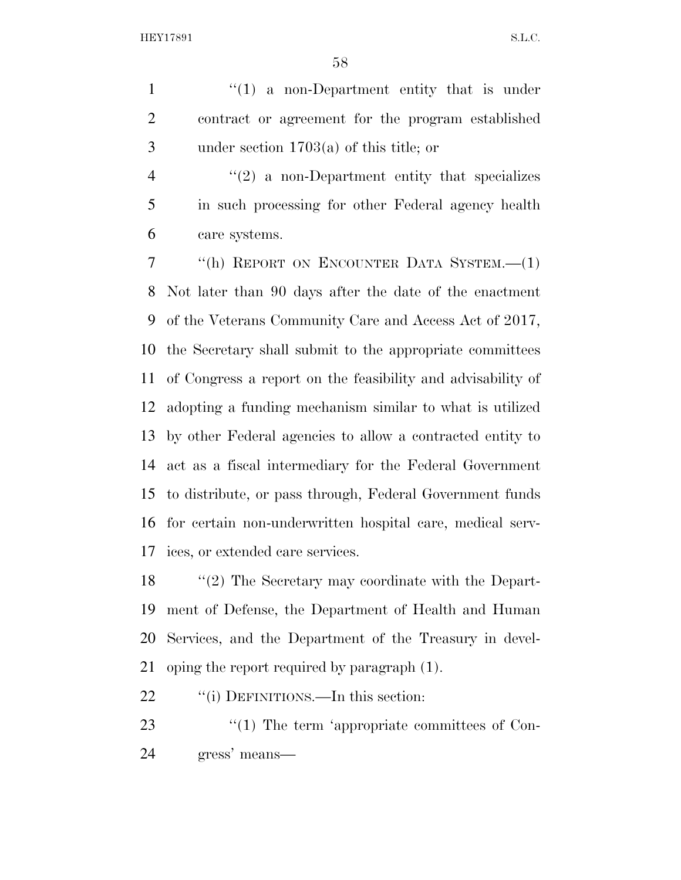"(1) a non-Department entity that is under contract or agreement for the program established under section 1703(a) of this title; or

"(2) a non-Department entity that specializes in such processing for other Federal agency health care systems.

"(h) REPORT ON ENCOUNTER DATA SYSTEM.—(1) Not later than 90 days after the date of the enactment of the Veterans Community Care and Access Act of 2017, the Secretary shall submit to the appropriate committees of Congress a report on the feasibility and advisability of adopting a funding mechanism similar to what is utilized by other Federal agencies to allow a contracted entity to act as a fiscal intermediary for the Federal Government to distribute, or pass through, Federal Government funds for certain non-underwritten hospital care, medical services, or extended care services.

"(2) The Secretary may coordinate with the Department of Defense, the Department of Health and Human Services, and the Department of the Treasury in developing the report required by paragraph (1).

"(i) DEFINITIONS.—In this section:

"(1) The term 'appropriate committees of Congress' means—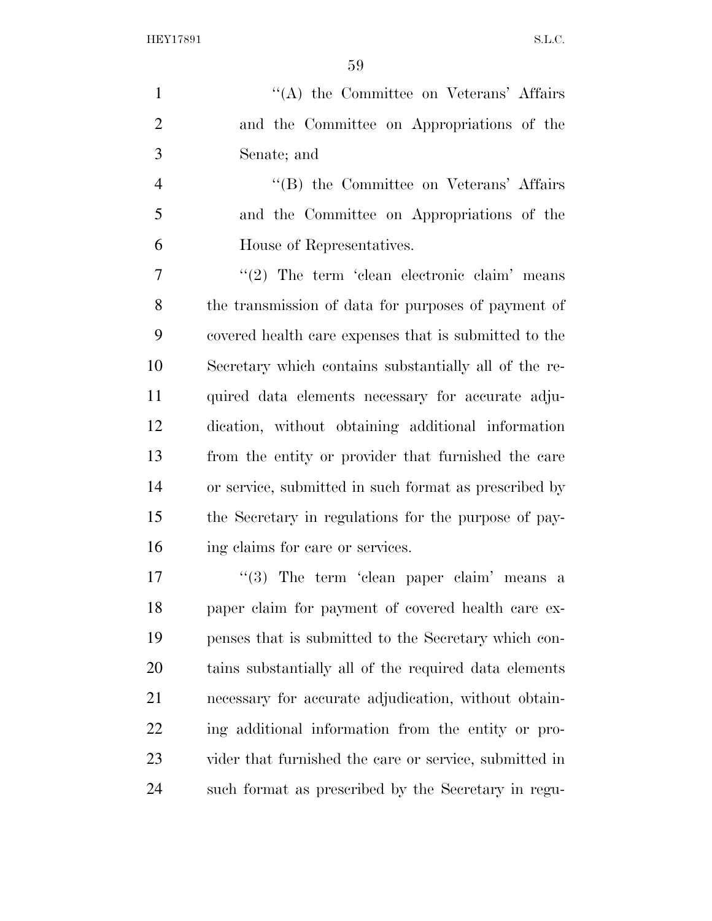"(A) the Committee on Veterans' Affairs and the Committee on Appropriations of the Senate; and

"(B) the Committee on Veterans' Affairs and the Committee on Appropriations of the House of Representatives.

"(2) The term 'clean electronic claim' means the transmission of data for purposes of payment of covered health care expenses that is submitted to the Secretary which contains substantially all of the required data elements necessary for accurate adjudication, without obtaining additional information from the entity or provider that furnished the care or service, submitted in such format as prescribed by the Secretary in regulations for the purpose of paying claims for care or services.

"(3) The term 'clean paper claim' means a paper claim for payment of covered health care expenses that is submitted to the Secretary which contains substantially all of the required data elements necessary for accurate adjudication, without obtaining additional information from the entity or provider that furnished the care or service, submitted in such format as prescribed by the Secretary in regu-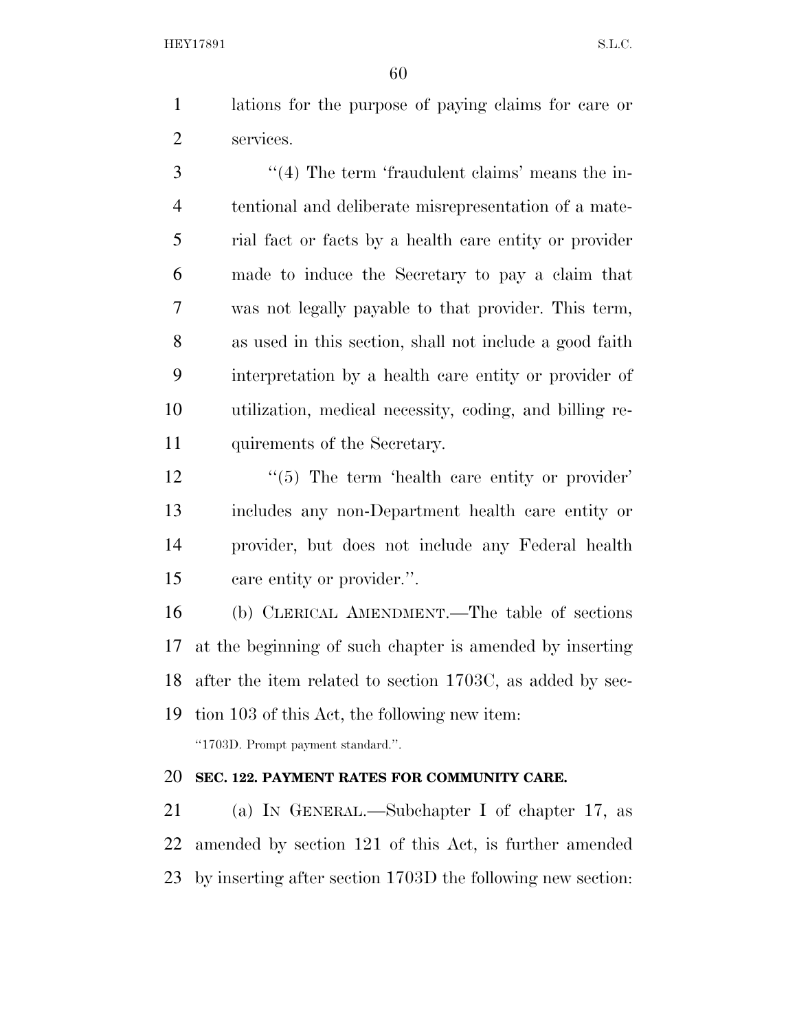lations for the purpose of paying claims for care or services.

"(4) The term 'fraudulent claims' means the intentional and deliberate misrepresentation of a material fact or facts by a health care entity or provider made to induce the Secretary to pay a claim that was not legally payable to that provider. This term, as used in this section, shall not include a good faith interpretation by a health care entity or provider of utilization, medical necessity, coding, and billing requirements of the Secretary.

"(5) The term 'health care entity or provider' includes any non-Department health care entity or provider, but does not include any Federal health care entity or provider.".

(b) CLERICAL AMENDMENT.—The table of sections at the beginning of such chapter is amended by inserting after the item related to section 1703C, as added by section 103 of this Act, the following new item:

"1703D. Prompt payment standard.".

**SEC. 122. PAYMENT RATES FOR COMMUNITY CARE.**

(a) IN GENERAL.—Subchapter I of chapter 17, as amended by section 121 of this Act, is further amended by inserting after section 1703D the following new section: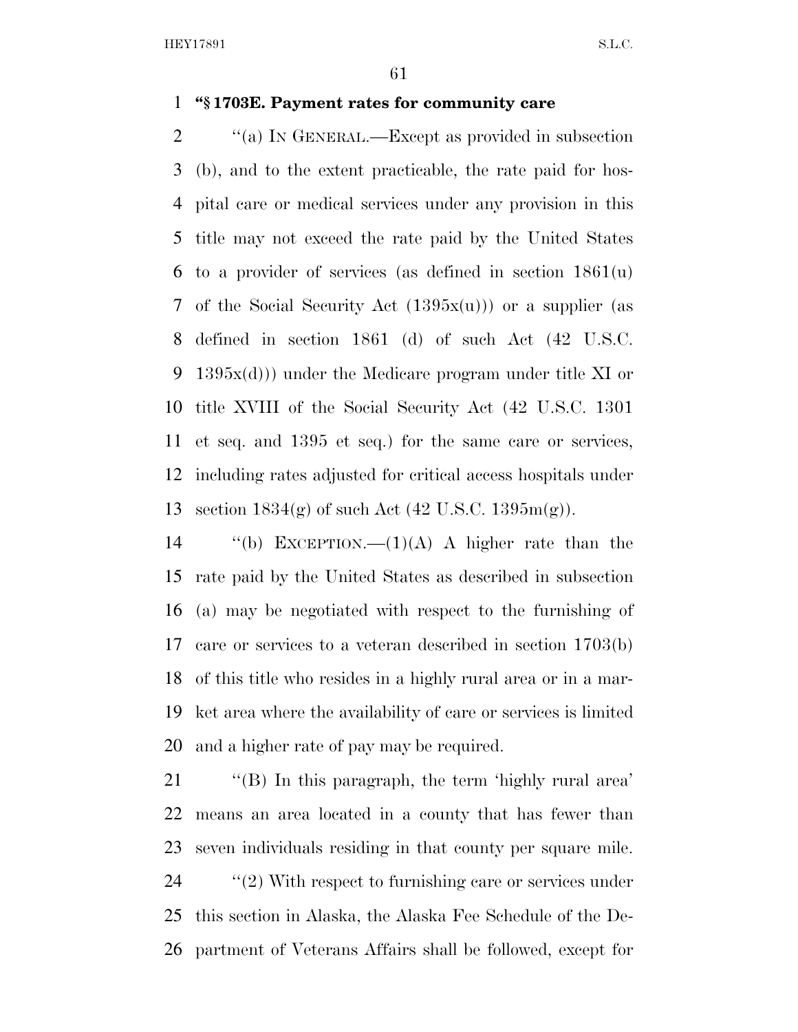**"§ 1703E. Payment rates for community care**

"(a) IN GENERAL.—Except as provided in subsection (b), and to the extent practicable, the rate paid for hospital care or medical services under any provision in this title may not exceed the rate paid by the United States to a provider of services (as defined in section 1861(u) of the Social Security Act (1395x(u))) or a supplier (as defined in section 1861 (d) of such Act (42 U.S.C. 1395x(d))) under the Medicare program under title XI or title XVIII of the Social Security Act (42 U.S.C. 1301 et seq. and 1395 et seq.) for the same care or services, including rates adjusted for critical access hospitals under section 1834(g) of such Act (42 U.S.C. 1395m(g)).

"(b) EXCEPTION.—(1)(A) A higher rate than the rate paid by the United States as described in subsection (a) may be negotiated with respect to the furnishing of care or services to a veteran described in section 1703(b) of this title who resides in a highly rural area or in a market area where the availability of care or services is limited and a higher rate of pay may be required.

"(B) In this paragraph, the term 'highly rural area' means an area located in a county that has fewer than seven individuals residing in that county per square mile.

"(2) With respect to furnishing care or services under this section in Alaska, the Alaska Fee Schedule of the Department of Veterans Affairs shall be followed, except for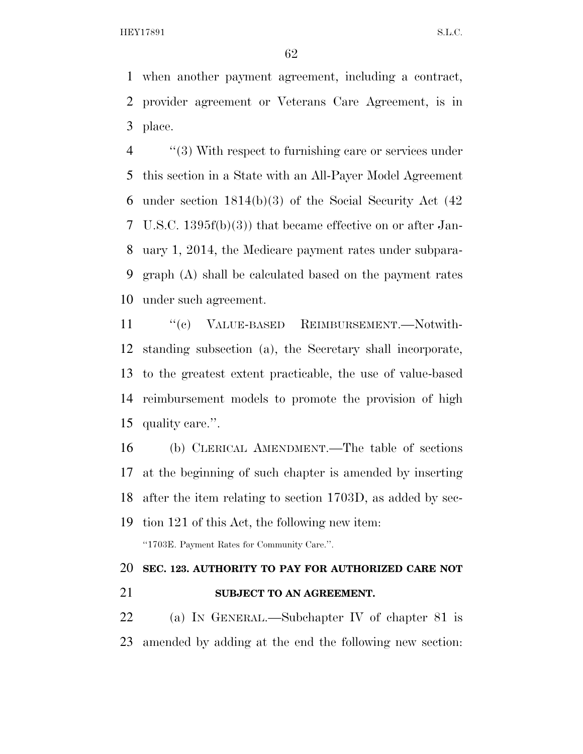when another payment agreement, including a contract, provider agreement or Veterans Care Agreement, is in place.

"(3) With respect to furnishing care or services under this section in a State with an All-Payer Model Agreement under section 1814(b)(3) of the Social Security Act (42 U.S.C. 1395f(b)(3)) that became effective on or after January 1, 2014, the Medicare payment rates under subparagraph (A) shall be calculated based on the payment rates under such agreement.

"(c) VALUE-BASED REIMBURSEMENT.—Notwithstanding subsection (a), the Secretary shall incorporate, to the greatest extent practicable, the use of value-based reimbursement models to promote the provision of high quality care.".

(b) CLERICAL AMENDMENT.—The table of sections at the beginning of such chapter is amended by inserting after the item relating to section 1703D, as added by section 121 of this Act, the following new item:

"1703E. Payment Rates for Community Care.".

## SEC. 123. AUTHORITY TO PAY FOR AUTHORIZED CARE NOT SUBJECT TO AN AGREEMENT.

(a) IN GENERAL.—Subchapter IV of chapter 81 is amended by adding at the end the following new section: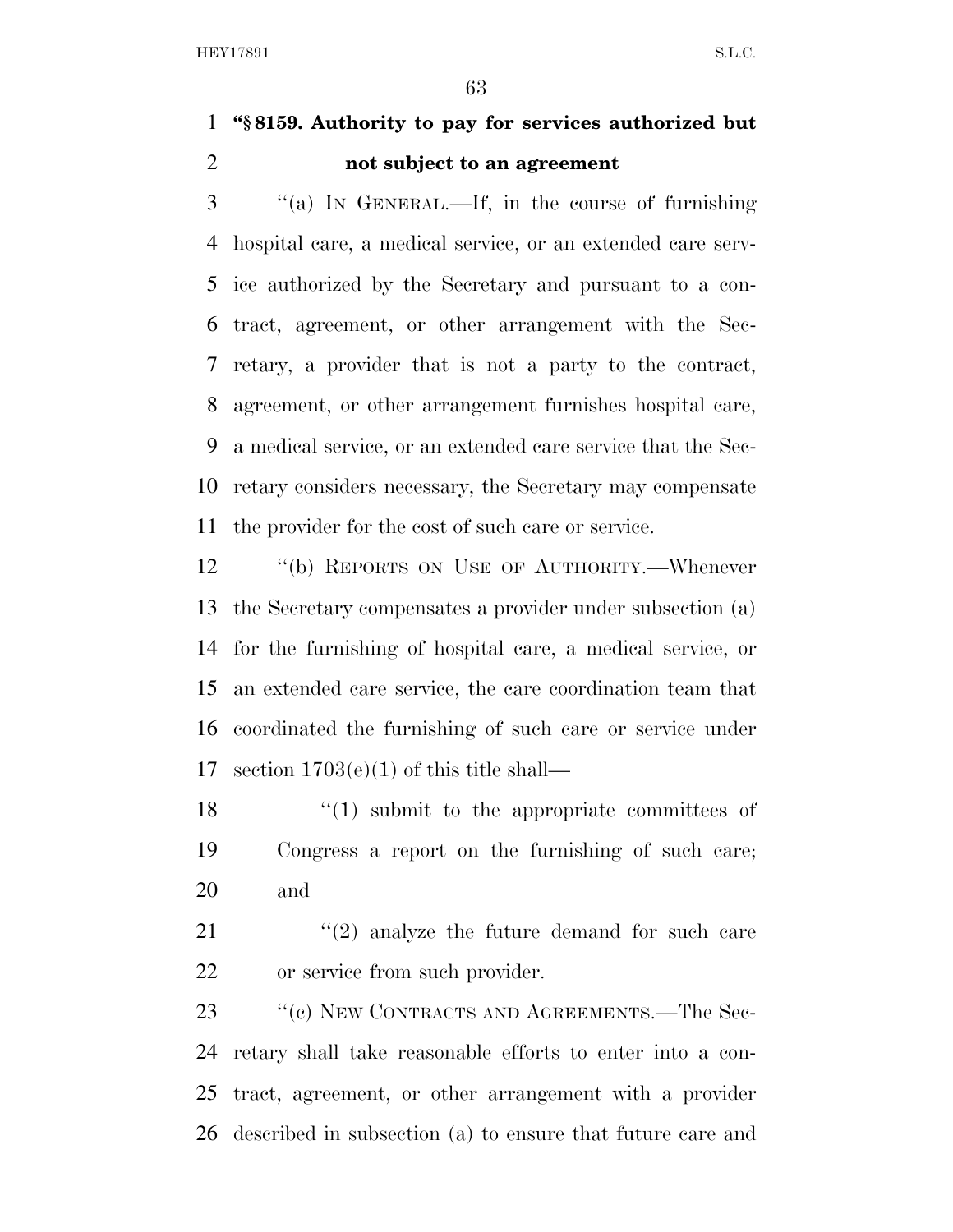**"§ 8159. Authority to pay for services authorized but not subject to an agreement**

"(a) IN GENERAL.—If, in the course of furnishing hospital care, a medical service, or an extended care service authorized by the Secretary and pursuant to a contract, agreement, or other arrangement with the Secretary, a provider that is not a party to the contract, agreement, or other arrangement furnishes hospital care, a medical service, or an extended care service that the Secretary considers necessary, the Secretary may compensate the provider for the cost of such care or service.

"(b) REPORTS ON USE OF AUTHORITY.—Whenever the Secretary compensates a provider under subsection (a) for the furnishing of hospital care, a medical service, or an extended care service, the care coordination team that coordinated the furnishing of such care or service under section 1703(e)(1) of this title shall—

"(1) submit to the appropriate committees of Congress a report on the furnishing of such care; and

"(2) analyze the future demand for such care or service from such provider.

"(c) NEW CONTRACTS AND AGREEMENTS.—The Secretary shall take reasonable efforts to enter into a contract, agreement, or other arrangement with a provider described in subsection (a) to ensure that future care and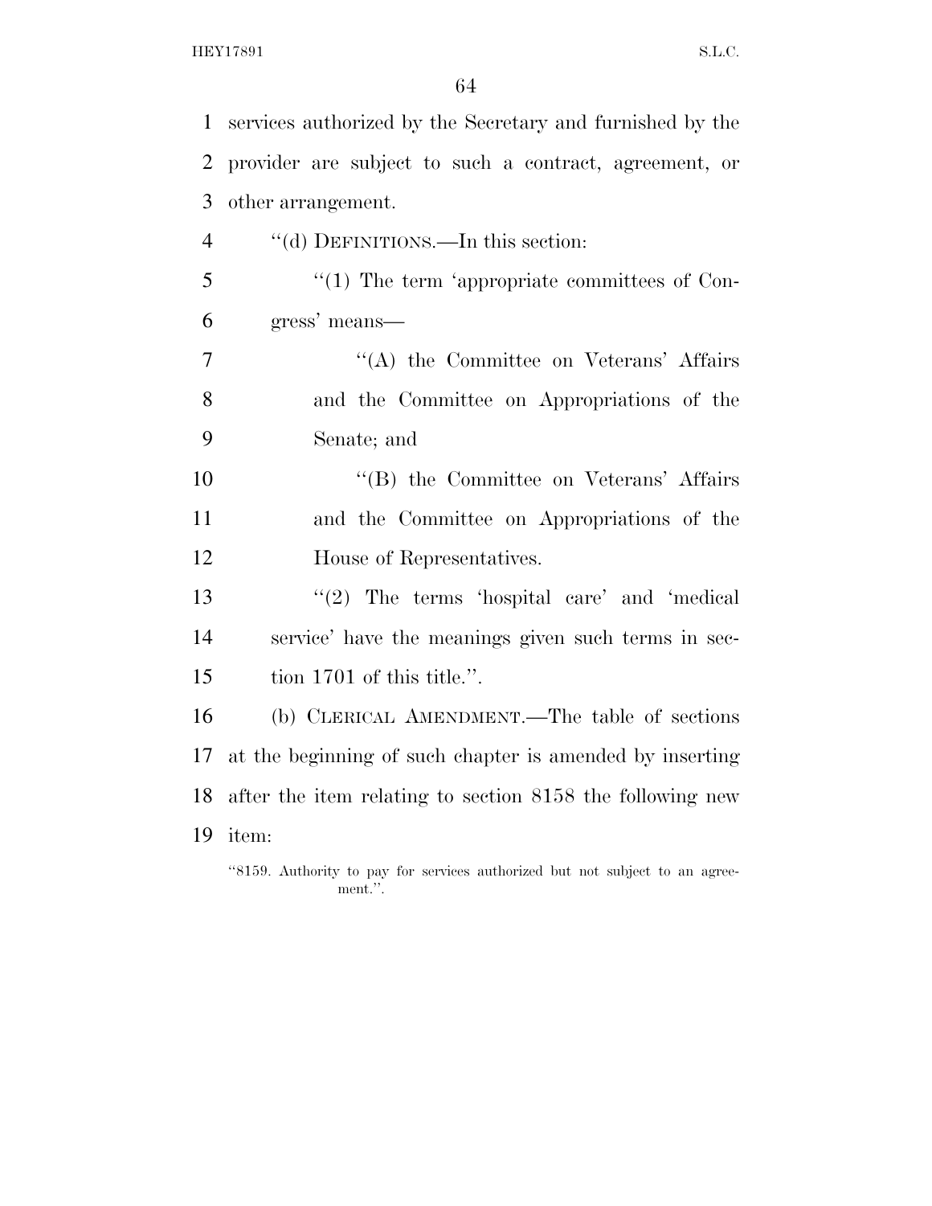services authorized by the Secretary and furnished by the provider are subject to such a contract, agreement, or other arrangement.

"(d) DEFINITIONS.—In this section:

"(1) The term 'appropriate committees of Congress' means—

"(A) the Committee on Veterans' Affairs and the Committee on Appropriations of the Senate; and

"(B) the Committee on Veterans' Affairs and the Committee on Appropriations of the House of Representatives.

"(2) The terms 'hospital care' and 'medical service' have the meanings given such terms in section 1701 of this title.".

(b) CLERICAL AMENDMENT.—The table of sections at the beginning of such chapter is amended by inserting after the item relating to section 8158 the following new item:

"8159. Authority to pay for services authorized but not subject to an agreement.".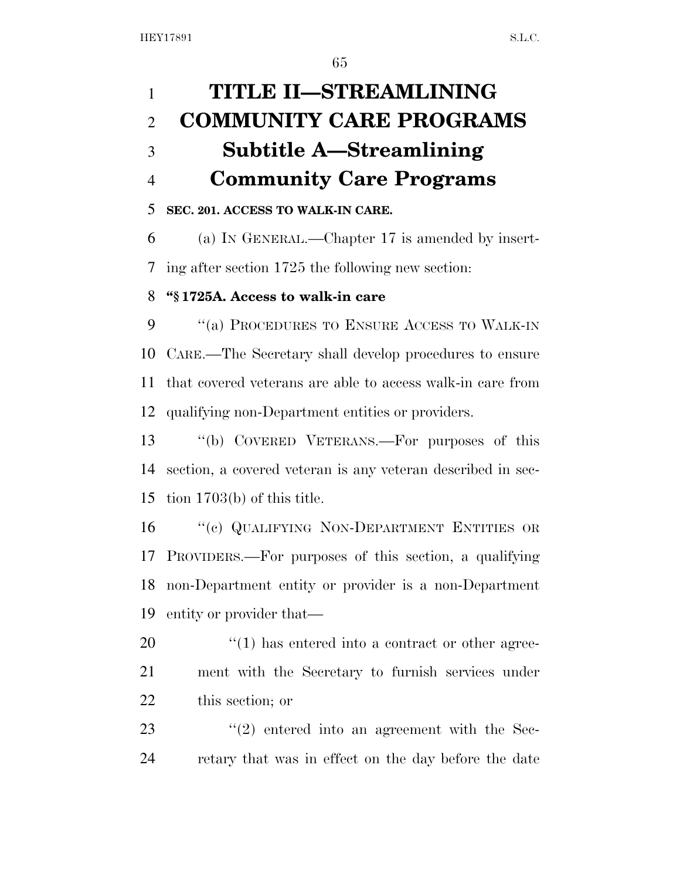# TITLE II—STREAMLINING COMMUNITY CARE PROGRAMS

## Subtitle A—Streamlining Community Care Programs

**SEC. 201. ACCESS TO WALK-IN CARE.**

(a) IN GENERAL.—Chapter 17 is amended by inserting after section 1725 the following new section:

**"§ 1725A. Access to walk-in care**

"(a) PROCEDURES TO ENSURE ACCESS TO WALK-IN CARE.—The Secretary shall develop procedures to ensure that covered veterans are able to access walk-in care from qualifying non-Department entities or providers.

"(b) COVERED VETERANS.—For purposes of this section, a covered veteran is any veteran described in section 1703(b) of this title.

"(c) QUALIFYING NON-DEPARTMENT ENTITIES OR PROVIDERS.—For purposes of this section, a qualifying non-Department entity or provider is a non-Department entity or provider that—

"(1) has entered into a contract or other agreement with the Secretary to furnish services under this section; or

"(2) entered into an agreement with the Secretary that was in effect on the day before the date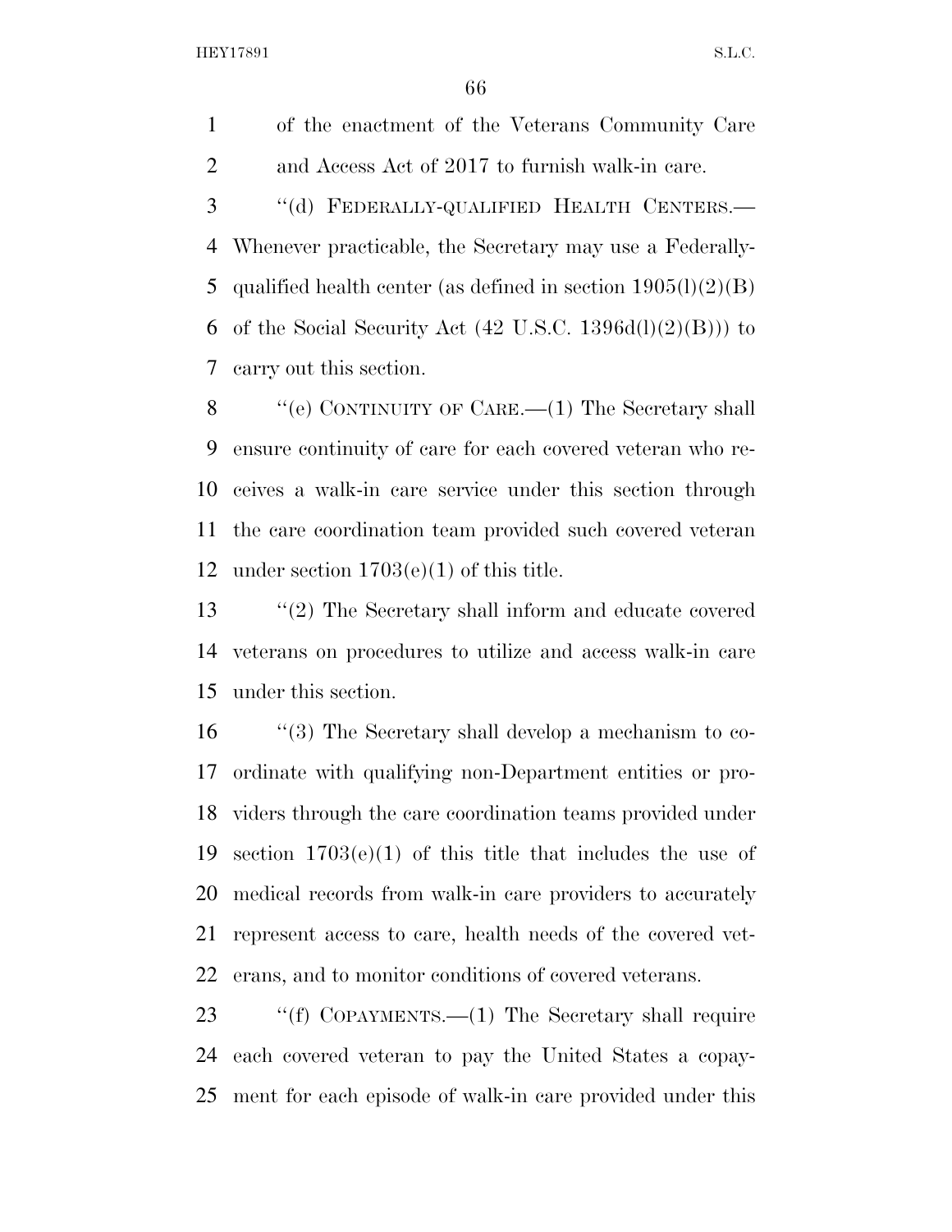of the enactment of the Veterans Community Care and Access Act of 2017 to furnish walk-in care.

"(d) FEDERALLY-QUALIFIED HEALTH CENTERS.—Whenever practicable, the Secretary may use a Federally-qualified health center (as defined in section 1905(l)(2)(B) of the Social Security Act (42 U.S.C. 1396d(l)(2)(B))) to carry out this section.

"(e) CONTINUITY OF CARE.—(1) The Secretary shall ensure continuity of care for each covered veteran who receives a walk-in care service under this section through the care coordination team provided such covered veteran under section 1703(e)(1) of this title.

"(2) The Secretary shall inform and educate covered veterans on procedures to utilize and access walk-in care under this section.

"(3) The Secretary shall develop a mechanism to coordinate with qualifying non-Department entities or providers through the care coordination teams provided under section 1703(e)(1) of this title that includes the use of medical records from walk-in care providers to accurately represent access to care, health needs of the covered veterans, and to monitor conditions of covered veterans.

"(f) COPAYMENTS.—(1) The Secretary shall require each covered veteran to pay the United States a copayment for each episode of walk-in care provided under this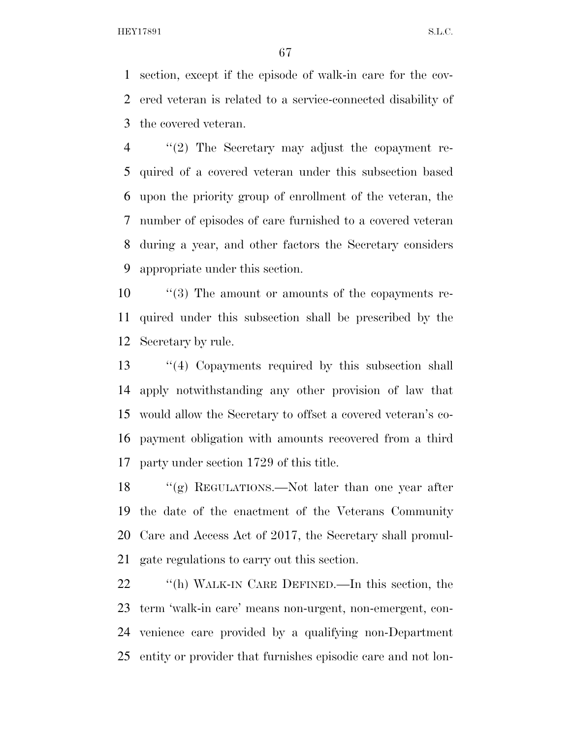section, except if the episode of walk-in care for the covered veteran is related to a service-connected disability of the covered veteran.

"(2) The Secretary may adjust the copayment required of a covered veteran under this subsection based upon the priority group of enrollment of the veteran, the number of episodes of care furnished to a covered veteran during a year, and other factors the Secretary considers appropriate under this section.

"(3) The amount or amounts of the copayments required under this subsection shall be prescribed by the Secretary by rule.

"(4) Copayments required by this subsection shall apply notwithstanding any other provision of law that would allow the Secretary to offset a covered veteran's copayment obligation with amounts recovered from a third party under section 1729 of this title.

"(g) REGULATIONS.—Not later than one year after the date of the enactment of the Veterans Community Care and Access Act of 2017, the Secretary shall promulgate regulations to carry out this section.

"(h) WALK-IN CARE DEFINED.—In this section, the term 'walk-in care' means non-urgent, non-emergent, convenience care provided by a qualifying non-Department entity or provider that furnishes episodic care and not lon-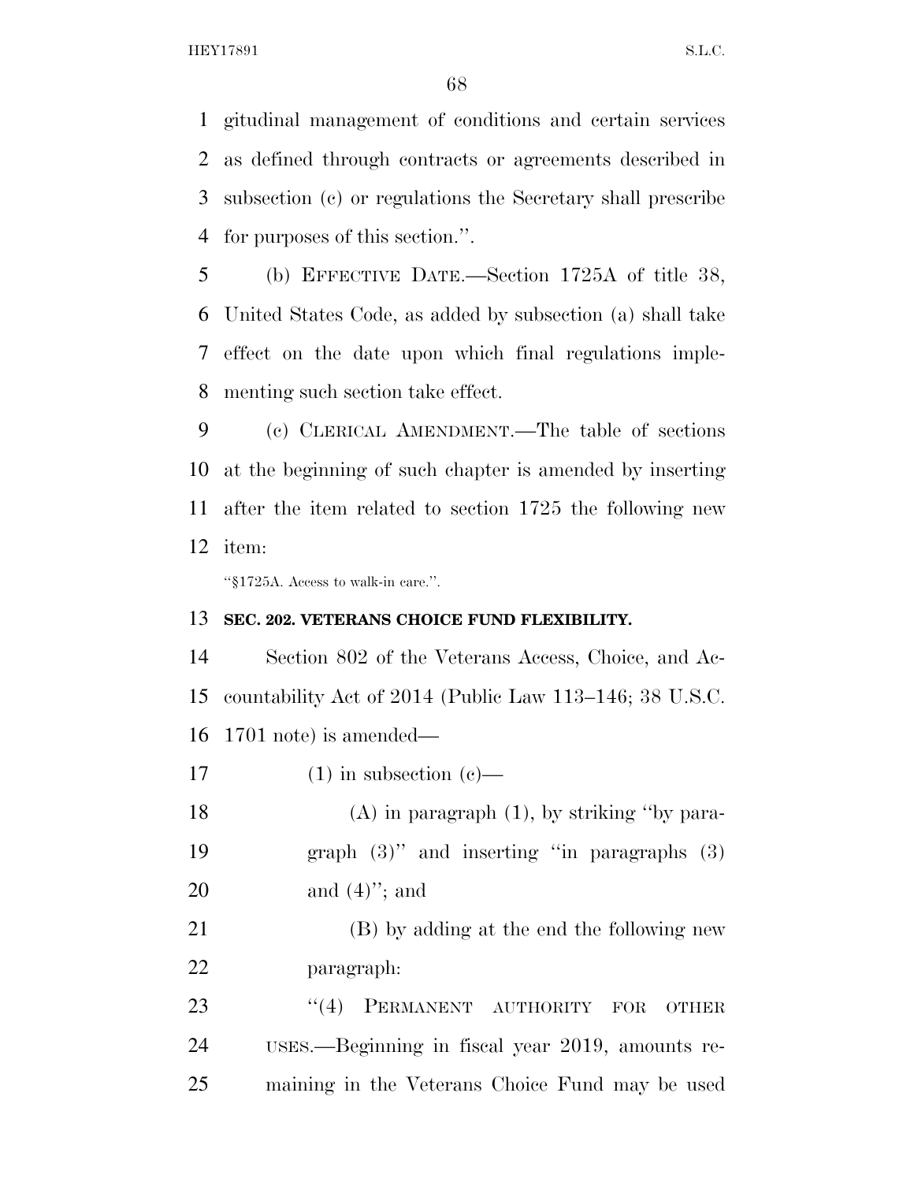gitudinal management of conditions and certain services as defined through contracts or agreements described in subsection (c) or regulations the Secretary shall prescribe for purposes of this section.''.

(b) EFFECTIVE DATE.—Section 1725A of title 38, United States Code, as added by subsection (a) shall take effect on the date upon which final regulations implementing such section take effect.

(c) CLERICAL AMENDMENT.—The table of sections at the beginning of such chapter is amended by inserting after the item related to section 1725 the following new item:

''§1725A. Access to walk-in care.''.

**SEC. 202. VETERANS CHOICE FUND FLEXIBILITY.**

Section 802 of the Veterans Access, Choice, and Accountability Act of 2014 (Public Law 113–146; 38 U.S.C. 1701 note) is amended—

(1) in subsection (c)—

(A) in paragraph (1), by striking ''by paragraph (3)'' and inserting ''in paragraphs (3) and (4)''; and

(B) by adding at the end the following new paragraph:

''(4) PERMANENT AUTHORITY FOR OTHER USES.—Beginning in fiscal year 2019, amounts remaining in the Veterans Choice Fund may be used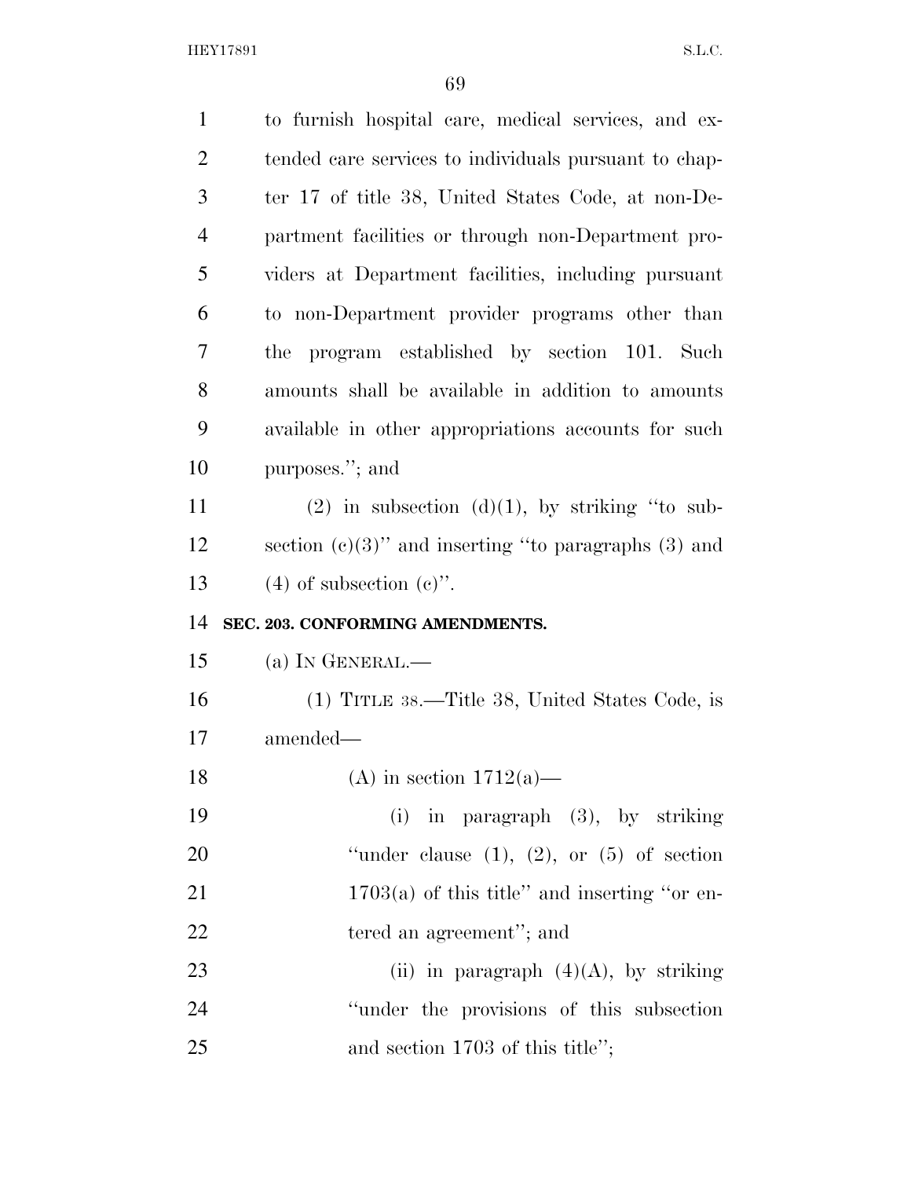to furnish hospital care, medical services, and extended care services to individuals pursuant to chapter 17 of title 38, United States Code, at non-Department facilities or through non-Department providers at Department facilities, including pursuant to non-Department provider programs other than the program established by section 101. Such amounts shall be available in addition to amounts available in other appropriations accounts for such purposes.''; and

(2) in subsection (d)(1), by striking ''to subsection (c)(3)'' and inserting ''to paragraphs (3) and (4) of subsection (c)''.

**SEC. 203. CONFORMING AMENDMENTS.**

(a) IN GENERAL.—

(1) TITLE 38.—Title 38, United States Code, is amended—

(A) in section 1712(a)—

(i) in paragraph (3), by striking ''under clause (1), (2), or (5) of section 1703(a) of this title'' and inserting ''or entered an agreement''; and

(ii) in paragraph (4)(A), by striking ''under the provisions of this subsection and section 1703 of this title'';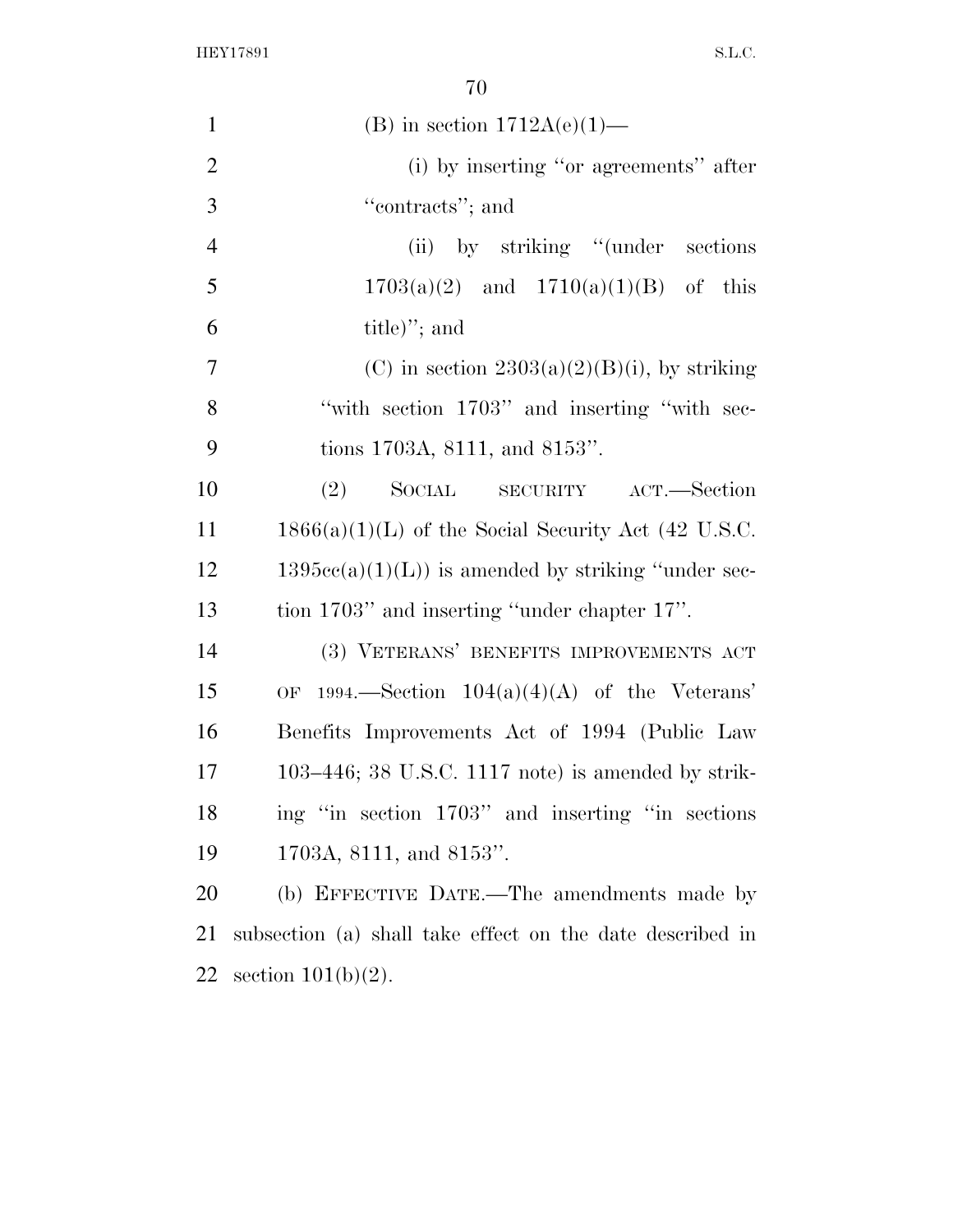(B) in section 1712A(e)(1)—

(i) by inserting "or agreements" after "contracts"; and

(ii) by striking "(under sections 1703(a)(2) and 1710(a)(1)(B) of this title)"; and

(C) in section 2303(a)(2)(B)(i), by striking "with section 1703" and inserting "with sections 1703A, 8111, and 8153".

(2) SOCIAL SECURITY ACT.—Section 1866(a)(1)(L) of the Social Security Act (42 U.S.C. 1395cc(a)(1)(L)) is amended by striking "under section 1703" and inserting "under chapter 17".

(3) VETERANS' BENEFITS IMPROVEMENTS ACT OF 1994.—Section 104(a)(4)(A) of the Veterans' Benefits Improvements Act of 1994 (Public Law 103–446; 38 U.S.C. 1117 note) is amended by striking "in section 1703" and inserting "in sections 1703A, 8111, and 8153".

(b) EFFECTIVE DATE.—The amendments made by subsection (a) shall take effect on the date described in section 101(b)(2).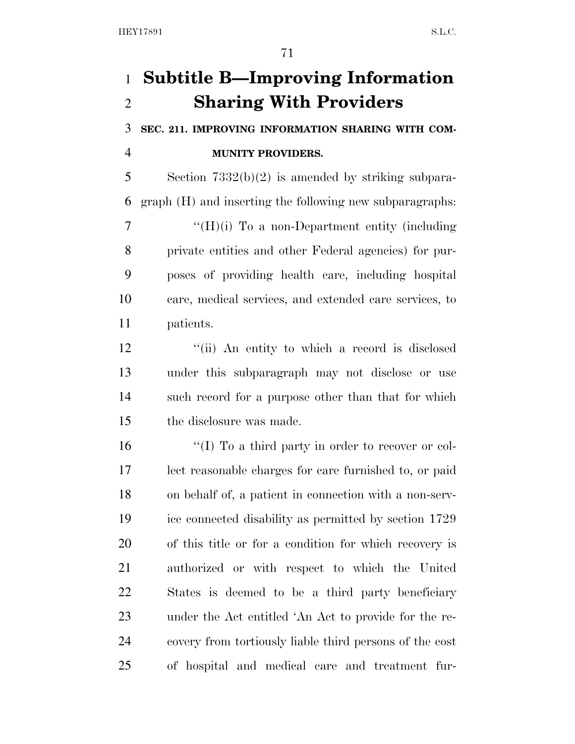# Subtitle B—Improving Information Sharing With Providers

### SEC. 211. IMPROVING INFORMATION SHARING WITH COMMUNITY PROVIDERS.

Section 7332(b)(2) is amended by striking subparagraph (H) and inserting the following new subparagraphs:

"(H)(i) To a non-Department entity (including private entities and other Federal agencies) for purposes of providing health care, including hospital care, medical services, and extended care services, to patients.

"(ii) An entity to which a record is disclosed under this subparagraph may not disclose or use such record for a purpose other than that for which the disclosure was made.

"(I) To a third party in order to recover or collect reasonable charges for care furnished to, or paid on behalf of, a patient in connection with a non-service connected disability as permitted by section 1729 of this title or for a condition for which recovery is authorized or with respect to which the United States is deemed to be a third party beneficiary under the Act entitled 'An Act to provide for the recovery from tortiously liable third persons of the cost of hospital and medical care and treatment fur-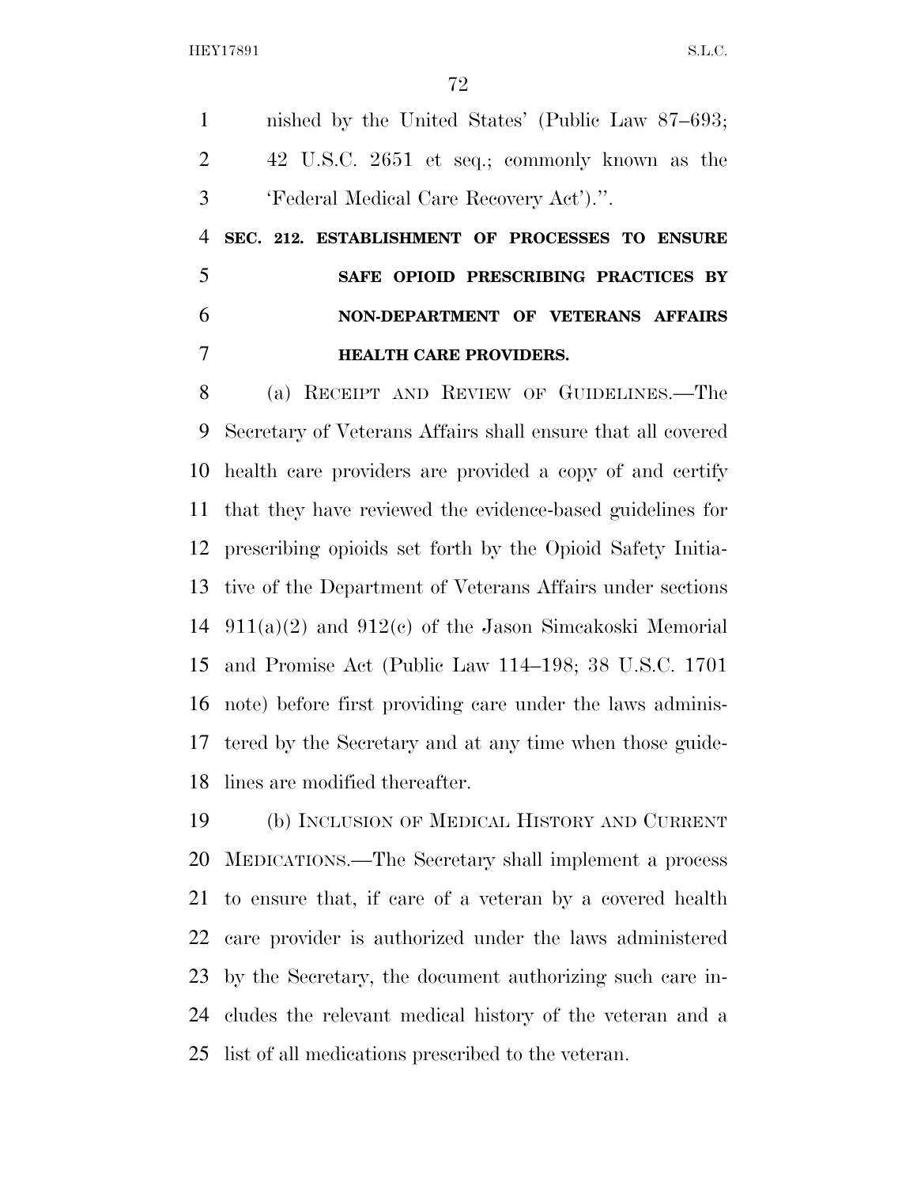nished by the United States' (Public Law 87–693; 42 U.S.C. 2651 et seq.; commonly known as the 'Federal Medical Care Recovery Act').''.

**SEC. 212. ESTABLISHMENT OF PROCESSES TO ENSURE SAFE OPIOID PRESCRIBING PRACTICES BY NON-DEPARTMENT OF VETERANS AFFAIRS HEALTH CARE PROVIDERS.**

(a) RECEIPT AND REVIEW OF GUIDELINES.—The Secretary of Veterans Affairs shall ensure that all covered health care providers are provided a copy of and certify that they have reviewed the evidence-based guidelines for prescribing opioids set forth by the Opioid Safety Initiative of the Department of Veterans Affairs under sections 911(a)(2) and 912(c) of the Jason Simcakoski Memorial and Promise Act (Public Law 114–198; 38 U.S.C. 1701 note) before first providing care under the laws administered by the Secretary and at any time when those guidelines are modified thereafter.

(b) INCLUSION OF MEDICAL HISTORY AND CURRENT MEDICATIONS.—The Secretary shall implement a process to ensure that, if care of a veteran by a covered health care provider is authorized under the laws administered by the Secretary, the document authorizing such care includes the relevant medical history of the veteran and a list of all medications prescribed to the veteran.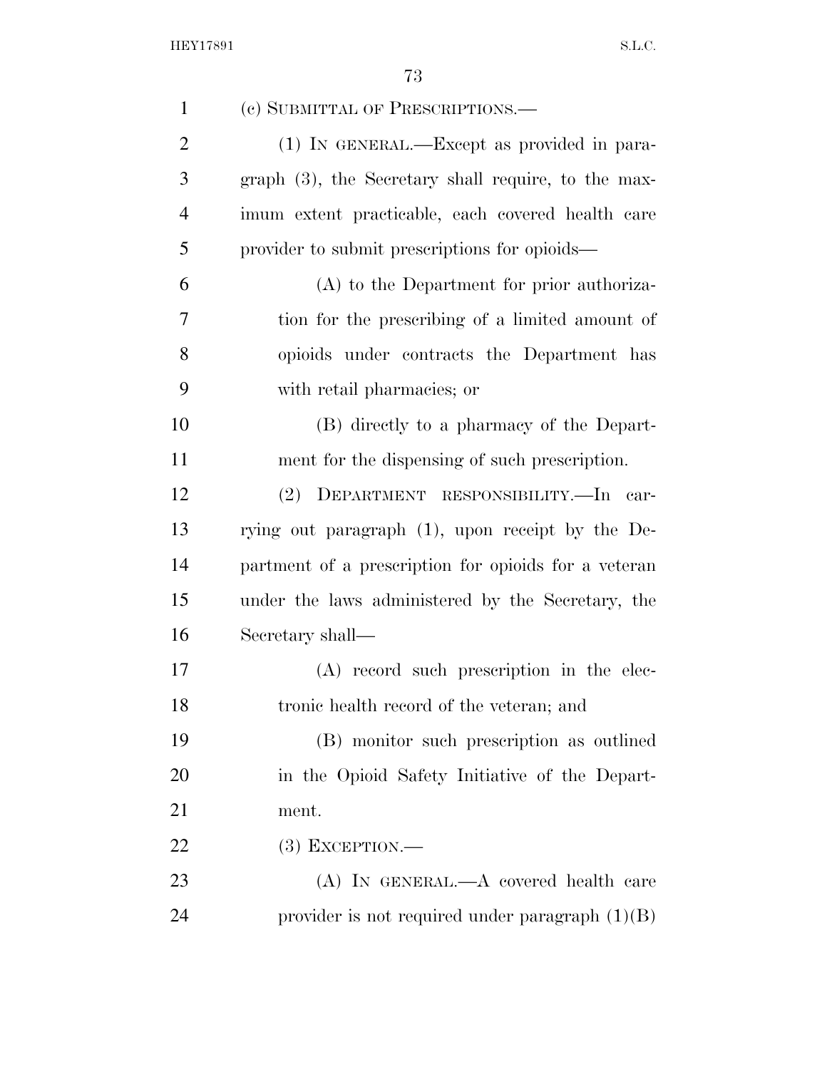(c) SUBMITTAL OF PRESCRIPTIONS.—

(1) IN GENERAL.—Except as provided in paragraph (3), the Secretary shall require, to the maximum extent practicable, each covered health care provider to submit prescriptions for opioids—

(A) to the Department for prior authorization for the prescribing of a limited amount of opioids under contracts the Department has with retail pharmacies; or

(B) directly to a pharmacy of the Department for the dispensing of such prescription.

(2) DEPARTMENT RESPONSIBILITY.—In carrying out paragraph (1), upon receipt by the Department of a prescription for opioids for a veteran under the laws administered by the Secretary, the Secretary shall—

(A) record such prescription in the electronic health record of the veteran; and

(B) monitor such prescription as outlined in the Opioid Safety Initiative of the Department.

(3) EXCEPTION.—

(A) IN GENERAL.—A covered health care provider is not required under paragraph (1)(B)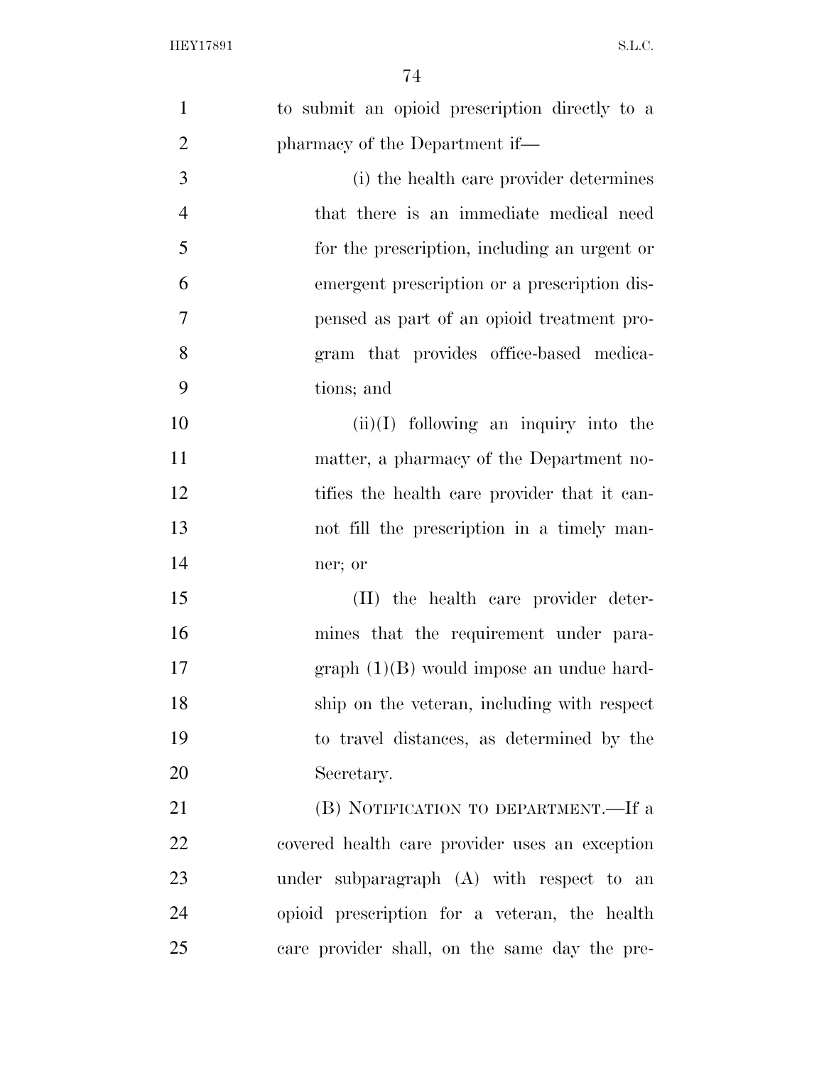to submit an opioid prescription directly to a pharmacy of the Department if—

(i) the health care provider determines that there is an immediate medical need for the prescription, including an urgent or emergent prescription or a prescription dispensed as part of an opioid treatment program that provides office-based medications; and

(ii)(I) following an inquiry into the matter, a pharmacy of the Department notifies the health care provider that it cannot fill the prescription in a timely manner; or

(II) the health care provider determines that the requirement under paragraph (1)(B) would impose an undue hardship on the veteran, including with respect to travel distances, as determined by the Secretary.

(B) NOTIFICATION TO DEPARTMENT.—If a covered health care provider uses an exception under subparagraph (A) with respect to an opioid prescription for a veteran, the health care provider shall, on the same day the pre-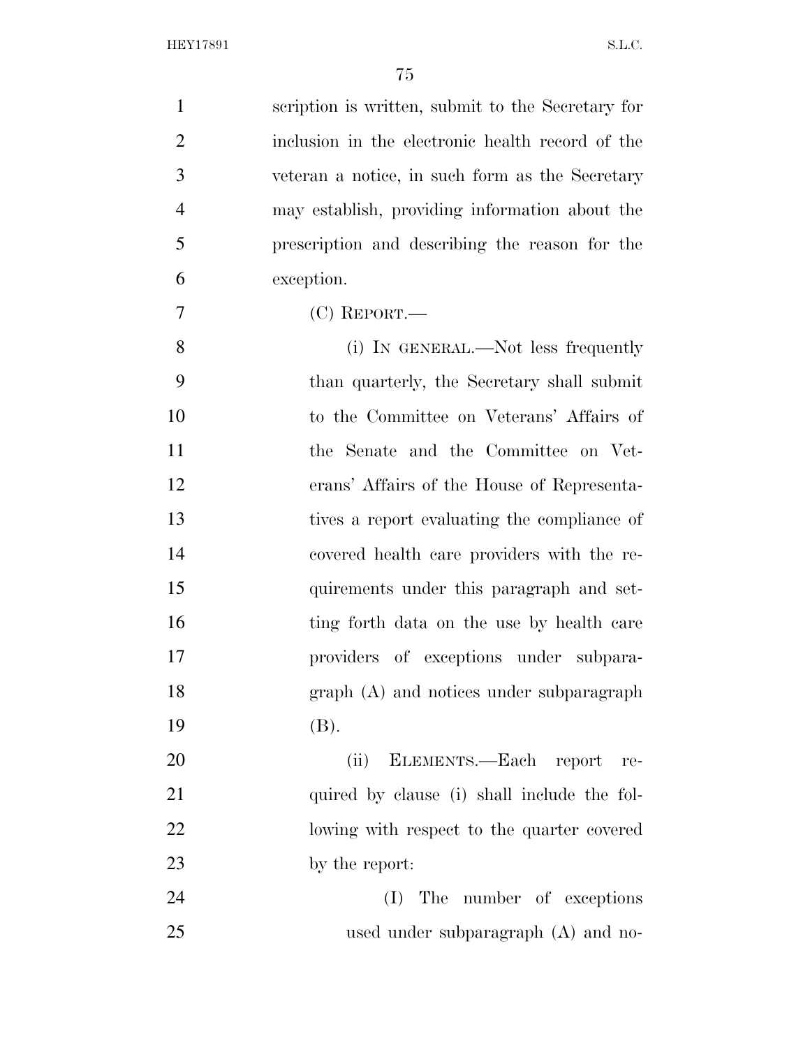scription is written, submit to the Secretary for inclusion in the electronic health record of the veteran a notice, in such form as the Secretary may establish, providing information about the prescription and describing the reason for the exception.

(C) REPORT.—

(i) IN GENERAL.—Not less frequently than quarterly, the Secretary shall submit to the Committee on Veterans' Affairs of the Senate and the Committee on Veterans' Affairs of the House of Representatives a report evaluating the compliance of covered health care providers with the requirements under this paragraph and setting forth data on the use by health care providers of exceptions under subparagraph (A) and notices under subparagraph (B).

(ii) ELEMENTS.—Each report required by clause (i) shall include the following with respect to the quarter covered by the report:

(I) The number of exceptions used under subparagraph (A) and no-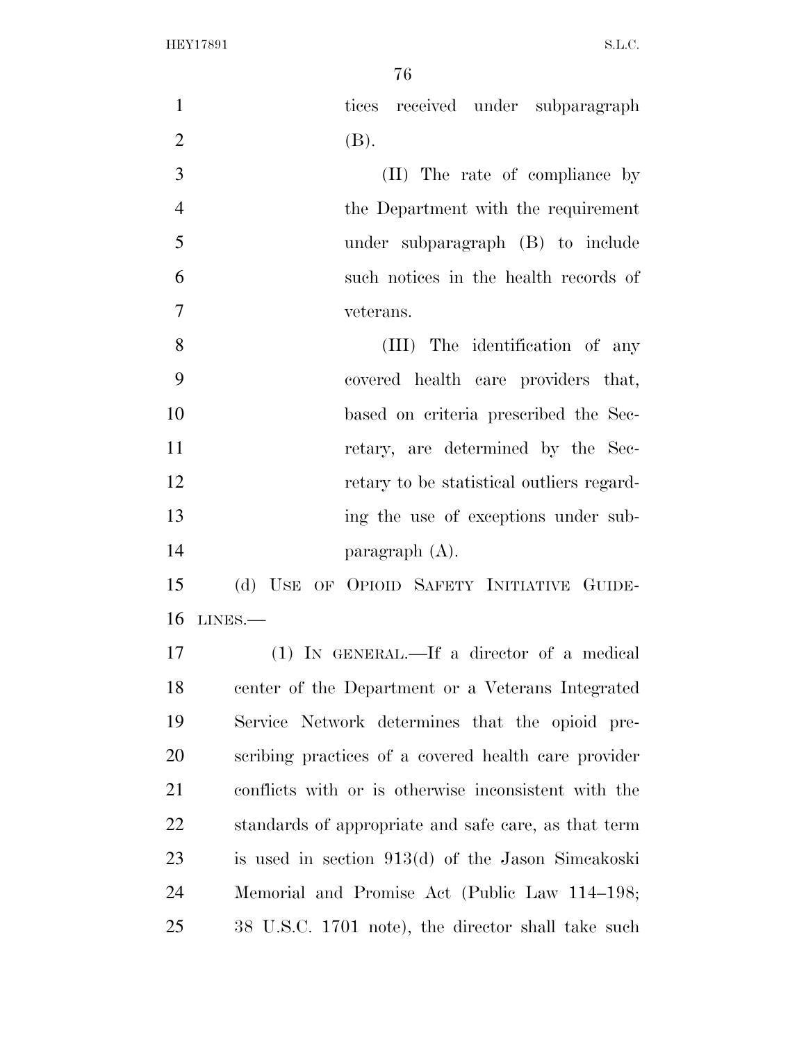tices received under subparagraph (B).

(II) The rate of compliance by the Department with the requirement under subparagraph (B) to include such notices in the health records of veterans.

(III) The identification of any covered health care providers that, based on criteria prescribed the Secretary, are determined by the Secretary to be statistical outliers regarding the use of exceptions under subparagraph (A).

(d) USE OF OPIOID SAFETY INITIATIVE GUIDELINES.—

(1) IN GENERAL.—If a director of a medical center of the Department or a Veterans Integrated Service Network determines that the opioid prescribing practices of a covered health care provider conflicts with or is otherwise inconsistent with the standards of appropriate and safe care, as that term is used in section 913(d) of the Jason Simcakoski Memorial and Promise Act (Public Law 114–198; 38 U.S.C. 1701 note), the director shall take such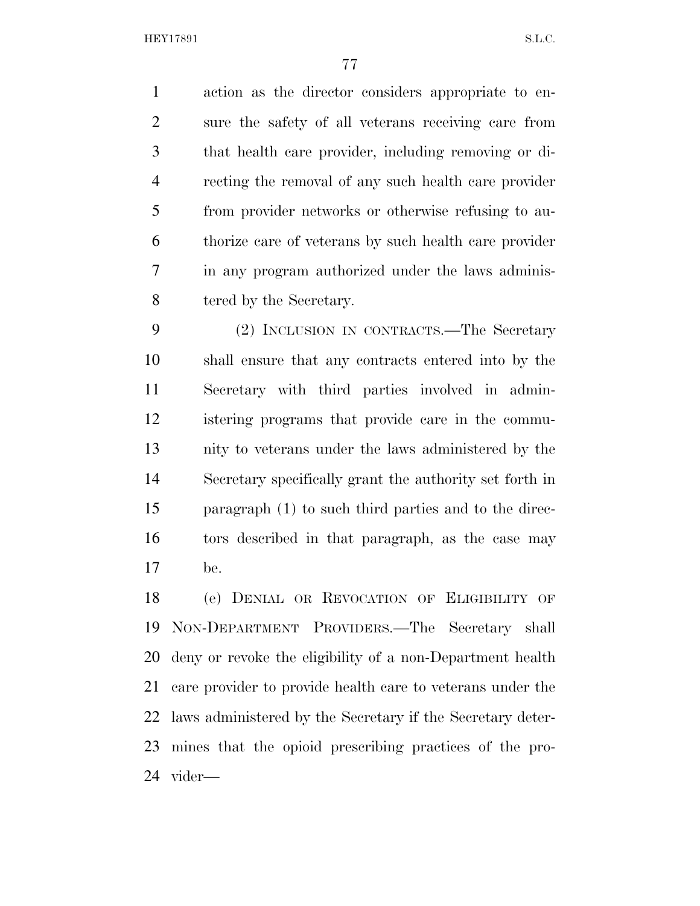action as the director considers appropriate to ensure the safety of all veterans receiving care from that health care provider, including removing or directing the removal of any such health care provider from provider networks or otherwise refusing to authorize care of veterans by such health care provider in any program authorized under the laws administered by the Secretary.

(2) INCLUSION IN CONTRACTS.—The Secretary shall ensure that any contracts entered into by the Secretary with third parties involved in administering programs that provide care in the community to veterans under the laws administered by the Secretary specifically grant the authority set forth in paragraph (1) to such third parties and to the directors described in that paragraph, as the case may be.

(e) DENIAL OR REVOCATION OF ELIGIBILITY OF NON-DEPARTMENT PROVIDERS.—The Secretary shall deny or revoke the eligibility of a non-Department health care provider to provide health care to veterans under the laws administered by the Secretary if the Secretary determines that the opioid prescribing practices of the provider—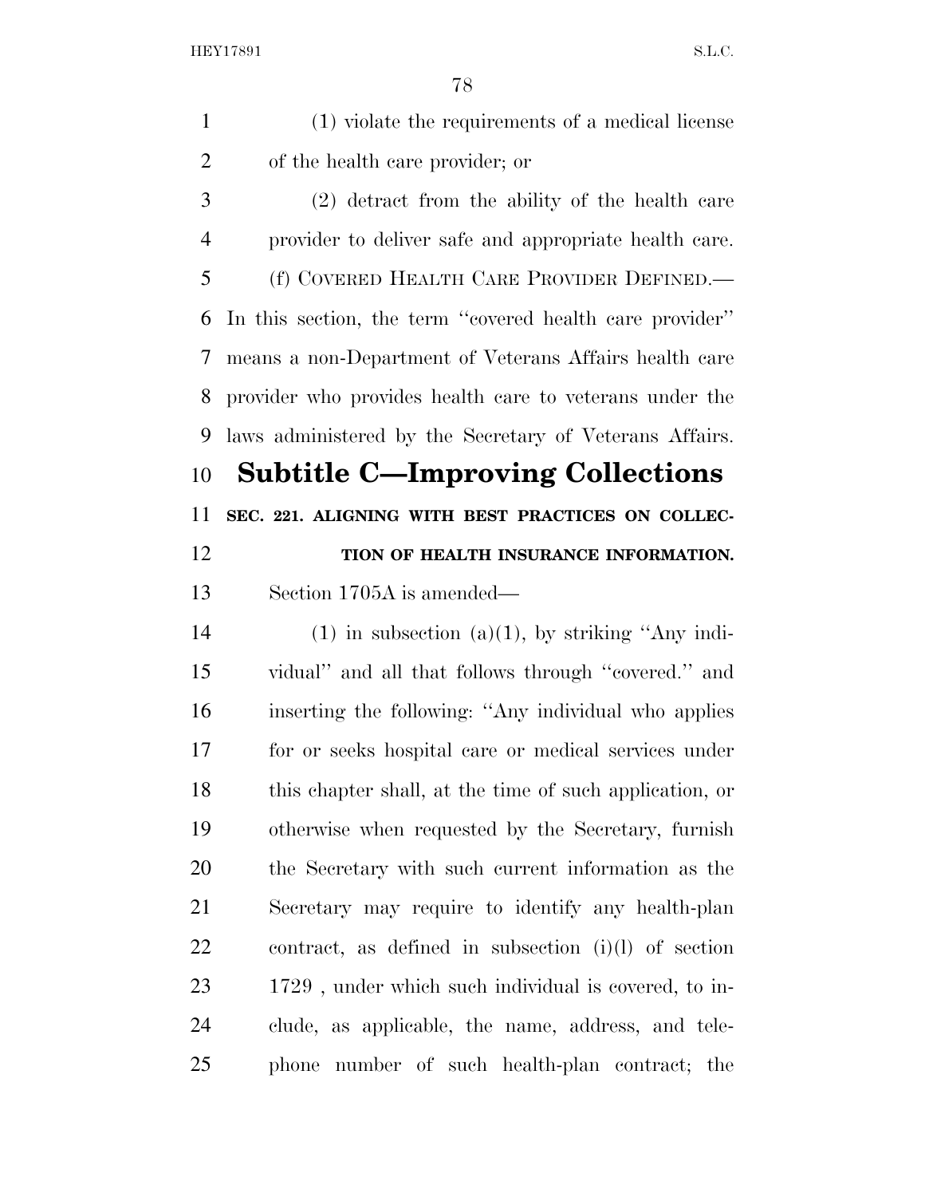(1) violate the requirements of a medical license of the health care provider; or

(2) detract from the ability of the health care provider to deliver safe and appropriate health care.

(f) COVERED HEALTH CARE PROVIDER DEFINED.—In this section, the term ''covered health care provider'' means a non-Department of Veterans Affairs health care provider who provides health care to veterans under the laws administered by the Secretary of Veterans Affairs.

## Subtitle C—Improving Collections

### SEC. 221. ALIGNING WITH BEST PRACTICES ON COLLECTION OF HEALTH INSURANCE INFORMATION.

Section 1705A is amended—

(1) in subsection (a)(1), by striking ''Any individual'' and all that follows through ''covered.'' and inserting the following: ''Any individual who applies for or seeks hospital care or medical services under this chapter shall, at the time of such application, or otherwise when requested by the Secretary, furnish the Secretary with such current information as the Secretary may require to identify any health-plan contract, as defined in subsection (i)(l) of section 1729 , under which such individual is covered, to include, as applicable, the name, address, and telephone number of such health-plan contract; the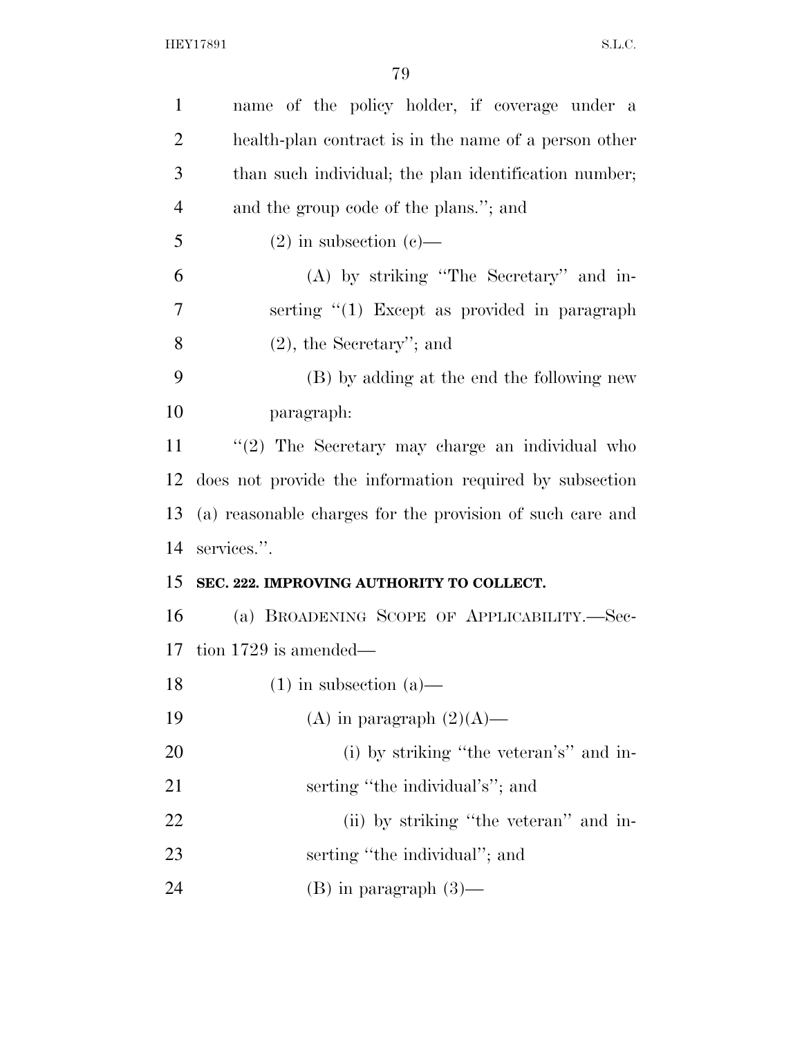name of the policy holder, if coverage under a health-plan contract is in the name of a person other than such individual; the plan identification number; and the group code of the plans.''; and

(2) in subsection (c)—

(A) by striking ''The Secretary'' and inserting ''(1) Except as provided in paragraph (2), the Secretary''; and

(B) by adding at the end the following new paragraph:

''(2) The Secretary may charge an individual who does not provide the information required by subsection (a) reasonable charges for the provision of such care and services.''.

**SEC. 222. IMPROVING AUTHORITY TO COLLECT.**

(a) BROADENING SCOPE OF APPLICABILITY.—Section 1729 is amended—

(1) in subsection (a)—

(A) in paragraph (2)(A)—

(i) by striking ''the veteran's'' and inserting ''the individual's''; and

(ii) by striking ''the veteran'' and inserting ''the individual''; and

(B) in paragraph (3)—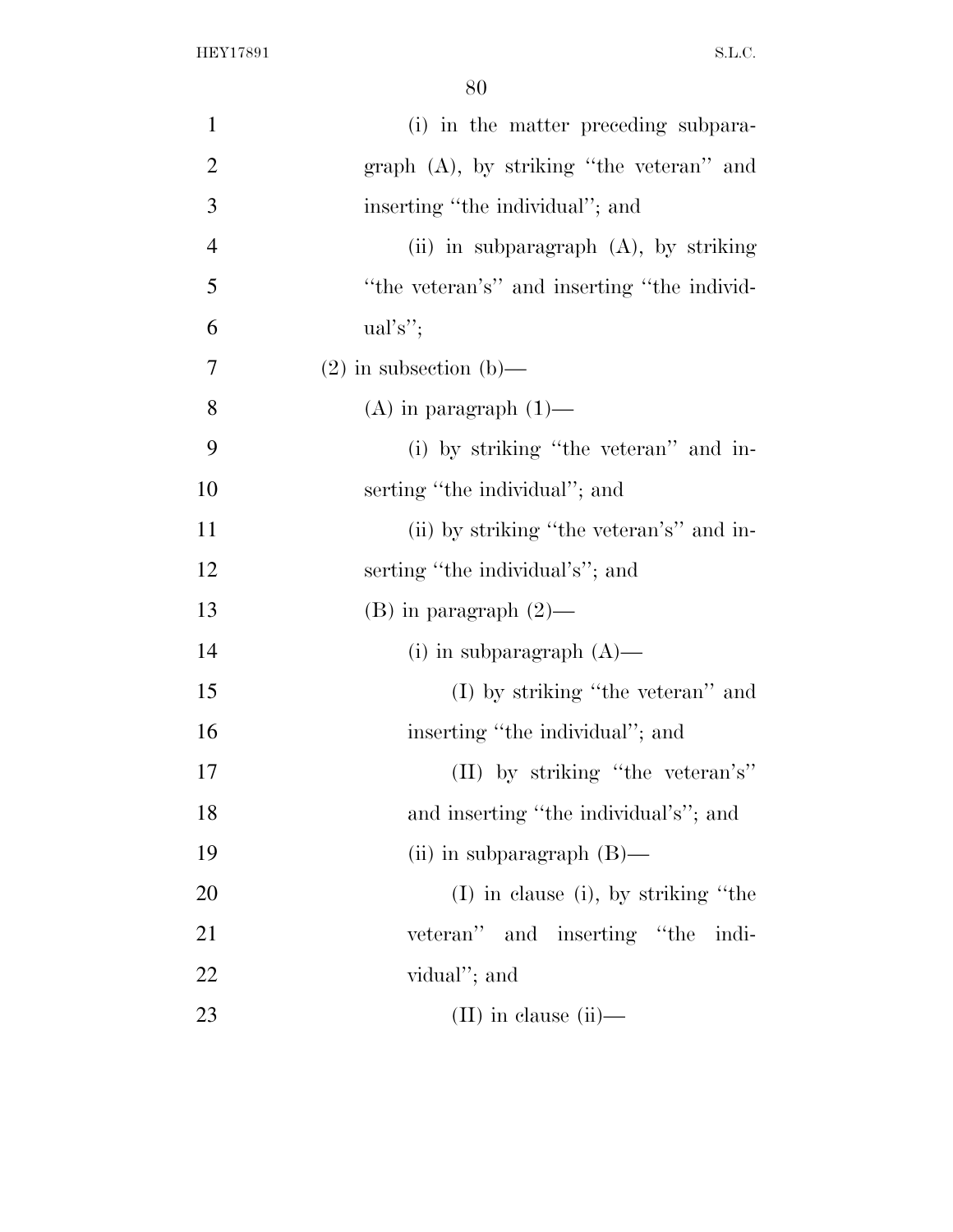(i) in the matter preceding subparagraph (A), by striking ''the veteran'' and inserting ''the individual''; and

(ii) in subparagraph (A), by striking ''the veteran's'' and inserting ''the individual's'';

(2) in subsection (b)—

(A) in paragraph (1)—

(i) by striking ''the veteran'' and inserting ''the individual''; and

(ii) by striking ''the veteran's'' and inserting ''the individual's''; and

(B) in paragraph (2)—

(i) in subparagraph (A)—

(I) by striking ''the veteran'' and inserting ''the individual''; and

(II) by striking ''the veteran's'' and inserting ''the individual's''; and

(ii) in subparagraph (B)—

(I) in clause (i), by striking ''the veteran'' and inserting ''the individual''; and

(II) in clause (ii)—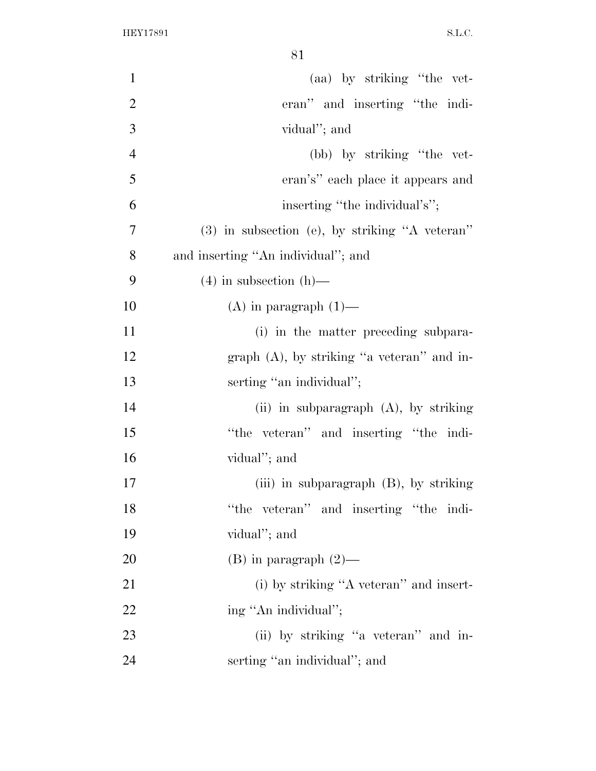(aa) by striking ''the veteran'' and inserting ''the individual''; and

(bb) by striking ''the veteran's'' each place it appears and inserting ''the individual's'';

(3) in subsection (e), by striking ''A veteran'' and inserting ''An individual''; and

(4) in subsection (h)—

(A) in paragraph (1)—

(i) in the matter preceding subparagraph (A), by striking ''a veteran'' and inserting ''an individual'';

(ii) in subparagraph (A), by striking ''the veteran'' and inserting ''the individual''; and

(iii) in subparagraph (B), by striking ''the veteran'' and inserting ''the individual''; and

(B) in paragraph (2)—

(i) by striking ''A veteran'' and inserting ''An individual'';

(ii) by striking ''a veteran'' and inserting ''an individual''; and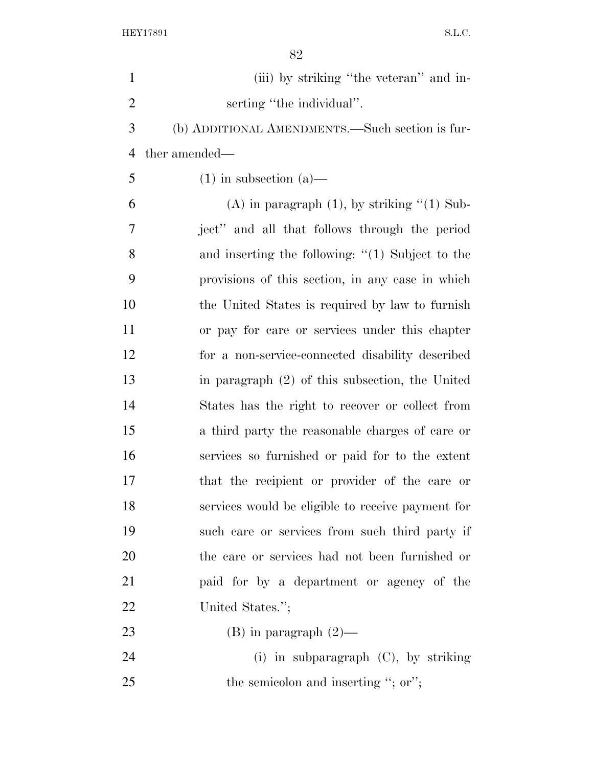(iii) by striking "the veteran" and inserting "the individual".

(b) ADDITIONAL AMENDMENTS.—Such section is further amended—

(1) in subsection (a)—

(A) in paragraph (1), by striking "(1) Subject" and all that follows through the period and inserting the following: "(1) Subject to the provisions of this section, in any case in which the United States is required by law to furnish or pay for care or services under this chapter for a non-service-connected disability described in paragraph (2) of this subsection, the United States has the right to recover or collect from a third party the reasonable charges of care or services so furnished or paid for to the extent that the recipient or provider of the care or services would be eligible to receive payment for such care or services from such third party if the care or services had not been furnished or paid for by a department or agency of the United States.";

(B) in paragraph (2)—

(i) in subparagraph (C), by striking the semicolon and inserting "; or";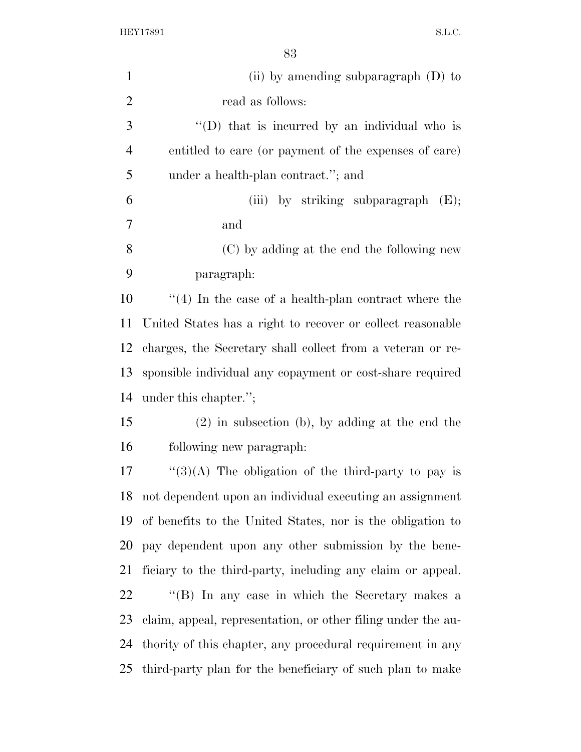(ii) by amending subparagraph (D) to read as follows:

''(D) that is incurred by an individual who is entitled to care (or payment of the expenses of care) under a health-plan contract.''; and

(iii) by striking subparagraph (E); and

(C) by adding at the end the following new paragraph:

''(4) In the case of a health-plan contract where the United States has a right to recover or collect reasonable charges, the Secretary shall collect from a veteran or responsible individual any copayment or cost-share required under this chapter.'';

(2) in subsection (b), by adding at the end the following new paragraph:

''(3)(A) The obligation of the third-party to pay is not dependent upon an individual executing an assignment of benefits to the United States, nor is the obligation to pay dependent upon any other submission by the beneficiary to the third-party, including any claim or appeal.

''(B) In any case in which the Secretary makes a claim, appeal, representation, or other filing under the authority of this chapter, any procedural requirement in any third-party plan for the beneficiary of such plan to make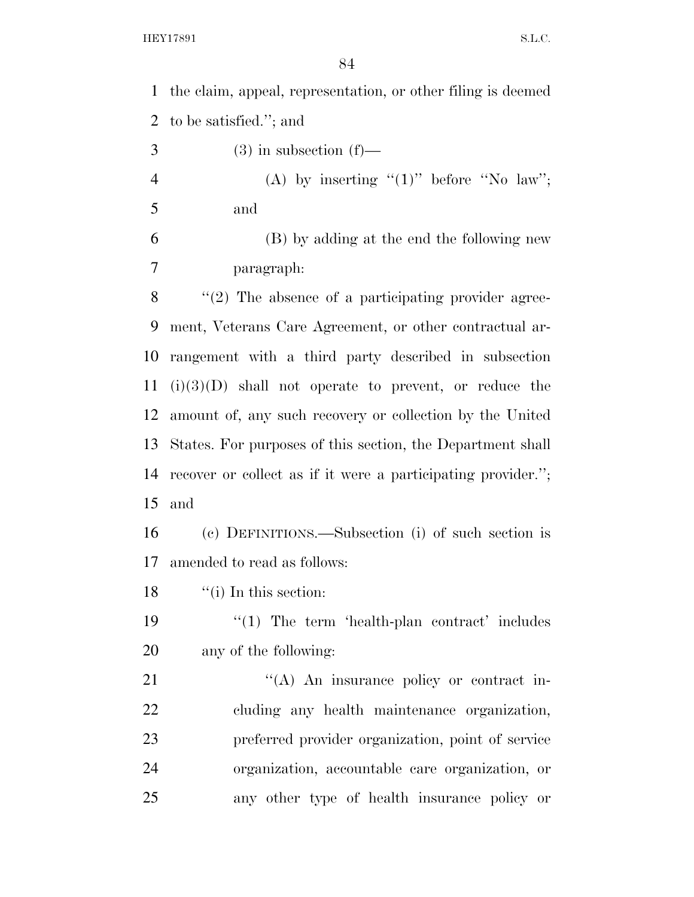the claim, appeal, representation, or other filing is deemed to be satisfied.''; and

(3) in subsection (f)—

(A) by inserting ''(1)'' before ''No law''; and

(B) by adding at the end the following new paragraph:

''(2) The absence of a participating provider agreement, Veterans Care Agreement, or other contractual arrangement with a third party described in subsection (i)(3)(D) shall not operate to prevent, or reduce the amount of, any such recovery or collection by the United States. For purposes of this section, the Department shall recover or collect as if it were a participating provider.''; and

(c) DEFINITIONS.—Subsection (i) of such section is amended to read as follows:

''(i) In this section:

''(1) The term 'health-plan contract' includes any of the following:

''(A) An insurance policy or contract including any health maintenance organization, preferred provider organization, point of service organization, accountable care organization, or any other type of health insurance policy or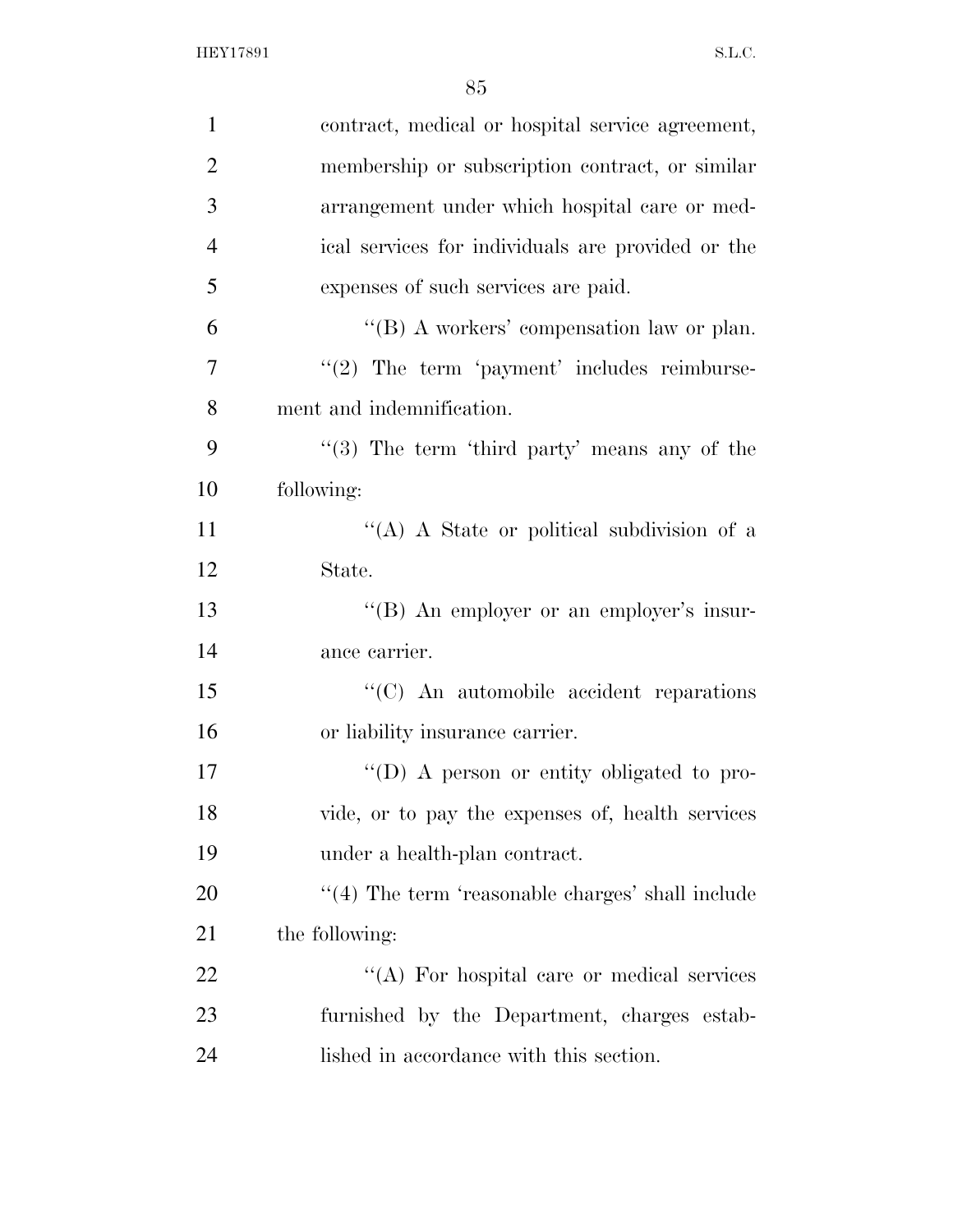contract, medical or hospital service agreement, membership or subscription contract, or similar arrangement under which hospital care or medical services for individuals are provided or the expenses of such services are paid.

''(B) A workers' compensation law or plan.

''(2) The term 'payment' includes reimbursement and indemnification.

''(3) The term 'third party' means any of the following:

''(A) A State or political subdivision of a State.

''(B) An employer or an employer's insurance carrier.

''(C) An automobile accident reparations or liability insurance carrier.

''(D) A person or entity obligated to provide, or to pay the expenses of, health services under a health-plan contract.

''(4) The term 'reasonable charges' shall include the following:

''(A) For hospital care or medical services furnished by the Department, charges established in accordance with this section.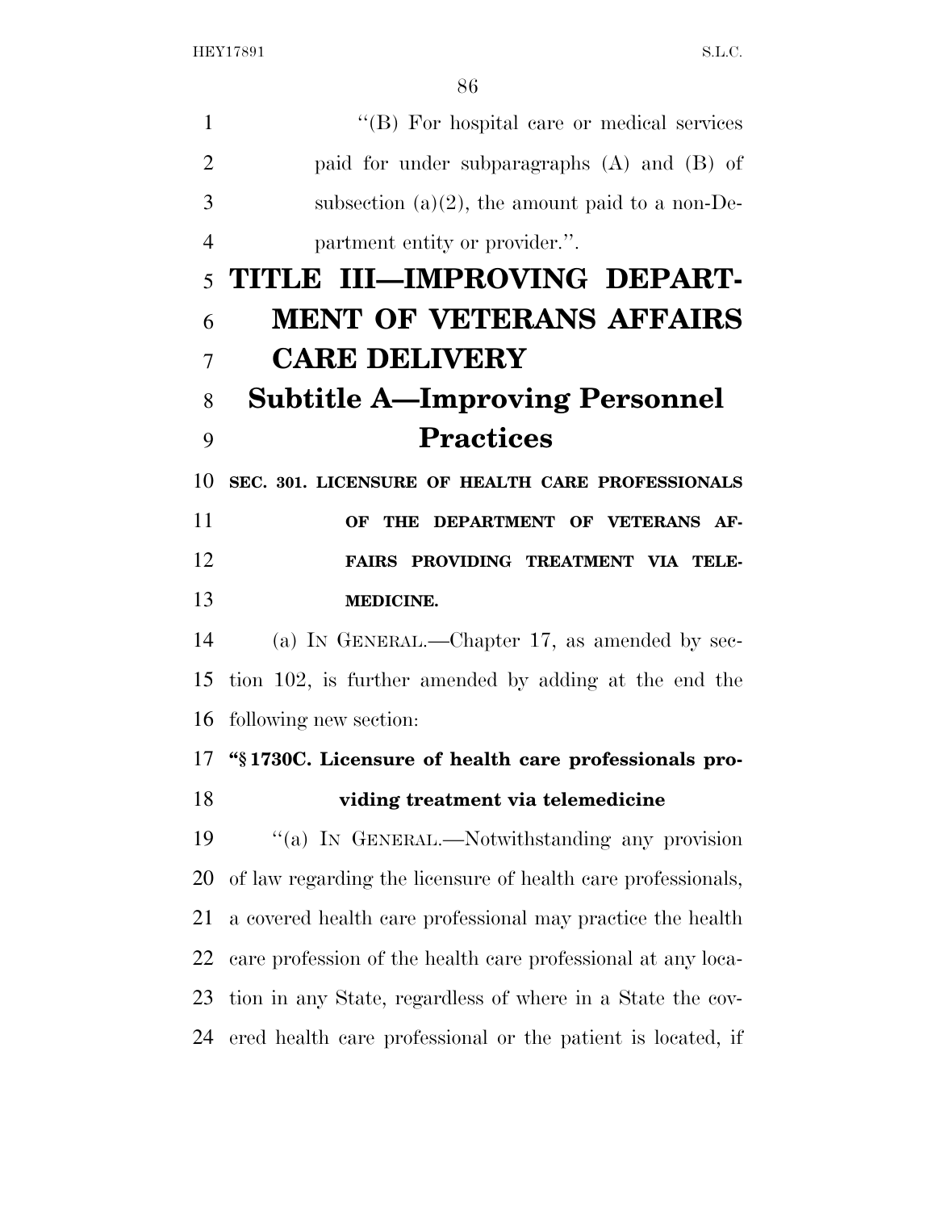"(B) For hospital care or medical services paid for under subparagraphs (A) and (B) of subsection (a)(2), the amount paid to a non-Department entity or provider.".

# TITLE III—IMPROVING DEPARTMENT OF VETERANS AFFAIRS CARE DELIVERY

## Subtitle A—Improving Personnel Practices

### SEC. 301. LICENSURE OF HEALTH CARE PROFESSIONALS OF THE DEPARTMENT OF VETERANS AFFAIRS PROVIDING TREATMENT VIA TELEMEDICINE.

(a) IN GENERAL.—Chapter 17, as amended by section 102, is further amended by adding at the end the following new section:

**"§ 1730C. Licensure of health care professionals providing treatment via telemedicine**

"(a) IN GENERAL.—Notwithstanding any provision of law regarding the licensure of health care professionals, a covered health care professional may practice the health care profession of the health care professional at any location in any State, regardless of where in a State the covered health care professional or the patient is located, if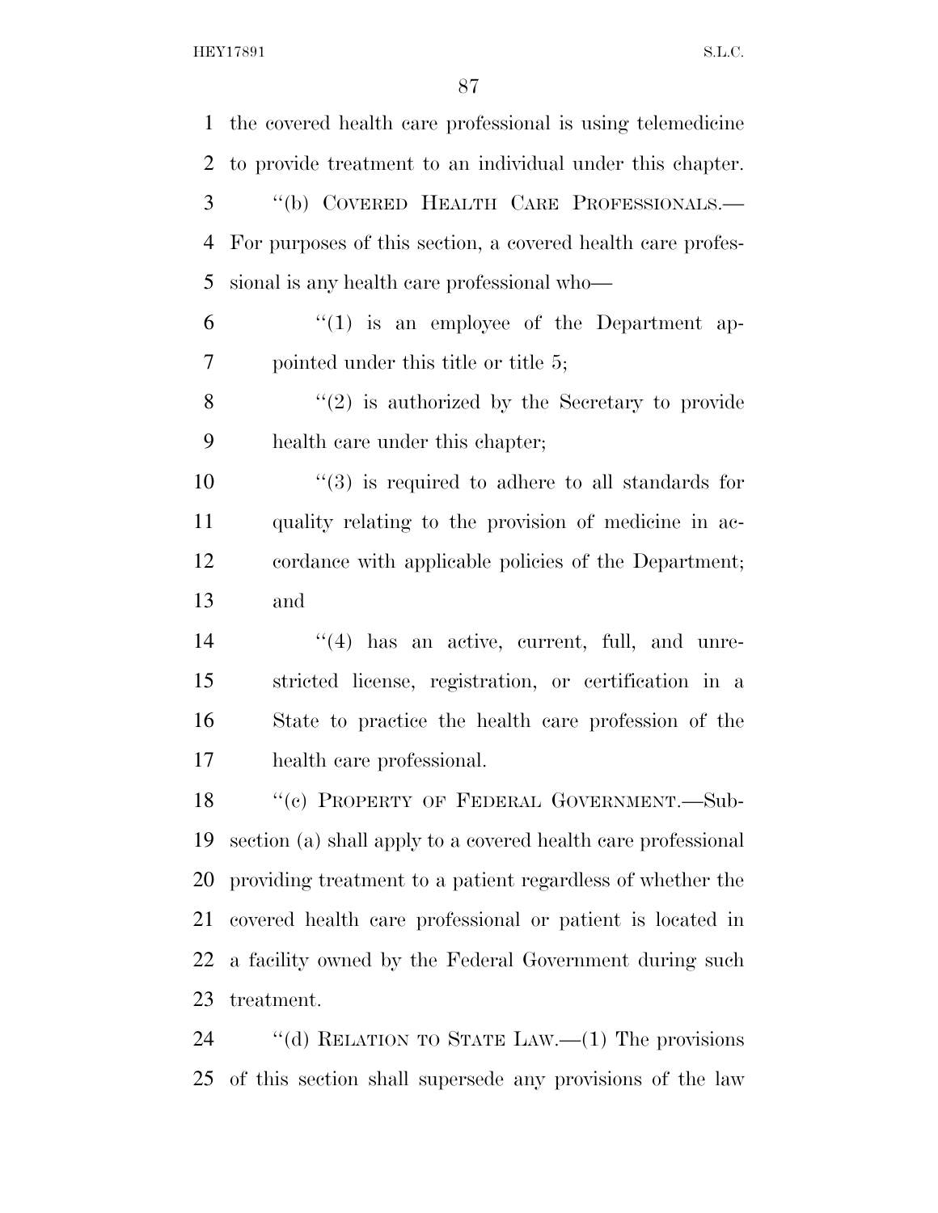the covered health care professional is using telemedicine to provide treatment to an individual under this chapter.

"(b) COVERED HEALTH CARE PROFESSIONALS.—For purposes of this section, a covered health care professional is any health care professional who—

"(1) is an employee of the Department appointed under this title or title 5;

"(2) is authorized by the Secretary to provide health care under this chapter;

"(3) is required to adhere to all standards for quality relating to the provision of medicine in accordance with applicable policies of the Department; and

"(4) has an active, current, full, and unrestricted license, registration, or certification in a State to practice the health care profession of the health care professional.

"(c) PROPERTY OF FEDERAL GOVERNMENT.—Subsection (a) shall apply to a covered health care professional providing treatment to a patient regardless of whether the covered health care professional or patient is located in a facility owned by the Federal Government during such treatment.

"(d) RELATION TO STATE LAW.—(1) The provisions of this section shall supersede any provisions of the law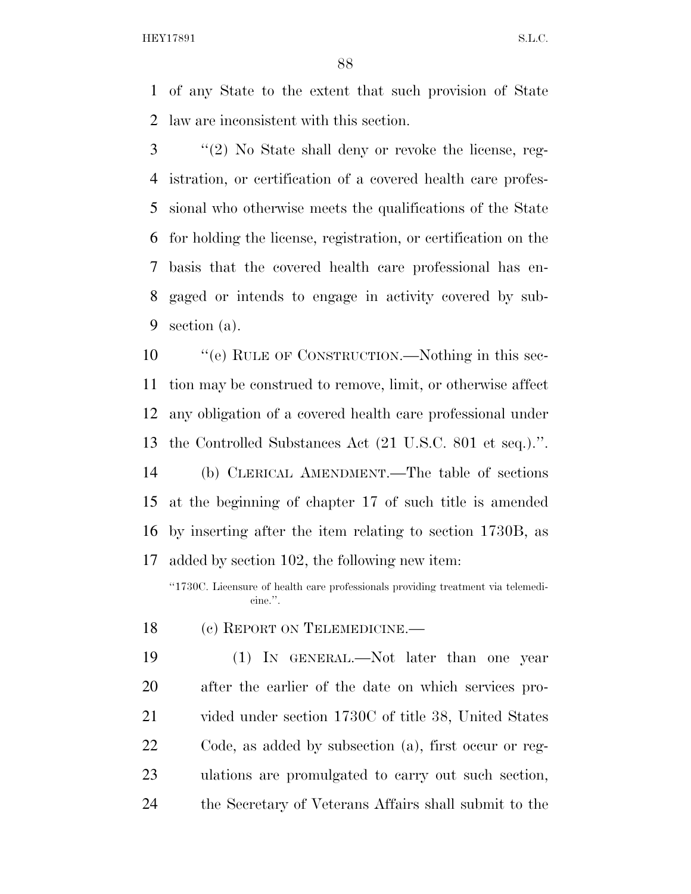of any State to the extent that such provision of State law are inconsistent with this section.

"(2) No State shall deny or revoke the license, registration, or certification of a covered health care professional who otherwise meets the qualifications of the State for holding the license, registration, or certification on the basis that the covered health care professional has engaged or intends to engage in activity covered by subsection (a).

"(e) RULE OF CONSTRUCTION.—Nothing in this section may be construed to remove, limit, or otherwise affect any obligation of a covered health care professional under the Controlled Substances Act (21 U.S.C. 801 et seq.).".

(b) CLERICAL AMENDMENT.—The table of sections at the beginning of chapter 17 of such title is amended by inserting after the item relating to section 1730B, as added by section 102, the following new item:

"1730C. Licensure of health care professionals providing treatment via telemedicine.".

(c) REPORT ON TELEMEDICINE.—

(1) IN GENERAL.—Not later than one year after the earlier of the date on which services provided under section 1730C of title 38, United States Code, as added by subsection (a), first occur or regulations are promulgated to carry out such section, the Secretary of Veterans Affairs shall submit to the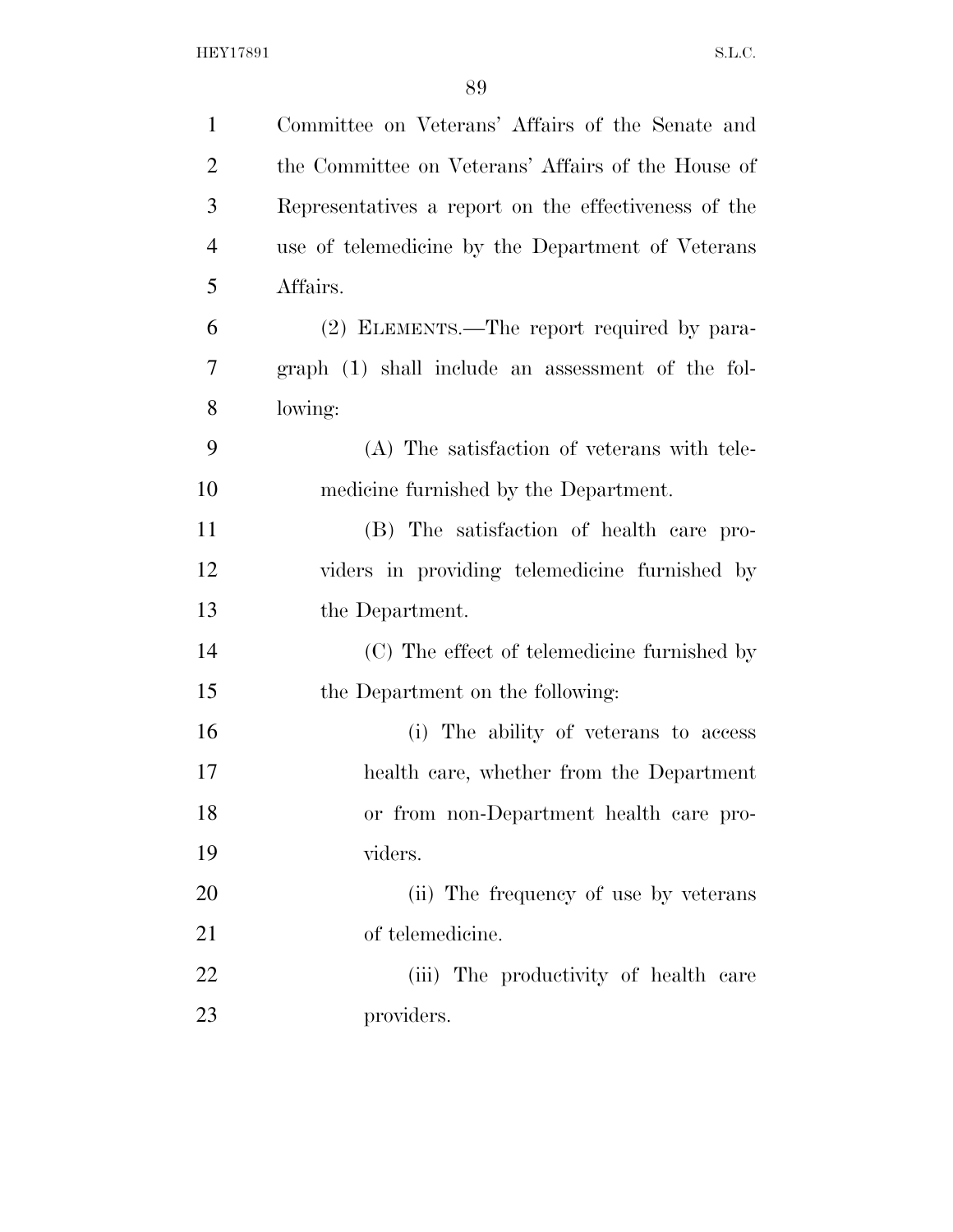Committee on Veterans' Affairs of the Senate and the Committee on Veterans' Affairs of the House of Representatives a report on the effectiveness of the use of telemedicine by the Department of Veterans Affairs.

(2) ELEMENTS.—The report required by paragraph (1) shall include an assessment of the following:

(A) The satisfaction of veterans with telemedicine furnished by the Department.

(B) The satisfaction of health care providers in providing telemedicine furnished by the Department.

(C) The effect of telemedicine furnished by the Department on the following:

(i) The ability of veterans to access health care, whether from the Department or from non-Department health care providers.

(ii) The frequency of use by veterans of telemedicine.

(iii) The productivity of health care providers.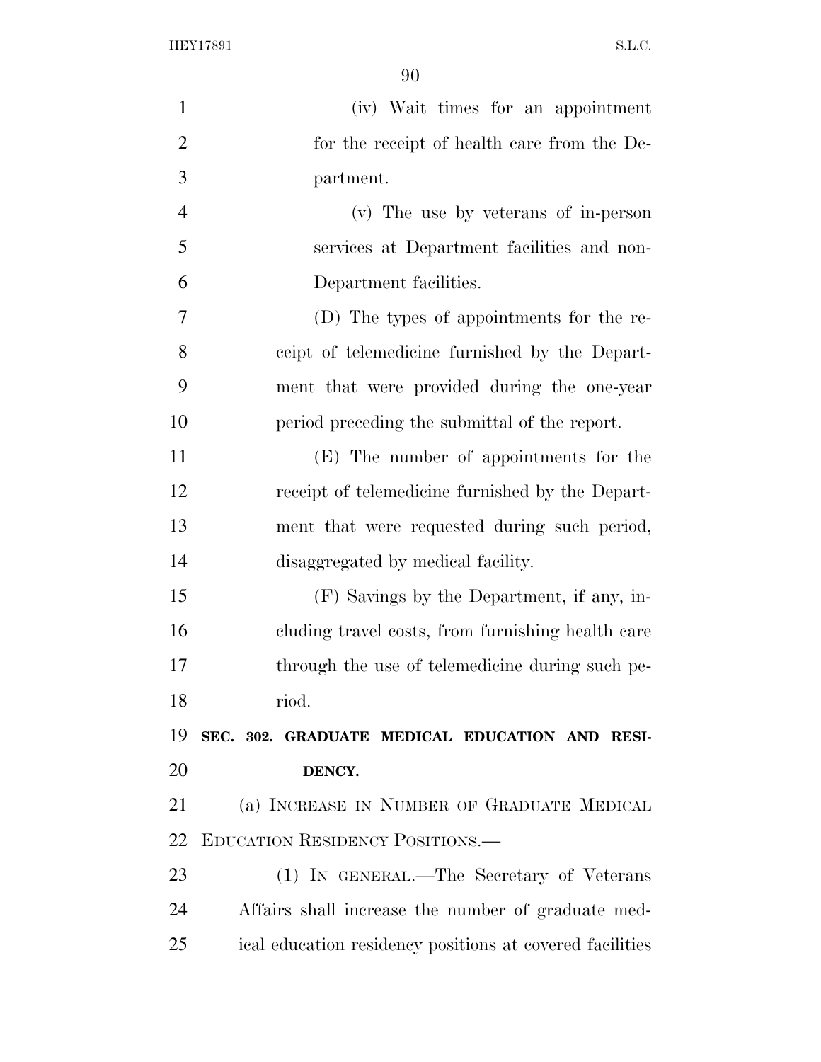(iv) Wait times for an appointment for the receipt of health care from the Department.

(v) The use by veterans of in-person services at Department facilities and non-Department facilities.

(D) The types of appointments for the receipt of telemedicine furnished by the Department that were provided during the one-year period preceding the submittal of the report.

(E) The number of appointments for the receipt of telemedicine furnished by the Department that were requested during such period, disaggregated by medical facility.

(F) Savings by the Department, if any, including travel costs, from furnishing health care through the use of telemedicine during such period.

**SEC. 302. GRADUATE MEDICAL EDUCATION AND RESIDENCY.**

(a) INCREASE IN NUMBER OF GRADUATE MEDICAL EDUCATION RESIDENCY POSITIONS.—

(1) IN GENERAL.—The Secretary of Veterans Affairs shall increase the number of graduate medical education residency positions at covered facilities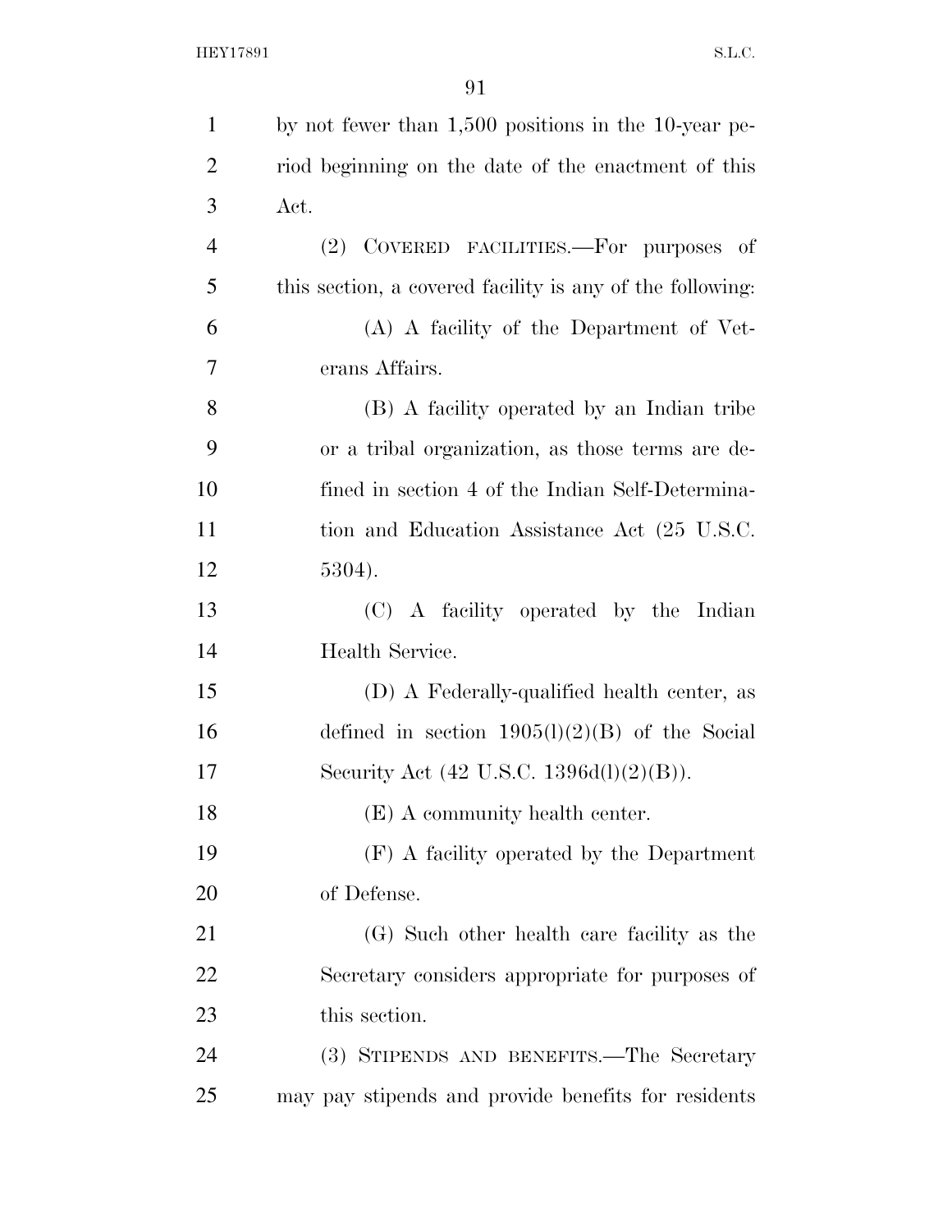by not fewer than 1,500 positions in the 10-year period beginning on the date of the enactment of this Act.

(2) COVERED FACILITIES.—For purposes of this section, a covered facility is any of the following:

(A) A facility of the Department of Veterans Affairs.

(B) A facility operated by an Indian tribe or a tribal organization, as those terms are defined in section 4 of the Indian Self-Determination and Education Assistance Act (25 U.S.C. 5304).

(C) A facility operated by the Indian Health Service.

(D) A Federally-qualified health center, as defined in section 1905(l)(2)(B) of the Social Security Act (42 U.S.C. 1396d(l)(2)(B)).

(E) A community health center.

(F) A facility operated by the Department of Defense.

(G) Such other health care facility as the Secretary considers appropriate for purposes of this section.

(3) STIPENDS AND BENEFITS.—The Secretary may pay stipends and provide benefits for residents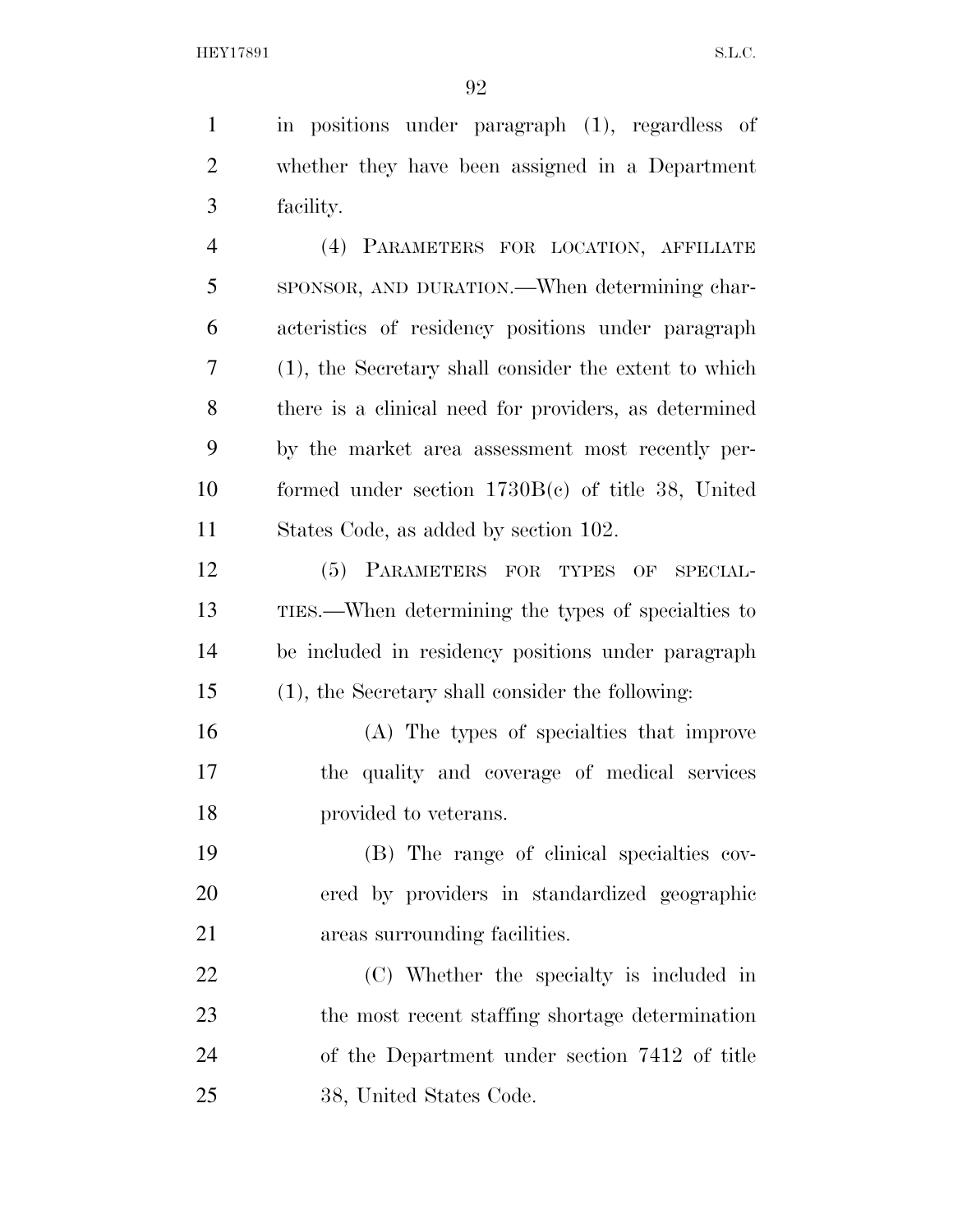in positions under paragraph (1), regardless of whether they have been assigned in a Department facility.

(4) PARAMETERS FOR LOCATION, AFFILIATE SPONSOR, AND DURATION.—When determining characteristics of residency positions under paragraph (1), the Secretary shall consider the extent to which there is a clinical need for providers, as determined by the market area assessment most recently performed under section 1730B(c) of title 38, United States Code, as added by section 102.

(5) PARAMETERS FOR TYPES OF SPECIALTIES.—When determining the types of specialties to be included in residency positions under paragraph (1), the Secretary shall consider the following:

(A) The types of specialties that improve the quality and coverage of medical services provided to veterans.

(B) The range of clinical specialties covered by providers in standardized geographic areas surrounding facilities.

(C) Whether the specialty is included in the most recent staffing shortage determination of the Department under section 7412 of title 38, United States Code.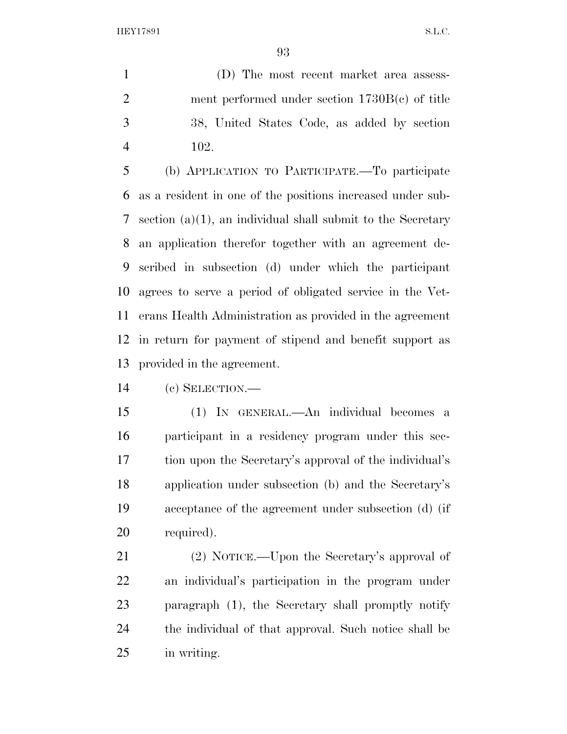(D) The most recent market area assessment performed under section 1730B(c) of title 38, United States Code, as added by section 102.

(b) APPLICATION TO PARTICIPATE.—To participate as a resident in one of the positions increased under subsection (a)(1), an individual shall submit to the Secretary an application therefor together with an agreement described in subsection (d) under which the participant agrees to serve a period of obligated service in the Veterans Health Administration as provided in the agreement in return for payment of stipend and benefit support as provided in the agreement.

(c) SELECTION.—

(1) IN GENERAL.—An individual becomes a participant in a residency program under this section upon the Secretary's approval of the individual's application under subsection (b) and the Secretary's acceptance of the agreement under subsection (d) (if required).

(2) NOTICE.—Upon the Secretary's approval of an individual's participation in the program under paragraph (1), the Secretary shall promptly notify the individual of that approval. Such notice shall be in writing.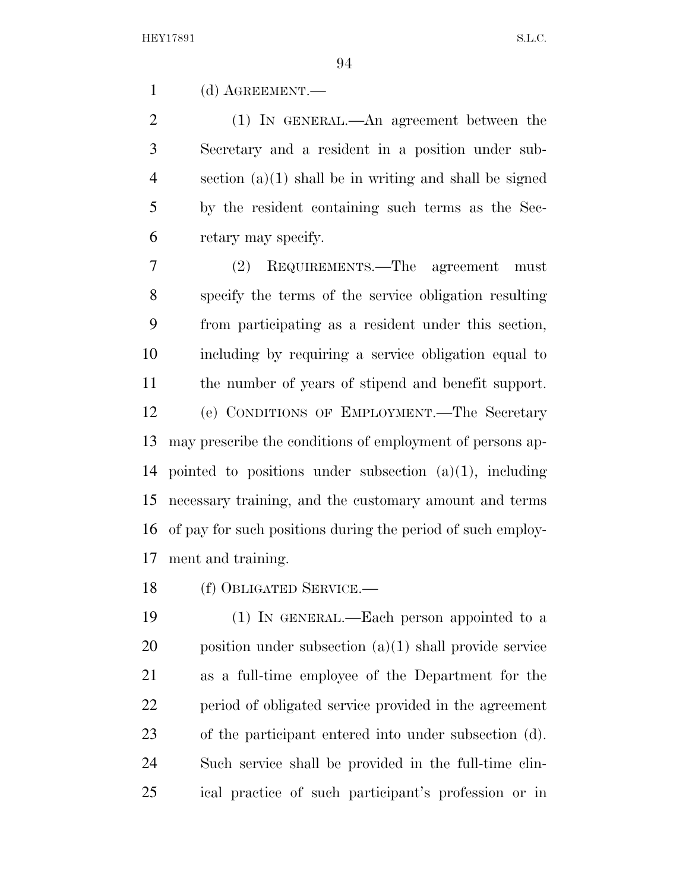(d) AGREEMENT.—

(1) IN GENERAL.—An agreement between the Secretary and a resident in a position under subsection (a)(1) shall be in writing and shall be signed by the resident containing such terms as the Secretary may specify.

(2) REQUIREMENTS.—The agreement must specify the terms of the service obligation resulting from participating as a resident under this section, including by requiring a service obligation equal to the number of years of stipend and benefit support.

(e) CONDITIONS OF EMPLOYMENT.—The Secretary may prescribe the conditions of employment of persons appointed to positions under subsection (a)(1), including necessary training, and the customary amount and terms of pay for such positions during the period of such employment and training.

(f) OBLIGATED SERVICE.—

(1) IN GENERAL.—Each person appointed to a position under subsection (a)(1) shall provide service as a full-time employee of the Department for the period of obligated service provided in the agreement of the participant entered into under subsection (d). Such service shall be provided in the full-time clinical practice of such participant's profession or in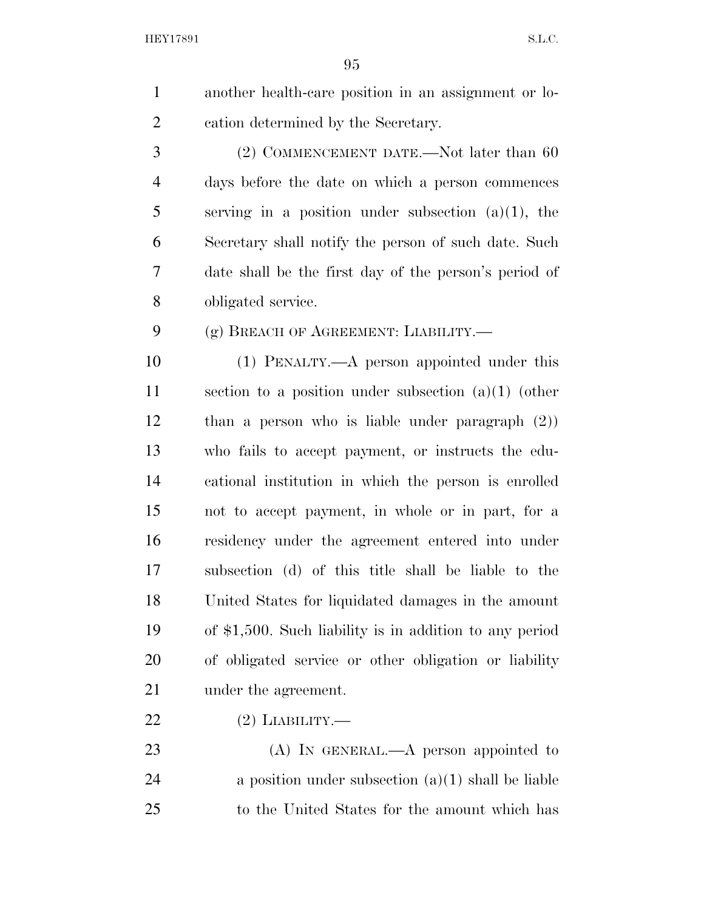another health-care position in an assignment or location determined by the Secretary.

(2) COMMENCEMENT DATE.—Not later than 60 days before the date on which a person commences serving in a position under subsection (a)(1), the Secretary shall notify the person of such date. Such date shall be the first day of the person's period of obligated service.

(g) BREACH OF AGREEMENT: LIABILITY.—

(1) PENALTY.—A person appointed under this section to a position under subsection (a)(1) (other than a person who is liable under paragraph (2)) who fails to accept payment, or instructs the educational institution in which the person is enrolled not to accept payment, in whole or in part, for a residency under the agreement entered into under subsection (d) of this title shall be liable to the United States for liquidated damages in the amount of $1,500. Such liability is in addition to any period of obligated service or other obligation or liability under the agreement.

(2) LIABILITY.—

(A) IN GENERAL.—A person appointed to a position under subsection (a)(1) shall be liable to the United States for the amount which has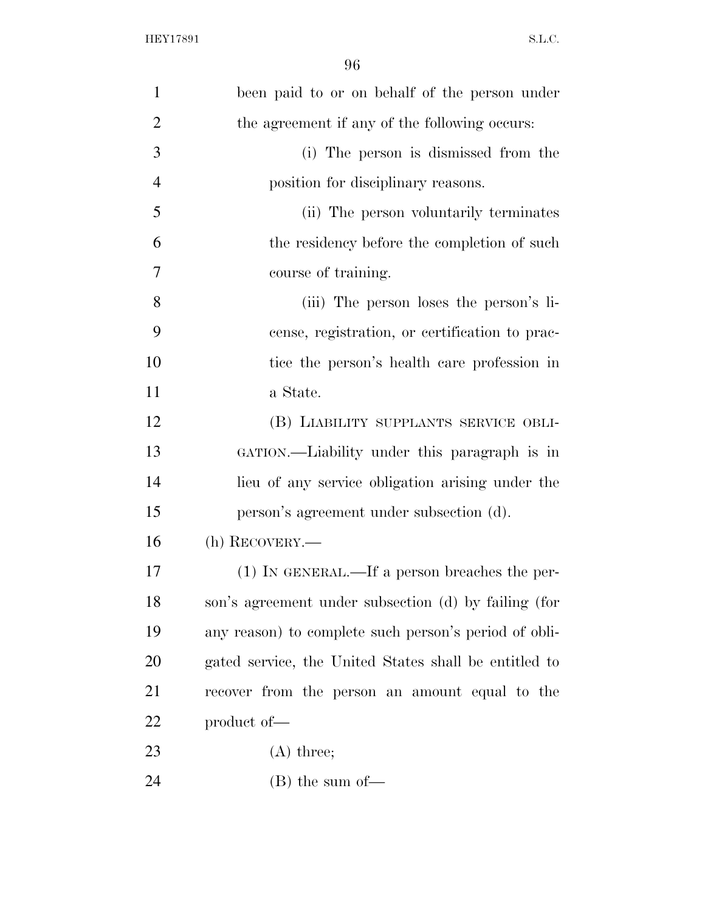been paid to or on behalf of the person under the agreement if any of the following occurs:

(i) The person is dismissed from the position for disciplinary reasons.

(ii) The person voluntarily terminates the residency before the completion of such course of training.

(iii) The person loses the person's license, registration, or certification to practice the person's health care profession in a State.

(B) LIABILITY SUPPLANTS SERVICE OBLIGATION.—Liability under this paragraph is in lieu of any service obligation arising under the person's agreement under subsection (d).

(h) RECOVERY.—

(1) IN GENERAL.—If a person breaches the person's agreement under subsection (d) by failing (for any reason) to complete such person's period of obligated service, the United States shall be entitled to recover from the person an amount equal to the product of—

(A) three;

(B) the sum of—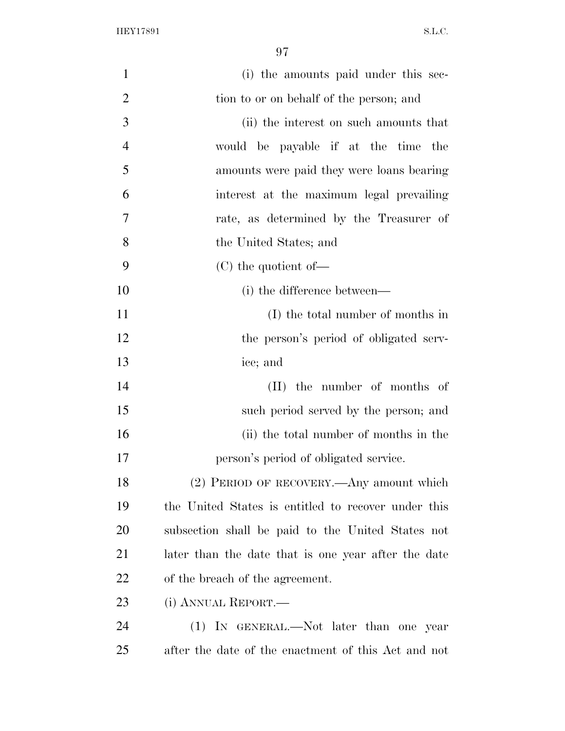(i) the amounts paid under this section to or on behalf of the person; and

(ii) the interest on such amounts that would be payable if at the time the amounts were paid they were loans bearing interest at the maximum legal prevailing rate, as determined by the Treasurer of the United States; and

(C) the quotient of—

(i) the difference between—

(I) the total number of months in the person's period of obligated service; and

(II) the number of months of such period served by the person; and

(ii) the total number of months in the person's period of obligated service.

(2) PERIOD OF RECOVERY.—Any amount which the United States is entitled to recover under this subsection shall be paid to the United States not later than the date that is one year after the date of the breach of the agreement.

(i) ANNUAL REPORT.—

(1) IN GENERAL.—Not later than one year after the date of the enactment of this Act and not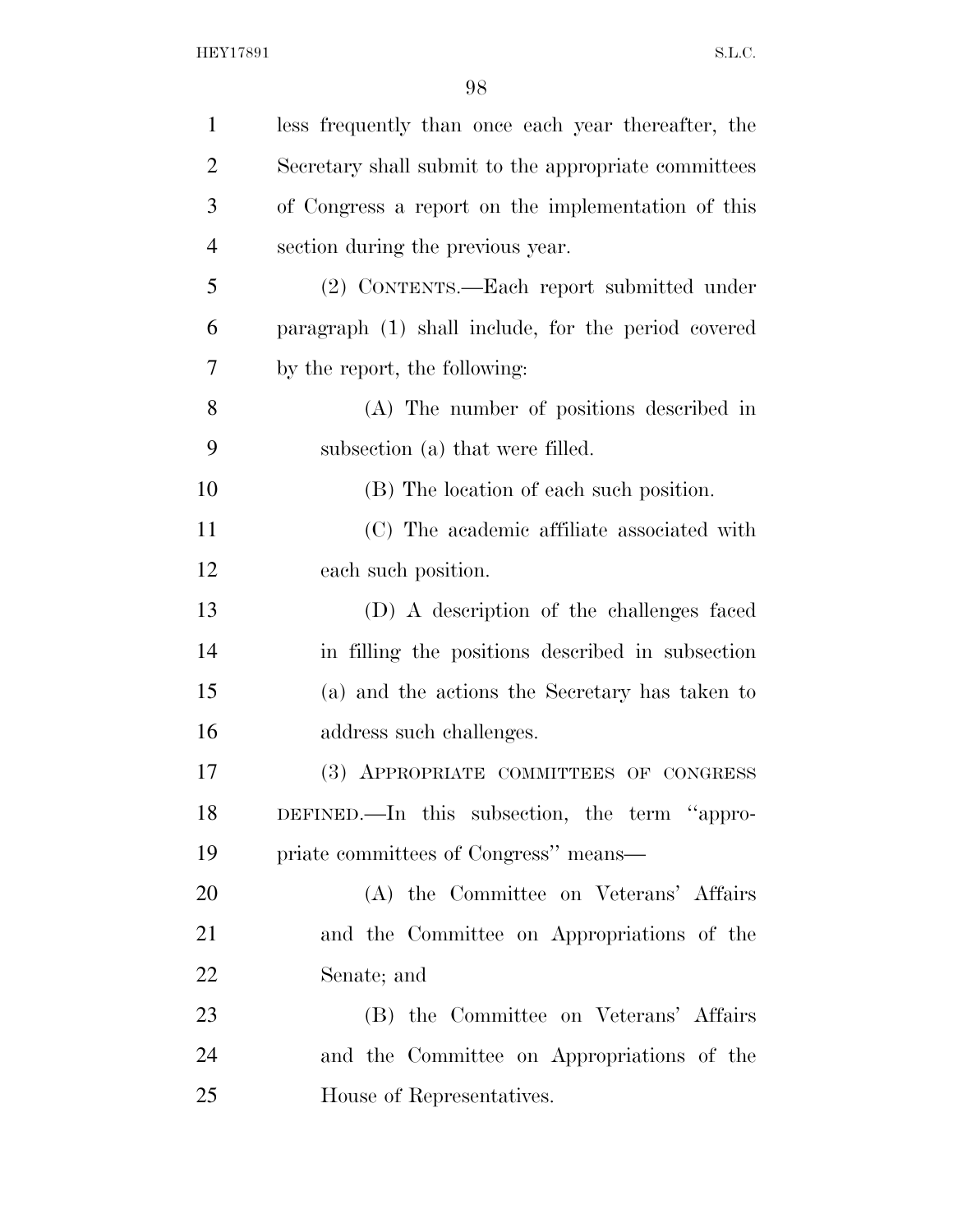less frequently than once each year thereafter, the Secretary shall submit to the appropriate committees of Congress a report on the implementation of this section during the previous year.

(2) CONTENTS.—Each report submitted under paragraph (1) shall include, for the period covered by the report, the following:

(A) The number of positions described in subsection (a) that were filled.

(B) The location of each such position.

(C) The academic affiliate associated with each such position.

(D) A description of the challenges faced in filling the positions described in subsection (a) and the actions the Secretary has taken to address such challenges.

(3) APPROPRIATE COMMITTEES OF CONGRESS DEFINED.—In this subsection, the term "appropriate committees of Congress" means—

(A) the Committee on Veterans' Affairs and the Committee on Appropriations of the Senate; and

(B) the Committee on Veterans' Affairs and the Committee on Appropriations of the House of Representatives.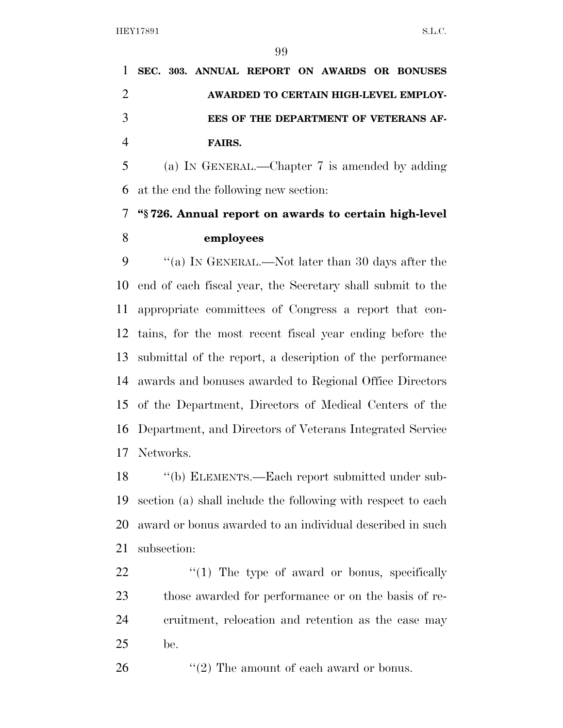**SEC. 303. ANNUAL REPORT ON AWARDS OR BONUSES AWARDED TO CERTAIN HIGH-LEVEL EMPLOYEES OF THE DEPARTMENT OF VETERANS AFFAIRS.**

(a) IN GENERAL.—Chapter 7 is amended by adding at the end the following new section:

**"§ 726. Annual report on awards to certain high-level employees**

"(a) IN GENERAL.—Not later than 30 days after the end of each fiscal year, the Secretary shall submit to the appropriate committees of Congress a report that contains, for the most recent fiscal year ending before the submittal of the report, a description of the performance awards and bonuses awarded to Regional Office Directors of the Department, Directors of Medical Centers of the Department, and Directors of Veterans Integrated Service Networks.

"(b) ELEMENTS.—Each report submitted under subsection (a) shall include the following with respect to each award or bonus awarded to an individual described in such subsection:

"(1) The type of award or bonus, specifically those awarded for performance or on the basis of recruitment, relocation and retention as the case may be.

"(2) The amount of each award or bonus.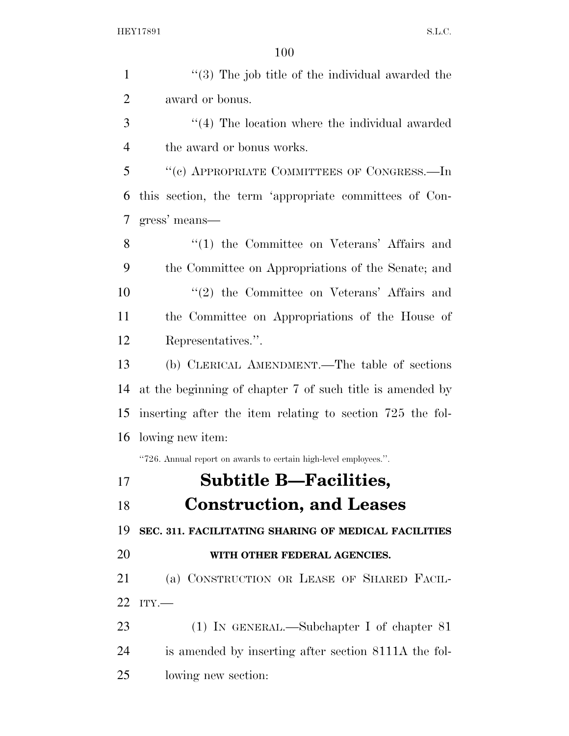"(3) The job title of the individual awarded the award or bonus.

"(4) The location where the individual awarded the award or bonus works.

"(c) APPROPRIATE COMMITTEES OF CONGRESS.—In this section, the term 'appropriate committees of Congress' means—

"(1) the Committee on Veterans' Affairs and the Committee on Appropriations of the Senate; and

"(2) the Committee on Veterans' Affairs and the Committee on Appropriations of the House of Representatives.".

(b) CLERICAL AMENDMENT.—The table of sections at the beginning of chapter 7 of such title is amended by inserting after the item relating to section 725 the following new item:

"726. Annual report on awards to certain high-level employees.".

# Subtitle B—Facilities, Construction, and Leases

**SEC. 311. FACILITATING SHARING OF MEDICAL FACILITIES WITH OTHER FEDERAL AGENCIES.**

(a) CONSTRUCTION OR LEASE OF SHARED FACILITY.—

(1) IN GENERAL.—Subchapter I of chapter 81 is amended by inserting after section 8111A the following new section: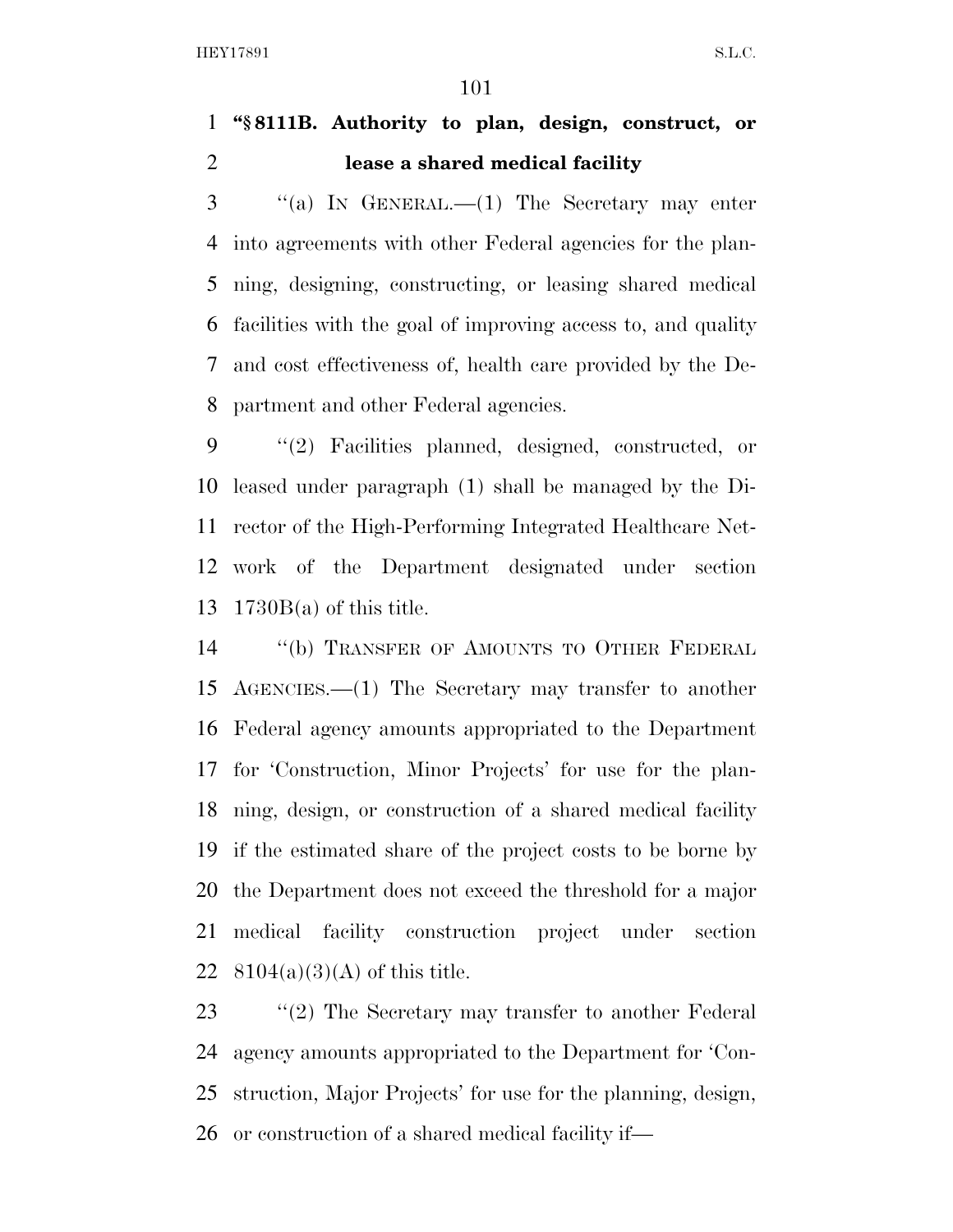**"§ 8111B. Authority to plan, design, construct, or lease a shared medical facility**

"(a) IN GENERAL.—(1) The Secretary may enter into agreements with other Federal agencies for the planning, designing, constructing, or leasing shared medical facilities with the goal of improving access to, and quality and cost effectiveness of, health care provided by the Department and other Federal agencies.

"(2) Facilities planned, designed, constructed, or leased under paragraph (1) shall be managed by the Director of the High-Performing Integrated Healthcare Network of the Department designated under section 1730B(a) of this title.

"(b) TRANSFER OF AMOUNTS TO OTHER FEDERAL AGENCIES.—(1) The Secretary may transfer to another Federal agency amounts appropriated to the Department for 'Construction, Minor Projects' for use for the planning, design, or construction of a shared medical facility if the estimated share of the project costs to be borne by the Department does not exceed the threshold for a major medical facility construction project under section 8104(a)(3)(A) of this title.

"(2) The Secretary may transfer to another Federal agency amounts appropriated to the Department for 'Construction, Major Projects' for use for the planning, design, or construction of a shared medical facility if—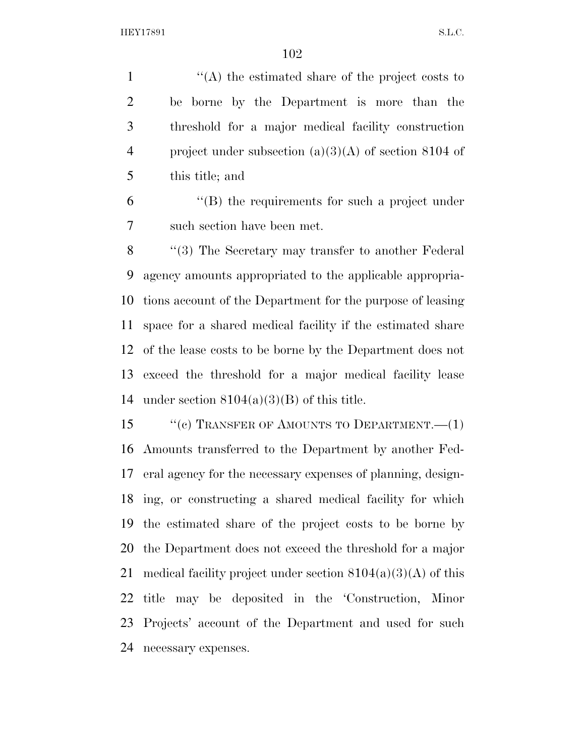''(A) the estimated share of the project costs to be borne by the Department is more than the threshold for a major medical facility construction project under subsection (a)(3)(A) of section 8104 of this title; and

''(B) the requirements for such a project under such section have been met.

''(3) The Secretary may transfer to another Federal agency amounts appropriated to the applicable appropriations account of the Department for the purpose of leasing space for a shared medical facility if the estimated share of the lease costs to be borne by the Department does not exceed the threshold for a major medical facility lease under section 8104(a)(3)(B) of this title.

''(c) TRANSFER OF AMOUNTS TO DEPARTMENT.—(1) Amounts transferred to the Department by another Federal agency for the necessary expenses of planning, designing, or constructing a shared medical facility for which the estimated share of the project costs to be borne by the Department does not exceed the threshold for a major medical facility project under section 8104(a)(3)(A) of this title may be deposited in the 'Construction, Minor Projects' account of the Department and used for such necessary expenses.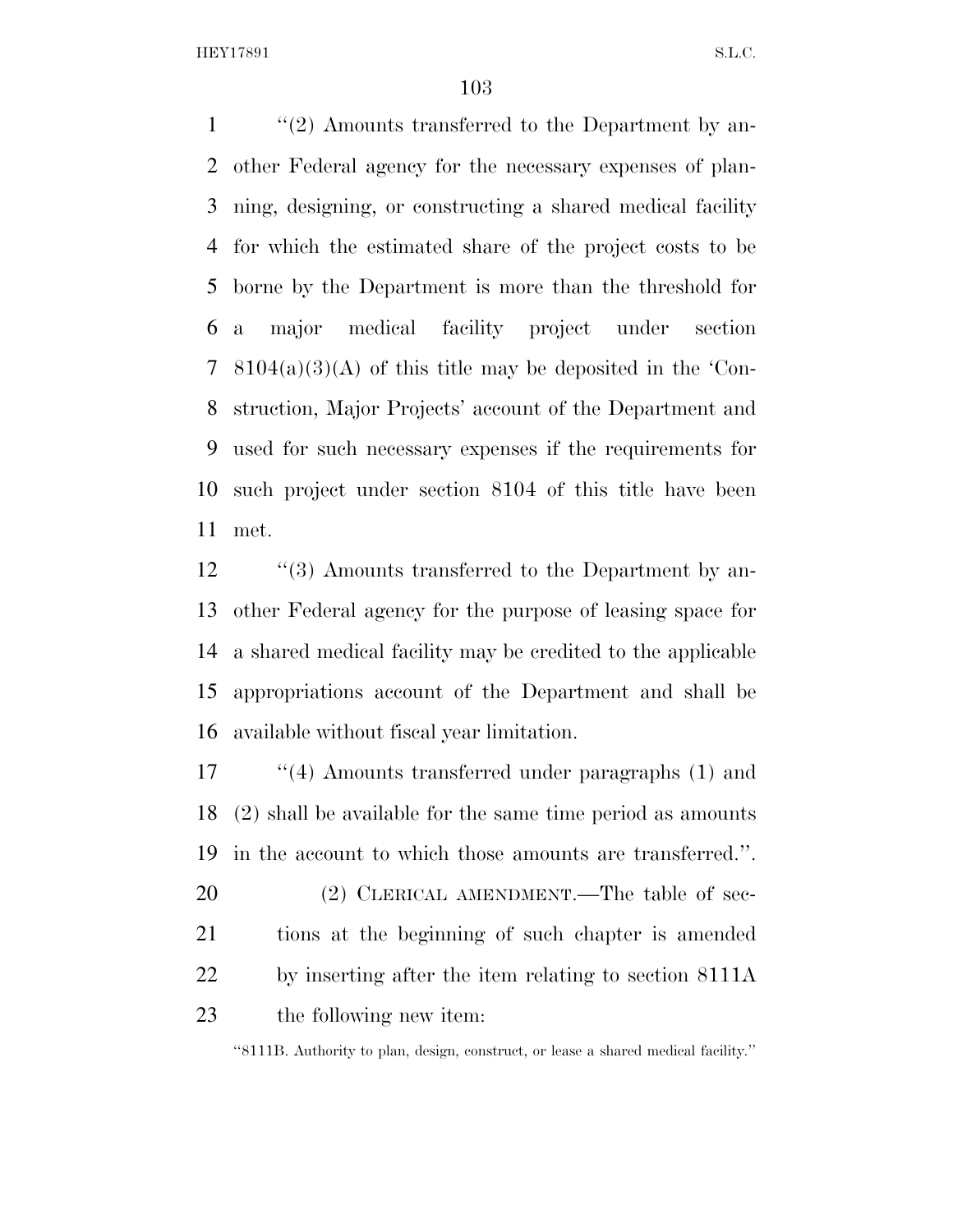"(2) Amounts transferred to the Department by another Federal agency for the necessary expenses of planning, designing, or constructing a shared medical facility for which the estimated share of the project costs to be borne by the Department is more than the threshold for a major medical facility project under section 8104(a)(3)(A) of this title may be deposited in the 'Construction, Major Projects' account of the Department and used for such necessary expenses if the requirements for such project under section 8104 of this title have been met.

"(3) Amounts transferred to the Department by another Federal agency for the purpose of leasing space for a shared medical facility may be credited to the applicable appropriations account of the Department and shall be available without fiscal year limitation.

"(4) Amounts transferred under paragraphs (1) and (2) shall be available for the same time period as amounts in the account to which those amounts are transferred.".

(2) CLERICAL AMENDMENT.—The table of sections at the beginning of such chapter is amended by inserting after the item relating to section 8111A the following new item:

"8111B. Authority to plan, design, construct, or lease a shared medical facility."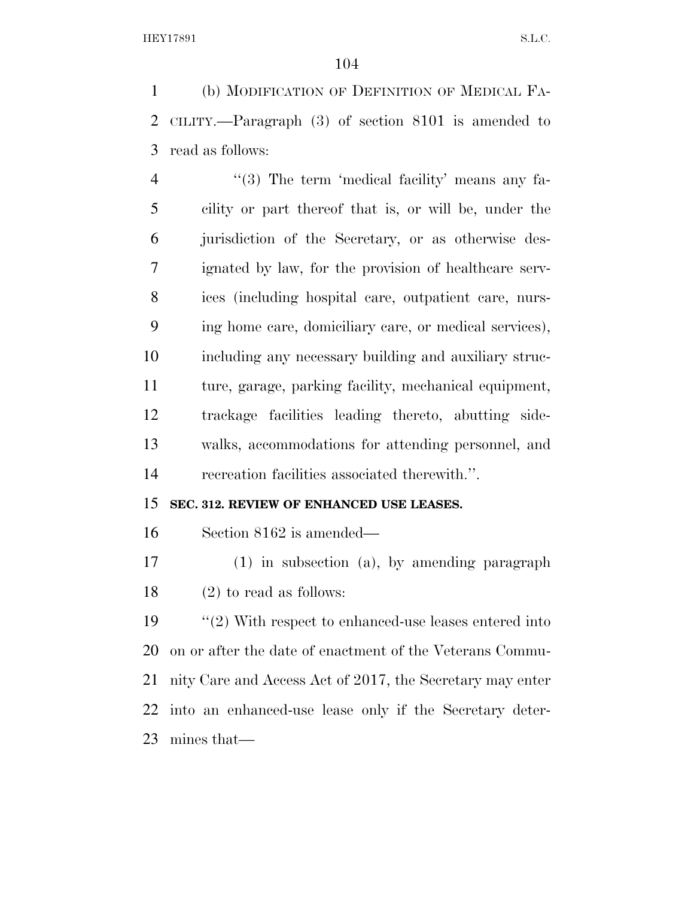(b) MODIFICATION OF DEFINITION OF MEDICAL FACILITY.—Paragraph (3) of section 8101 is amended to read as follows:

"(3) The term 'medical facility' means any facility or part thereof that is, or will be, under the jurisdiction of the Secretary, or as otherwise designated by law, for the provision of healthcare services (including hospital care, outpatient care, nursing home care, domiciliary care, or medical services), including any necessary building and auxiliary structure, garage, parking facility, mechanical equipment, trackage facilities leading thereto, abutting sidewalks, accommodations for attending personnel, and recreation facilities associated therewith.".

**SEC. 312. REVIEW OF ENHANCED USE LEASES.**

Section 8162 is amended—

(1) in subsection (a), by amending paragraph (2) to read as follows:

"(2) With respect to enhanced-use leases entered into on or after the date of enactment of the Veterans Community Care and Access Act of 2017, the Secretary may enter into an enhanced-use lease only if the Secretary determines that—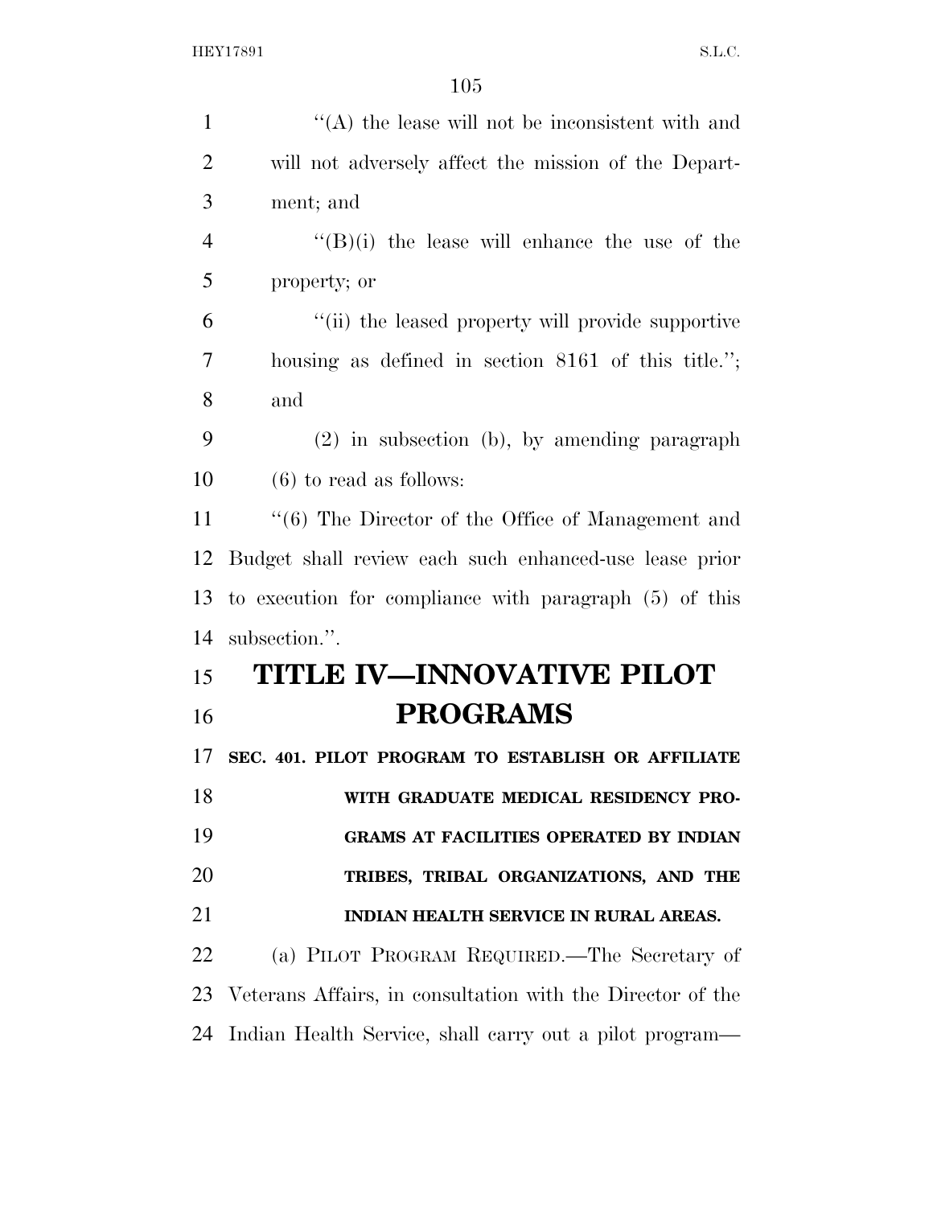''(A) the lease will not be inconsistent with and will not adversely affect the mission of the Department; and

''(B)(i) the lease will enhance the use of the property; or

''(ii) the leased property will provide supportive housing as defined in section 8161 of this title.''; and

(2) in subsection (b), by amending paragraph (6) to read as follows:

''(6) The Director of the Office of Management and Budget shall review each such enhanced-use lease prior to execution for compliance with paragraph (5) of this subsection.''.

# TITLE IV—INNOVATIVE PILOT PROGRAMS

**SEC. 401. PILOT PROGRAM TO ESTABLISH OR AFFILIATE WITH GRADUATE MEDICAL RESIDENCY PROGRAMS AT FACILITIES OPERATED BY INDIAN TRIBES, TRIBAL ORGANIZATIONS, AND THE INDIAN HEALTH SERVICE IN RURAL AREAS.**

(a) PILOT PROGRAM REQUIRED.—The Secretary of Veterans Affairs, in consultation with the Director of the Indian Health Service, shall carry out a pilot program—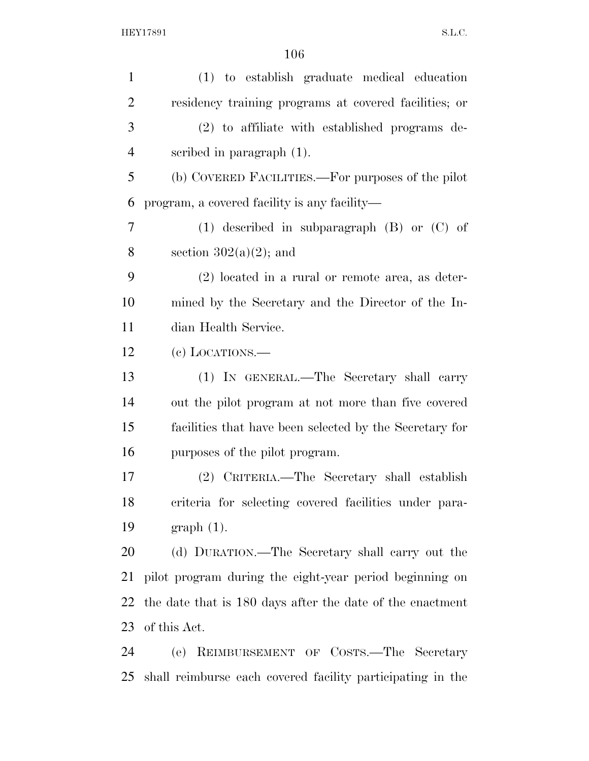(1) to establish graduate medical education residency training programs at covered facilities; or

(2) to affiliate with established programs described in paragraph (1).

(b) COVERED FACILITIES.—For purposes of the pilot program, a covered facility is any facility—

(1) described in subparagraph (B) or (C) of section 302(a)(2); and

(2) located in a rural or remote area, as determined by the Secretary and the Director of the Indian Health Service.

(c) LOCATIONS.—

(1) IN GENERAL.—The Secretary shall carry out the pilot program at not more than five covered facilities that have been selected by the Secretary for purposes of the pilot program.

(2) CRITERIA.—The Secretary shall establish criteria for selecting covered facilities under paragraph (1).

(d) DURATION.—The Secretary shall carry out the pilot program during the eight-year period beginning on the date that is 180 days after the date of the enactment of this Act.

(e) REIMBURSEMENT OF COSTS.—The Secretary shall reimburse each covered facility participating in the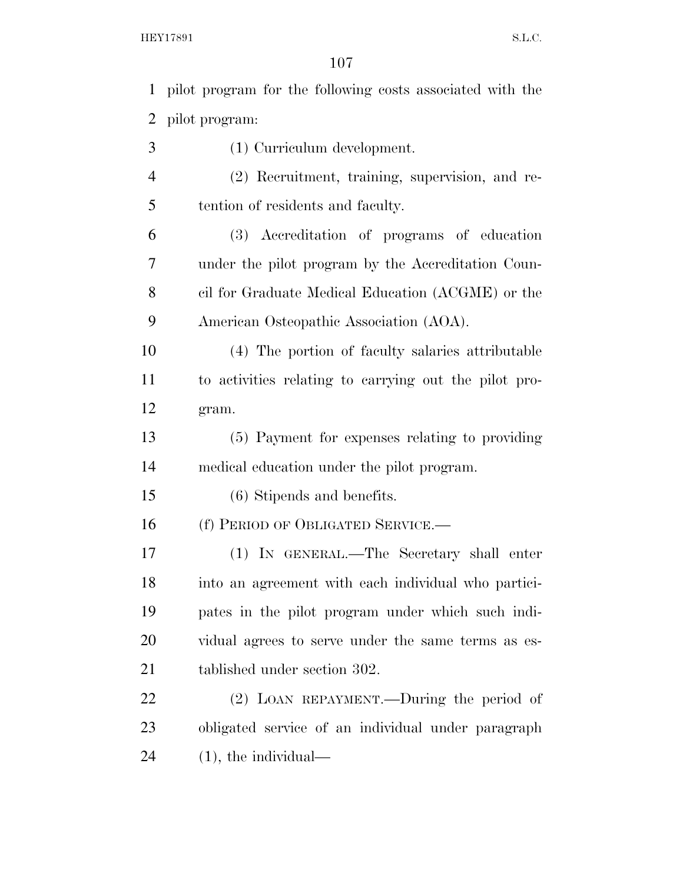pilot program for the following costs associated with the pilot program:

(1) Curriculum development.

(2) Recruitment, training, supervision, and retention of residents and faculty.

(3) Accreditation of programs of education under the pilot program by the Accreditation Council for Graduate Medical Education (ACGME) or the American Osteopathic Association (AOA).

(4) The portion of faculty salaries attributable to activities relating to carrying out the pilot program.

(5) Payment for expenses relating to providing medical education under the pilot program.

(6) Stipends and benefits.

(f) PERIOD OF OBLIGATED SERVICE.—

(1) IN GENERAL.—The Secretary shall enter into an agreement with each individual who participates in the pilot program under which such individual agrees to serve under the same terms as established under section 302.

(2) LOAN REPAYMENT.—During the period of obligated service of an individual under paragraph (1), the individual—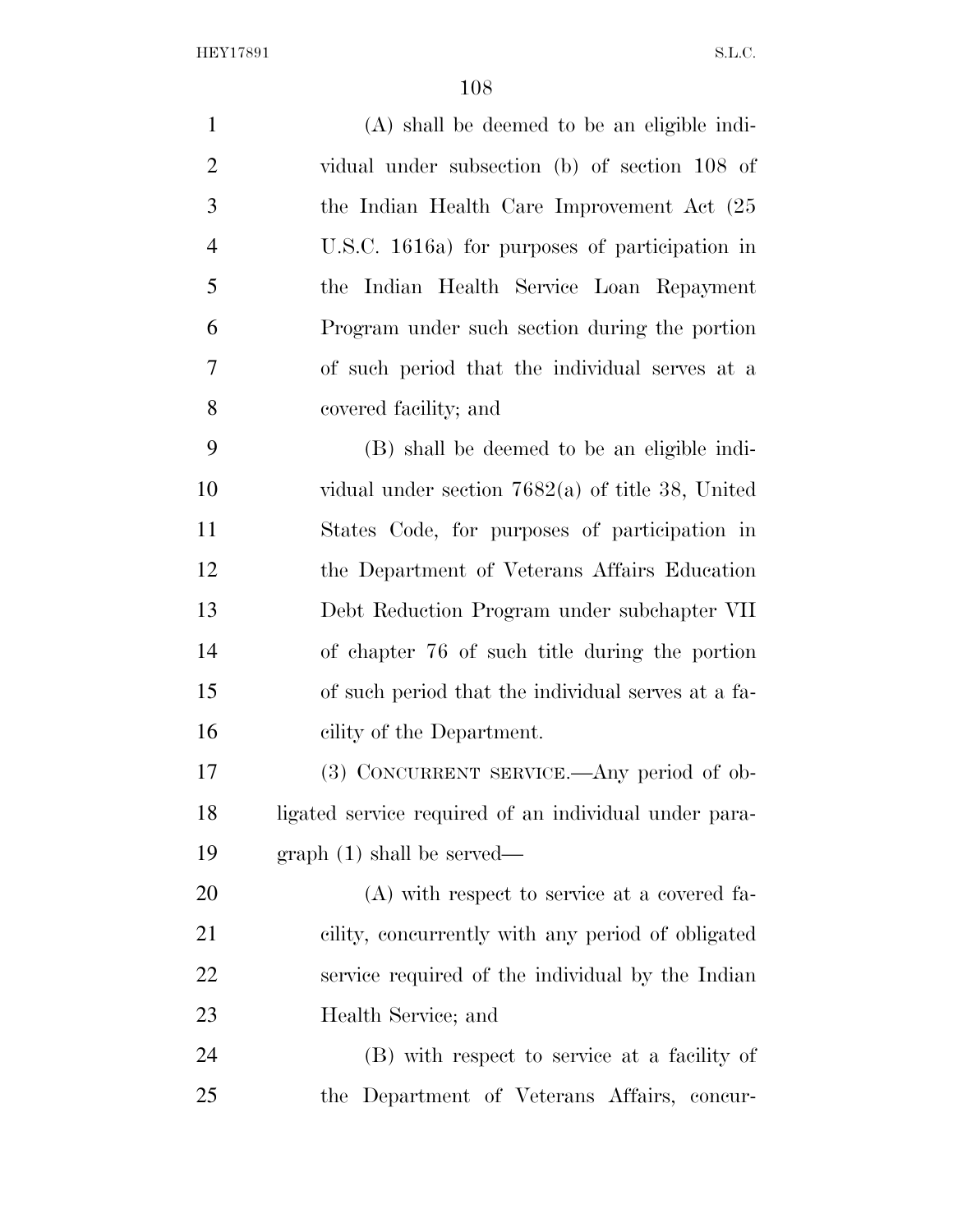(A) shall be deemed to be an eligible individual under subsection (b) of section 108 of the Indian Health Care Improvement Act (25 U.S.C. 1616a) for purposes of participation in the Indian Health Service Loan Repayment Program under such section during the portion of such period that the individual serves at a covered facility; and

(B) shall be deemed to be an eligible individual under section 7682(a) of title 38, United States Code, for purposes of participation in the Department of Veterans Affairs Education Debt Reduction Program under subchapter VII of chapter 76 of such title during the portion of such period that the individual serves at a facility of the Department.

(3) CONCURRENT SERVICE.—Any period of obligated service required of an individual under paragraph (1) shall be served—

(A) with respect to service at a covered facility, concurrently with any period of obligated service required of the individual by the Indian Health Service; and

(B) with respect to service at a facility of the Department of Veterans Affairs, concur-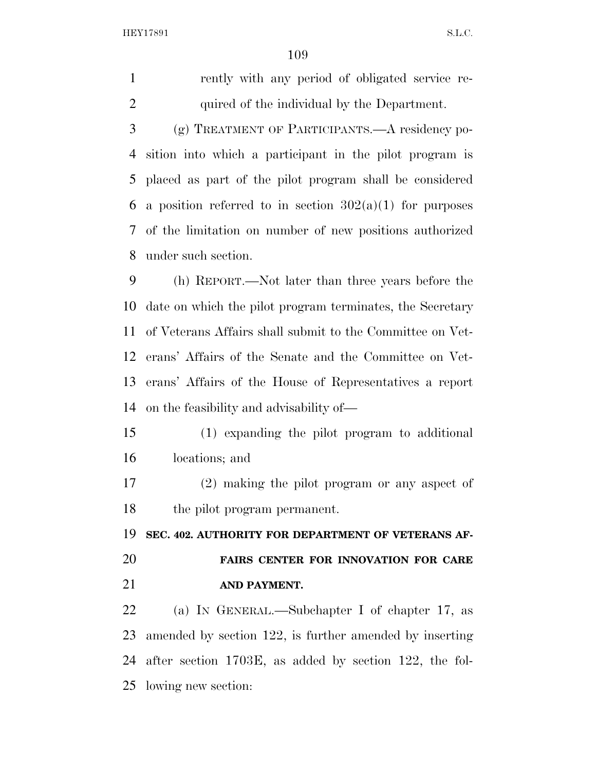rently with any period of obligated service required of the individual by the Department.

(g) TREATMENT OF PARTICIPANTS.—A residency position into which a participant in the pilot program is placed as part of the pilot program shall be considered a position referred to in section 302(a)(1) for purposes of the limitation on number of new positions authorized under such section.

(h) REPORT.—Not later than three years before the date on which the pilot program terminates, the Secretary of Veterans Affairs shall submit to the Committee on Veterans' Affairs of the Senate and the Committee on Veterans' Affairs of the House of Representatives a report on the feasibility and advisability of—

(1) expanding the pilot program to additional locations; and

(2) making the pilot program or any aspect of the pilot program permanent.

**SEC. 402. AUTHORITY FOR DEPARTMENT OF VETERANS AFFAIRS CENTER FOR INNOVATION FOR CARE AND PAYMENT.**

(a) IN GENERAL.—Subchapter I of chapter 17, as amended by section 122, is further amended by inserting after section 1703E, as added by section 122, the following new section: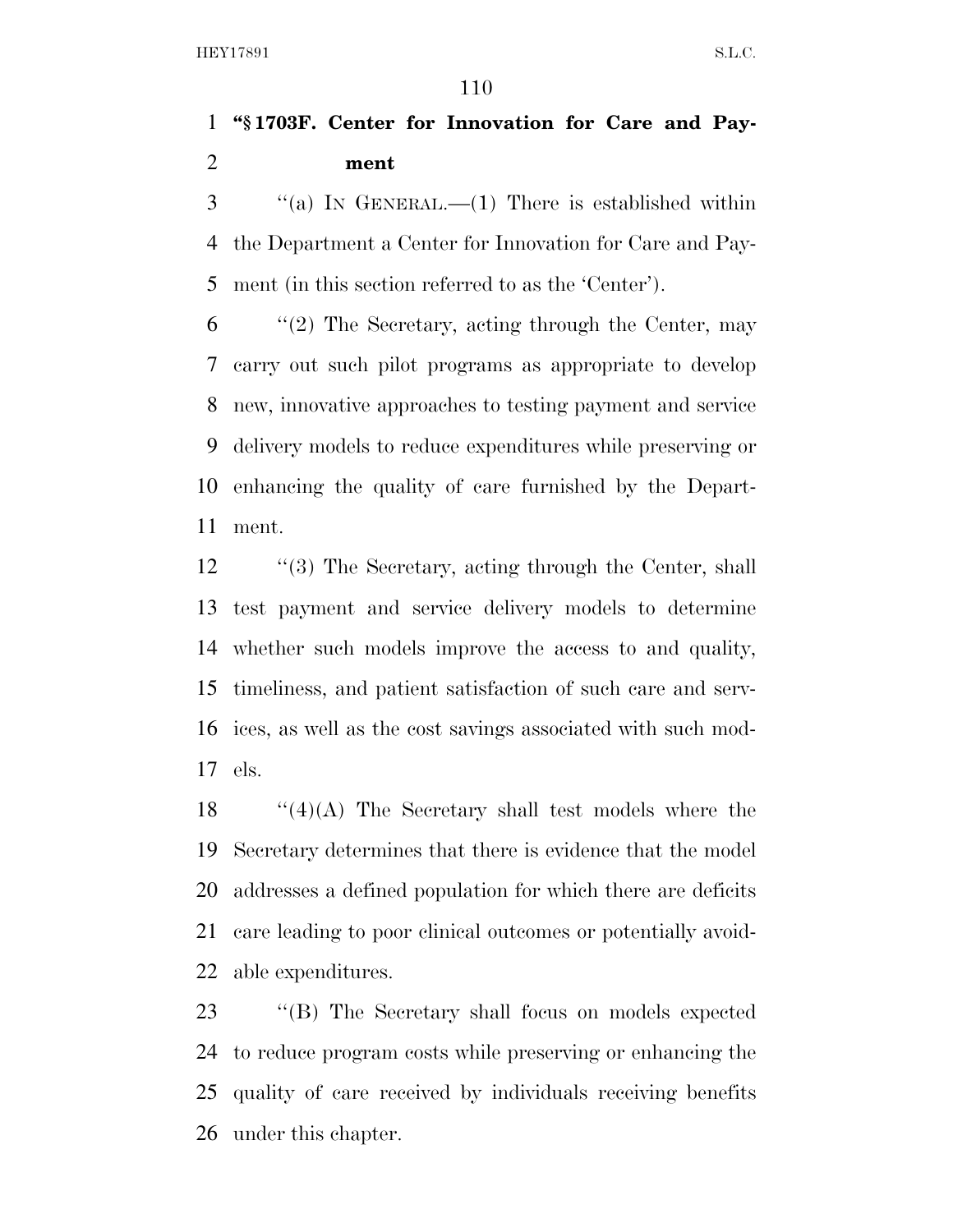**"§ 1703F. Center for Innovation for Care and Payment**

"(a) IN GENERAL.—(1) There is established within the Department a Center for Innovation for Care and Payment (in this section referred to as the 'Center').

"(2) The Secretary, acting through the Center, may carry out such pilot programs as appropriate to develop new, innovative approaches to testing payment and service delivery models to reduce expenditures while preserving or enhancing the quality of care furnished by the Department.

"(3) The Secretary, acting through the Center, shall test payment and service delivery models to determine whether such models improve the access to and quality, timeliness, and patient satisfaction of such care and services, as well as the cost savings associated with such models.

"(4)(A) The Secretary shall test models where the Secretary determines that there is evidence that the model addresses a defined population for which there are deficits care leading to poor clinical outcomes or potentially avoidable expenditures.

"(B) The Secretary shall focus on models expected to reduce program costs while preserving or enhancing the quality of care received by individuals receiving benefits under this chapter.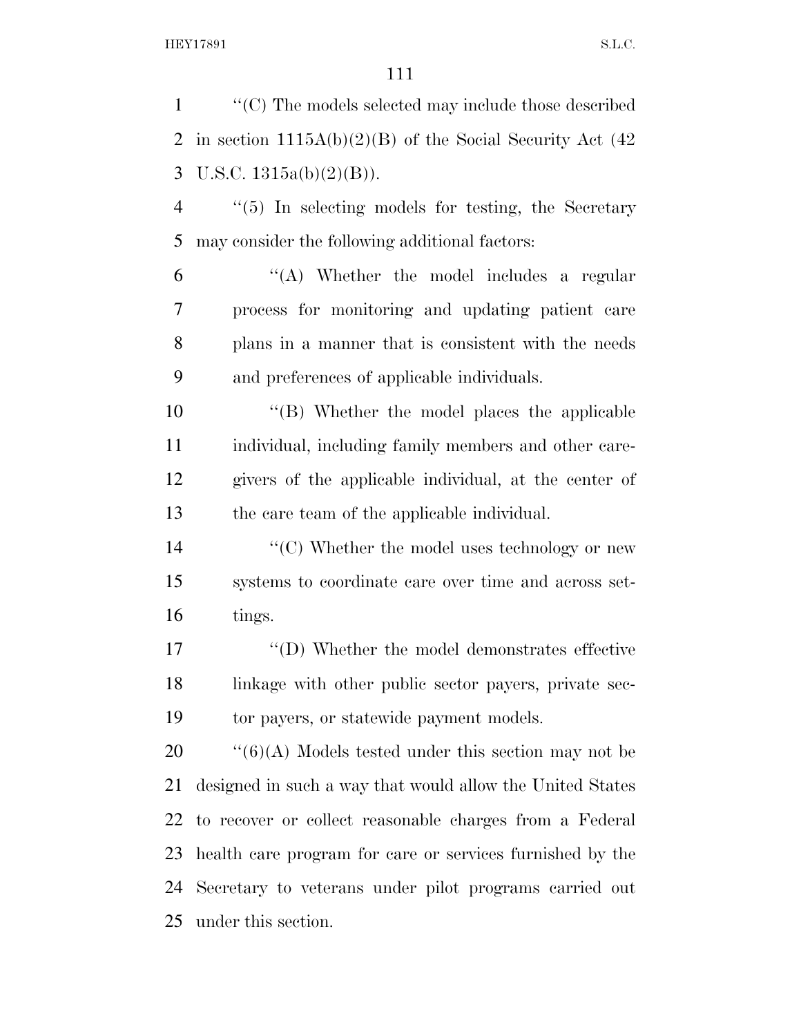"(C) The models selected may include those described in section 1115A(b)(2)(B) of the Social Security Act (42 U.S.C. 1315a(b)(2)(B)).

"(5) In selecting models for testing, the Secretary may consider the following additional factors:

"(A) Whether the model includes a regular process for monitoring and updating patient care plans in a manner that is consistent with the needs and preferences of applicable individuals.

"(B) Whether the model places the applicable individual, including family members and other caregivers of the applicable individual, at the center of the care team of the applicable individual.

"(C) Whether the model uses technology or new systems to coordinate care over time and across settings.

"(D) Whether the model demonstrates effective linkage with other public sector payers, private sector payers, or statewide payment models.

"(6)(A) Models tested under this section may not be designed in such a way that would allow the United States to recover or collect reasonable charges from a Federal health care program for care or services furnished by the Secretary to veterans under pilot programs carried out under this section.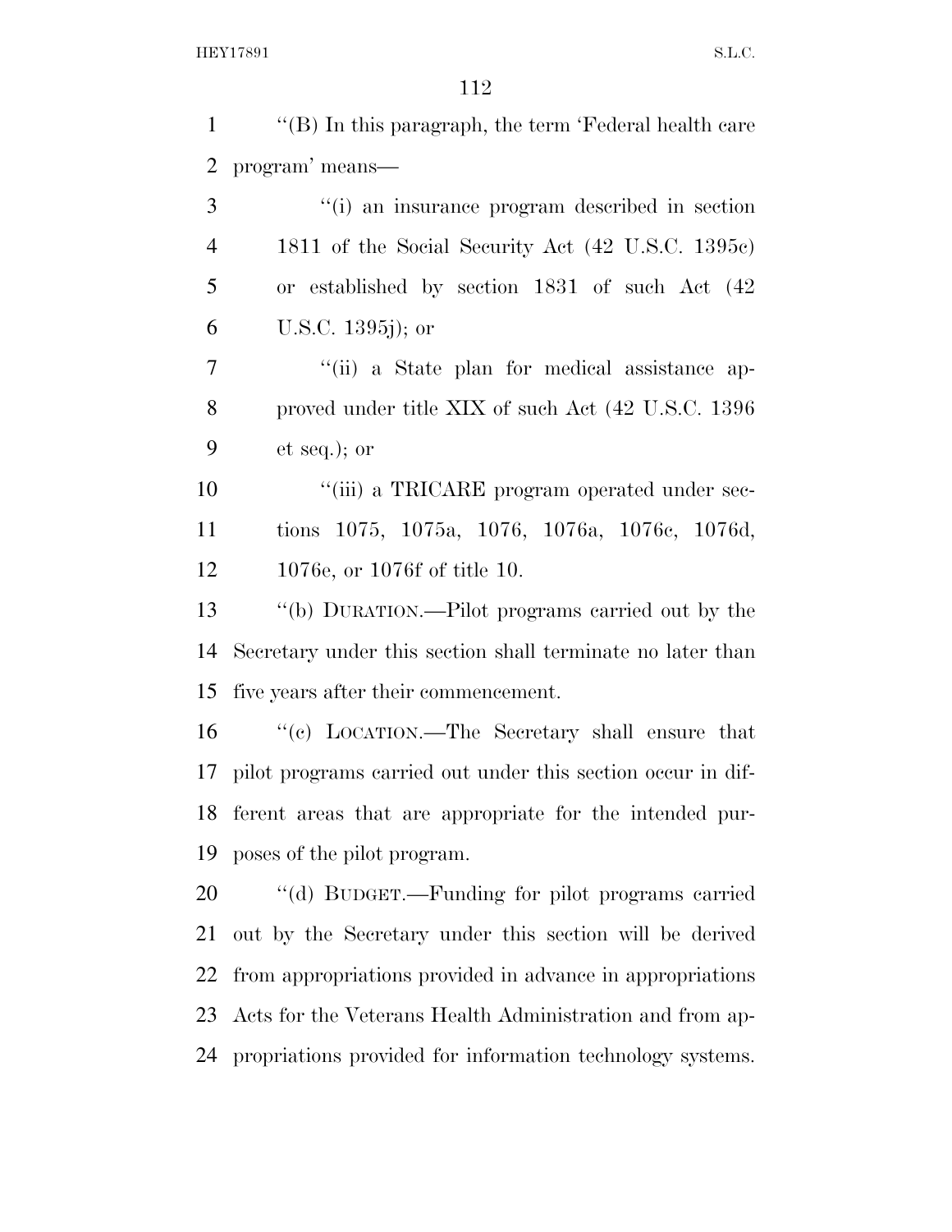"(B) In this paragraph, the term 'Federal health care program' means—

"(i) an insurance program described in section 1811 of the Social Security Act (42 U.S.C. 1395c) or established by section 1831 of such Act (42 U.S.C. 1395j); or

"(ii) a State plan for medical assistance approved under title XIX of such Act (42 U.S.C. 1396 et seq.); or

"(iii) a TRICARE program operated under sections 1075, 1075a, 1076, 1076a, 1076c, 1076d, 1076e, or 1076f of title 10.

"(b) DURATION.—Pilot programs carried out by the Secretary under this section shall terminate no later than five years after their commencement.

"(c) LOCATION.—The Secretary shall ensure that pilot programs carried out under this section occur in different areas that are appropriate for the intended purposes of the pilot program.

"(d) BUDGET.—Funding for pilot programs carried out by the Secretary under this section will be derived from appropriations provided in advance in appropriations Acts for the Veterans Health Administration and from appropriations provided for information technology systems.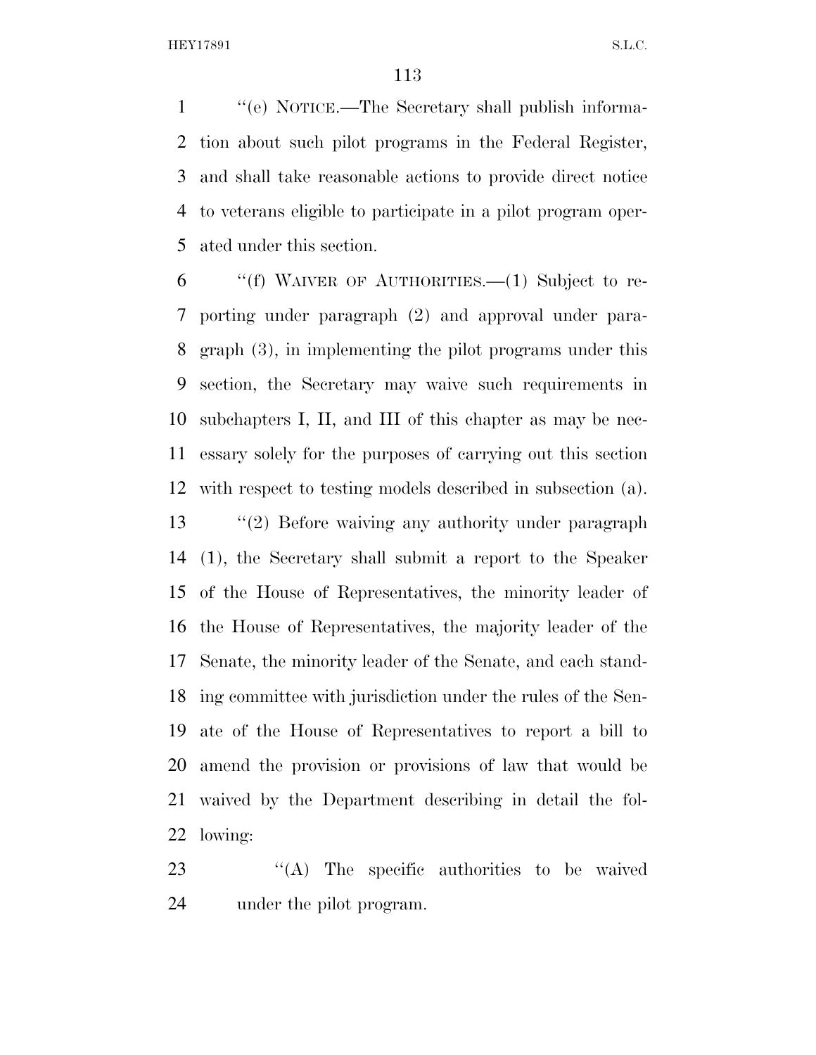''(e) NOTICE.—The Secretary shall publish information about such pilot programs in the Federal Register, and shall take reasonable actions to provide direct notice to veterans eligible to participate in a pilot program operated under this section.

''(f) WAIVER OF AUTHORITIES.—(1) Subject to reporting under paragraph (2) and approval under paragraph (3), in implementing the pilot programs under this section, the Secretary may waive such requirements in subchapters I, II, and III of this chapter as may be necessary solely for the purposes of carrying out this section with respect to testing models described in subsection (a).

''(2) Before waiving any authority under paragraph (1), the Secretary shall submit a report to the Speaker of the House of Representatives, the minority leader of the House of Representatives, the majority leader of the Senate, the minority leader of the Senate, and each standing committee with jurisdiction under the rules of the Senate of the House of Representatives to report a bill to amend the provision or provisions of law that would be waived by the Department describing in detail the following:

''(A) The specific authorities to be waived under the pilot program.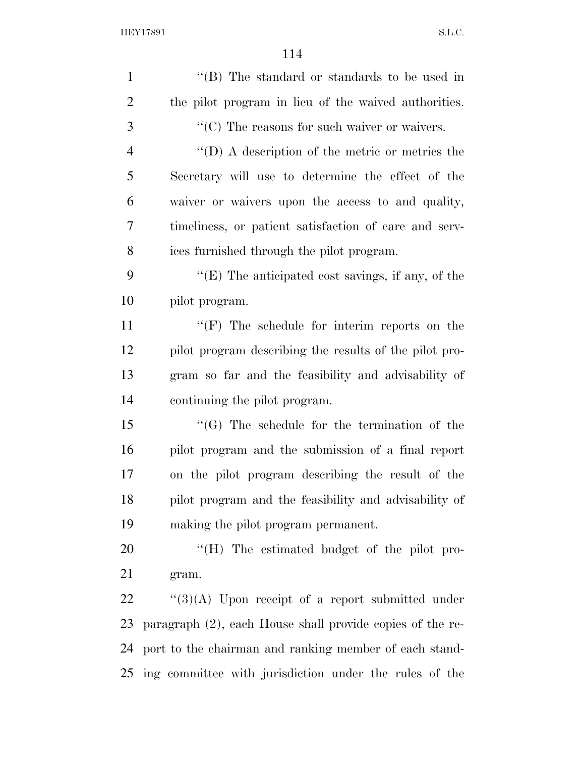''(B) The standard or standards to be used in the pilot program in lieu of the waived authorities.

''(C) The reasons for such waiver or waivers.

''(D) A description of the metric or metrics the Secretary will use to determine the effect of the waiver or waivers upon the access to and quality, timeliness, or patient satisfaction of care and services furnished through the pilot program.

''(E) The anticipated cost savings, if any, of the pilot program.

''(F) The schedule for interim reports on the pilot program describing the results of the pilot program so far and the feasibility and advisability of continuing the pilot program.

''(G) The schedule for the termination of the pilot program and the submission of a final report on the pilot program describing the result of the pilot program and the feasibility and advisability of making the pilot program permanent.

''(H) The estimated budget of the pilot program.

''(3)(A) Upon receipt of a report submitted under paragraph (2), each House shall provide copies of the report to the chairman and ranking member of each standing committee with jurisdiction under the rules of the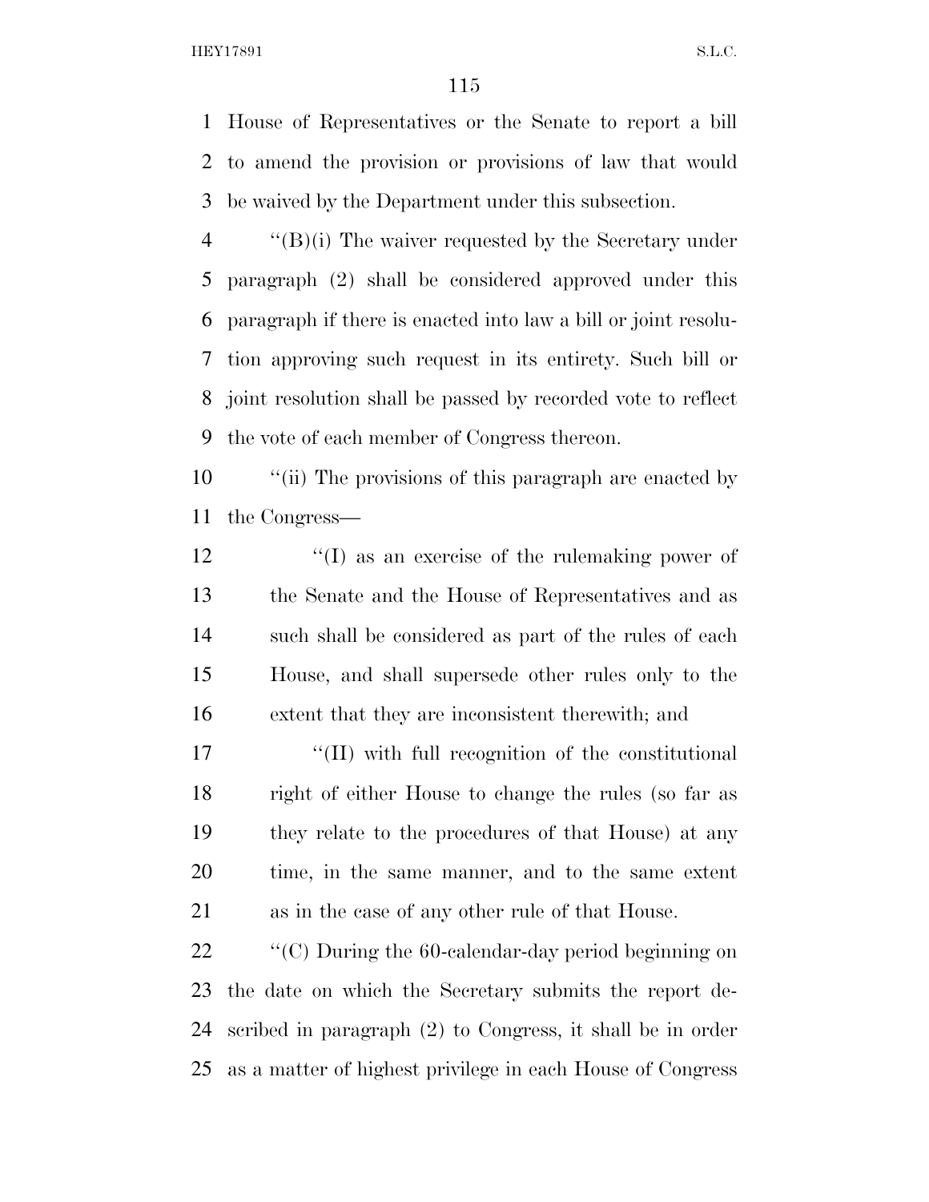House of Representatives or the Senate to report a bill to amend the provision or provisions of law that would be waived by the Department under this subsection.

''(B)(i) The waiver requested by the Secretary under paragraph (2) shall be considered approved under this paragraph if there is enacted into law a bill or joint resolution approving such request in its entirety. Such bill or joint resolution shall be passed by recorded vote to reflect the vote of each member of Congress thereon.

''(ii) The provisions of this paragraph are enacted by the Congress—

''(I) as an exercise of the rulemaking power of the Senate and the House of Representatives and as such shall be considered as part of the rules of each House, and shall supersede other rules only to the extent that they are inconsistent therewith; and

''(II) with full recognition of the constitutional right of either House to change the rules (so far as they relate to the procedures of that House) at any time, in the same manner, and to the same extent as in the case of any other rule of that House.

''(C) During the 60-calendar-day period beginning on the date on which the Secretary submits the report described in paragraph (2) to Congress, it shall be in order as a matter of highest privilege in each House of Congress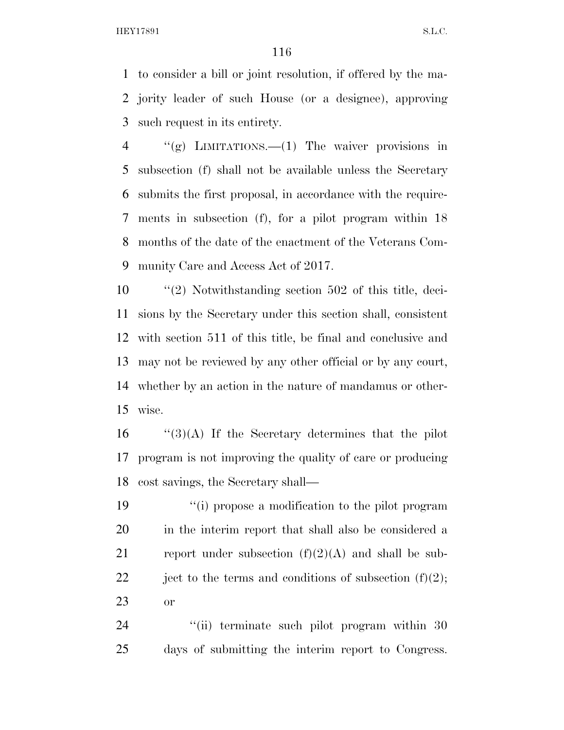to consider a bill or joint resolution, if offered by the majority leader of such House (or a designee), approving such request in its entirety.

"(g) LIMITATIONS.—(1) The waiver provisions in subsection (f) shall not be available unless the Secretary submits the first proposal, in accordance with the requirements in subsection (f), for a pilot program within 18 months of the date of the enactment of the Veterans Community Care and Access Act of 2017.

"(2) Notwithstanding section 502 of this title, decisions by the Secretary under this section shall, consistent with section 511 of this title, be final and conclusive and may not be reviewed by any other official or by any court, whether by an action in the nature of mandamus or otherwise.

"(3)(A) If the Secretary determines that the pilot program is not improving the quality of care or producing cost savings, the Secretary shall—

"(i) propose a modification to the pilot program in the interim report that shall also be considered a report under subsection (f)(2)(A) and shall be subject to the terms and conditions of subsection (f)(2); or

"(ii) terminate such pilot program within 30 days of submitting the interim report to Congress.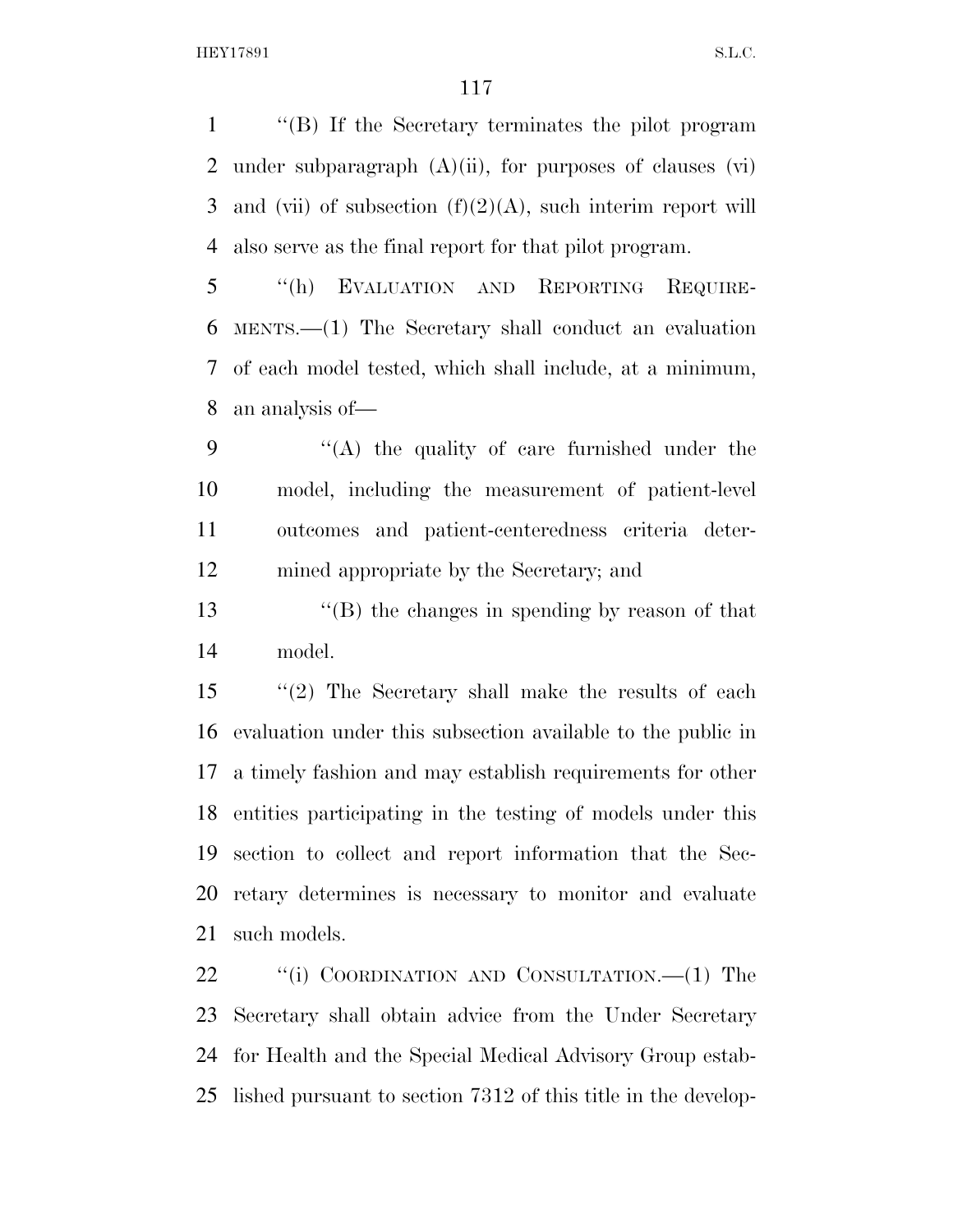''(B) If the Secretary terminates the pilot program under subparagraph (A)(ii), for purposes of clauses (vi) and (vii) of subsection (f)(2)(A), such interim report will also serve as the final report for that pilot program.

''(h) EVALUATION AND REPORTING REQUIREMENTS.—(1) The Secretary shall conduct an evaluation of each model tested, which shall include, at a minimum, an analysis of—

''(A) the quality of care furnished under the model, including the measurement of patient-level outcomes and patient-centeredness criteria determined appropriate by the Secretary; and

''(B) the changes in spending by reason of that model.

''(2) The Secretary shall make the results of each evaluation under this subsection available to the public in a timely fashion and may establish requirements for other entities participating in the testing of models under this section to collect and report information that the Secretary determines is necessary to monitor and evaluate such models.

''(i) COORDINATION AND CONSULTATION.—(1) The Secretary shall obtain advice from the Under Secretary for Health and the Special Medical Advisory Group established pursuant to section 7312 of this title in the develop-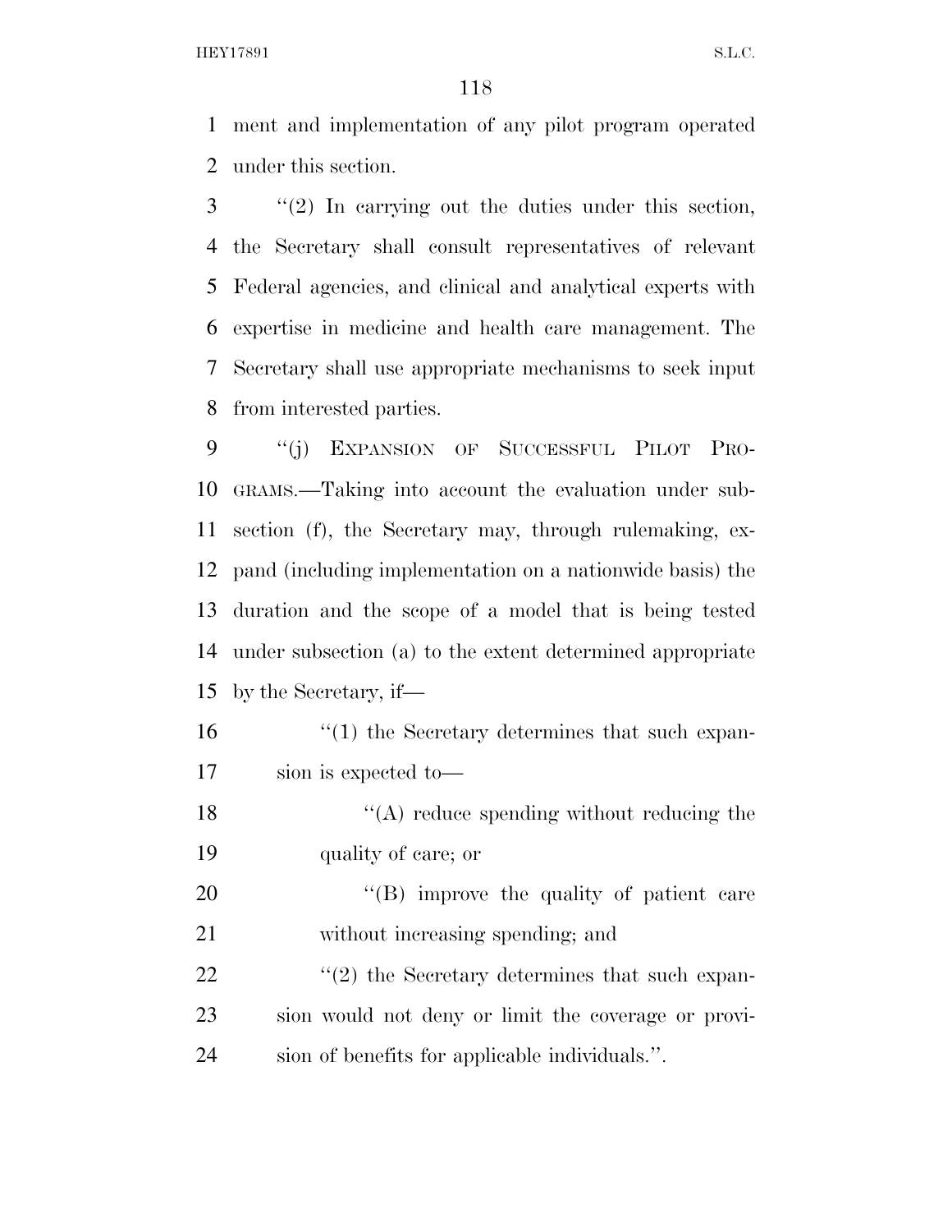ment and implementation of any pilot program operated under this section.

"(2) In carrying out the duties under this section, the Secretary shall consult representatives of relevant Federal agencies, and clinical and analytical experts with expertise in medicine and health care management. The Secretary shall use appropriate mechanisms to seek input from interested parties.

"(j) EXPANSION OF SUCCESSFUL PILOT PROGRAMS.—Taking into account the evaluation under subsection (f), the Secretary may, through rulemaking, expand (including implementation on a nationwide basis) the duration and the scope of a model that is being tested under subsection (a) to the extent determined appropriate by the Secretary, if—

"(1) the Secretary determines that such expansion is expected to—

"(A) reduce spending without reducing the quality of care; or

"(B) improve the quality of patient care without increasing spending; and

"(2) the Secretary determines that such expansion would not deny or limit the coverage or provision of benefits for applicable individuals.".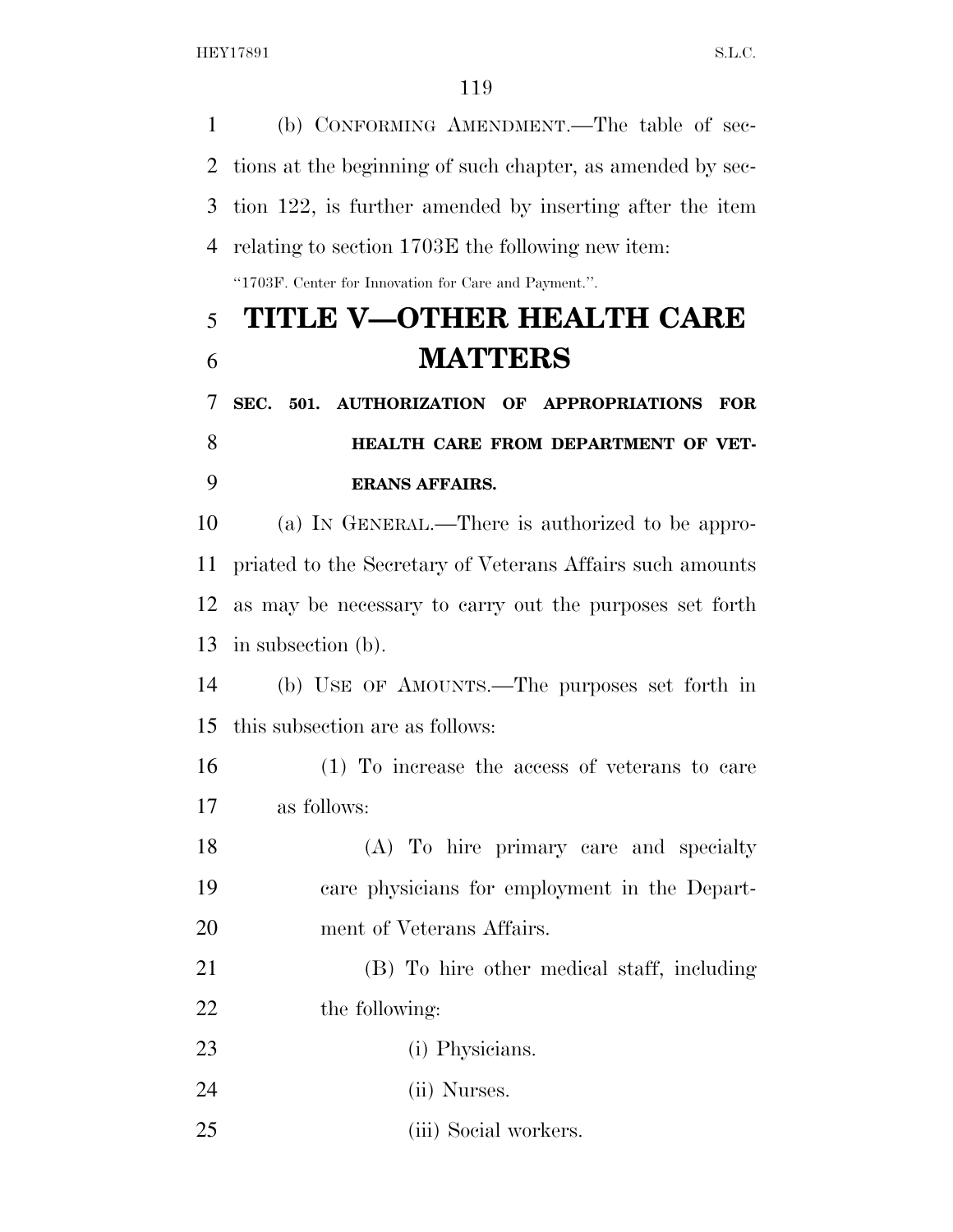(b) CONFORMING AMENDMENT.—The table of sections at the beginning of such chapter, as amended by section 122, is further amended by inserting after the item relating to section 1703E the following new item:

"1703F. Center for Innovation for Care and Payment.".

# TITLE V—OTHER HEALTH CARE MATTERS

**SEC. 501. AUTHORIZATION OF APPROPRIATIONS FOR HEALTH CARE FROM DEPARTMENT OF VETERANS AFFAIRS.**

(a) IN GENERAL.—There is authorized to be appropriated to the Secretary of Veterans Affairs such amounts as may be necessary to carry out the purposes set forth in subsection (b).

(b) USE OF AMOUNTS.—The purposes set forth in this subsection are as follows:

(1) To increase the access of veterans to care as follows:

(A) To hire primary care and specialty care physicians for employment in the Department of Veterans Affairs.

(B) To hire other medical staff, including the following:

(i) Physicians.

(ii) Nurses.

(iii) Social workers.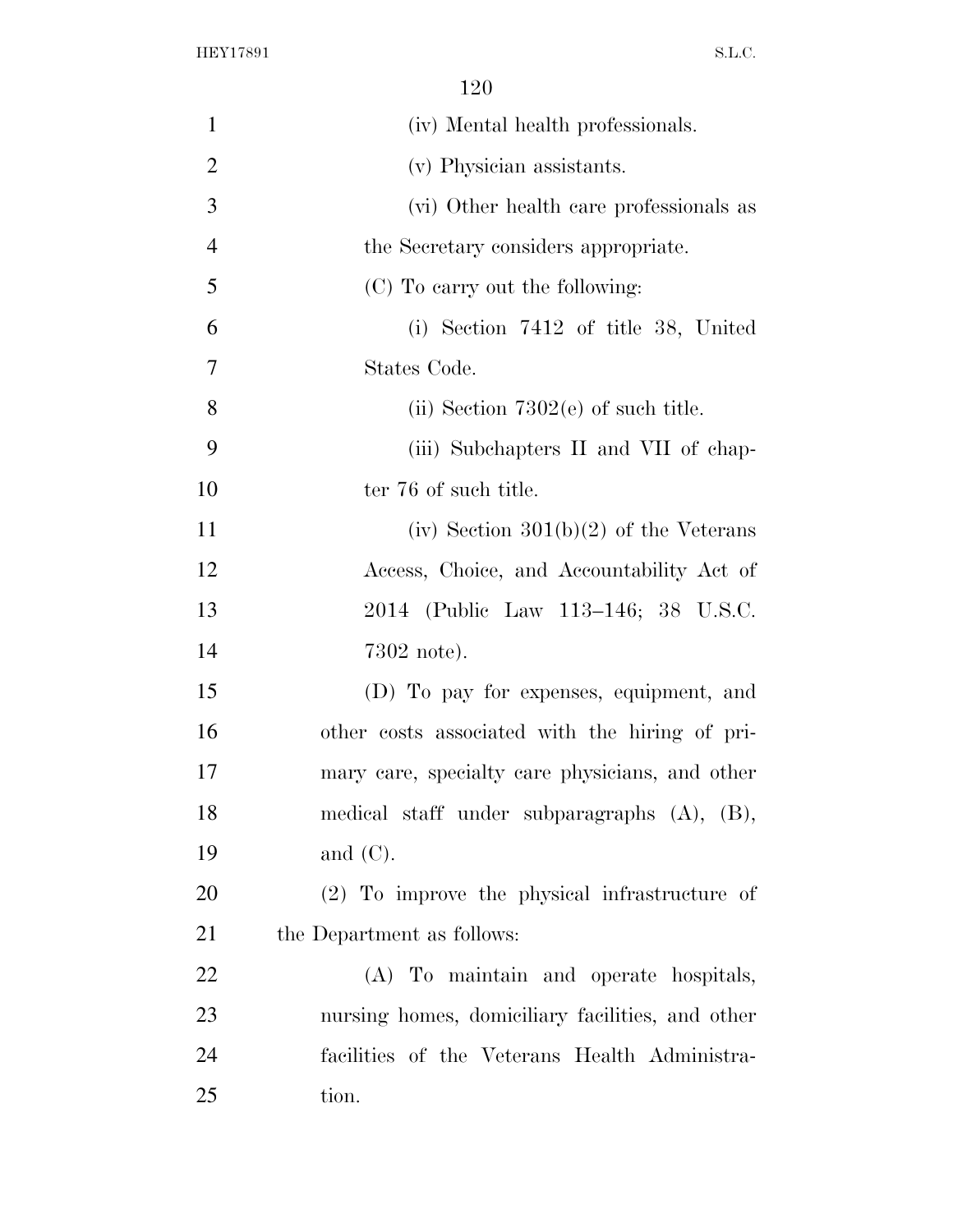(iv) Mental health professionals.

(v) Physician assistants.

(vi) Other health care professionals as the Secretary considers appropriate.

(C) To carry out the following:

(i) Section 7412 of title 38, United States Code.

(ii) Section 7302(e) of such title.

(iii) Subchapters II and VII of chapter 76 of such title.

(iv) Section 301(b)(2) of the Veterans Access, Choice, and Accountability Act of 2014 (Public Law 113–146; 38 U.S.C. 7302 note).

(D) To pay for expenses, equipment, and other costs associated with the hiring of primary care, specialty care physicians, and other medical staff under subparagraphs (A), (B), and (C).

(2) To improve the physical infrastructure of the Department as follows:

(A) To maintain and operate hospitals, nursing homes, domiciliary facilities, and other facilities of the Veterans Health Administration.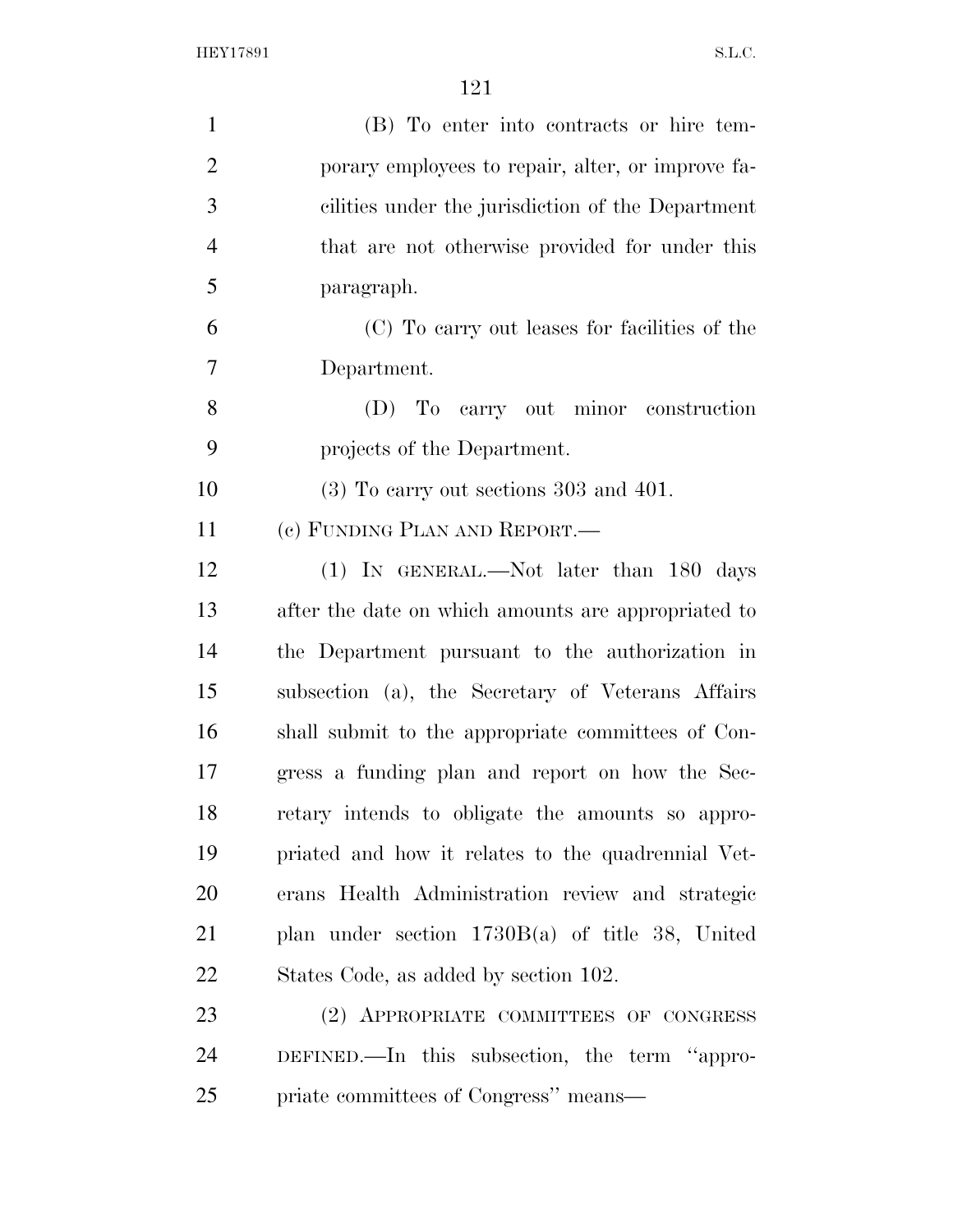(B) To enter into contracts or hire temporary employees to repair, alter, or improve facilities under the jurisdiction of the Department that are not otherwise provided for under this paragraph.

(C) To carry out leases for facilities of the Department.

(D) To carry out minor construction projects of the Department.

(3) To carry out sections 303 and 401.

(c) FUNDING PLAN AND REPORT.—

(1) IN GENERAL.—Not later than 180 days after the date on which amounts are appropriated to the Department pursuant to the authorization in subsection (a), the Secretary of Veterans Affairs shall submit to the appropriate committees of Congress a funding plan and report on how the Secretary intends to obligate the amounts so appropriated and how it relates to the quadrennial Veterans Health Administration review and strategic plan under section 1730B(a) of title 38, United States Code, as added by section 102.

(2) APPROPRIATE COMMITTEES OF CONGRESS DEFINED.—In this subsection, the term "appropriate committees of Congress" means—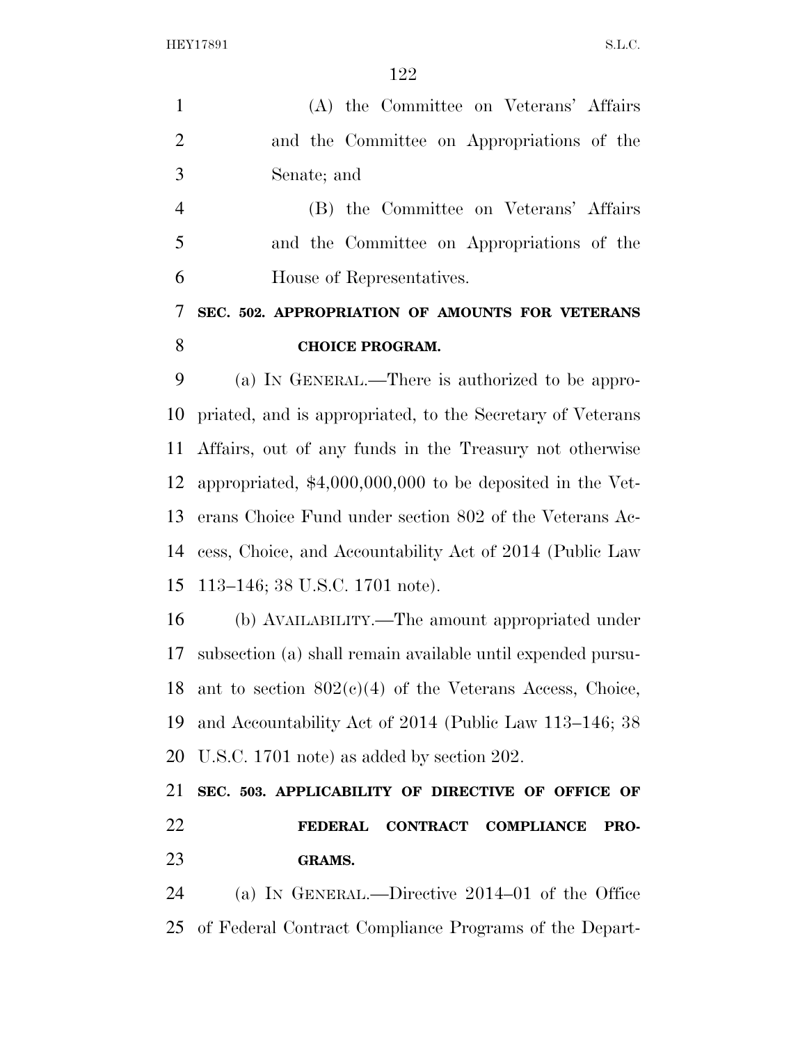(A) the Committee on Veterans' Affairs and the Committee on Appropriations of the Senate; and

(B) the Committee on Veterans' Affairs and the Committee on Appropriations of the House of Representatives.

**SEC. 502. APPROPRIATION OF AMOUNTS FOR VETERANS CHOICE PROGRAM.**

(a) IN GENERAL.—There is authorized to be appropriated, and is appropriated, to the Secretary of Veterans Affairs, out of any funds in the Treasury not otherwise appropriated, $4,000,000,000 to be deposited in the Veterans Choice Fund under section 802 of the Veterans Access, Choice, and Accountability Act of 2014 (Public Law 113–146; 38 U.S.C. 1701 note).

(b) AVAILABILITY.—The amount appropriated under subsection (a) shall remain available until expended pursuant to section 802(c)(4) of the Veterans Access, Choice, and Accountability Act of 2014 (Public Law 113–146; 38 U.S.C. 1701 note) as added by section 202.

**SEC. 503. APPLICABILITY OF DIRECTIVE OF OFFICE OF FEDERAL CONTRACT COMPLIANCE PROGRAMS.**

(a) IN GENERAL.—Directive 2014–01 of the Office of Federal Contract Compliance Programs of the Depart-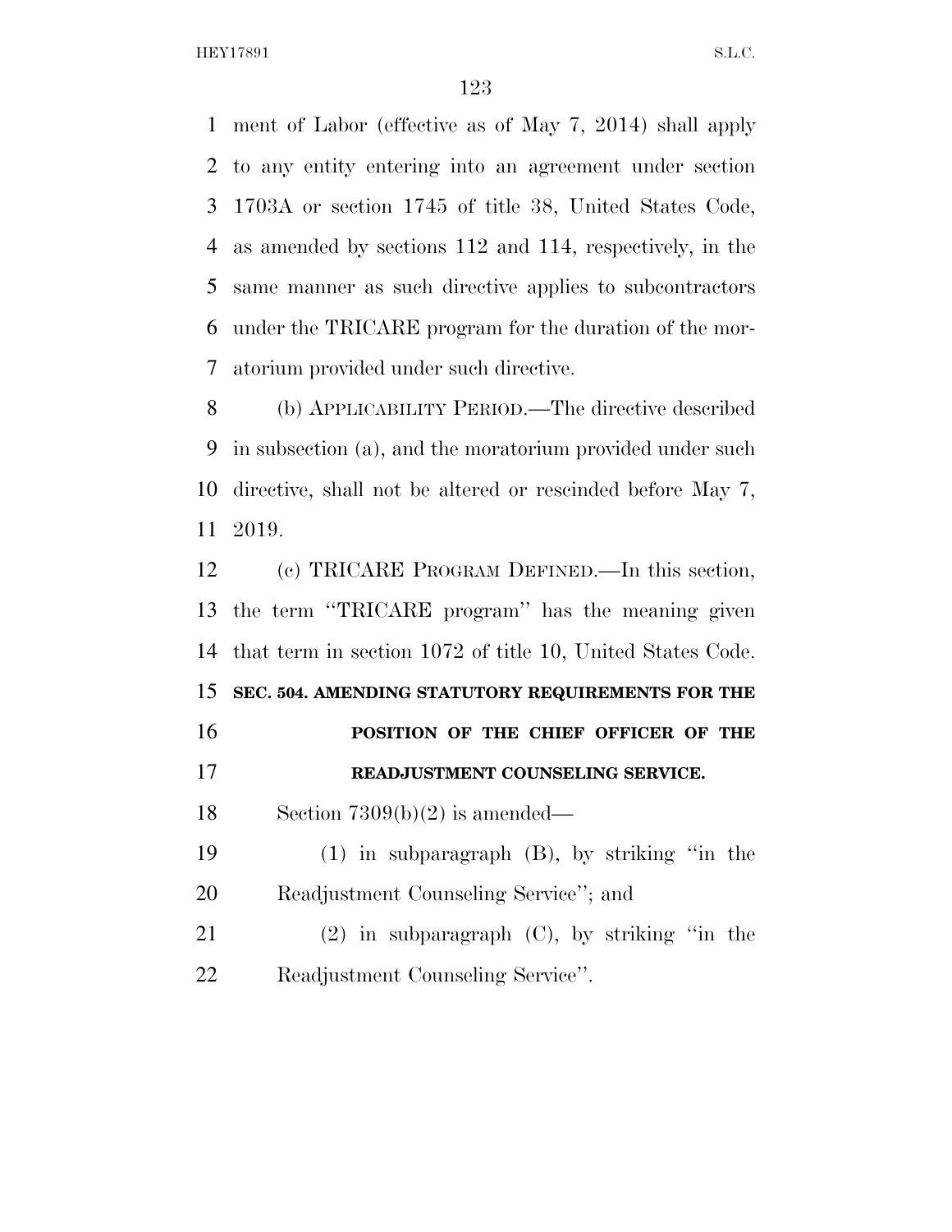ment of Labor (effective as of May 7, 2014) shall apply to any entity entering into an agreement under section 1703A or section 1745 of title 38, United States Code, as amended by sections 112 and 114, respectively, in the same manner as such directive applies to subcontractors under the TRICARE program for the duration of the moratorium provided under such directive.

(b) APPLICABILITY PERIOD.—The directive described in subsection (a), and the moratorium provided under such directive, shall not be altered or rescinded before May 7, 2019.

(c) TRICARE PROGRAM DEFINED.—In this section, the term "TRICARE program" has the meaning given that term in section 1072 of title 10, United States Code.

### SEC. 504. AMENDING STATUTORY REQUIREMENTS FOR THE POSITION OF THE CHIEF OFFICER OF THE READJUSTMENT COUNSELING SERVICE.

Section 7309(b)(2) is amended—

(1) in subparagraph (B), by striking "in the Readjustment Counseling Service"; and

(2) in subparagraph (C), by striking "in the Readjustment Counseling Service".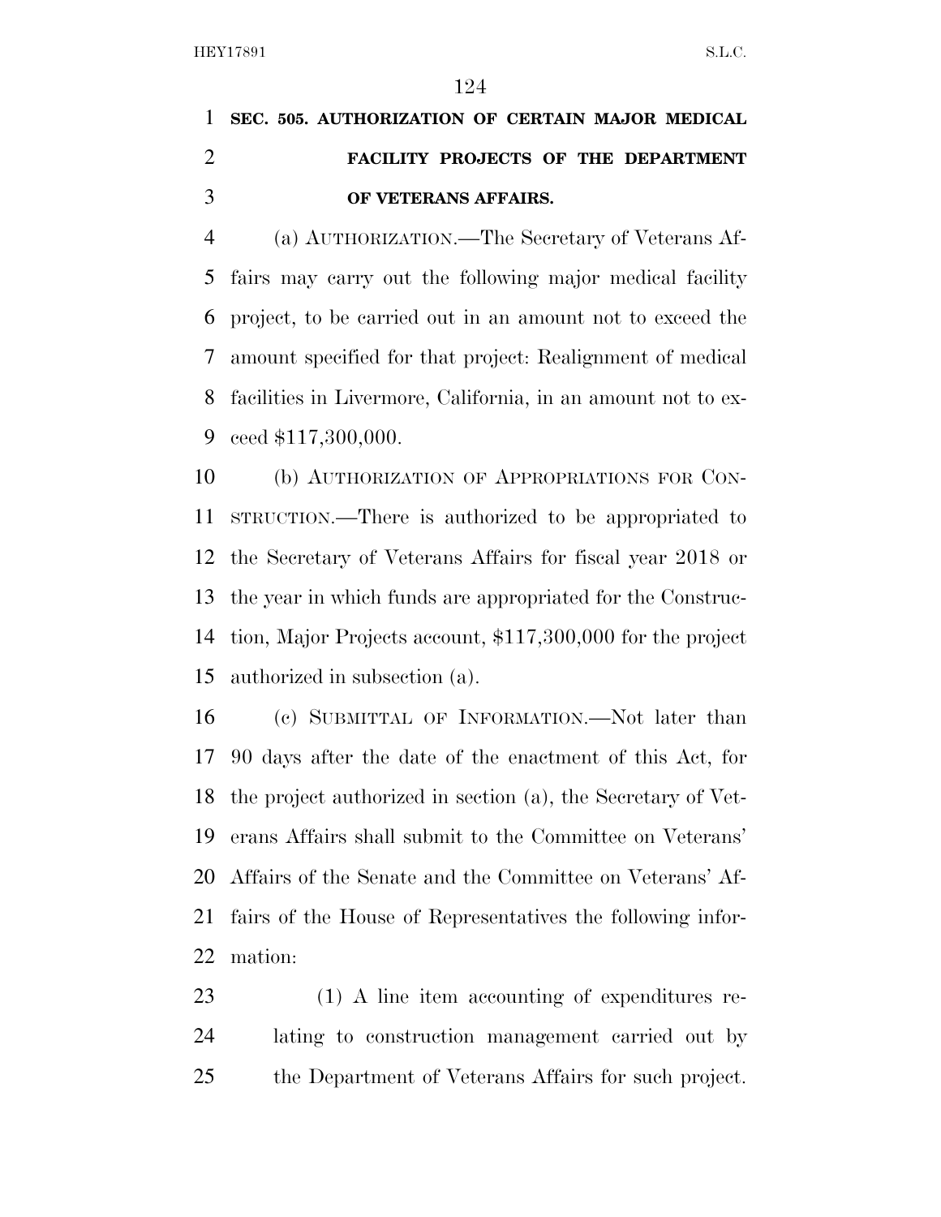**SEC. 505. AUTHORIZATION OF CERTAIN MAJOR MEDICAL FACILITY PROJECTS OF THE DEPARTMENT OF VETERANS AFFAIRS.**

(a) AUTHORIZATION.—The Secretary of Veterans Affairs may carry out the following major medical facility project, to be carried out in an amount not to exceed the amount specified for that project: Realignment of medical facilities in Livermore, California, in an amount not to exceed $117,300,000.

(b) AUTHORIZATION OF APPROPRIATIONS FOR CONSTRUCTION.—There is authorized to be appropriated to the Secretary of Veterans Affairs for fiscal year 2018 or the year in which funds are appropriated for the Construction, Major Projects account, $117,300,000 for the project authorized in subsection (a).

(c) SUBMITTAL OF INFORMATION.—Not later than 90 days after the date of the enactment of this Act, for the project authorized in section (a), the Secretary of Veterans Affairs shall submit to the Committee on Veterans' Affairs of the Senate and the Committee on Veterans' Affairs of the House of Representatives the following information:

(1) A line item accounting of expenditures relating to construction management carried out by the Department of Veterans Affairs for such project.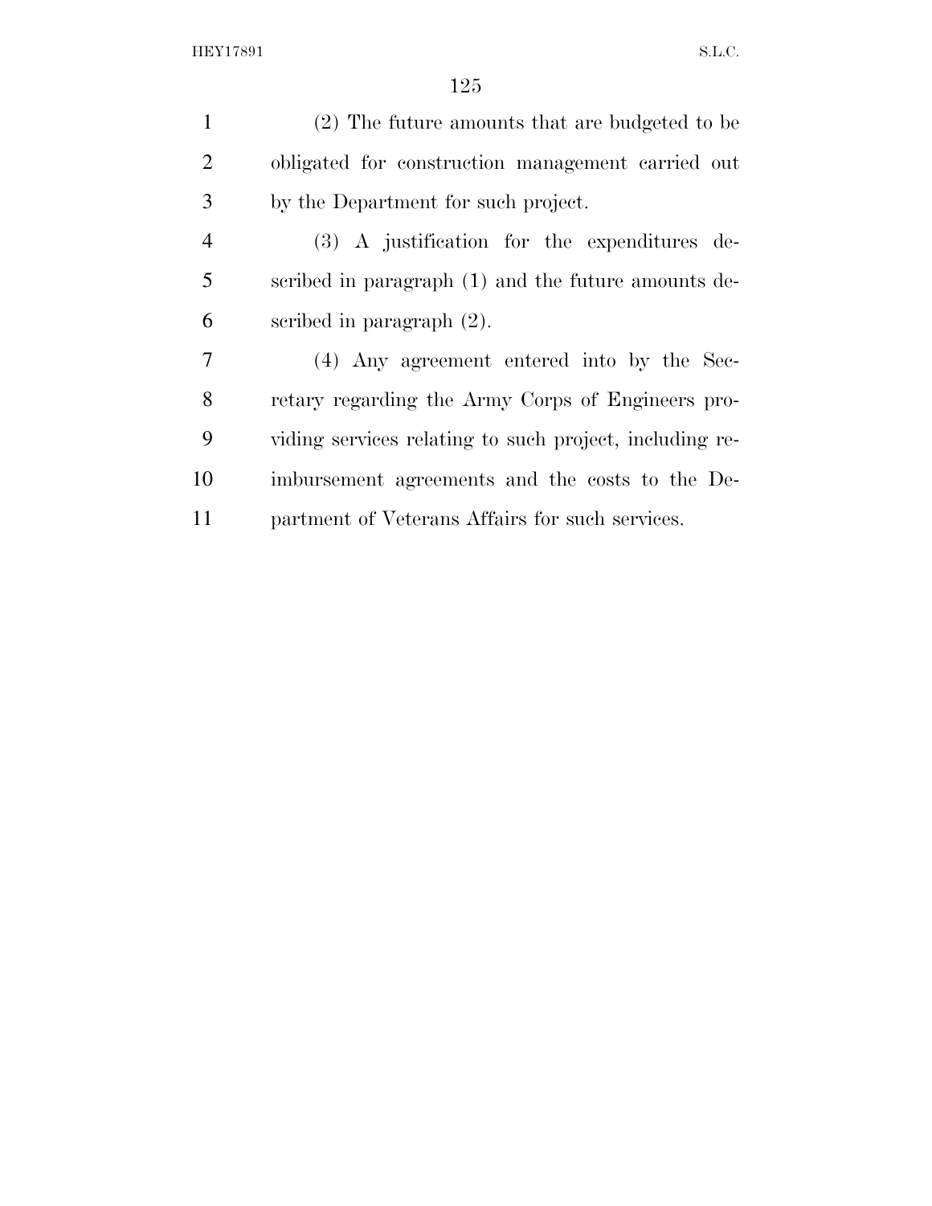(2) The future amounts that are budgeted to be obligated for construction management carried out by the Department for such project.

(3) A justification for the expenditures described in paragraph (1) and the future amounts described in paragraph (2).

(4) Any agreement entered into by the Secretary regarding the Army Corps of Engineers providing services relating to such project, including reimbursement agreements and the costs to the Department of Veterans Affairs for such services.